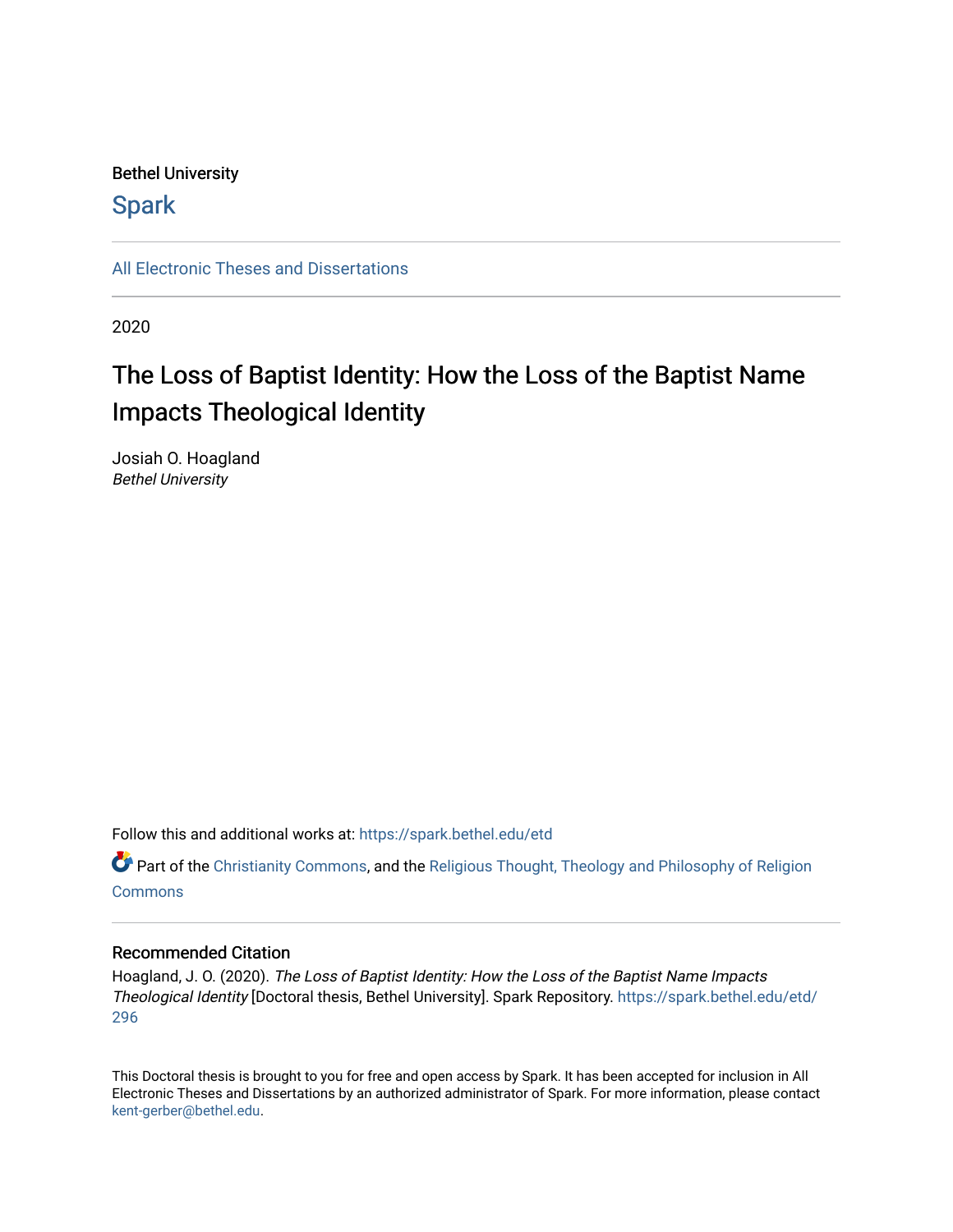Bethel University

Spark

All Electronic Theses and Dissertations

---

2020

# The Loss of Baptist Identity: How the Loss of the Baptist Name Impacts Theological Identity

Josiah O. Hoagland
*Bethel University*

Follow this and additional works at: https://spark.bethel.edu/etd

Part of the Christianity Commons, and the Religious Thought, Theology and Philosophy of Religion Commons

---

### Recommended Citation

Hoagland, J. O. (2020). *The Loss of Baptist Identity: How the Loss of the Baptist Name Impacts Theological Identity* [Doctoral thesis, Bethel University]. Spark Repository. https://spark.bethel.edu/etd/296

---

This Doctoral thesis is brought to you for free and open access by Spark. It has been accepted for inclusion in All Electronic Theses and Dissertations by an authorized administrator of Spark. For more information, please contact kent-gerber@bethel.edu.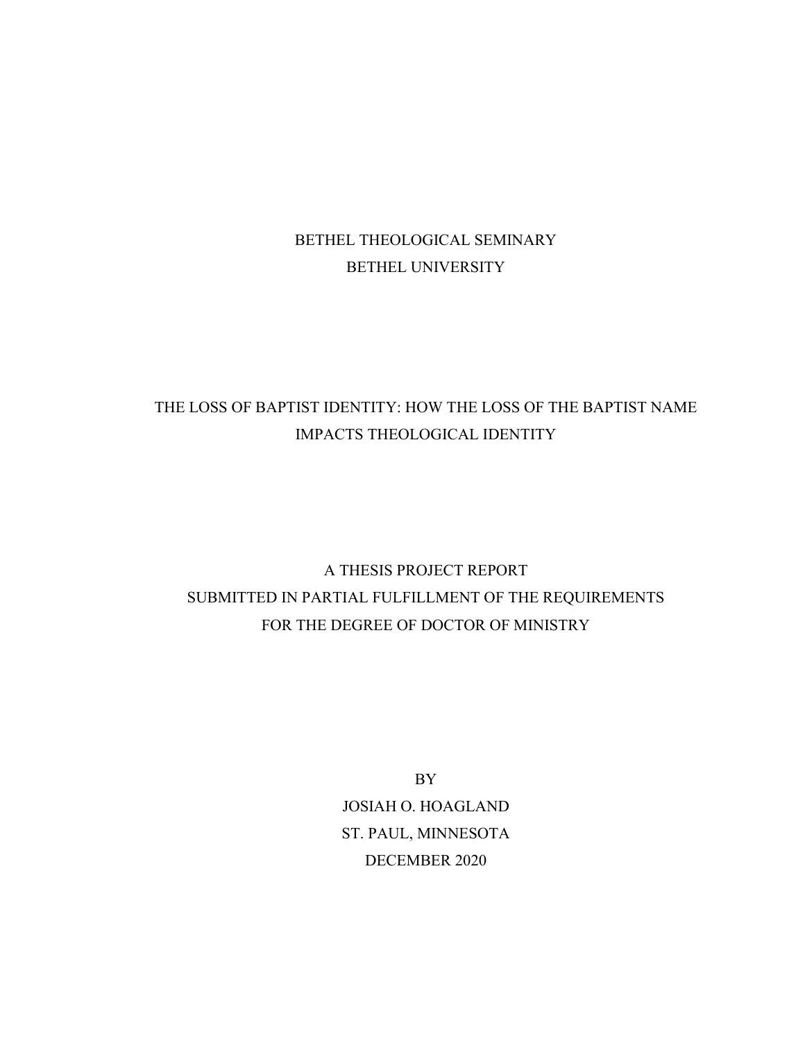BETHEL THEOLOGICAL SEMINARY
BETHEL UNIVERSITY

# THE LOSS OF BAPTIST IDENTITY: HOW THE LOSS OF THE BAPTIST NAME IMPACTS THEOLOGICAL IDENTITY

A THESIS PROJECT REPORT
SUBMITTED IN PARTIAL FULFILLMENT OF THE REQUIREMENTS
FOR THE DEGREE OF DOCTOR OF MINISTRY

BY
JOSIAH O. HOAGLAND
ST. PAUL, MINNESOTA
DECEMBER 2020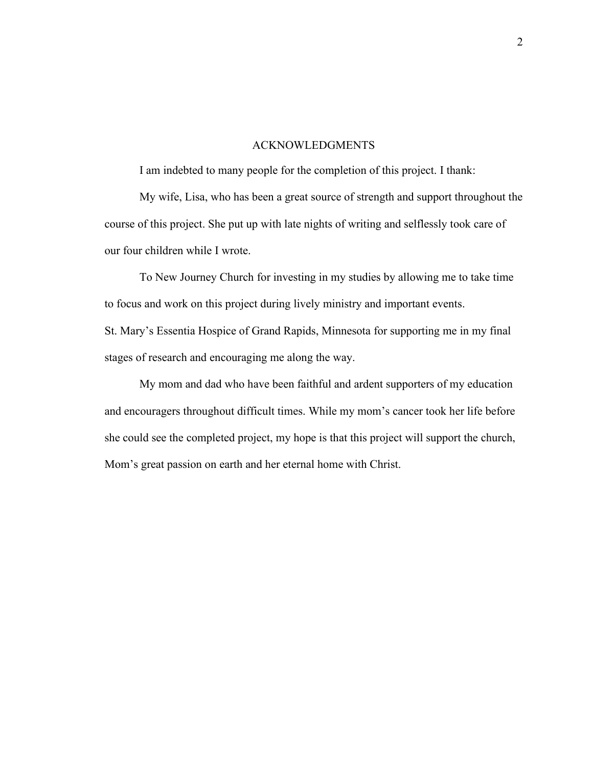# ACKNOWLEDGMENTS

I am indebted to many people for the completion of this project. I thank:

My wife, Lisa, who has been a great source of strength and support throughout the course of this project. She put up with late nights of writing and selflessly took care of our four children while I wrote.

To New Journey Church for investing in my studies by allowing me to take time to focus and work on this project during lively ministry and important events.

St. Mary's Essentia Hospice of Grand Rapids, Minnesota for supporting me in my final stages of research and encouraging me along the way.

My mom and dad who have been faithful and ardent supporters of my education and encouragers throughout difficult times. While my mom's cancer took her life before she could see the completed project, my hope is that this project will support the church, Mom's great passion on earth and her eternal home with Christ.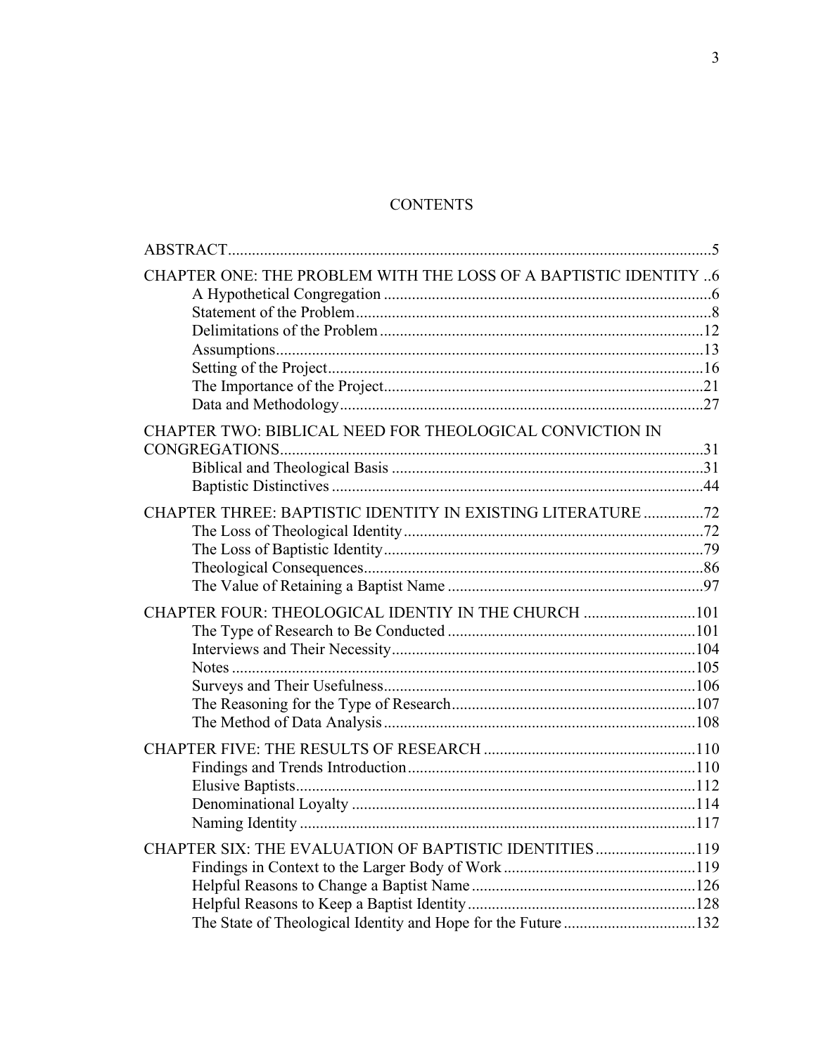# CONTENTS

ABSTRACT........................................................................................................5

CHAPTER ONE: THE PROBLEM WITH THE LOSS OF A BAPTISTIC IDENTITY ..6
- A Hypothetical Congregation ....................................................................6
- Statement of the Problem..........................................................................8
- Delimitations of the Problem ....................................................................12
- Assumptions..............................................................................................13
- Setting of the Project.................................................................................16
- The Importance of the Project...................................................................21
- Data and Methodology..............................................................................27

CHAPTER TWO: BIBLICAL NEED FOR THEOLOGICAL CONVICTION IN CONGREGATIONS..........................................................................................31
- Biblical and Theological Basis .................................................................31
- Baptistic Distinctives ................................................................................44

CHAPTER THREE: BAPTISTIC IDENTITY IN EXISTING LITERATURE ...............72
- The Loss of Theological Identity...............................................................72
- The Loss of Baptistic Identity....................................................................79
- Theological Consequences........................................................................86
- The Value of Retaining a Baptist Name ....................................................97

CHAPTER FOUR: THEOLOGICAL IDENTIY IN THE CHURCH ............................101
- The Type of Research to Be Conducted ....................................................101
- Interviews and Their Necessity.................................................................104
- Notes ........................................................................................................105
- Surveys and Their Usefulness...................................................................106
- The Reasoning for the Type of Research...................................................107
- The Method of Data Analysis ...................................................................108

CHAPTER FIVE: THE RESULTS OF RESEARCH .....................................................110
- Findings and Trends Introduction..............................................................110
- Elusive Baptists.........................................................................................112
- Denominational Loyalty ...........................................................................114
- Naming Identity ........................................................................................117

CHAPTER SIX: THE EVALUATION OF BAPTISTIC IDENTITIES.........................119
- Findings in Context to the Larger Body of Work ......................................119
- Helpful Reasons to Change a Baptist Name..............................................126
- Helpful Reasons to Keep a Baptist Identity...............................................128
- The State of Theological Identity and Hope for the Future .......................132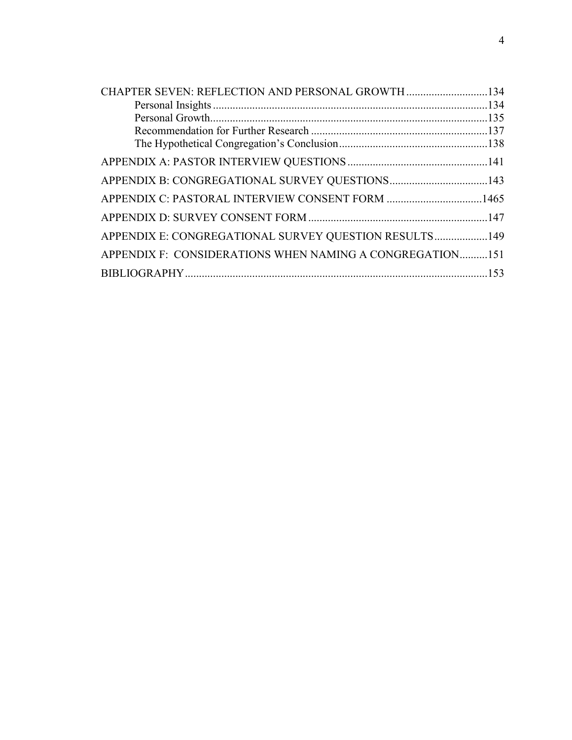CHAPTER SEVEN: REFLECTION AND PERSONAL GROWTH .............................134
    Personal Insights ..................................................................................................134
    Personal Growth...................................................................................................135
    Recommendation for Further Research ...............................................................137
    The Hypothetical Congregation's Conclusion.....................................................138

APPENDIX A: PASTOR INTERVIEW QUESTIONS ..................................................141

APPENDIX B: CONGREGATIONAL SURVEY QUESTIONS...................................143

APPENDIX C: PASTORAL INTERVIEW CONSENT FORM ..................................1465

APPENDIX D: SURVEY CONSENT FORM ................................................................147

APPENDIX E: CONGREGATIONAL SURVEY QUESTION RESULTS...................149

APPENDIX F: CONSIDERATIONS WHEN NAMING A CONGREGATION..........151

BIBLIOGRAPHY............................................................................................................153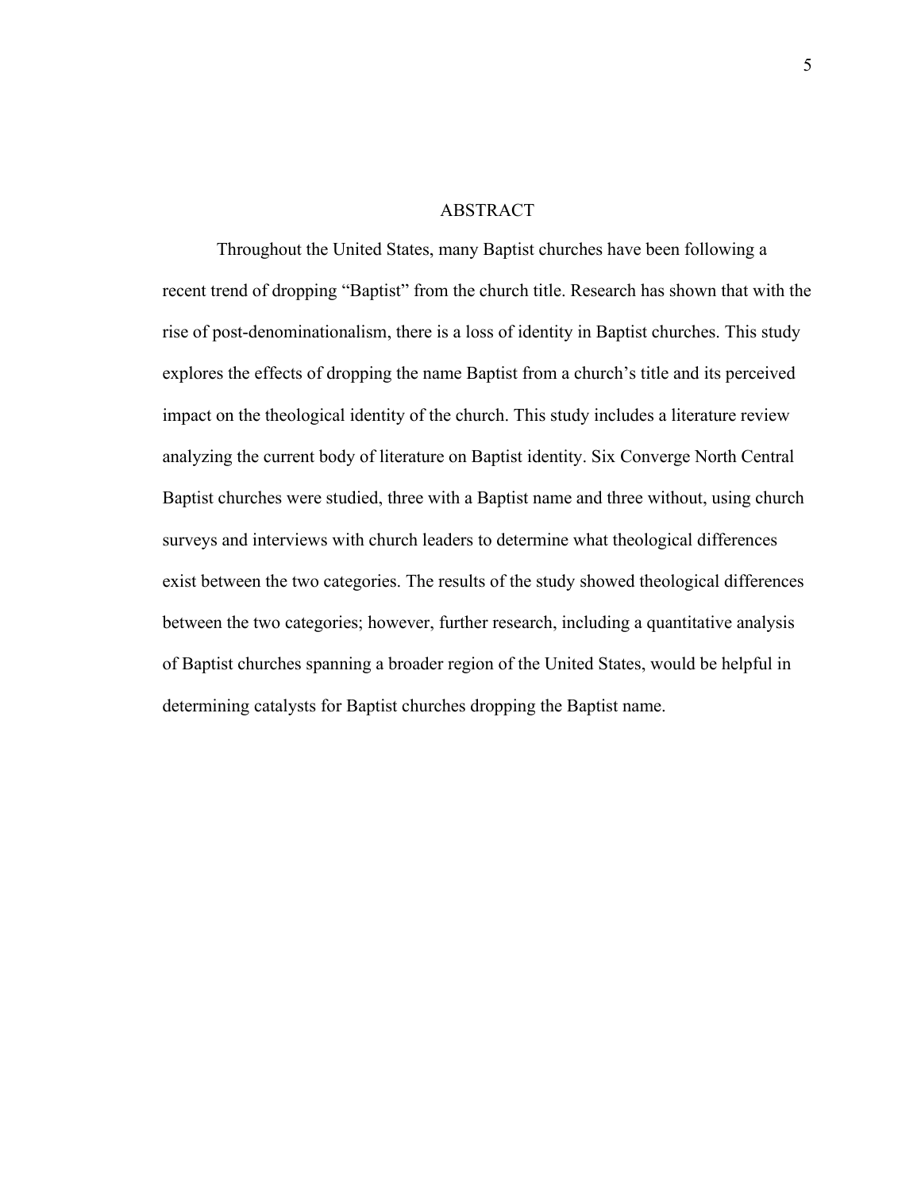# ABSTRACT

Throughout the United States, many Baptist churches have been following a recent trend of dropping "Baptist" from the church title. Research has shown that with the rise of post-denominationalism, there is a loss of identity in Baptist churches. This study explores the effects of dropping the name Baptist from a church's title and its perceived impact on the theological identity of the church. This study includes a literature review analyzing the current body of literature on Baptist identity. Six Converge North Central Baptist churches were studied, three with a Baptist name and three without, using church surveys and interviews with church leaders to determine what theological differences exist between the two categories. The results of the study showed theological differences between the two categories; however, further research, including a quantitative analysis of Baptist churches spanning a broader region of the United States, would be helpful in determining catalysts for Baptist churches dropping the Baptist name.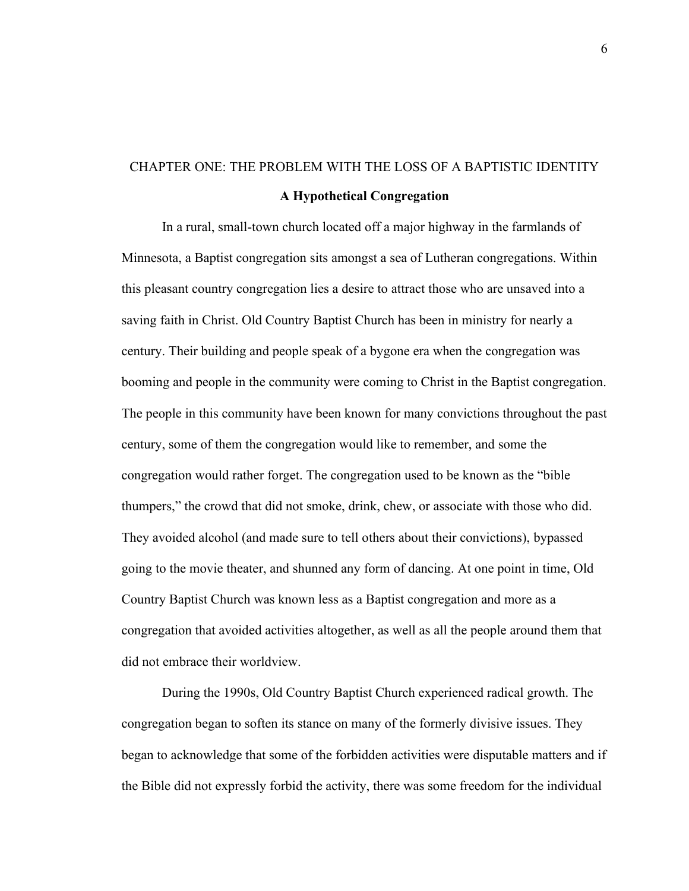# CHAPTER ONE: THE PROBLEM WITH THE LOSS OF A BAPTISTIC IDENTITY

## A Hypothetical Congregation

In a rural, small-town church located off a major highway in the farmlands of Minnesota, a Baptist congregation sits amongst a sea of Lutheran congregations. Within this pleasant country congregation lies a desire to attract those who are unsaved into a saving faith in Christ. Old Country Baptist Church has been in ministry for nearly a century. Their building and people speak of a bygone era when the congregation was booming and people in the community were coming to Christ in the Baptist congregation. The people in this community have been known for many convictions throughout the past century, some of them the congregation would like to remember, and some the congregation would rather forget. The congregation used to be known as the "bible thumpers," the crowd that did not smoke, drink, chew, or associate with those who did. They avoided alcohol (and made sure to tell others about their convictions), bypassed going to the movie theater, and shunned any form of dancing. At one point in time, Old Country Baptist Church was known less as a Baptist congregation and more as a congregation that avoided activities altogether, as well as all the people around them that did not embrace their worldview.

During the 1990s, Old Country Baptist Church experienced radical growth. The congregation began to soften its stance on many of the formerly divisive issues. They began to acknowledge that some of the forbidden activities were disputable matters and if the Bible did not expressly forbid the activity, there was some freedom for the individual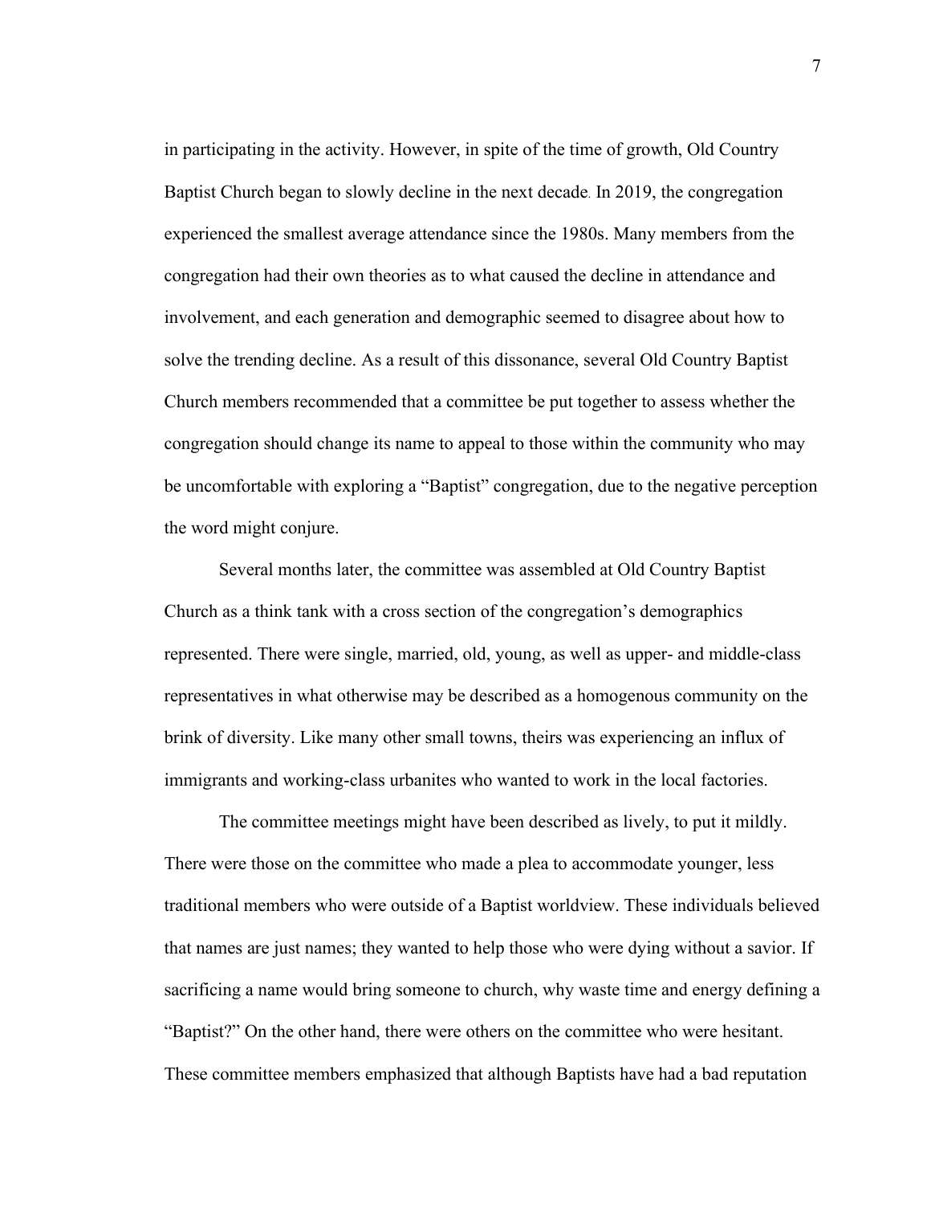in participating in the activity. However, in spite of the time of growth, Old Country Baptist Church began to slowly decline in the next decade. In 2019, the congregation experienced the smallest average attendance since the 1980s. Many members from the congregation had their own theories as to what caused the decline in attendance and involvement, and each generation and demographic seemed to disagree about how to solve the trending decline. As a result of this dissonance, several Old Country Baptist Church members recommended that a committee be put together to assess whether the congregation should change its name to appeal to those within the community who may be uncomfortable with exploring a "Baptist" congregation, due to the negative perception the word might conjure.

Several months later, the committee was assembled at Old Country Baptist Church as a think tank with a cross section of the congregation's demographics represented. There were single, married, old, young, as well as upper- and middle-class representatives in what otherwise may be described as a homogenous community on the brink of diversity. Like many other small towns, theirs was experiencing an influx of immigrants and working-class urbanites who wanted to work in the local factories.

The committee meetings might have been described as lively, to put it mildly. There were those on the committee who made a plea to accommodate younger, less traditional members who were outside of a Baptist worldview. These individuals believed that names are just names; they wanted to help those who were dying without a savior. If sacrificing a name would bring someone to church, why waste time and energy defining a "Baptist?" On the other hand, there were others on the committee who were hesitant. These committee members emphasized that although Baptists have had a bad reputation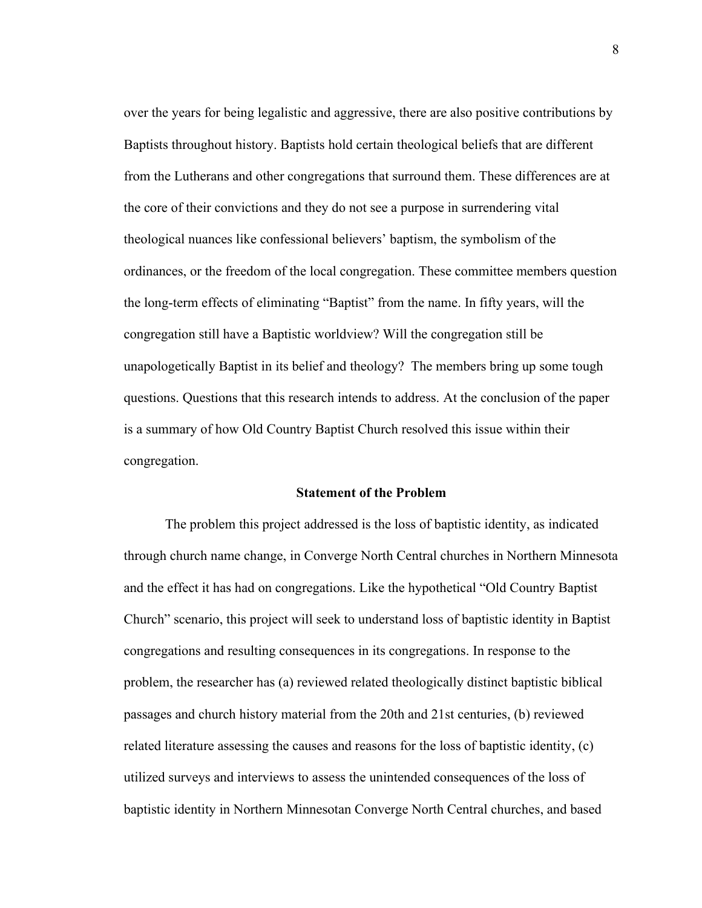over the years for being legalistic and aggressive, there are also positive contributions by Baptists throughout history. Baptists hold certain theological beliefs that are different from the Lutherans and other congregations that surround them. These differences are at the core of their convictions and they do not see a purpose in surrendering vital theological nuances like confessional believers' baptism, the symbolism of the ordinances, or the freedom of the local congregation. These committee members question the long-term effects of eliminating "Baptist" from the name. In fifty years, will the congregation still have a Baptistic worldview? Will the congregation still be unapologetically Baptist in its belief and theology? The members bring up some tough questions. Questions that this research intends to address. At the conclusion of the paper is a summary of how Old Country Baptist Church resolved this issue within their congregation.

## Statement of the Problem

The problem this project addressed is the loss of baptistic identity, as indicated through church name change, in Converge North Central churches in Northern Minnesota and the effect it has had on congregations. Like the hypothetical "Old Country Baptist Church" scenario, this project will seek to understand loss of baptistic identity in Baptist congregations and resulting consequences in its congregations. In response to the problem, the researcher has (a) reviewed related theologically distinct baptistic biblical passages and church history material from the 20th and 21st centuries, (b) reviewed related literature assessing the causes and reasons for the loss of baptistic identity, (c) utilized surveys and interviews to assess the unintended consequences of the loss of baptistic identity in Northern Minnesotan Converge North Central churches, and based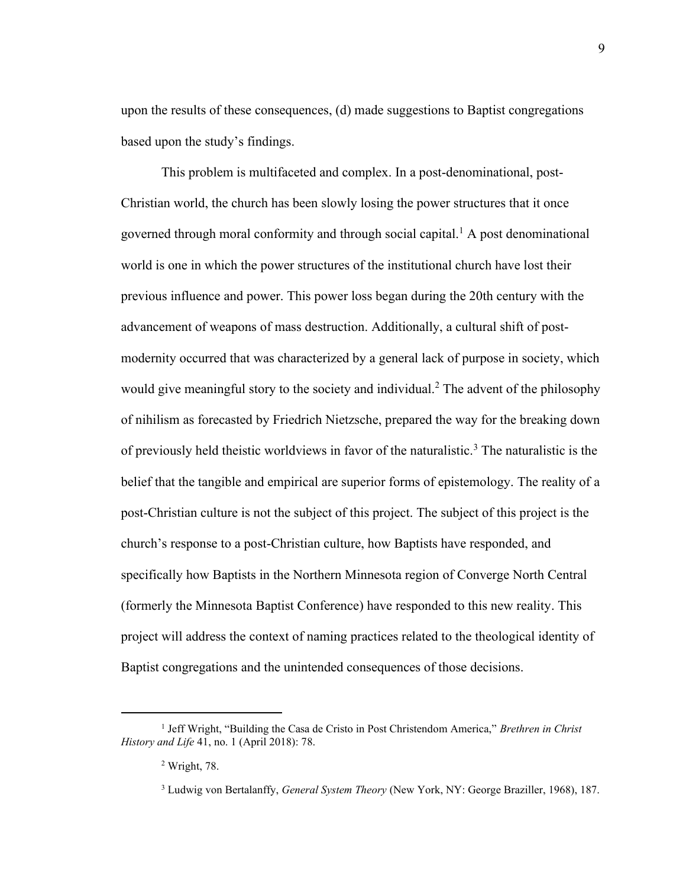upon the results of these consequences, (d) made suggestions to Baptist congregations based upon the study's findings.

This problem is multifaceted and complex. In a post-denominational, post-Christian world, the church has been slowly losing the power structures that it once governed through moral conformity and through social capital.[1] A post denominational world is one in which the power structures of the institutional church have lost their previous influence and power. This power loss began during the 20th century with the advancement of weapons of mass destruction. Additionally, a cultural shift of post-modernity occurred that was characterized by a general lack of purpose in society, which would give meaningful story to the society and individual.[2] The advent of the philosophy of nihilism as forecasted by Friedrich Nietzsche, prepared the way for the breaking down of previously held theistic worldviews in favor of the naturalistic.[3] The naturalistic is the belief that the tangible and empirical are superior forms of epistemology. The reality of a post-Christian culture is not the subject of this project. The subject of this project is the church's response to a post-Christian culture, how Baptists have responded, and specifically how Baptists in the Northern Minnesota region of Converge North Central (formerly the Minnesota Baptist Conference) have responded to this new reality. This project will address the context of naming practices related to the theological identity of Baptist congregations and the unintended consequences of those decisions.

---

[1] Jeff Wright, "Building the Casa de Cristo in Post Christendom America," *Brethren in Christ History and Life* 41, no. 1 (April 2018): 78.

[2] Wright, 78.

[3] Ludwig von Bertalanffy, *General System Theory* (New York, NY: George Braziller, 1968), 187.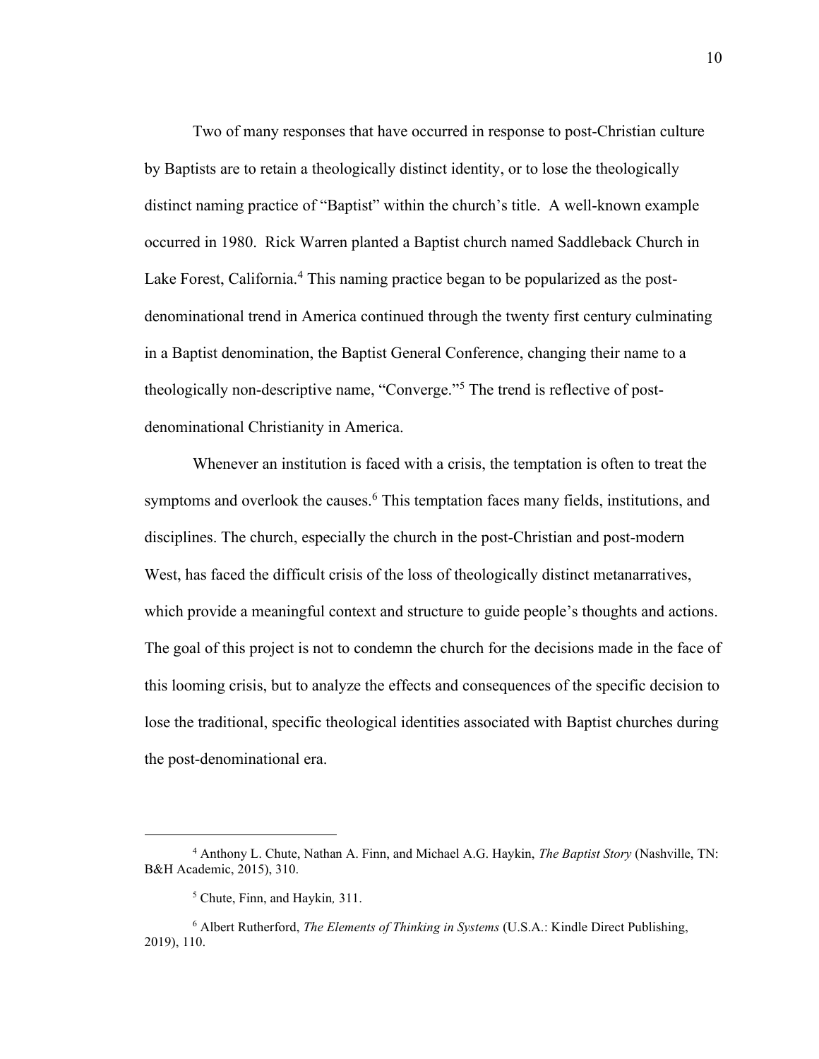Two of many responses that have occurred in response to post-Christian culture by Baptists are to retain a theologically distinct identity, or to lose the theologically distinct naming practice of "Baptist" within the church's title.  A well-known example occurred in 1980.  Rick Warren planted a Baptist church named Saddleback Church in Lake Forest, California.[4] This naming practice began to be popularized as the post-denominational trend in America continued through the twenty first century culminating in a Baptist denomination, the Baptist General Conference, changing their name to a theologically non-descriptive name, "Converge."[5] The trend is reflective of post-denominational Christianity in America.

Whenever an institution is faced with a crisis, the temptation is often to treat the symptoms and overlook the causes.[6] This temptation faces many fields, institutions, and disciplines. The church, especially the church in the post-Christian and post-modern West, has faced the difficult crisis of the loss of theologically distinct metanarratives, which provide a meaningful context and structure to guide people's thoughts and actions. The goal of this project is not to condemn the church for the decisions made in the face of this looming crisis, but to analyze the effects and consequences of the specific decision to lose the traditional, specific theological identities associated with Baptist churches during the post-denominational era.

---

[4] Anthony L. Chute, Nathan A. Finn, and Michael A.G. Haykin, *The Baptist Story* (Nashville, TN: B&H Academic, 2015), 310.

[5] Chute, Finn, and Haykin*,* 311.

[6] Albert Rutherford, *The Elements of Thinking in Systems* (U.S.A.: Kindle Direct Publishing, 2019), 110.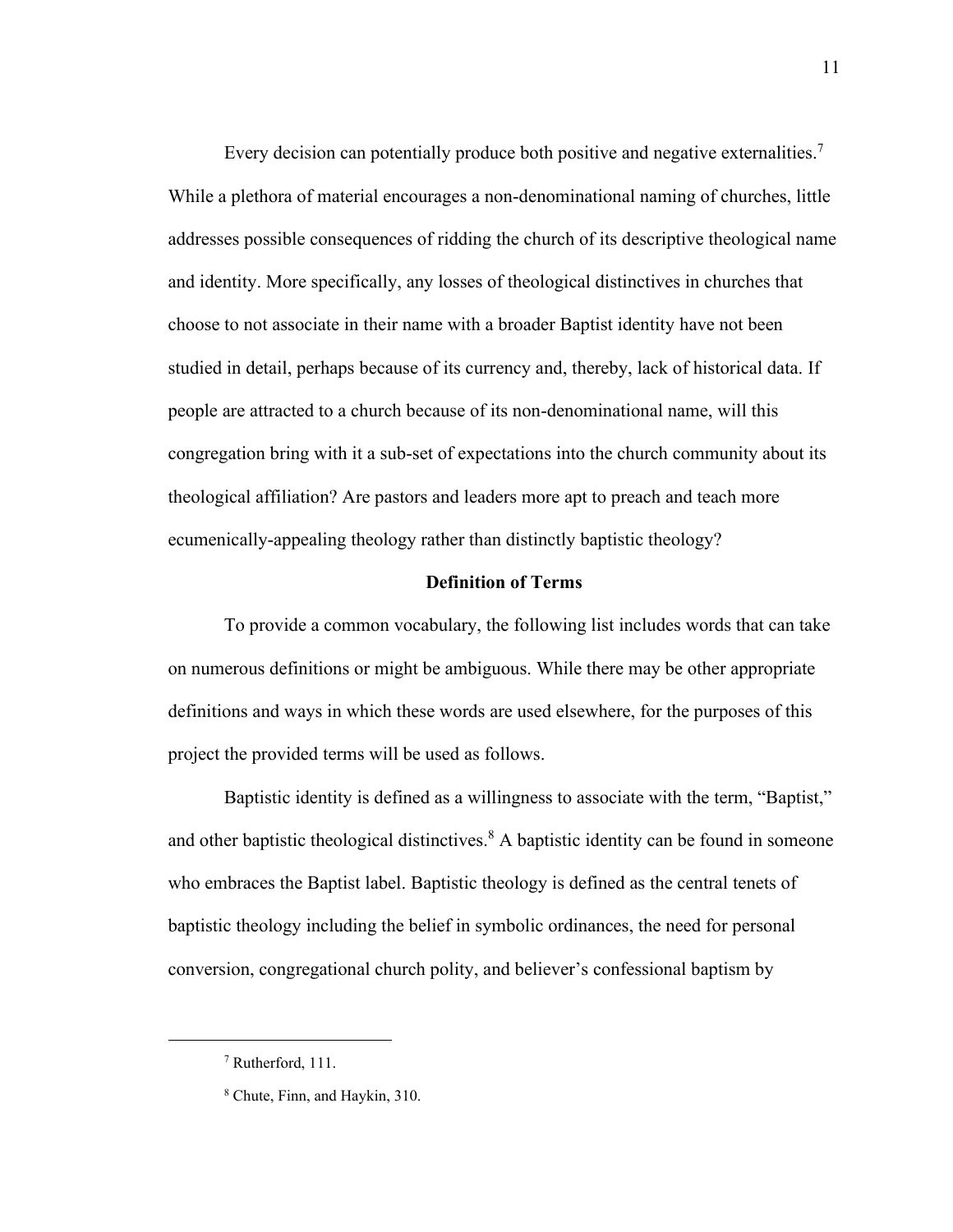Every decision can potentially produce both positive and negative externalities.[7] While a plethora of material encourages a non-denominational naming of churches, little addresses possible consequences of ridding the church of its descriptive theological name and identity. More specifically, any losses of theological distinctives in churches that choose to not associate in their name with a broader Baptist identity have not been studied in detail, perhaps because of its currency and, thereby, lack of historical data. If people are attracted to a church because of its non-denominational name, will this congregation bring with it a sub-set of expectations into the church community about its theological affiliation? Are pastors and leaders more apt to preach and teach more ecumenically-appealing theology rather than distinctly baptistic theology?

## Definition of Terms

To provide a common vocabulary, the following list includes words that can take on numerous definitions or might be ambiguous. While there may be other appropriate definitions and ways in which these words are used elsewhere, for the purposes of this project the provided terms will be used as follows.

Baptistic identity is defined as a willingness to associate with the term, "Baptist," and other baptistic theological distinctives.[8] A baptistic identity can be found in someone who embraces the Baptist label. Baptistic theology is defined as the central tenets of baptistic theology including the belief in symbolic ordinances, the need for personal conversion, congregational church polity, and believer's confessional baptism by

---

[7] Rutherford, 111.

[8] Chute, Finn, and Haykin, 310.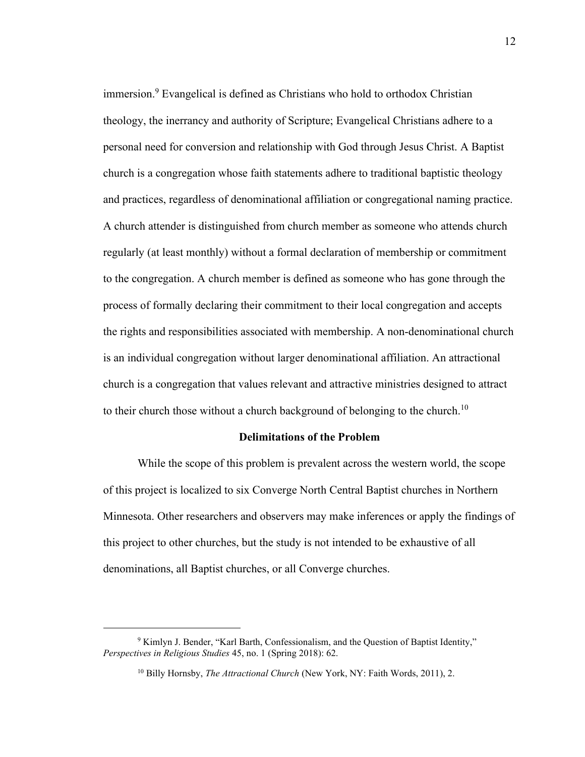immersion.[9] Evangelical is defined as Christians who hold to orthodox Christian theology, the inerrancy and authority of Scripture; Evangelical Christians adhere to a personal need for conversion and relationship with God through Jesus Christ. A Baptist church is a congregation whose faith statements adhere to traditional baptistic theology and practices, regardless of denominational affiliation or congregational naming practice. A church attender is distinguished from church member as someone who attends church regularly (at least monthly) without a formal declaration of membership or commitment to the congregation. A church member is defined as someone who has gone through the process of formally declaring their commitment to their local congregation and accepts the rights and responsibilities associated with membership. A non-denominational church is an individual congregation without larger denominational affiliation. An attractional church is a congregation that values relevant and attractive ministries designed to attract to their church those without a church background of belonging to the church.[10]

**Delimitations of the Problem**

While the scope of this problem is prevalent across the western world, the scope of this project is localized to six Converge North Central Baptist churches in Northern Minnesota. Other researchers and observers may make inferences or apply the findings of this project to other churches, but the study is not intended to be exhaustive of all denominations, all Baptist churches, or all Converge churches.

---

[9] Kimlyn J. Bender, "Karl Barth, Confessionalism, and the Question of Baptist Identity," *Perspectives in Religious Studies* 45, no. 1 (Spring 2018): 62.

[10] Billy Hornsby, *The Attractional Church* (New York, NY: Faith Words, 2011), 2.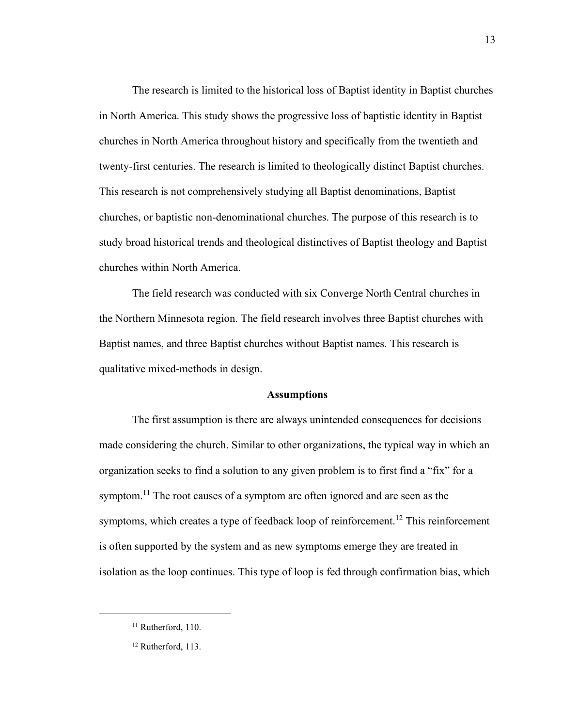The research is limited to the historical loss of Baptist identity in Baptist churches in North America. This study shows the progressive loss of baptistic identity in Baptist churches in North America throughout history and specifically from the twentieth and twenty-first centuries. The research is limited to theologically distinct Baptist churches. This research is not comprehensively studying all Baptist denominations, Baptist churches, or baptistic non-denominational churches. The purpose of this research is to study broad historical trends and theological distinctives of Baptist theology and Baptist churches within North America.

The field research was conducted with six Converge North Central churches in the Northern Minnesota region. The field research involves three Baptist churches with Baptist names, and three Baptist churches without Baptist names. This research is qualitative mixed-methods in design.

## Assumptions

The first assumption is there are always unintended consequences for decisions made considering the church. Similar to other organizations, the typical way in which an organization seeks to find a solution to any given problem is to first find a "fix" for a symptom.[11] The root causes of a symptom are often ignored and are seen as the symptoms, which creates a type of feedback loop of reinforcement.[12] This reinforcement is often supported by the system and as new symptoms emerge they are treated in isolation as the loop continues. This type of loop is fed through confirmation bias, which

---

[11] Rutherford, 110.

[12] Rutherford, 113.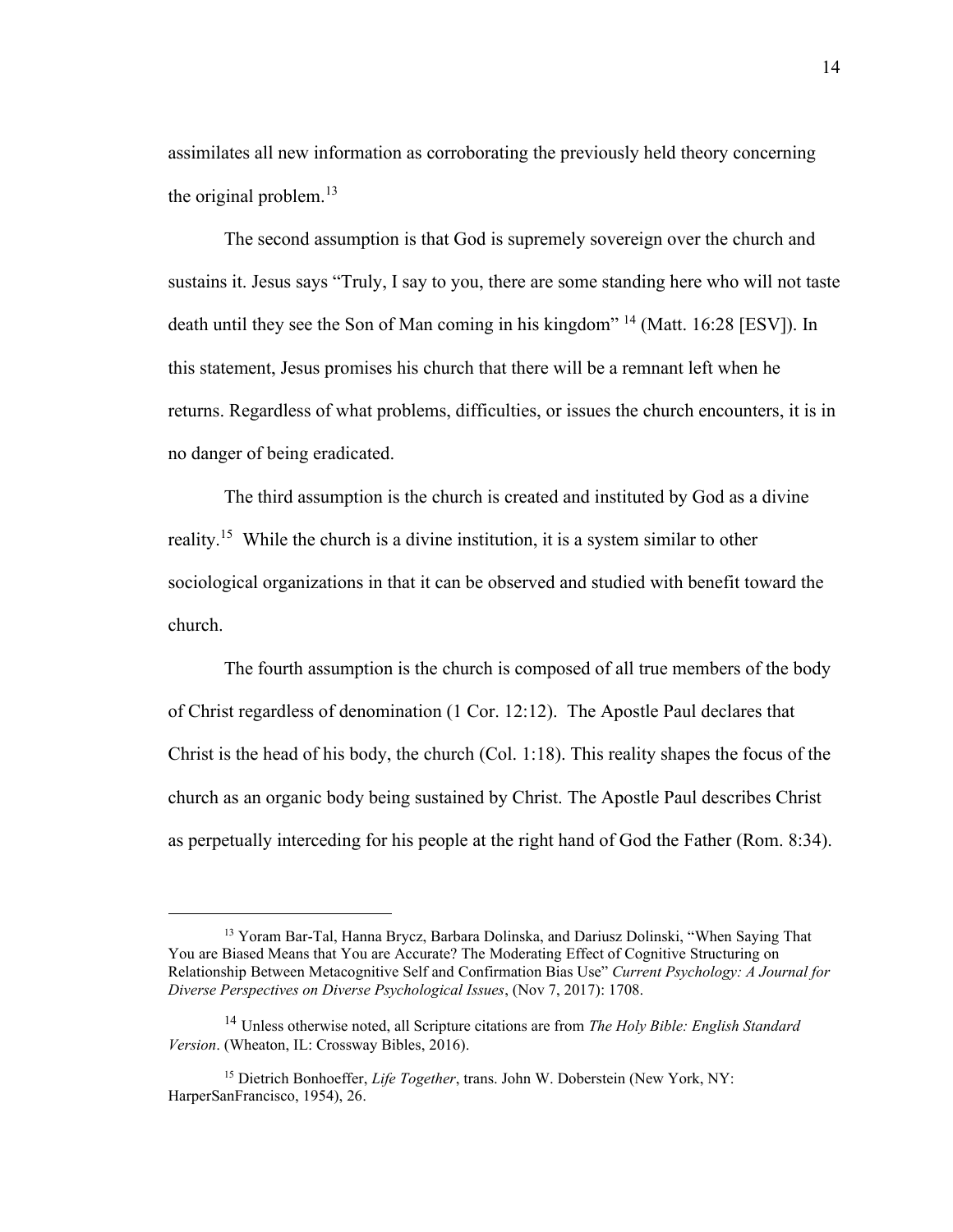assimilates all new information as corroborating the previously held theory concerning the original problem.[13]

The second assumption is that God is supremely sovereign over the church and sustains it. Jesus says "Truly, I say to you, there are some standing here who will not taste death until they see the Son of Man coming in his kingdom" [14] (Matt. 16:28 [ESV]). In this statement, Jesus promises his church that there will be a remnant left when he returns. Regardless of what problems, difficulties, or issues the church encounters, it is in no danger of being eradicated.

The third assumption is the church is created and instituted by God as a divine reality.[15] While the church is a divine institution, it is a system similar to other sociological organizations in that it can be observed and studied with benefit toward the church.

The fourth assumption is the church is composed of all true members of the body of Christ regardless of denomination (1 Cor. 12:12). The Apostle Paul declares that Christ is the head of his body, the church (Col. 1:18). This reality shapes the focus of the church as an organic body being sustained by Christ. The Apostle Paul describes Christ as perpetually interceding for his people at the right hand of God the Father (Rom. 8:34).

---

[13] Yoram Bar-Tal, Hanna Brycz, Barbara Dolinska, and Dariusz Dolinski, "When Saying That You are Biased Means that You are Accurate? The Moderating Effect of Cognitive Structuring on Relationship Between Metacognitive Self and Confirmation Bias Use" *Current Psychology: A Journal for Diverse Perspectives on Diverse Psychological Issues*, (Nov 7, 2017): 1708.

[14] Unless otherwise noted, all Scripture citations are from *The Holy Bible: English Standard Version*. (Wheaton, IL: Crossway Bibles, 2016).

[15] Dietrich Bonhoeffer, *Life Together*, trans. John W. Doberstein (New York, NY: HarperSanFrancisco, 1954), 26.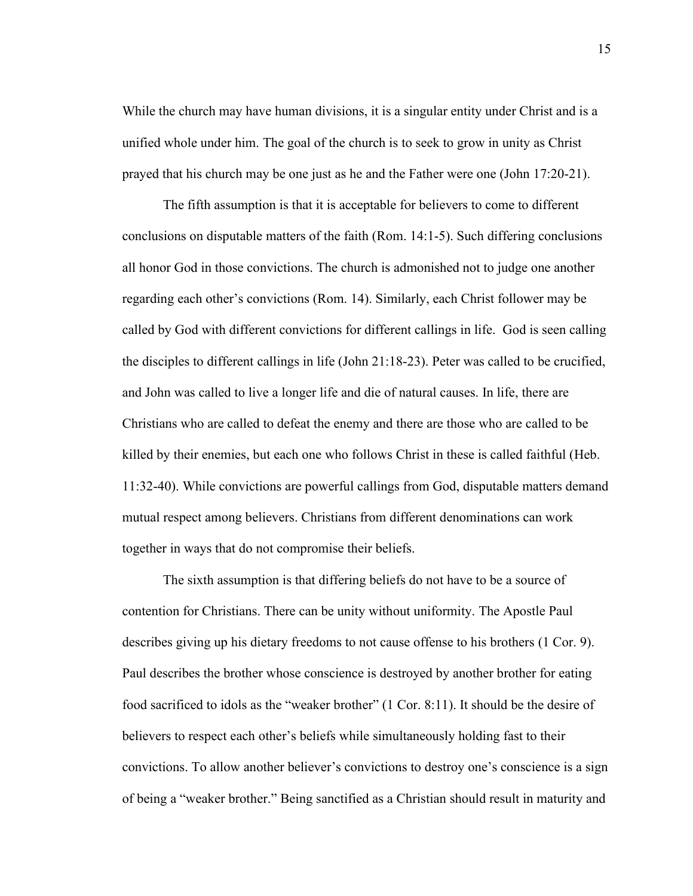While the church may have human divisions, it is a singular entity under Christ and is a unified whole under him. The goal of the church is to seek to grow in unity as Christ prayed that his church may be one just as he and the Father were one (John 17:20-21).

The fifth assumption is that it is acceptable for believers to come to different conclusions on disputable matters of the faith (Rom. 14:1-5). Such differing conclusions all honor God in those convictions. The church is admonished not to judge one another regarding each other's convictions (Rom. 14). Similarly, each Christ follower may be called by God with different convictions for different callings in life. God is seen calling the disciples to different callings in life (John 21:18-23). Peter was called to be crucified, and John was called to live a longer life and die of natural causes. In life, there are Christians who are called to defeat the enemy and there are those who are called to be killed by their enemies, but each one who follows Christ in these is called faithful (Heb. 11:32-40). While convictions are powerful callings from God, disputable matters demand mutual respect among believers. Christians from different denominations can work together in ways that do not compromise their beliefs.

The sixth assumption is that differing beliefs do not have to be a source of contention for Christians. There can be unity without uniformity. The Apostle Paul describes giving up his dietary freedoms to not cause offense to his brothers (1 Cor. 9). Paul describes the brother whose conscience is destroyed by another brother for eating food sacrificed to idols as the "weaker brother" (1 Cor. 8:11). It should be the desire of believers to respect each other's beliefs while simultaneously holding fast to their convictions. To allow another believer's convictions to destroy one's conscience is a sign of being a "weaker brother." Being sanctified as a Christian should result in maturity and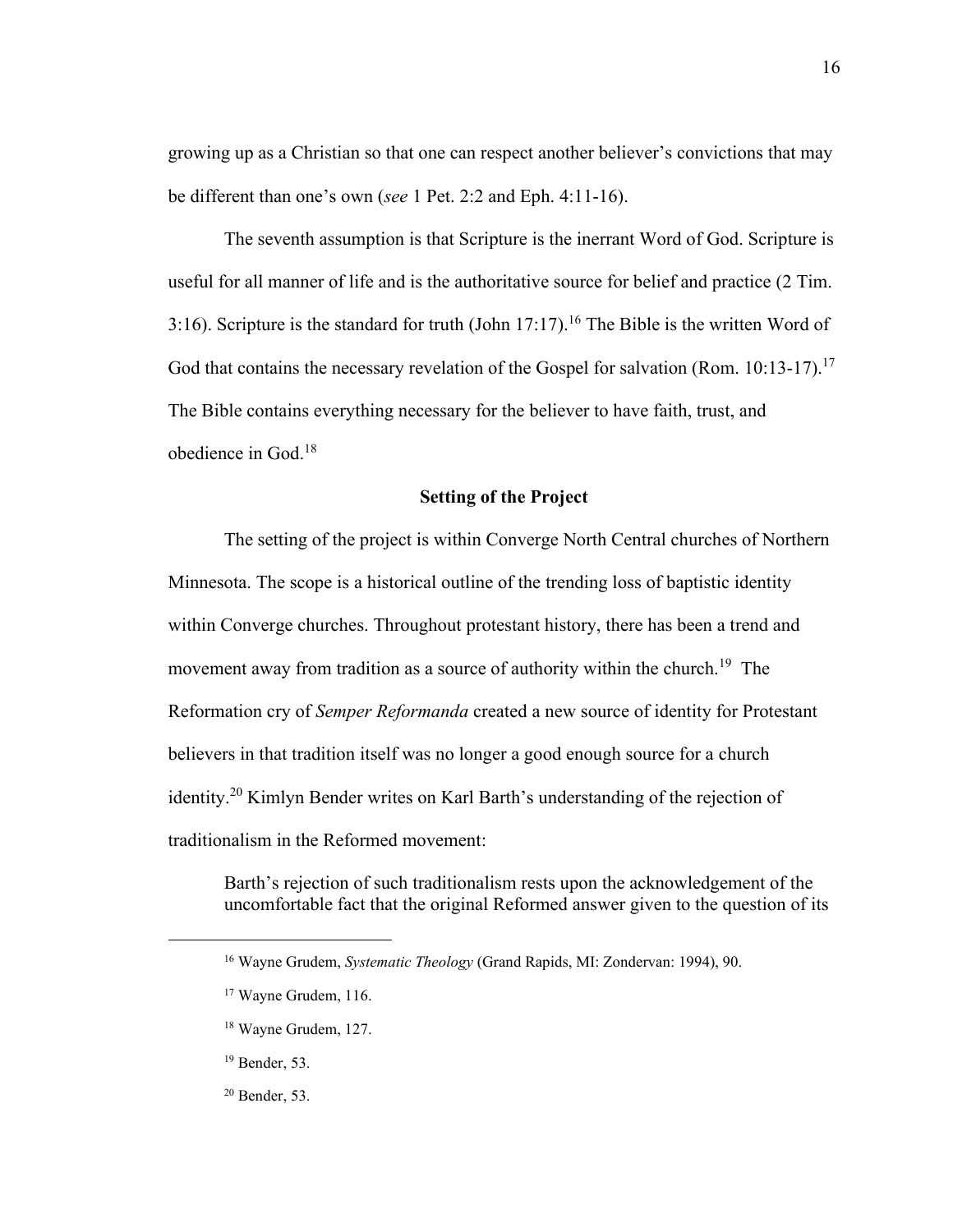growing up as a Christian so that one can respect another believer's convictions that may be different than one's own (*see* 1 Pet. 2:2 and Eph. 4:11-16).

The seventh assumption is that Scripture is the inerrant Word of God. Scripture is useful for all manner of life and is the authoritative source for belief and practice (2 Tim. 3:16). Scripture is the standard for truth (John 17:17).[16] The Bible is the written Word of God that contains the necessary revelation of the Gospel for salvation (Rom. 10:13-17).[17] The Bible contains everything necessary for the believer to have faith, trust, and obedience in God.[18]

## Setting of the Project

The setting of the project is within Converge North Central churches of Northern Minnesota. The scope is a historical outline of the trending loss of baptistic identity within Converge churches. Throughout protestant history, there has been a trend and movement away from tradition as a source of authority within the church.[19] The Reformation cry of *Semper Reformanda* created a new source of identity for Protestant believers in that tradition itself was no longer a good enough source for a church identity.[20] Kimlyn Bender writes on Karl Barth's understanding of the rejection of traditionalism in the Reformed movement:

> Barth's rejection of such traditionalism rests upon the acknowledgement of the uncomfortable fact that the original Reformed answer given to the question of its

---

[16] Wayne Grudem, *Systematic Theology* (Grand Rapids, MI: Zondervan: 1994), 90.

[17] Wayne Grudem, 116.

[18] Wayne Grudem, 127.

[19] Bender, 53.

[20] Bender, 53.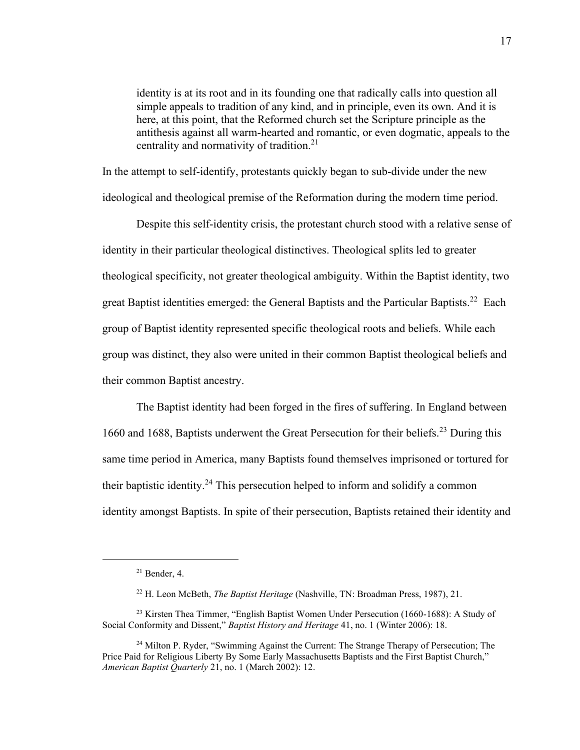> identity is at its root and in its founding one that radically calls into question all simple appeals to tradition of any kind, and in principle, even its own. And it is here, at this point, that the Reformed church set the Scripture principle as the antithesis against all warm-hearted and romantic, or even dogmatic, appeals to the centrality and normativity of tradition.[21]

In the attempt to self-identify, protestants quickly began to sub-divide under the new ideological and theological premise of the Reformation during the modern time period.

Despite this self-identity crisis, the protestant church stood with a relative sense of identity in their particular theological distinctives. Theological splits led to greater theological specificity, not greater theological ambiguity. Within the Baptist identity, two great Baptist identities emerged: the General Baptists and the Particular Baptists.[22] Each group of Baptist identity represented specific theological roots and beliefs. While each group was distinct, they also were united in their common Baptist theological beliefs and their common Baptist ancestry.

The Baptist identity had been forged in the fires of suffering. In England between 1660 and 1688, Baptists underwent the Great Persecution for their beliefs.[23] During this same time period in America, many Baptists found themselves imprisoned or tortured for their baptistic identity.[24] This persecution helped to inform and solidify a common identity amongst Baptists. In spite of their persecution, Baptists retained their identity and

---

[21] Bender, 4.

[22] H. Leon McBeth, *The Baptist Heritage* (Nashville, TN: Broadman Press, 1987), 21.

[23] Kirsten Thea Timmer, "English Baptist Women Under Persecution (1660-1688): A Study of Social Conformity and Dissent," *Baptist History and Heritage* 41, no. 1 (Winter 2006): 18.

[24] Milton P. Ryder, "Swimming Against the Current: The Strange Therapy of Persecution; The Price Paid for Religious Liberty By Some Early Massachusetts Baptists and the First Baptist Church," *American Baptist Quarterly* 21, no. 1 (March 2002): 12.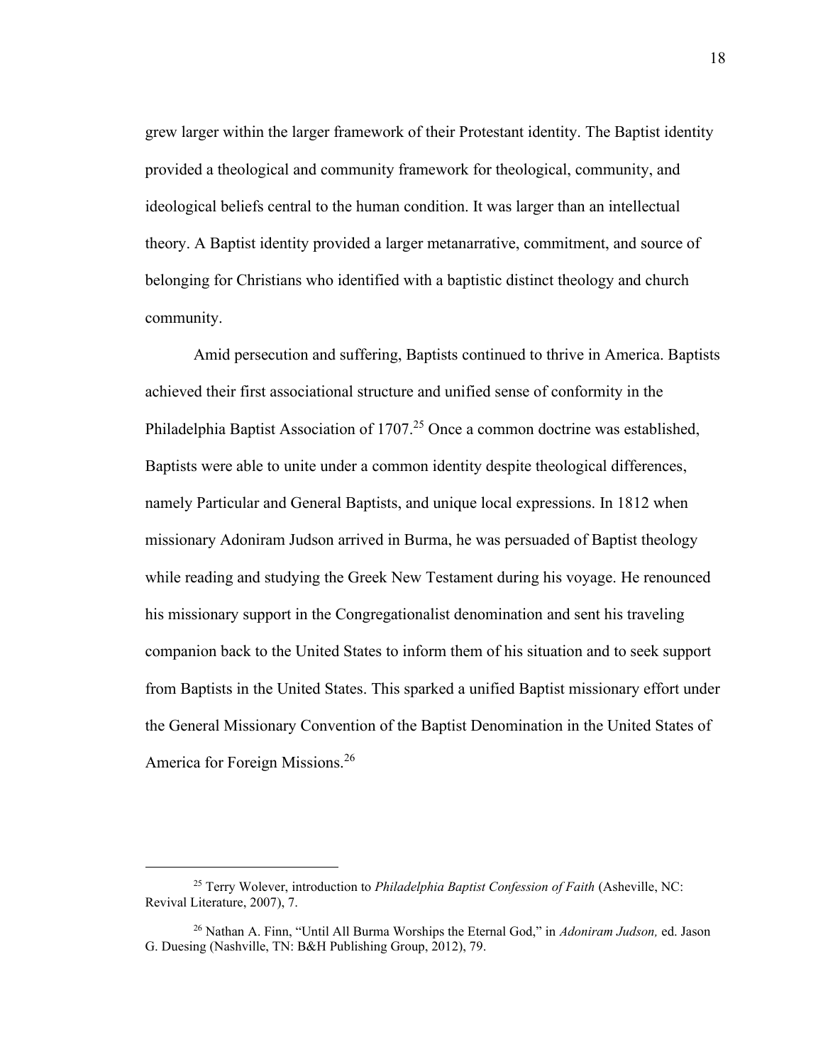grew larger within the larger framework of their Protestant identity. The Baptist identity provided a theological and community framework for theological, community, and ideological beliefs central to the human condition. It was larger than an intellectual theory. A Baptist identity provided a larger metanarrative, commitment, and source of belonging for Christians who identified with a baptistic distinct theology and church community.

Amid persecution and suffering, Baptists continued to thrive in America. Baptists achieved their first associational structure and unified sense of conformity in the Philadelphia Baptist Association of 1707.[25] Once a common doctrine was established, Baptists were able to unite under a common identity despite theological differences, namely Particular and General Baptists, and unique local expressions. In 1812 when missionary Adoniram Judson arrived in Burma, he was persuaded of Baptist theology while reading and studying the Greek New Testament during his voyage. He renounced his missionary support in the Congregationalist denomination and sent his traveling companion back to the United States to inform them of his situation and to seek support from Baptists in the United States. This sparked a unified Baptist missionary effort under the General Missionary Convention of the Baptist Denomination in the United States of America for Foreign Missions.[26]

---

[25] Terry Wolever, introduction to *Philadelphia Baptist Confession of Faith* (Asheville, NC: Revival Literature, 2007), 7.

[26] Nathan A. Finn, "Until All Burma Worships the Eternal God," in *Adoniram Judson,* ed. Jason G. Duesing (Nashville, TN: B&H Publishing Group, 2012), 79.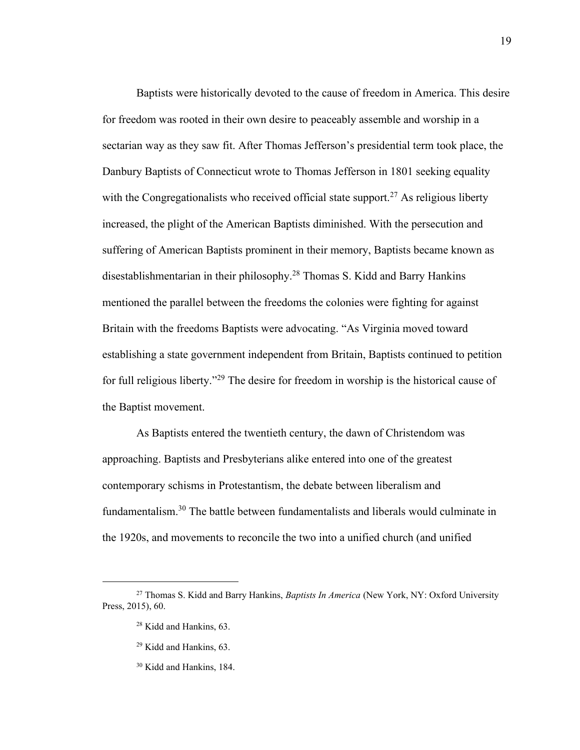Baptists were historically devoted to the cause of freedom in America. This desire for freedom was rooted in their own desire to peaceably assemble and worship in a sectarian way as they saw fit. After Thomas Jefferson's presidential term took place, the Danbury Baptists of Connecticut wrote to Thomas Jefferson in 1801 seeking equality with the Congregationalists who received official state support.[27] As religious liberty increased, the plight of the American Baptists diminished. With the persecution and suffering of American Baptists prominent in their memory, Baptists became known as disestablishmentarian in their philosophy.[28] Thomas S. Kidd and Barry Hankins mentioned the parallel between the freedoms the colonies were fighting for against Britain with the freedoms Baptists were advocating. "As Virginia moved toward establishing a state government independent from Britain, Baptists continued to petition for full religious liberty."[29] The desire for freedom in worship is the historical cause of the Baptist movement.

As Baptists entered the twentieth century, the dawn of Christendom was approaching. Baptists and Presbyterians alike entered into one of the greatest contemporary schisms in Protestantism, the debate between liberalism and fundamentalism.[30] The battle between fundamentalists and liberals would culminate in the 1920s, and movements to reconcile the two into a unified church (and unified

---

[27] Thomas S. Kidd and Barry Hankins, *Baptists In America* (New York, NY: Oxford University Press, 2015), 60.

[28] Kidd and Hankins, 63.

[29] Kidd and Hankins, 63.

[30] Kidd and Hankins, 184.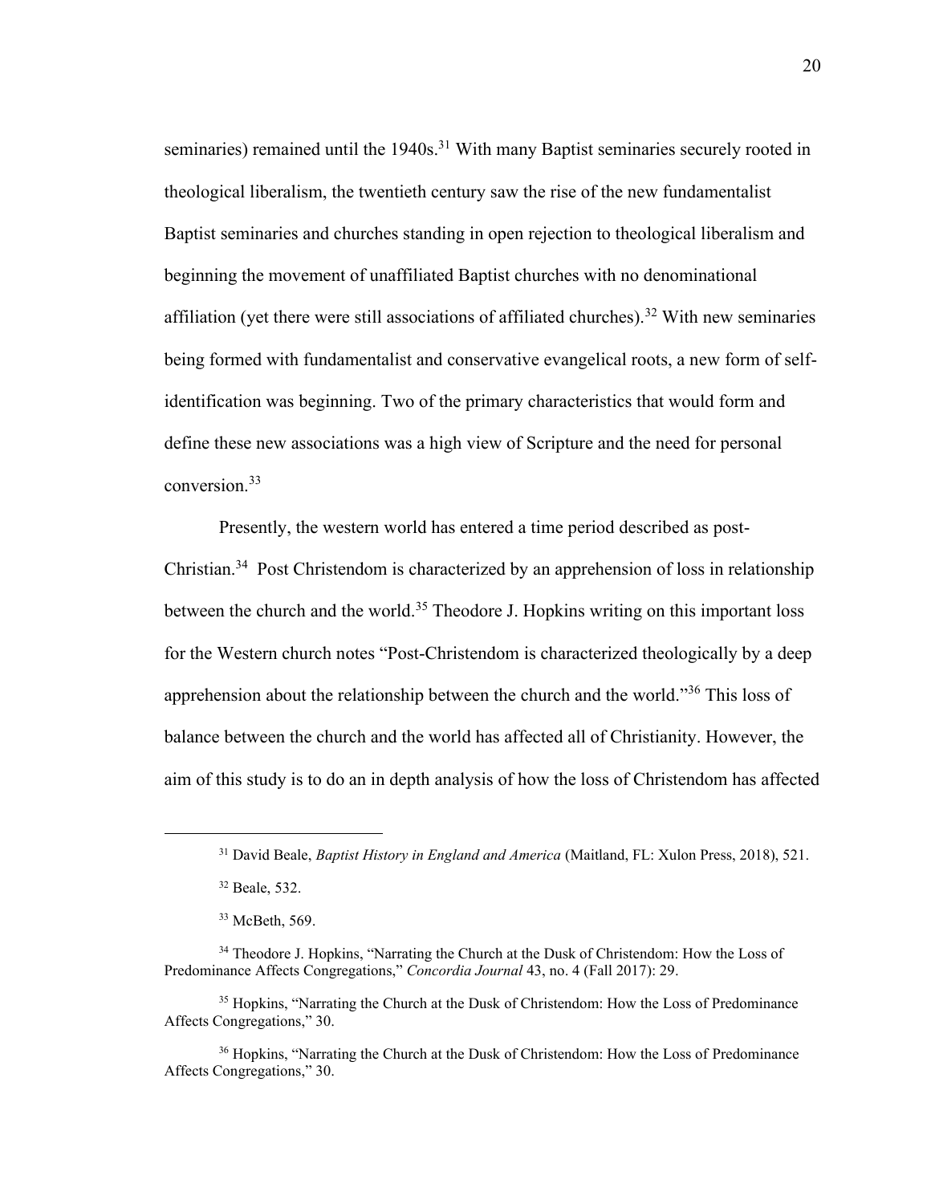seminaries) remained until the 1940s.[31] With many Baptist seminaries securely rooted in theological liberalism, the twentieth century saw the rise of the new fundamentalist Baptist seminaries and churches standing in open rejection to theological liberalism and beginning the movement of unaffiliated Baptist churches with no denominational affiliation (yet there were still associations of affiliated churches).[32] With new seminaries being formed with fundamentalist and conservative evangelical roots, a new form of self-identification was beginning. Two of the primary characteristics that would form and define these new associations was a high view of Scripture and the need for personal conversion.[33]

Presently, the western world has entered a time period described as post-Christian.[34] Post Christendom is characterized by an apprehension of loss in relationship between the church and the world.[35] Theodore J. Hopkins writing on this important loss for the Western church notes "Post-Christendom is characterized theologically by a deep apprehension about the relationship between the church and the world."[36] This loss of balance between the church and the world has affected all of Christianity. However, the aim of this study is to do an in depth analysis of how the loss of Christendom has affected

---

[31] David Beale, *Baptist History in England and America* (Maitland, FL: Xulon Press, 2018), 521.

[32] Beale, 532.

[33] McBeth, 569.

[34] Theodore J. Hopkins, "Narrating the Church at the Dusk of Christendom: How the Loss of Predominance Affects Congregations," *Concordia Journal* 43, no. 4 (Fall 2017): 29.

[35] Hopkins, "Narrating the Church at the Dusk of Christendom: How the Loss of Predominance Affects Congregations," 30.

[36] Hopkins, "Narrating the Church at the Dusk of Christendom: How the Loss of Predominance Affects Congregations," 30.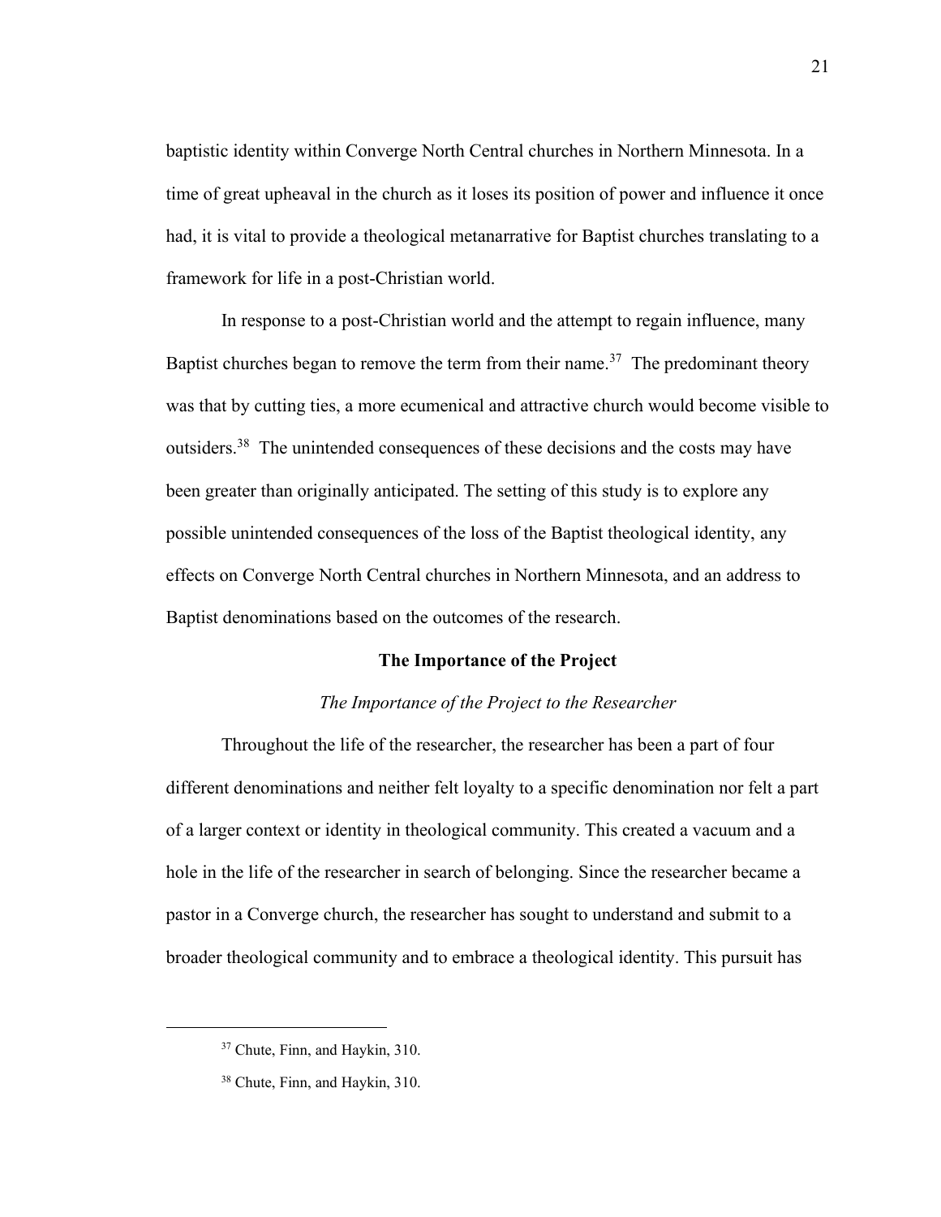baptistic identity within Converge North Central churches in Northern Minnesota. In a time of great upheaval in the church as it loses its position of power and influence it once had, it is vital to provide a theological metanarrative for Baptist churches translating to a framework for life in a post-Christian world.

In response to a post-Christian world and the attempt to regain influence, many Baptist churches began to remove the term from their name.[37] The predominant theory was that by cutting ties, a more ecumenical and attractive church would become visible to outsiders.[38] The unintended consequences of these decisions and the costs may have been greater than originally anticipated. The setting of this study is to explore any possible unintended consequences of the loss of the Baptist theological identity, any effects on Converge North Central churches in Northern Minnesota, and an address to Baptist denominations based on the outcomes of the research.

## The Importance of the Project

### *The Importance of the Project to the Researcher*

Throughout the life of the researcher, the researcher has been a part of four different denominations and neither felt loyalty to a specific denomination nor felt a part of a larger context or identity in theological community. This created a vacuum and a hole in the life of the researcher in search of belonging. Since the researcher became a pastor in a Converge church, the researcher has sought to understand and submit to a broader theological community and to embrace a theological identity. This pursuit has

---

[37] Chute, Finn, and Haykin, 310.

[38] Chute, Finn, and Haykin, 310.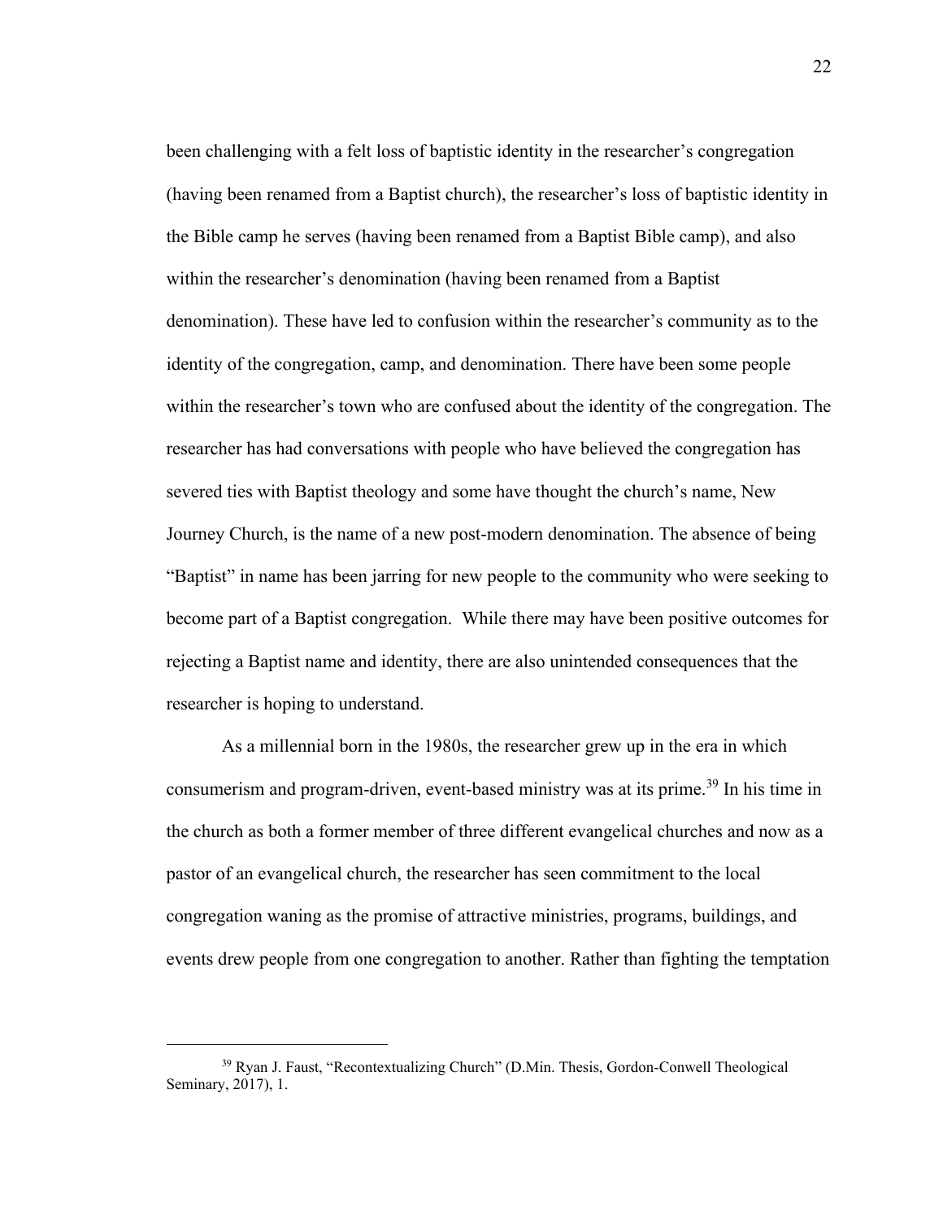been challenging with a felt loss of baptistic identity in the researcher's congregation (having been renamed from a Baptist church), the researcher's loss of baptistic identity in the Bible camp he serves (having been renamed from a Baptist Bible camp), and also within the researcher's denomination (having been renamed from a Baptist denomination). These have led to confusion within the researcher's community as to the identity of the congregation, camp, and denomination. There have been some people within the researcher's town who are confused about the identity of the congregation. The researcher has had conversations with people who have believed the congregation has severed ties with Baptist theology and some have thought the church's name, New Journey Church, is the name of a new post-modern denomination. The absence of being "Baptist" in name has been jarring for new people to the community who were seeking to become part of a Baptist congregation. While there may have been positive outcomes for rejecting a Baptist name and identity, there are also unintended consequences that the researcher is hoping to understand.

As a millennial born in the 1980s, the researcher grew up in the era in which consumerism and program-driven, event-based ministry was at its prime.[39] In his time in the church as both a former member of three different evangelical churches and now as a pastor of an evangelical church, the researcher has seen commitment to the local congregation waning as the promise of attractive ministries, programs, buildings, and events drew people from one congregation to another. Rather than fighting the temptation

---

[39] Ryan J. Faust, "Recontextualizing Church" (D.Min. Thesis, Gordon-Conwell Theological Seminary, 2017), 1.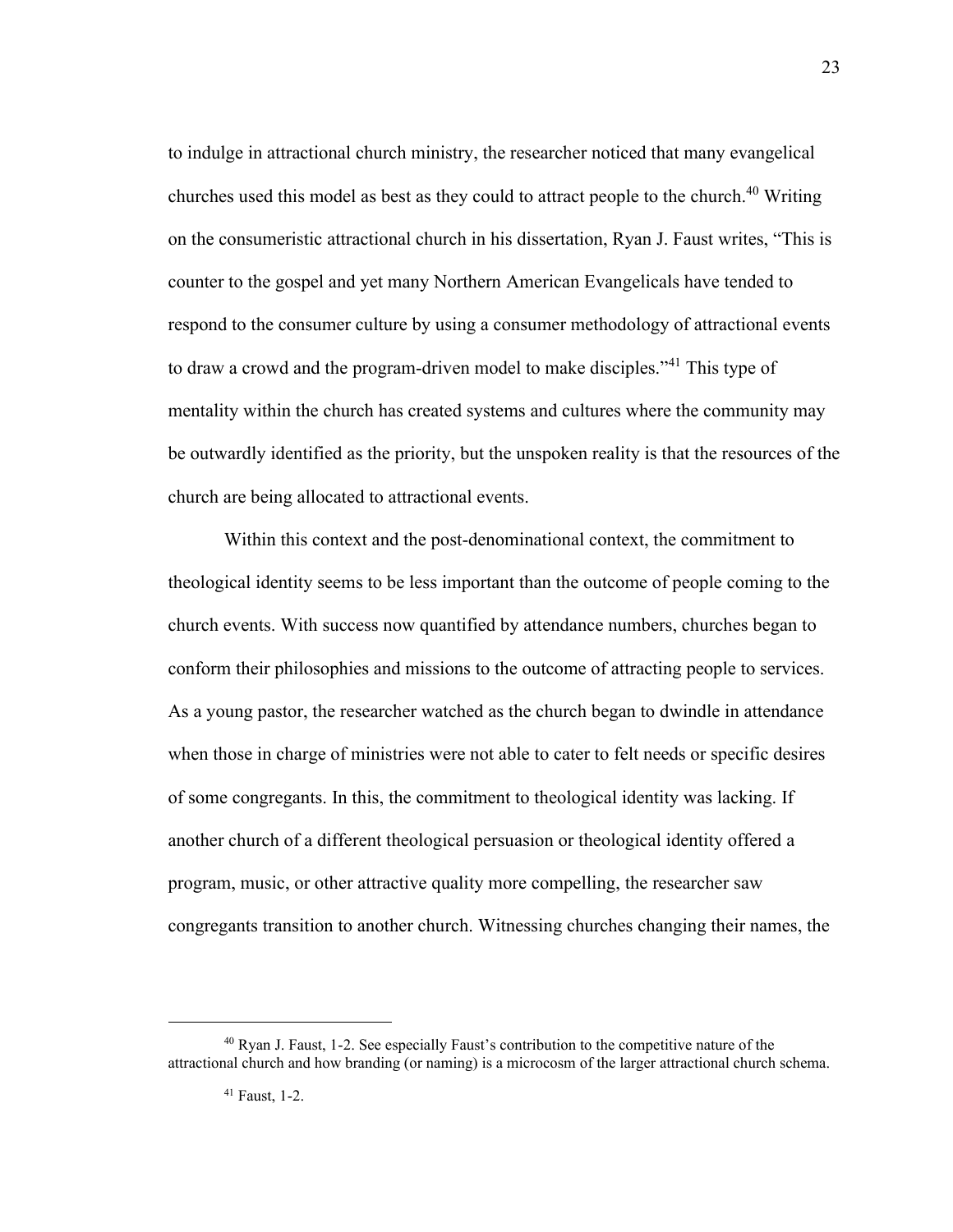to indulge in attractional church ministry, the researcher noticed that many evangelical churches used this model as best as they could to attract people to the church.[40] Writing on the consumeristic attractional church in his dissertation, Ryan J. Faust writes, "This is counter to the gospel and yet many Northern American Evangelicals have tended to respond to the consumer culture by using a consumer methodology of attractional events to draw a crowd and the program-driven model to make disciples."[41] This type of mentality within the church has created systems and cultures where the community may be outwardly identified as the priority, but the unspoken reality is that the resources of the church are being allocated to attractional events.

Within this context and the post-denominational context, the commitment to theological identity seems to be less important than the outcome of people coming to the church events. With success now quantified by attendance numbers, churches began to conform their philosophies and missions to the outcome of attracting people to services. As a young pastor, the researcher watched as the church began to dwindle in attendance when those in charge of ministries were not able to cater to felt needs or specific desires of some congregants. In this, the commitment to theological identity was lacking. If another church of a different theological persuasion or theological identity offered a program, music, or other attractive quality more compelling, the researcher saw congregants transition to another church. Witnessing churches changing their names, the

---

[40] Ryan J. Faust, 1-2. See especially Faust's contribution to the competitive nature of the attractional church and how branding (or naming) is a microcosm of the larger attractional church schema.

[41] Faust, 1-2.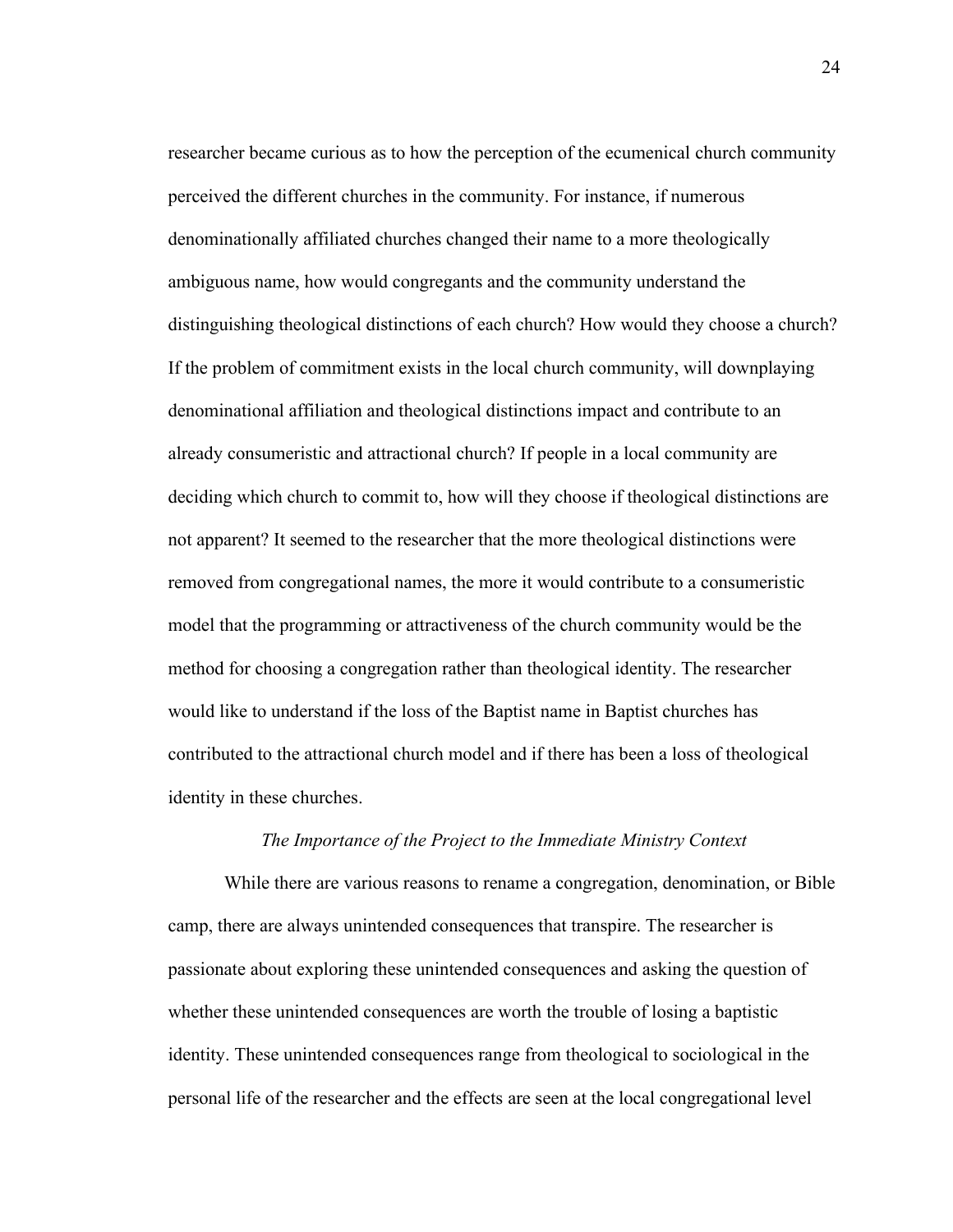researcher became curious as to how the perception of the ecumenical church community perceived the different churches in the community. For instance, if numerous denominationally affiliated churches changed their name to a more theologically ambiguous name, how would congregants and the community understand the distinguishing theological distinctions of each church? How would they choose a church? If the problem of commitment exists in the local church community, will downplaying denominational affiliation and theological distinctions impact and contribute to an already consumeristic and attractional church? If people in a local community are deciding which church to commit to, how will they choose if theological distinctions are not apparent? It seemed to the researcher that the more theological distinctions were removed from congregational names, the more it would contribute to a consumeristic model that the programming or attractiveness of the church community would be the method for choosing a congregation rather than theological identity. The researcher would like to understand if the loss of the Baptist name in Baptist churches has contributed to the attractional church model and if there has been a loss of theological identity in these churches.

### *The Importance of the Project to the Immediate Ministry Context*

While there are various reasons to rename a congregation, denomination, or Bible camp, there are always unintended consequences that transpire. The researcher is passionate about exploring these unintended consequences and asking the question of whether these unintended consequences are worth the trouble of losing a baptistic identity. These unintended consequences range from theological to sociological in the personal life of the researcher and the effects are seen at the local congregational level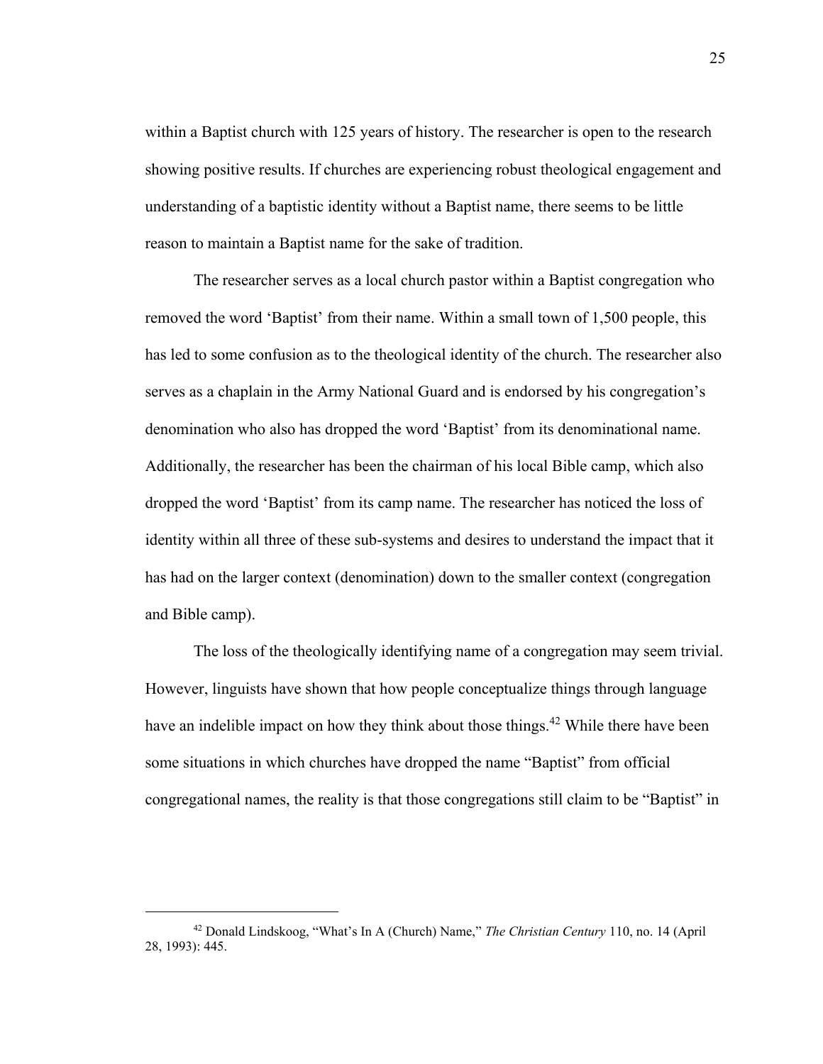within a Baptist church with 125 years of history. The researcher is open to the research showing positive results. If churches are experiencing robust theological engagement and understanding of a baptistic identity without a Baptist name, there seems to be little reason to maintain a Baptist name for the sake of tradition.

The researcher serves as a local church pastor within a Baptist congregation who removed the word 'Baptist' from their name. Within a small town of 1,500 people, this has led to some confusion as to the theological identity of the church. The researcher also serves as a chaplain in the Army National Guard and is endorsed by his congregation's denomination who also has dropped the word 'Baptist' from its denominational name. Additionally, the researcher has been the chairman of his local Bible camp, which also dropped the word 'Baptist' from its camp name. The researcher has noticed the loss of identity within all three of these sub-systems and desires to understand the impact that it has had on the larger context (denomination) down to the smaller context (congregation and Bible camp).

The loss of the theologically identifying name of a congregation may seem trivial. However, linguists have shown that how people conceptualize things through language have an indelible impact on how they think about those things.[42] While there have been some situations in which churches have dropped the name "Baptist" from official congregational names, the reality is that those congregations still claim to be "Baptist" in

---

[42] Donald Lindskoog, "What's In A (Church) Name," *The Christian Century* 110, no. 14 (April 28, 1993): 445.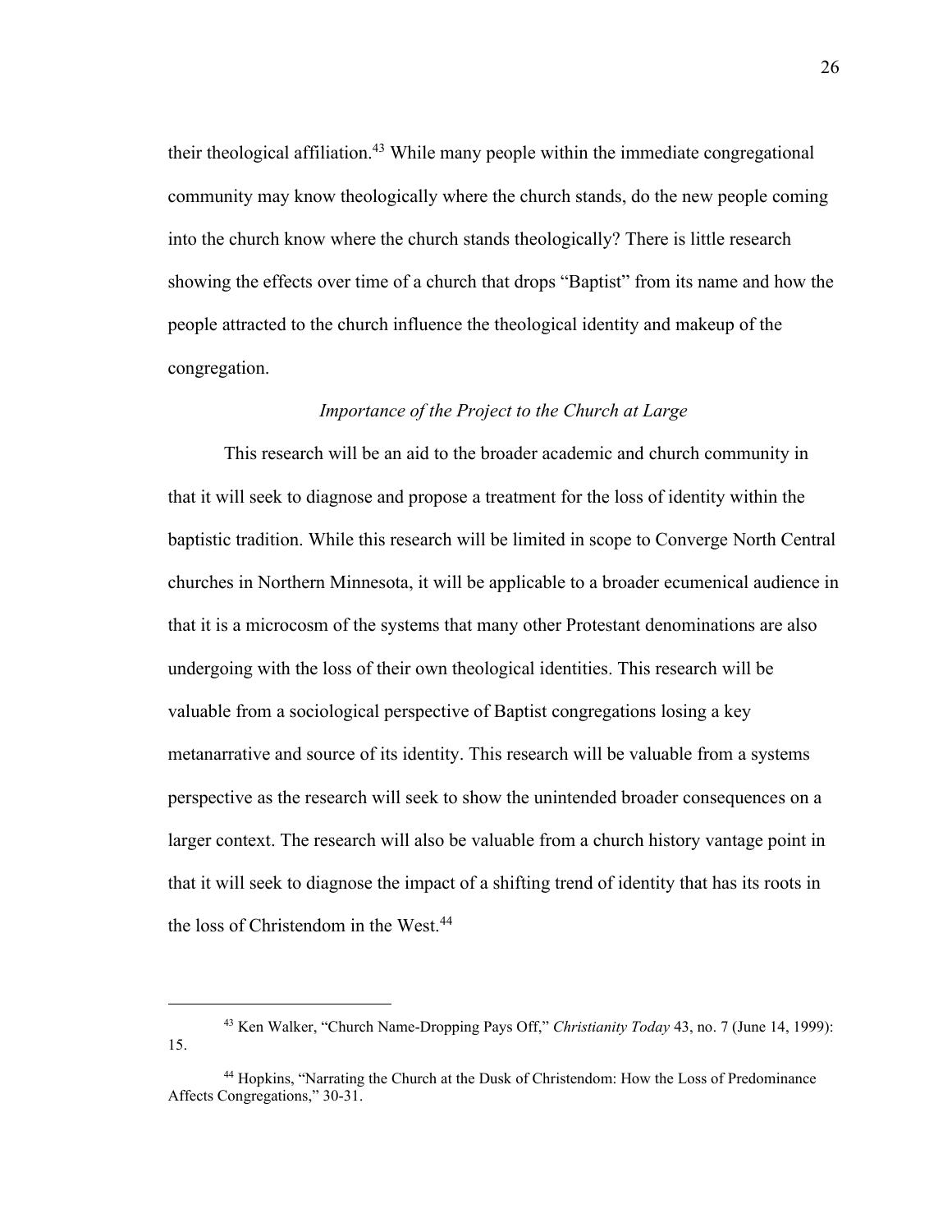their theological affiliation.[43] While many people within the immediate congregational community may know theologically where the church stands, do the new people coming into the church know where the church stands theologically? There is little research showing the effects over time of a church that drops "Baptist" from its name and how the people attracted to the church influence the theological identity and makeup of the congregation.

### *Importance of the Project to the Church at Large*

This research will be an aid to the broader academic and church community in that it will seek to diagnose and propose a treatment for the loss of identity within the baptistic tradition. While this research will be limited in scope to Converge North Central churches in Northern Minnesota, it will be applicable to a broader ecumenical audience in that it is a microcosm of the systems that many other Protestant denominations are also undergoing with the loss of their own theological identities. This research will be valuable from a sociological perspective of Baptist congregations losing a key metanarrative and source of its identity. This research will be valuable from a systems perspective as the research will seek to show the unintended broader consequences on a larger context. The research will also be valuable from a church history vantage point in that it will seek to diagnose the impact of a shifting trend of identity that has its roots in the loss of Christendom in the West.[44]

---

[43] Ken Walker, "Church Name-Dropping Pays Off," *Christianity Today* 43, no. 7 (June 14, 1999): 15.

[44] Hopkins, "Narrating the Church at the Dusk of Christendom: How the Loss of Predominance Affects Congregations," 30-31.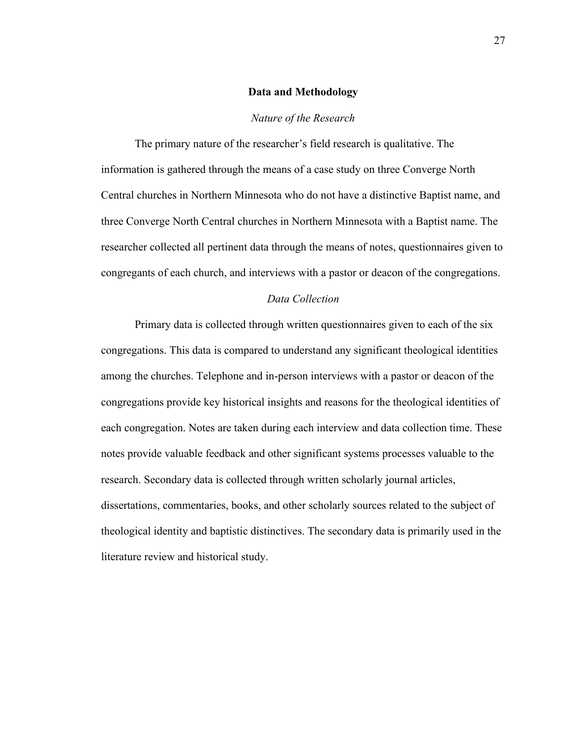## Data and Methodology

### *Nature of the Research*

The primary nature of the researcher's field research is qualitative. The information is gathered through the means of a case study on three Converge North Central churches in Northern Minnesota who do not have a distinctive Baptist name, and three Converge North Central churches in Northern Minnesota with a Baptist name. The researcher collected all pertinent data through the means of notes, questionnaires given to congregants of each church, and interviews with a pastor or deacon of the congregations.

### *Data Collection*

Primary data is collected through written questionnaires given to each of the six congregations. This data is compared to understand any significant theological identities among the churches. Telephone and in-person interviews with a pastor or deacon of the congregations provide key historical insights and reasons for the theological identities of each congregation. Notes are taken during each interview and data collection time. These notes provide valuable feedback and other significant systems processes valuable to the research. Secondary data is collected through written scholarly journal articles, dissertations, commentaries, books, and other scholarly sources related to the subject of theological identity and baptistic distinctives. The secondary data is primarily used in the literature review and historical study.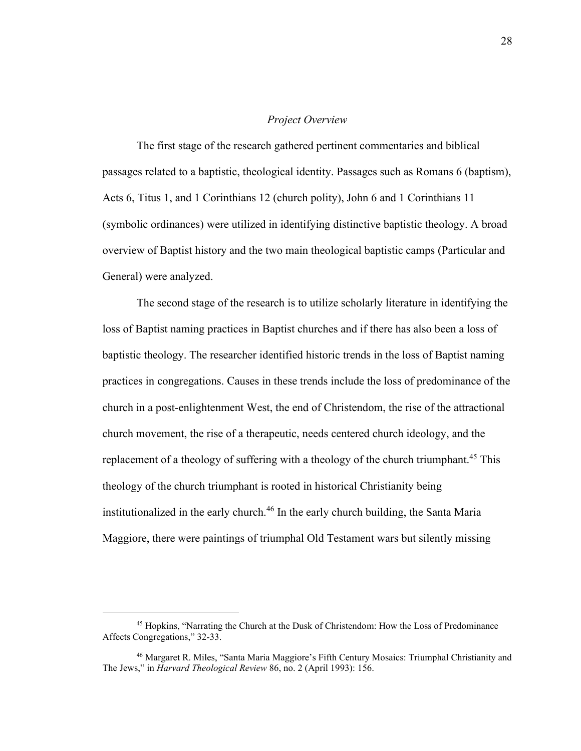*Project Overview*

The first stage of the research gathered pertinent commentaries and biblical passages related to a baptistic, theological identity. Passages such as Romans 6 (baptism), Acts 6, Titus 1, and 1 Corinthians 12 (church polity), John 6 and 1 Corinthians 11 (symbolic ordinances) were utilized in identifying distinctive baptistic theology. A broad overview of Baptist history and the two main theological baptistic camps (Particular and General) were analyzed.

The second stage of the research is to utilize scholarly literature in identifying the loss of Baptist naming practices in Baptist churches and if there has also been a loss of baptistic theology. The researcher identified historic trends in the loss of Baptist naming practices in congregations. Causes in these trends include the loss of predominance of the church in a post-enlightenment West, the end of Christendom, the rise of the attractional church movement, the rise of a therapeutic, needs centered church ideology, and the replacement of a theology of suffering with a theology of the church triumphant.[45] This theology of the church triumphant is rooted in historical Christianity being institutionalized in the early church.[46] In the early church building, the Santa Maria Maggiore, there were paintings of triumphal Old Testament wars but silently missing

---

[45] Hopkins, "Narrating the Church at the Dusk of Christendom: How the Loss of Predominance Affects Congregations," 32-33.

[46] Margaret R. Miles, "Santa Maria Maggiore's Fifth Century Mosaics: Triumphal Christianity and The Jews," in *Harvard Theological Review* 86, no. 2 (April 1993): 156.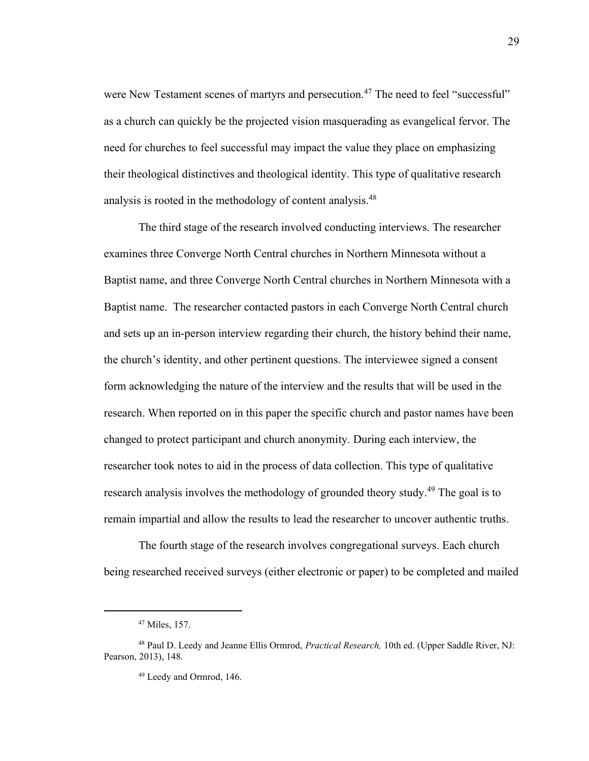were New Testament scenes of martyrs and persecution.[47] The need to feel "successful" as a church can quickly be the projected vision masquerading as evangelical fervor. The need for churches to feel successful may impact the value they place on emphasizing their theological distinctives and theological identity. This type of qualitative research analysis is rooted in the methodology of content analysis.[48]

The third stage of the research involved conducting interviews. The researcher examines three Converge North Central churches in Northern Minnesota without a Baptist name, and three Converge North Central churches in Northern Minnesota with a Baptist name. The researcher contacted pastors in each Converge North Central church and sets up an in-person interview regarding their church, the history behind their name, the church's identity, and other pertinent questions. The interviewee signed a consent form acknowledging the nature of the interview and the results that will be used in the research. When reported on in this paper the specific church and pastor names have been changed to protect participant and church anonymity. During each interview, the researcher took notes to aid in the process of data collection. This type of qualitative research analysis involves the methodology of grounded theory study.[49] The goal is to remain impartial and allow the results to lead the researcher to uncover authentic truths.

The fourth stage of the research involves congregational surveys. Each church being researched received surveys (either electronic or paper) to be completed and mailed

---

[47] Miles, 157.

[48] Paul D. Leedy and Jeanne Ellis Ormrod, *Practical Research,* 10th ed. (Upper Saddle River, NJ: Pearson, 2013), 148.

[49] Leedy and Ormrod, 146.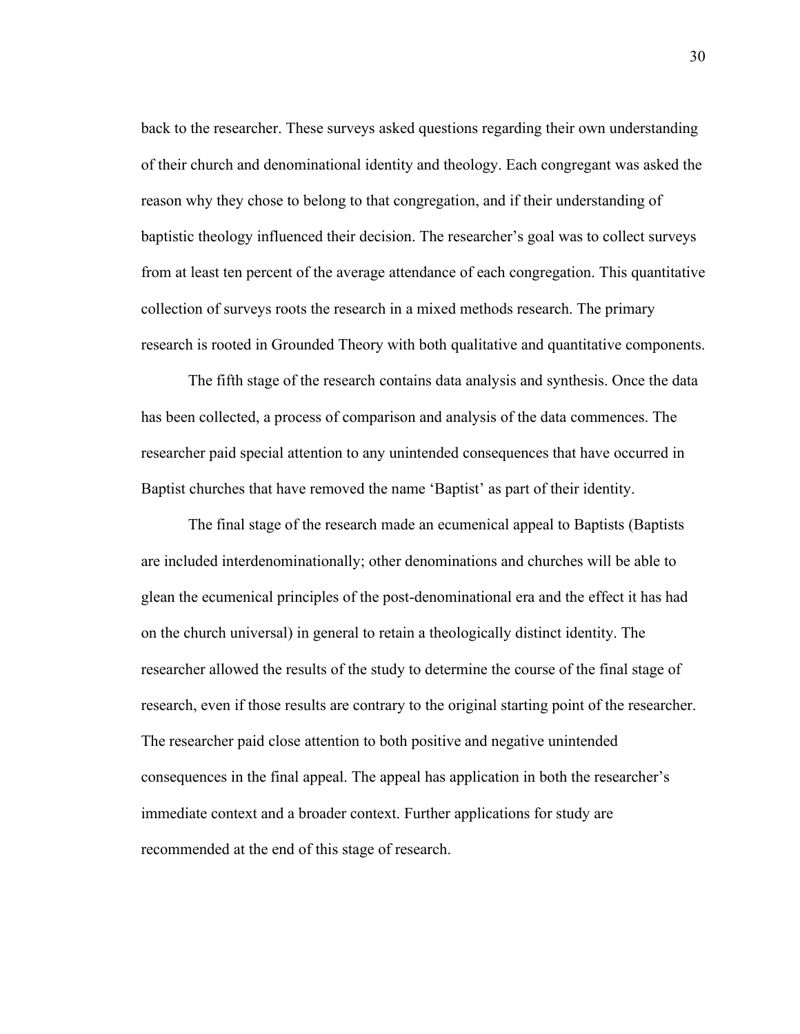back to the researcher. These surveys asked questions regarding their own understanding of their church and denominational identity and theology. Each congregant was asked the reason why they chose to belong to that congregation, and if their understanding of baptistic theology influenced their decision. The researcher's goal was to collect surveys from at least ten percent of the average attendance of each congregation. This quantitative collection of surveys roots the research in a mixed methods research. The primary research is rooted in Grounded Theory with both qualitative and quantitative components.

The fifth stage of the research contains data analysis and synthesis. Once the data has been collected, a process of comparison and analysis of the data commences. The researcher paid special attention to any unintended consequences that have occurred in Baptist churches that have removed the name 'Baptist' as part of their identity.

The final stage of the research made an ecumenical appeal to Baptists (Baptists are included interdenominationally; other denominations and churches will be able to glean the ecumenical principles of the post-denominational era and the effect it has had on the church universal) in general to retain a theologically distinct identity. The researcher allowed the results of the study to determine the course of the final stage of research, even if those results are contrary to the original starting point of the researcher. The researcher paid close attention to both positive and negative unintended consequences in the final appeal. The appeal has application in both the researcher's immediate context and a broader context. Further applications for study are recommended at the end of this stage of research.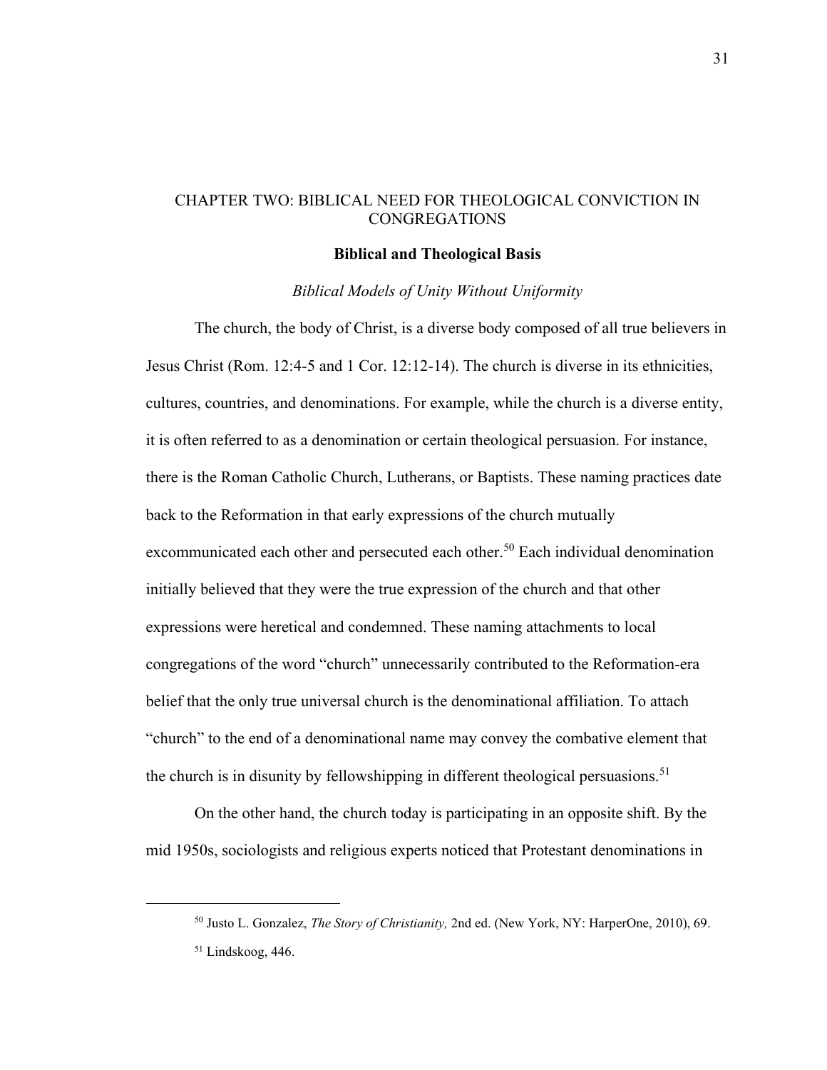# CHAPTER TWO: BIBLICAL NEED FOR THEOLOGICAL CONVICTION IN CONGREGATIONS

## Biblical and Theological Basis

### *Biblical Models of Unity Without Uniformity*

The church, the body of Christ, is a diverse body composed of all true believers in Jesus Christ (Rom. 12:4-5 and 1 Cor. 12:12-14). The church is diverse in its ethnicities, cultures, countries, and denominations. For example, while the church is a diverse entity, it is often referred to as a denomination or certain theological persuasion. For instance, there is the Roman Catholic Church, Lutherans, or Baptists. These naming practices date back to the Reformation in that early expressions of the church mutually excommunicated each other and persecuted each other.[50] Each individual denomination initially believed that they were the true expression of the church and that other expressions were heretical and condemned. These naming attachments to local congregations of the word "church" unnecessarily contributed to the Reformation-era belief that the only true universal church is the denominational affiliation. To attach "church" to the end of a denominational name may convey the combative element that the church is in disunity by fellowshipping in different theological persuasions.[51]

On the other hand, the church today is participating in an opposite shift. By the mid 1950s, sociologists and religious experts noticed that Protestant denominations in

---

[50] Justo L. Gonzalez, *The Story of Christianity,* 2nd ed. (New York, NY: HarperOne, 2010), 69.

[51] Lindskoog, 446.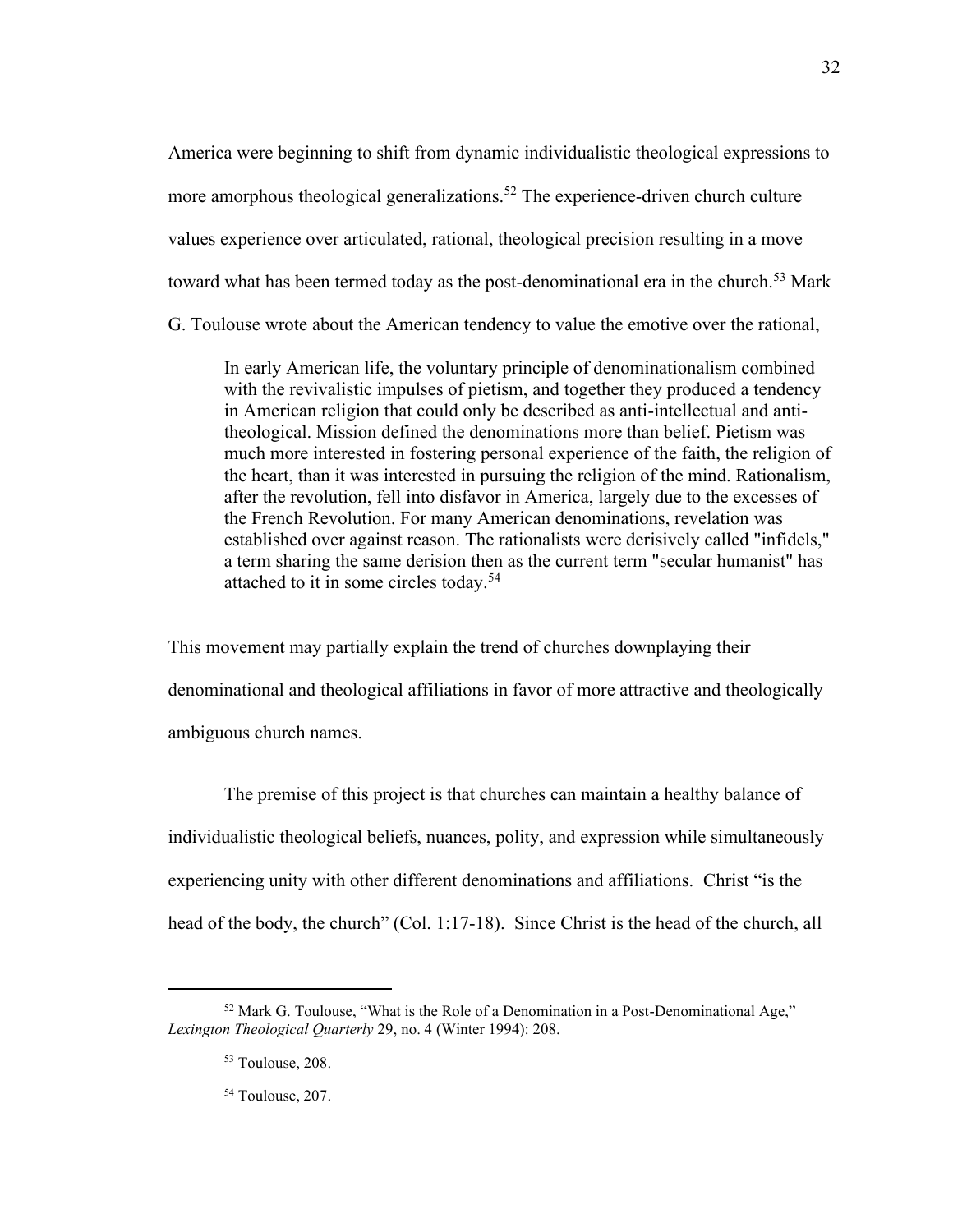America were beginning to shift from dynamic individualistic theological expressions to more amorphous theological generalizations.[52] The experience-driven church culture values experience over articulated, rational, theological precision resulting in a move toward what has been termed today as the post-denominational era in the church.[53] Mark G. Toulouse wrote about the American tendency to value the emotive over the rational,

> In early American life, the voluntary principle of denominationalism combined with the revivalistic impulses of pietism, and together they produced a tendency in American religion that could only be described as anti-intellectual and anti-theological. Mission defined the denominations more than belief. Pietism was much more interested in fostering personal experience of the faith, the religion of the heart, than it was interested in pursuing the religion of the mind. Rationalism, after the revolution, fell into disfavor in America, largely due to the excesses of the French Revolution. For many American denominations, revelation was established over against reason. The rationalists were derisively called "infidels," a term sharing the same derision then as the current term "secular humanist" has attached to it in some circles today.[54]

This movement may partially explain the trend of churches downplaying their denominational and theological affiliations in favor of more attractive and theologically ambiguous church names.

The premise of this project is that churches can maintain a healthy balance of individualistic theological beliefs, nuances, polity, and expression while simultaneously experiencing unity with other different denominations and affiliations. Christ "is the head of the body, the church" (Col. 1:17-18). Since Christ is the head of the church, all

---

[52] Mark G. Toulouse, "What is the Role of a Denomination in a Post-Denominational Age," *Lexington Theological Quarterly* 29, no. 4 (Winter 1994): 208.

[53] Toulouse, 208.

[54] Toulouse, 207.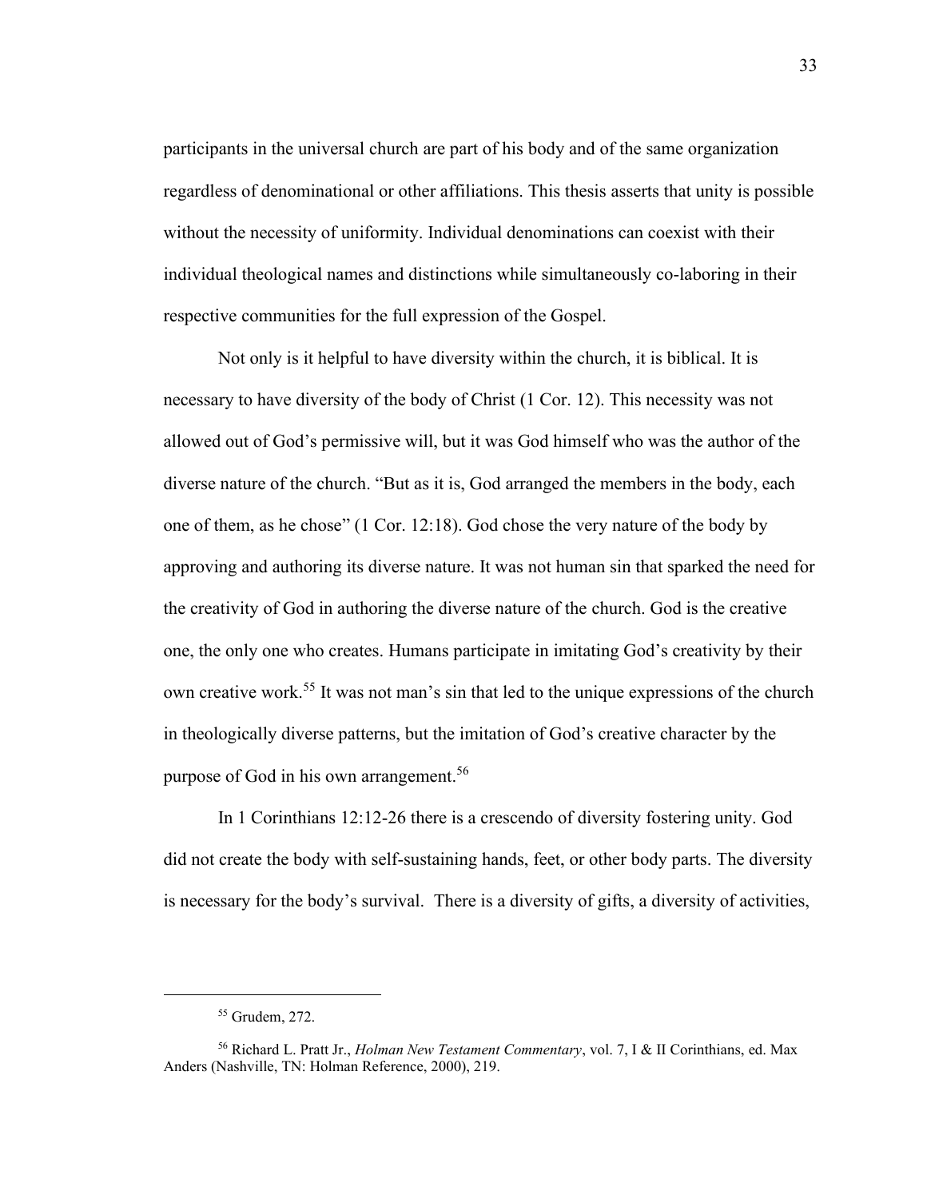participants in the universal church are part of his body and of the same organization regardless of denominational or other affiliations. This thesis asserts that unity is possible without the necessity of uniformity. Individual denominations can coexist with their individual theological names and distinctions while simultaneously co-laboring in their respective communities for the full expression of the Gospel.

Not only is it helpful to have diversity within the church, it is biblical. It is necessary to have diversity of the body of Christ (1 Cor. 12). This necessity was not allowed out of God's permissive will, but it was God himself who was the author of the diverse nature of the church. "But as it is, God arranged the members in the body, each one of them, as he chose" (1 Cor. 12:18). God chose the very nature of the body by approving and authoring its diverse nature. It was not human sin that sparked the need for the creativity of God in authoring the diverse nature of the church. God is the creative one, the only one who creates. Humans participate in imitating God's creativity by their own creative work.[55] It was not man's sin that led to the unique expressions of the church in theologically diverse patterns, but the imitation of God's creative character by the purpose of God in his own arrangement.[56]

In 1 Corinthians 12:12-26 there is a crescendo of diversity fostering unity. God did not create the body with self-sustaining hands, feet, or other body parts. The diversity is necessary for the body's survival. There is a diversity of gifts, a diversity of activities,

---

[55] Grudem, 272.

[56] Richard L. Pratt Jr., *Holman New Testament Commentary*, vol. 7, I & II Corinthians, ed. Max Anders (Nashville, TN: Holman Reference, 2000), 219.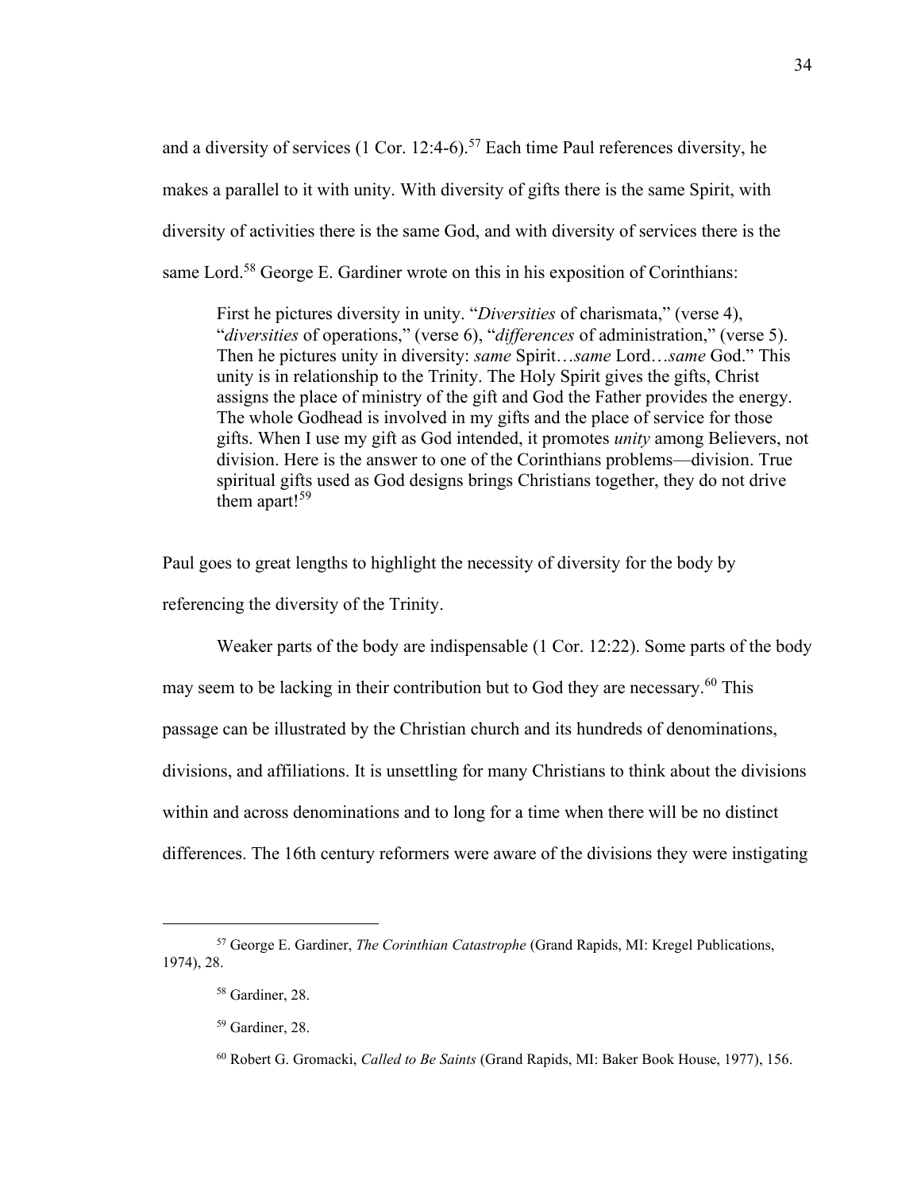and a diversity of services (1 Cor. 12:4-6).[57] Each time Paul references diversity, he makes a parallel to it with unity. With diversity of gifts there is the same Spirit, with diversity of activities there is the same God, and with diversity of services there is the same Lord.[58] George E. Gardiner wrote on this in his exposition of Corinthians:

> First he pictures diversity in unity. "*Diversities* of charismata," (verse 4), "*diversities* of operations," (verse 6), "*differences* of administration," (verse 5). Then he pictures unity in diversity: *same* Spirit…*same* Lord…*same* God." This unity is in relationship to the Trinity. The Holy Spirit gives the gifts, Christ assigns the place of ministry of the gift and God the Father provides the energy. The whole Godhead is involved in my gifts and the place of service for those gifts. When I use my gift as God intended, it promotes *unity* among Believers, not division. Here is the answer to one of the Corinthians problems—division. True spiritual gifts used as God designs brings Christians together, they do not drive them apart![59]

Paul goes to great lengths to highlight the necessity of diversity for the body by referencing the diversity of the Trinity.

Weaker parts of the body are indispensable (1 Cor. 12:22). Some parts of the body may seem to be lacking in their contribution but to God they are necessary.[60] This passage can be illustrated by the Christian church and its hundreds of denominations, divisions, and affiliations. It is unsettling for many Christians to think about the divisions within and across denominations and to long for a time when there will be no distinct differences. The 16th century reformers were aware of the divisions they were instigating

---

[57] George E. Gardiner, *The Corinthian Catastrophe* (Grand Rapids, MI: Kregel Publications, 1974), 28.

[58] Gardiner, 28.

[59] Gardiner, 28.

[60] Robert G. Gromacki, *Called to Be Saints* (Grand Rapids, MI: Baker Book House, 1977), 156.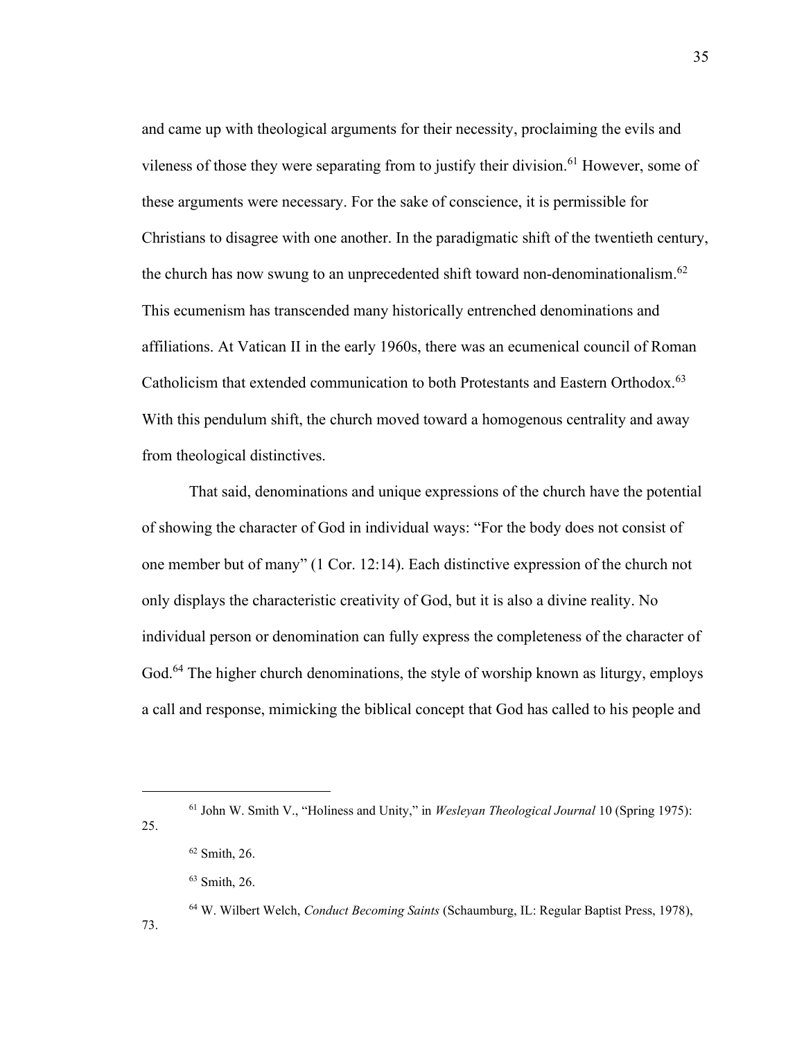and came up with theological arguments for their necessity, proclaiming the evils and vileness of those they were separating from to justify their division.[61] However, some of these arguments were necessary. For the sake of conscience, it is permissible for Christians to disagree with one another. In the paradigmatic shift of the twentieth century, the church has now swung to an unprecedented shift toward non-denominationalism.[62] This ecumenism has transcended many historically entrenched denominations and affiliations. At Vatican II in the early 1960s, there was an ecumenical council of Roman Catholicism that extended communication to both Protestants and Eastern Orthodox.[63] With this pendulum shift, the church moved toward a homogenous centrality and away from theological distinctives.

That said, denominations and unique expressions of the church have the potential of showing the character of God in individual ways: "For the body does not consist of one member but of many" (1 Cor. 12:14). Each distinctive expression of the church not only displays the characteristic creativity of God, but it is also a divine reality. No individual person or denomination can fully express the completeness of the character of God.[64] The higher church denominations, the style of worship known as liturgy, employs a call and response, mimicking the biblical concept that God has called to his people and

---

[61] John W. Smith V., "Holiness and Unity," in *Wesleyan Theological Journal* 10 (Spring 1975): 25.

[62] Smith, 26.

[63] Smith, 26.

[64] W. Wilbert Welch, *Conduct Becoming Saints* (Schaumburg, IL: Regular Baptist Press, 1978), 73.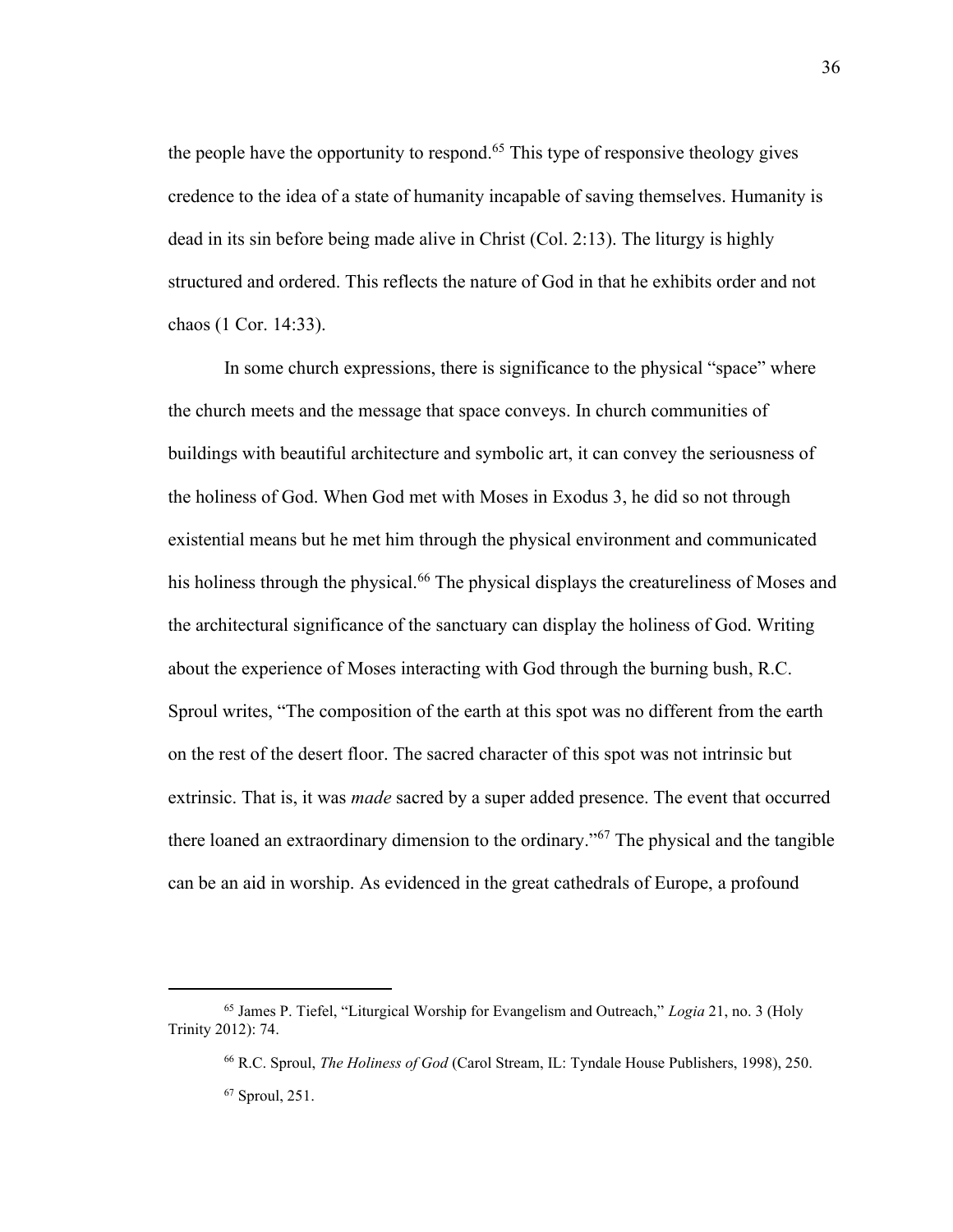the people have the opportunity to respond.[65] This type of responsive theology gives credence to the idea of a state of humanity incapable of saving themselves. Humanity is dead in its sin before being made alive in Christ (Col. 2:13). The liturgy is highly structured and ordered. This reflects the nature of God in that he exhibits order and not chaos (1 Cor. 14:33).

In some church expressions, there is significance to the physical "space" where the church meets and the message that space conveys. In church communities of buildings with beautiful architecture and symbolic art, it can convey the seriousness of the holiness of God. When God met with Moses in Exodus 3, he did so not through existential means but he met him through the physical environment and communicated his holiness through the physical.[66] The physical displays the creatureliness of Moses and the architectural significance of the sanctuary can display the holiness of God. Writing about the experience of Moses interacting with God through the burning bush, R.C. Sproul writes, "The composition of the earth at this spot was no different from the earth on the rest of the desert floor. The sacred character of this spot was not intrinsic but extrinsic. That is, it was *made* sacred by a super added presence. The event that occurred there loaned an extraordinary dimension to the ordinary."[67] The physical and the tangible can be an aid in worship. As evidenced in the great cathedrals of Europe, a profound

---

[65] James P. Tiefel, "Liturgical Worship for Evangelism and Outreach," *Logia* 21, no. 3 (Holy Trinity 2012): 74.

[66] R.C. Sproul, *The Holiness of God* (Carol Stream, IL: Tyndale House Publishers, 1998), 250.

[67] Sproul, 251.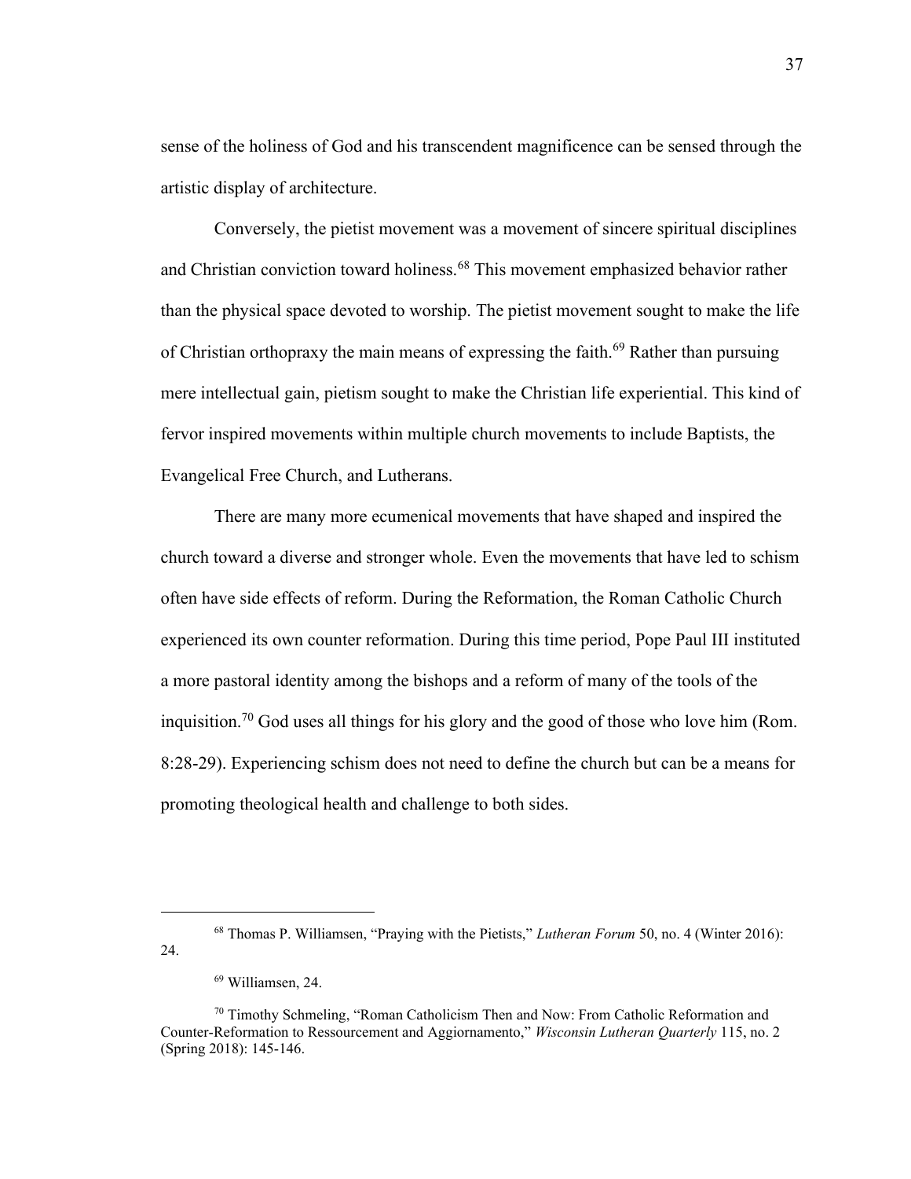sense of the holiness of God and his transcendent magnificence can be sensed through the artistic display of architecture.

Conversely, the pietist movement was a movement of sincere spiritual disciplines and Christian conviction toward holiness.[68] This movement emphasized behavior rather than the physical space devoted to worship. The pietist movement sought to make the life of Christian orthopraxy the main means of expressing the faith.[69] Rather than pursuing mere intellectual gain, pietism sought to make the Christian life experiential. This kind of fervor inspired movements within multiple church movements to include Baptists, the Evangelical Free Church, and Lutherans.

There are many more ecumenical movements that have shaped and inspired the church toward a diverse and stronger whole. Even the movements that have led to schism often have side effects of reform. During the Reformation, the Roman Catholic Church experienced its own counter reformation. During this time period, Pope Paul III instituted a more pastoral identity among the bishops and a reform of many of the tools of the inquisition.[70] God uses all things for his glory and the good of those who love him (Rom. 8:28-29). Experiencing schism does not need to define the church but can be a means for promoting theological health and challenge to both sides.

---

[68] Thomas P. Williamsen, "Praying with the Pietists," *Lutheran Forum* 50, no. 4 (Winter 2016): 24.

[69] Williamsen, 24.

[70] Timothy Schmeling, "Roman Catholicism Then and Now: From Catholic Reformation and Counter-Reformation to Ressourcement and Aggiornamento," *Wisconsin Lutheran Quarterly* 115, no. 2 (Spring 2018): 145-146.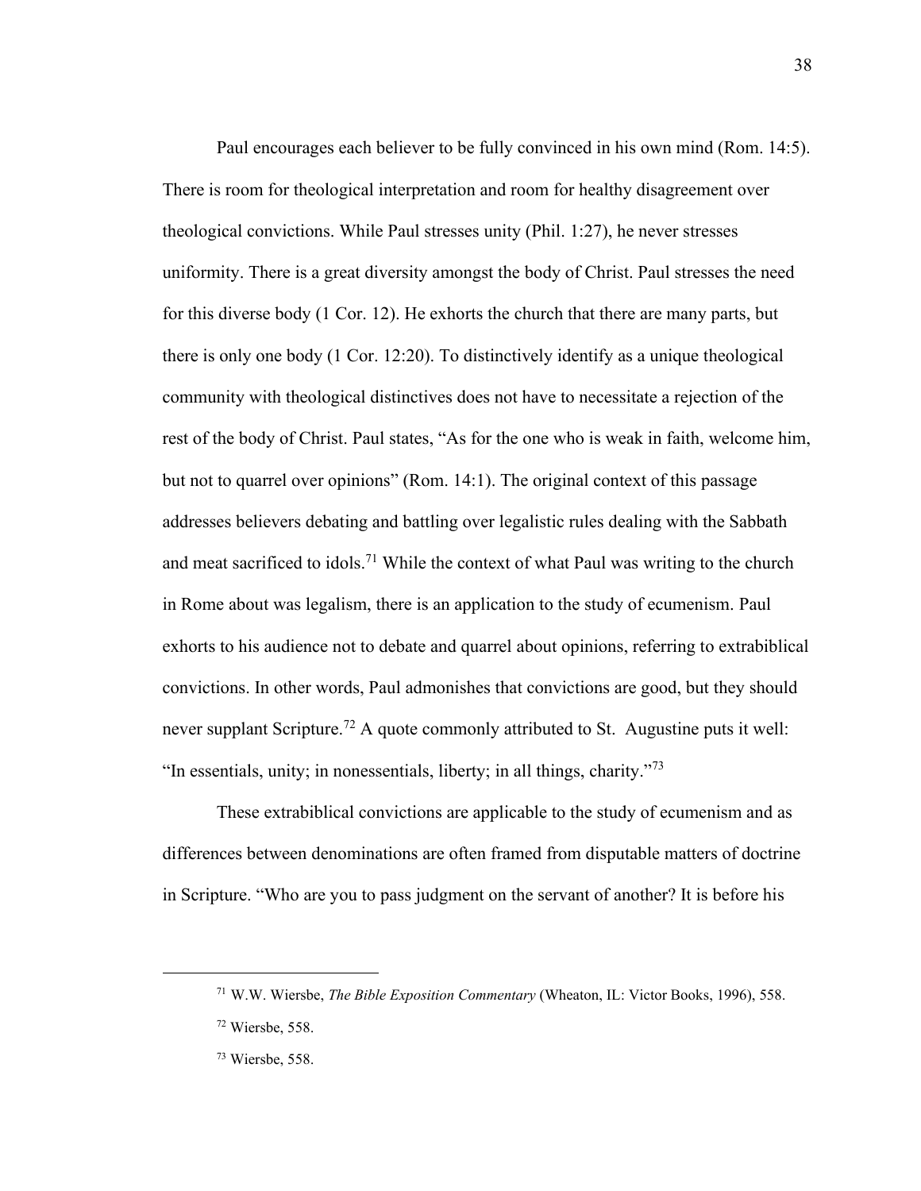Paul encourages each believer to be fully convinced in his own mind (Rom. 14:5). There is room for theological interpretation and room for healthy disagreement over theological convictions. While Paul stresses unity (Phil. 1:27), he never stresses uniformity. There is a great diversity amongst the body of Christ. Paul stresses the need for this diverse body (1 Cor. 12). He exhorts the church that there are many parts, but there is only one body (1 Cor. 12:20). To distinctively identify as a unique theological community with theological distinctives does not have to necessitate a rejection of the rest of the body of Christ. Paul states, "As for the one who is weak in faith, welcome him, but not to quarrel over opinions" (Rom. 14:1). The original context of this passage addresses believers debating and battling over legalistic rules dealing with the Sabbath and meat sacrificed to idols.[71] While the context of what Paul was writing to the church in Rome about was legalism, there is an application to the study of ecumenism. Paul exhorts to his audience not to debate and quarrel about opinions, referring to extrabiblical convictions. In other words, Paul admonishes that convictions are good, but they should never supplant Scripture.[72] A quote commonly attributed to St. Augustine puts it well: "In essentials, unity; in nonessentials, liberty; in all things, charity."[73]

These extrabiblical convictions are applicable to the study of ecumenism and as differences between denominations are often framed from disputable matters of doctrine in Scripture. "Who are you to pass judgment on the servant of another? It is before his

[71] W.W. Wiersbe, *The Bible Exposition Commentary* (Wheaton, IL: Victor Books, 1996), 558.

[72] Wiersbe, 558.

[73] Wiersbe, 558.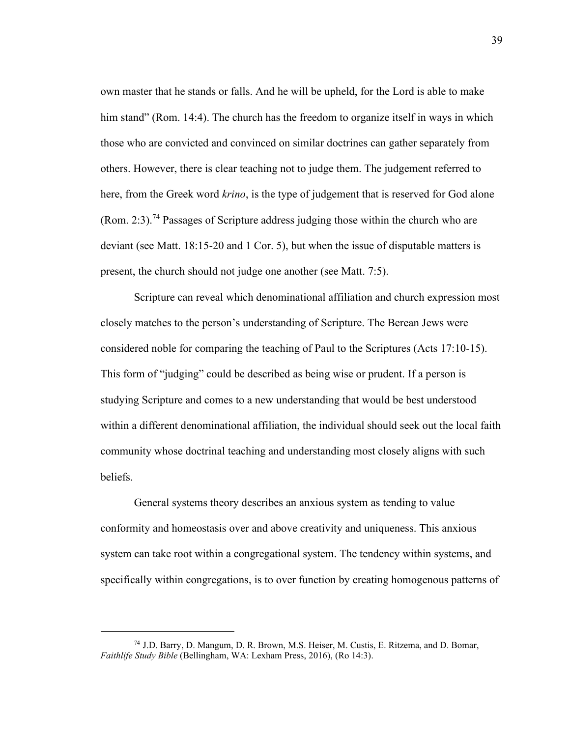own master that he stands or falls. And he will be upheld, for the Lord is able to make him stand" (Rom. 14:4). The church has the freedom to organize itself in ways in which those who are convicted and convinced on similar doctrines can gather separately from others. However, there is clear teaching not to judge them. The judgement referred to here, from the Greek word *krino*, is the type of judgement that is reserved for God alone (Rom. 2:3).[74] Passages of Scripture address judging those within the church who are deviant (see Matt. 18:15-20 and 1 Cor. 5), but when the issue of disputable matters is present, the church should not judge one another (see Matt. 7:5).

Scripture can reveal which denominational affiliation and church expression most closely matches to the person's understanding of Scripture. The Berean Jews were considered noble for comparing the teaching of Paul to the Scriptures (Acts 17:10-15). This form of "judging" could be described as being wise or prudent. If a person is studying Scripture and comes to a new understanding that would be best understood within a different denominational affiliation, the individual should seek out the local faith community whose doctrinal teaching and understanding most closely aligns with such beliefs.

General systems theory describes an anxious system as tending to value conformity and homeostasis over and above creativity and uniqueness. This anxious system can take root within a congregational system. The tendency within systems, and specifically within congregations, is to over function by creating homogenous patterns of

---

[74] J.D. Barry, D. Mangum, D. R. Brown, M.S. Heiser, M. Custis, E. Ritzema, and D. Bomar, *Faithlife Study Bible* (Bellingham, WA: Lexham Press, 2016), (Ro 14:3).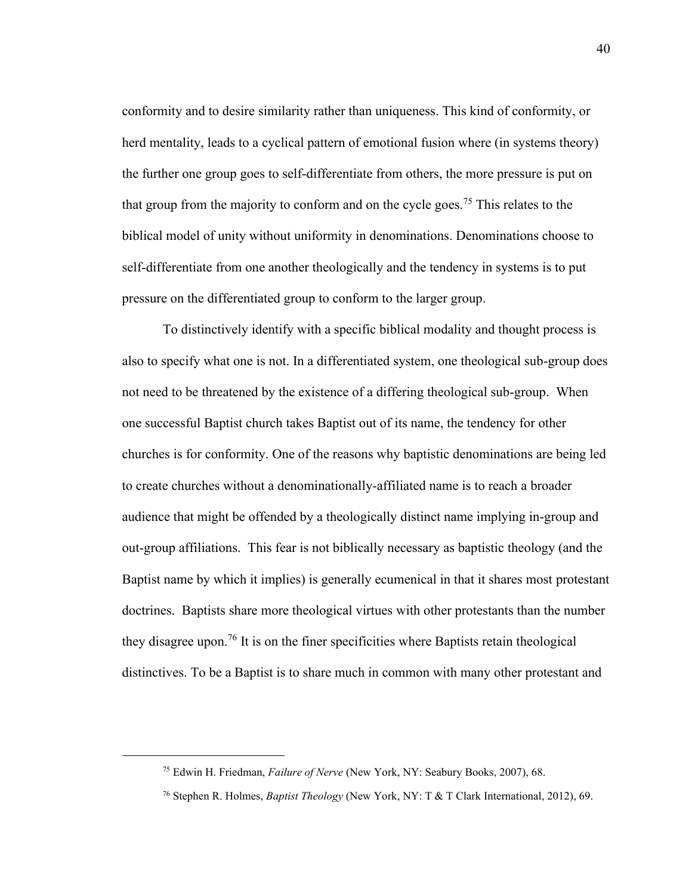conformity and to desire similarity rather than uniqueness. This kind of conformity, or herd mentality, leads to a cyclical pattern of emotional fusion where (in systems theory) the further one group goes to self-differentiate from others, the more pressure is put on that group from the majority to conform and on the cycle goes.[75] This relates to the biblical model of unity without uniformity in denominations. Denominations choose to self-differentiate from one another theologically and the tendency in systems is to put pressure on the differentiated group to conform to the larger group.

To distinctively identify with a specific biblical modality and thought process is also to specify what one is not. In a differentiated system, one theological sub-group does not need to be threatened by the existence of a differing theological sub-group. When one successful Baptist church takes Baptist out of its name, the tendency for other churches is for conformity. One of the reasons why baptistic denominations are being led to create churches without a denominationally-affiliated name is to reach a broader audience that might be offended by a theologically distinct name implying in-group and out-group affiliations. This fear is not biblically necessary as baptistic theology (and the Baptist name by which it implies) is generally ecumenical in that it shares most protestant doctrines. Baptists share more theological virtues with other protestants than the number they disagree upon.[76] It is on the finer specificities where Baptists retain theological distinctives. To be a Baptist is to share much in common with many other protestant and

---

[75] Edwin H. Friedman, *Failure of Nerve* (New York, NY: Seabury Books, 2007), 68.

[76] Stephen R. Holmes, *Baptist Theology* (New York, NY: T & T Clark International, 2012), 69.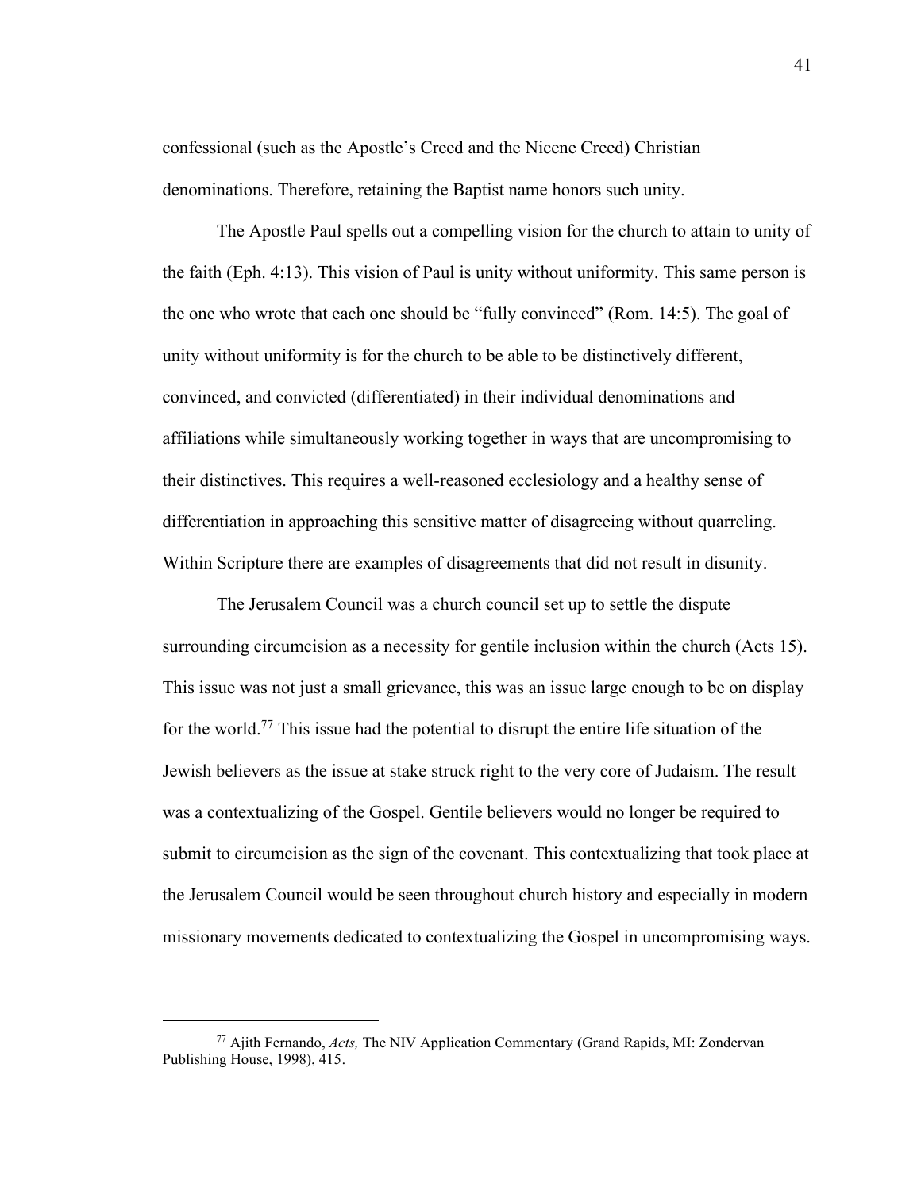confessional (such as the Apostle's Creed and the Nicene Creed) Christian denominations. Therefore, retaining the Baptist name honors such unity.

The Apostle Paul spells out a compelling vision for the church to attain to unity of the faith (Eph. 4:13). This vision of Paul is unity without uniformity. This same person is the one who wrote that each one should be "fully convinced" (Rom. 14:5). The goal of unity without uniformity is for the church to be able to be distinctively different, convinced, and convicted (differentiated) in their individual denominations and affiliations while simultaneously working together in ways that are uncompromising to their distinctives. This requires a well-reasoned ecclesiology and a healthy sense of differentiation in approaching this sensitive matter of disagreeing without quarreling. Within Scripture there are examples of disagreements that did not result in disunity.

The Jerusalem Council was a church council set up to settle the dispute surrounding circumcision as a necessity for gentile inclusion within the church (Acts 15). This issue was not just a small grievance, this was an issue large enough to be on display for the world.[77] This issue had the potential to disrupt the entire life situation of the Jewish believers as the issue at stake struck right to the very core of Judaism. The result was a contextualizing of the Gospel. Gentile believers would no longer be required to submit to circumcision as the sign of the covenant. This contextualizing that took place at the Jerusalem Council would be seen throughout church history and especially in modern missionary movements dedicated to contextualizing the Gospel in uncompromising ways.

---

[77] Ajith Fernando, *Acts,* The NIV Application Commentary (Grand Rapids, MI: Zondervan Publishing House, 1998), 415.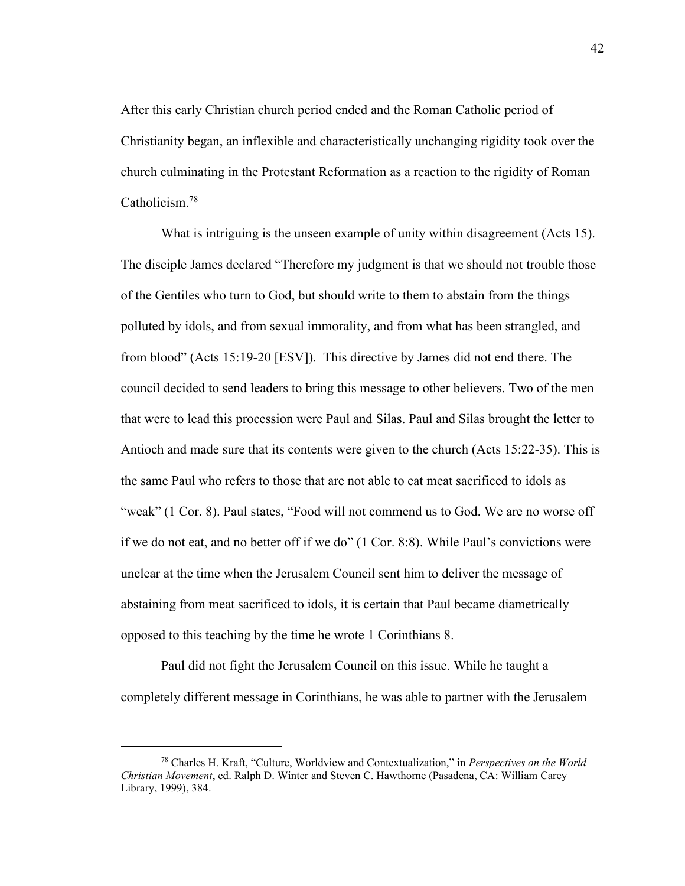After this early Christian church period ended and the Roman Catholic period of Christianity began, an inflexible and characteristically unchanging rigidity took over the church culminating in the Protestant Reformation as a reaction to the rigidity of Roman Catholicism.[78]

What is intriguing is the unseen example of unity within disagreement (Acts 15). The disciple James declared "Therefore my judgment is that we should not trouble those of the Gentiles who turn to God, but should write to them to abstain from the things polluted by idols, and from sexual immorality, and from what has been strangled, and from blood" (Acts 15:19-20 [ESV]). This directive by James did not end there. The council decided to send leaders to bring this message to other believers. Two of the men that were to lead this procession were Paul and Silas. Paul and Silas brought the letter to Antioch and made sure that its contents were given to the church (Acts 15:22-35). This is the same Paul who refers to those that are not able to eat meat sacrificed to idols as "weak" (1 Cor. 8). Paul states, "Food will not commend us to God. We are no worse off if we do not eat, and no better off if we do" (1 Cor. 8:8). While Paul's convictions were unclear at the time when the Jerusalem Council sent him to deliver the message of abstaining from meat sacrificed to idols, it is certain that Paul became diametrically opposed to this teaching by the time he wrote 1 Corinthians 8.

Paul did not fight the Jerusalem Council on this issue. While he taught a completely different message in Corinthians, he was able to partner with the Jerusalem

---

[78] Charles H. Kraft, "Culture, Worldview and Contextualization," in *Perspectives on the World Christian Movement*, ed. Ralph D. Winter and Steven C. Hawthorne (Pasadena, CA: William Carey Library, 1999), 384.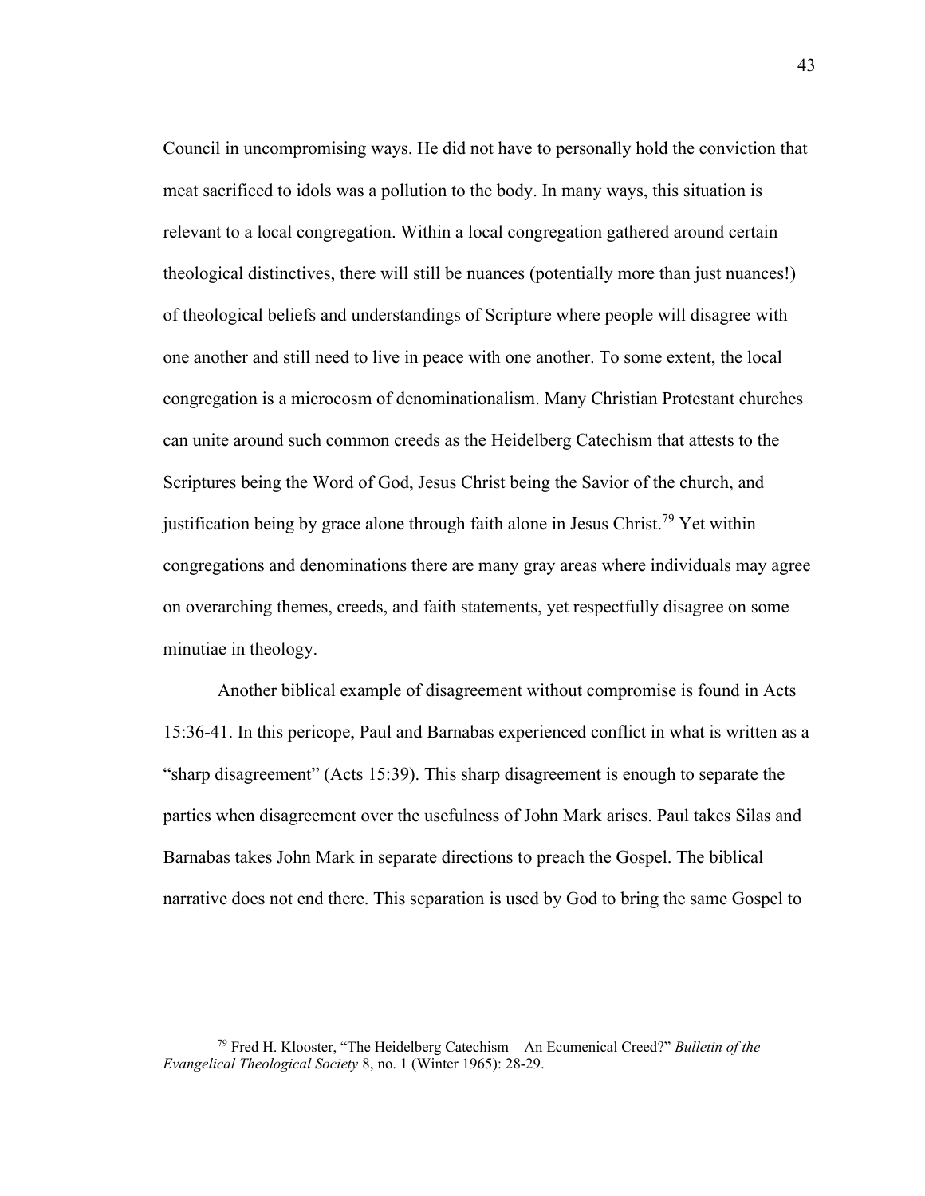Council in uncompromising ways. He did not have to personally hold the conviction that meat sacrificed to idols was a pollution to the body. In many ways, this situation is relevant to a local congregation. Within a local congregation gathered around certain theological distinctives, there will still be nuances (potentially more than just nuances!) of theological beliefs and understandings of Scripture where people will disagree with one another and still need to live in peace with one another. To some extent, the local congregation is a microcosm of denominationalism. Many Christian Protestant churches can unite around such common creeds as the Heidelberg Catechism that attests to the Scriptures being the Word of God, Jesus Christ being the Savior of the church, and justification being by grace alone through faith alone in Jesus Christ.[79] Yet within congregations and denominations there are many gray areas where individuals may agree on overarching themes, creeds, and faith statements, yet respectfully disagree on some minutiae in theology.

Another biblical example of disagreement without compromise is found in Acts 15:36-41. In this pericope, Paul and Barnabas experienced conflict in what is written as a "sharp disagreement" (Acts 15:39). This sharp disagreement is enough to separate the parties when disagreement over the usefulness of John Mark arises. Paul takes Silas and Barnabas takes John Mark in separate directions to preach the Gospel. The biblical narrative does not end there. This separation is used by God to bring the same Gospel to

---

[79] Fred H. Klooster, "The Heidelberg Catechism—An Ecumenical Creed?" *Bulletin of the Evangelical Theological Society* 8, no. 1 (Winter 1965): 28-29.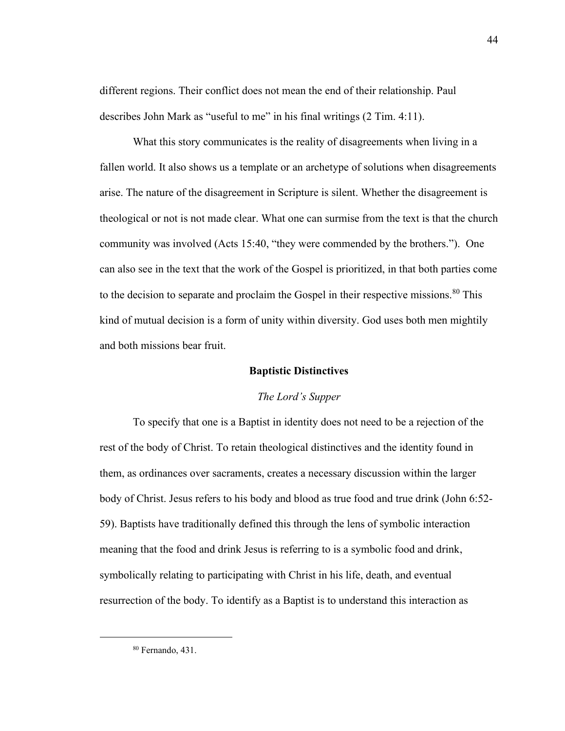different regions. Their conflict does not mean the end of their relationship. Paul describes John Mark as "useful to me" in his final writings (2 Tim. 4:11).

What this story communicates is the reality of disagreements when living in a fallen world. It also shows us a template or an archetype of solutions when disagreements arise. The nature of the disagreement in Scripture is silent. Whether the disagreement is theological or not is not made clear. What one can surmise from the text is that the church community was involved (Acts 15:40, "they were commended by the brothers."). One can also see in the text that the work of the Gospel is prioritized, in that both parties come to the decision to separate and proclaim the Gospel in their respective missions.[80] This kind of mutual decision is a form of unity within diversity. God uses both men mightily and both missions bear fruit.

## Baptistic Distinctives

### *The Lord's Supper*

To specify that one is a Baptist in identity does not need to be a rejection of the rest of the body of Christ. To retain theological distinctives and the identity found in them, as ordinances over sacraments, creates a necessary discussion within the larger body of Christ. Jesus refers to his body and blood as true food and true drink (John 6:52-59). Baptists have traditionally defined this through the lens of symbolic interaction meaning that the food and drink Jesus is referring to is a symbolic food and drink, symbolically relating to participating with Christ in his life, death, and eventual resurrection of the body. To identify as a Baptist is to understand this interaction as

[80] Fernando, 431.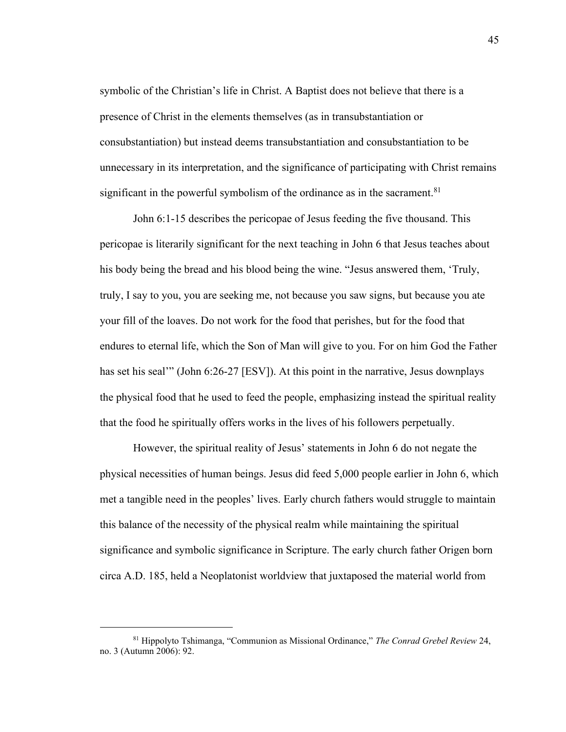symbolic of the Christian's life in Christ. A Baptist does not believe that there is a presence of Christ in the elements themselves (as in transubstantiation or consubstantiation) but instead deems transubstantiation and consubstantiation to be unnecessary in its interpretation, and the significance of participating with Christ remains significant in the powerful symbolism of the ordinance as in the sacrament.[81]

John 6:1-15 describes the pericopae of Jesus feeding the five thousand. This pericopae is literarily significant for the next teaching in John 6 that Jesus teaches about his body being the bread and his blood being the wine. "Jesus answered them, 'Truly, truly, I say to you, you are seeking me, not because you saw signs, but because you ate your fill of the loaves. Do not work for the food that perishes, but for the food that endures to eternal life, which the Son of Man will give to you. For on him God the Father has set his seal'" (John 6:26-27 [ESV]). At this point in the narrative, Jesus downplays the physical food that he used to feed the people, emphasizing instead the spiritual reality that the food he spiritually offers works in the lives of his followers perpetually.

However, the spiritual reality of Jesus' statements in John 6 do not negate the physical necessities of human beings. Jesus did feed 5,000 people earlier in John 6, which met a tangible need in the peoples' lives. Early church fathers would struggle to maintain this balance of the necessity of the physical realm while maintaining the spiritual significance and symbolic significance in Scripture. The early church father Origen born circa A.D. 185, held a Neoplatonist worldview that juxtaposed the material world from

---

[81] Hippolyto Tshimanga, "Communion as Missional Ordinance," *The Conrad Grebel Review* 24, no. 3 (Autumn 2006): 92.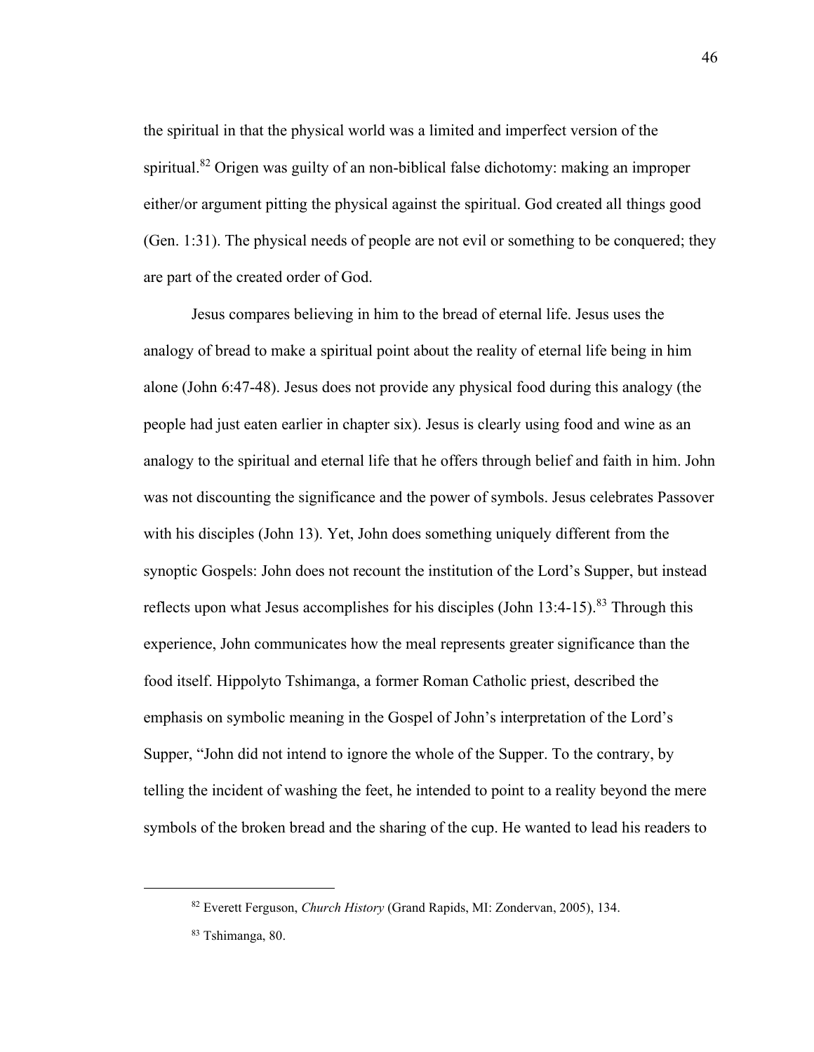the spiritual in that the physical world was a limited and imperfect version of the spiritual.[82] Origen was guilty of an non-biblical false dichotomy: making an improper either/or argument pitting the physical against the spiritual. God created all things good (Gen. 1:31). The physical needs of people are not evil or something to be conquered; they are part of the created order of God.

Jesus compares believing in him to the bread of eternal life. Jesus uses the analogy of bread to make a spiritual point about the reality of eternal life being in him alone (John 6:47-48). Jesus does not provide any physical food during this analogy (the people had just eaten earlier in chapter six). Jesus is clearly using food and wine as an analogy to the spiritual and eternal life that he offers through belief and faith in him. John was not discounting the significance and the power of symbols. Jesus celebrates Passover with his disciples (John 13). Yet, John does something uniquely different from the synoptic Gospels: John does not recount the institution of the Lord's Supper, but instead reflects upon what Jesus accomplishes for his disciples (John 13:4-15).[83] Through this experience, John communicates how the meal represents greater significance than the food itself. Hippolyto Tshimanga, a former Roman Catholic priest, described the emphasis on symbolic meaning in the Gospel of John's interpretation of the Lord's Supper, "John did not intend to ignore the whole of the Supper. To the contrary, by telling the incident of washing the feet, he intended to point to a reality beyond the mere symbols of the broken bread and the sharing of the cup. He wanted to lead his readers to

---

[82] Everett Ferguson, *Church History* (Grand Rapids, MI: Zondervan, 2005), 134.

[83] Tshimanga, 80.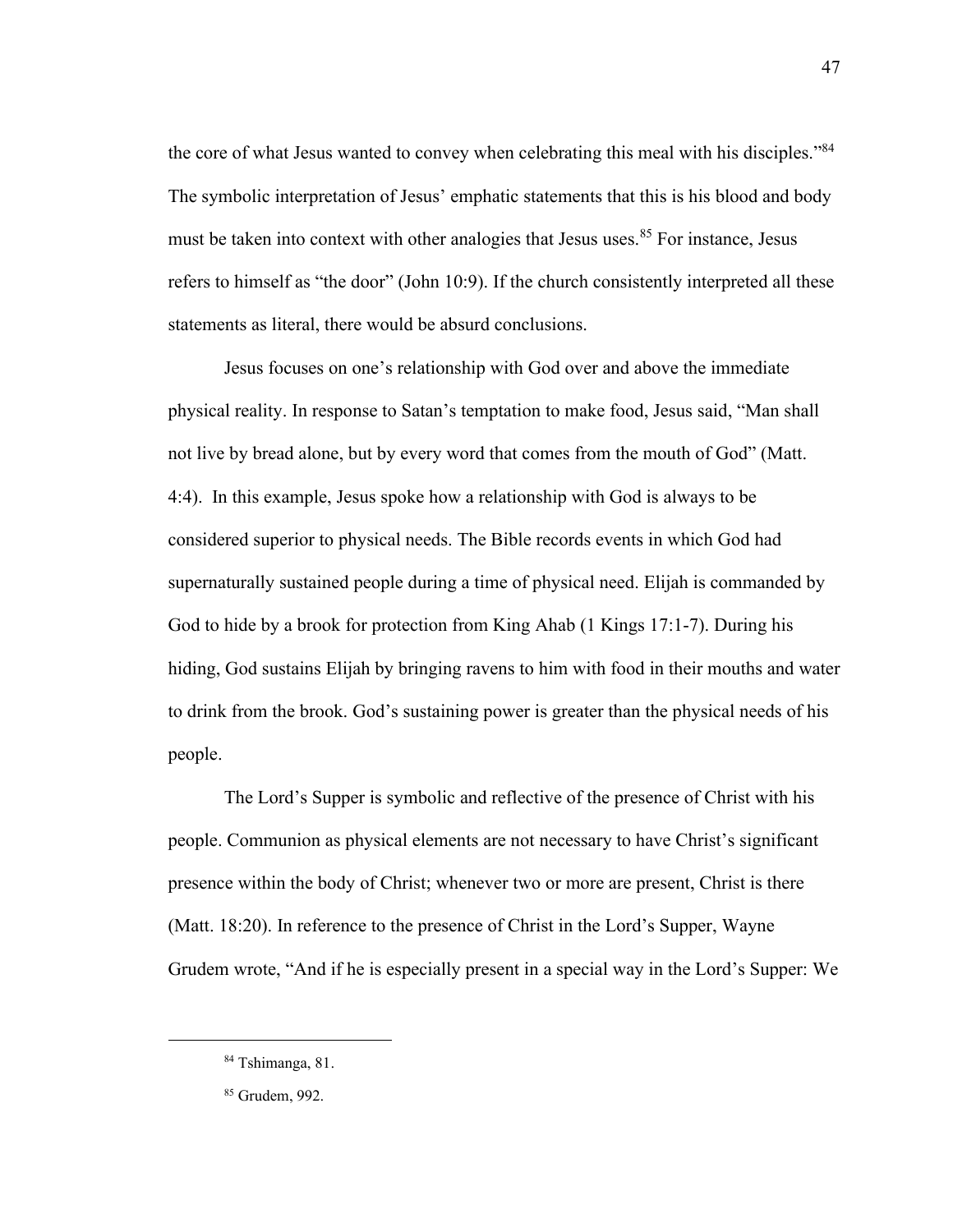the core of what Jesus wanted to convey when celebrating this meal with his disciples."[84] The symbolic interpretation of Jesus' emphatic statements that this is his blood and body must be taken into context with other analogies that Jesus uses.[85] For instance, Jesus refers to himself as "the door" (John 10:9). If the church consistently interpreted all these statements as literal, there would be absurd conclusions.

Jesus focuses on one's relationship with God over and above the immediate physical reality. In response to Satan's temptation to make food, Jesus said, "Man shall not live by bread alone, but by every word that comes from the mouth of God" (Matt. 4:4). In this example, Jesus spoke how a relationship with God is always to be considered superior to physical needs. The Bible records events in which God had supernaturally sustained people during a time of physical need. Elijah is commanded by God to hide by a brook for protection from King Ahab (1 Kings 17:1-7). During his hiding, God sustains Elijah by bringing ravens to him with food in their mouths and water to drink from the brook. God's sustaining power is greater than the physical needs of his people.

The Lord's Supper is symbolic and reflective of the presence of Christ with his people. Communion as physical elements are not necessary to have Christ's significant presence within the body of Christ; whenever two or more are present, Christ is there (Matt. 18:20). In reference to the presence of Christ in the Lord's Supper, Wayne Grudem wrote, "And if he is especially present in a special way in the Lord's Supper: We

---

[84] Tshimanga, 81.

[85] Grudem, 992.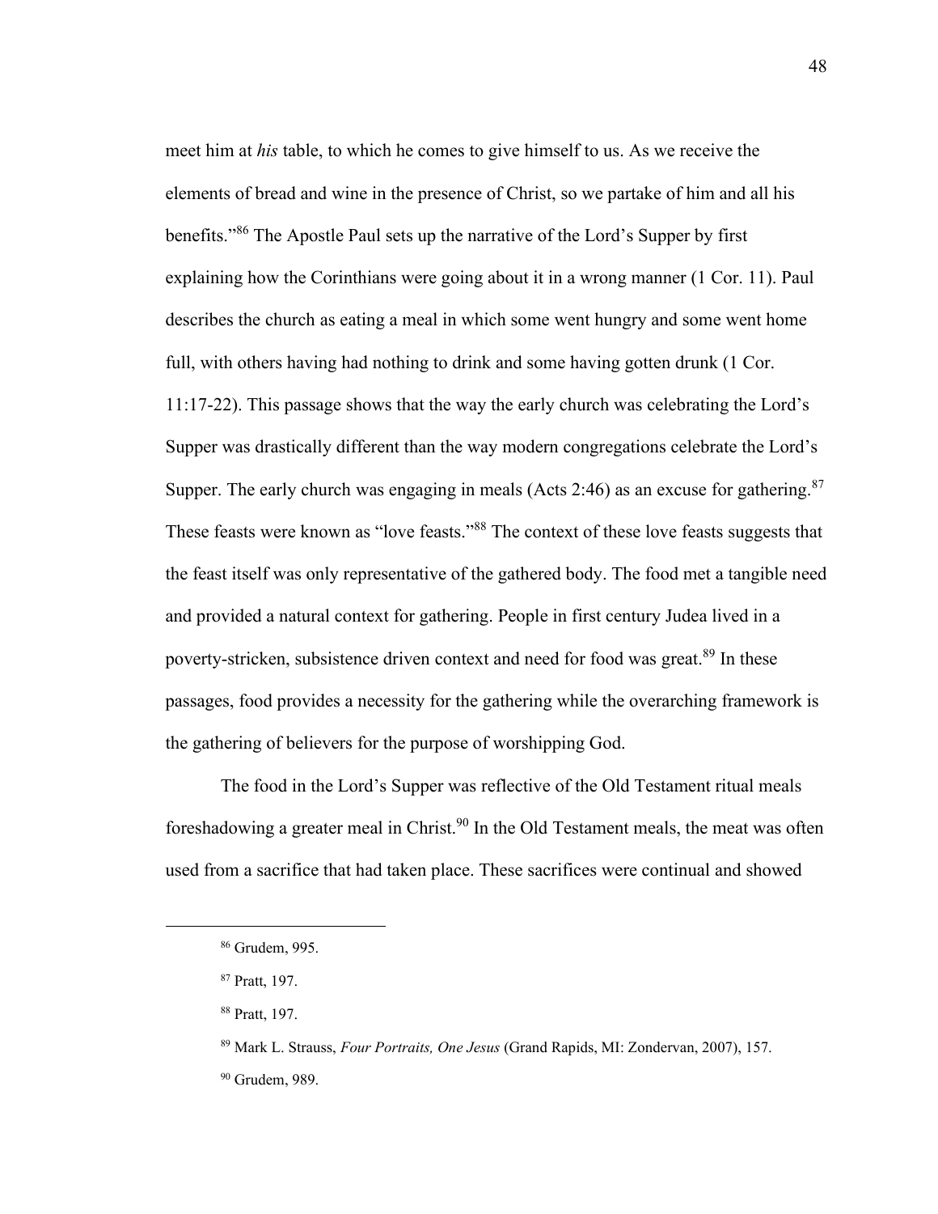meet him at *his* table, to which he comes to give himself to us. As we receive the elements of bread and wine in the presence of Christ, so we partake of him and all his benefits."[86] The Apostle Paul sets up the narrative of the Lord's Supper by first explaining how the Corinthians were going about it in a wrong manner (1 Cor. 11). Paul describes the church as eating a meal in which some went hungry and some went home full, with others having had nothing to drink and some having gotten drunk (1 Cor. 11:17-22). This passage shows that the way the early church was celebrating the Lord's Supper was drastically different than the way modern congregations celebrate the Lord's Supper. The early church was engaging in meals (Acts 2:46) as an excuse for gathering.[87] These feasts were known as "love feasts."[88] The context of these love feasts suggests that the feast itself was only representative of the gathered body. The food met a tangible need and provided a natural context for gathering. People in first century Judea lived in a poverty-stricken, subsistence driven context and need for food was great.[89] In these passages, food provides a necessity for the gathering while the overarching framework is the gathering of believers for the purpose of worshipping God.

The food in the Lord's Supper was reflective of the Old Testament ritual meals foreshadowing a greater meal in Christ.[90] In the Old Testament meals, the meat was often used from a sacrifice that had taken place. These sacrifices were continual and showed

---

[86] Grudem, 995.

[87] Pratt, 197.

[88] Pratt, 197.

[89] Mark L. Strauss, *Four Portraits, One Jesus* (Grand Rapids, MI: Zondervan, 2007), 157.

[90] Grudem, 989.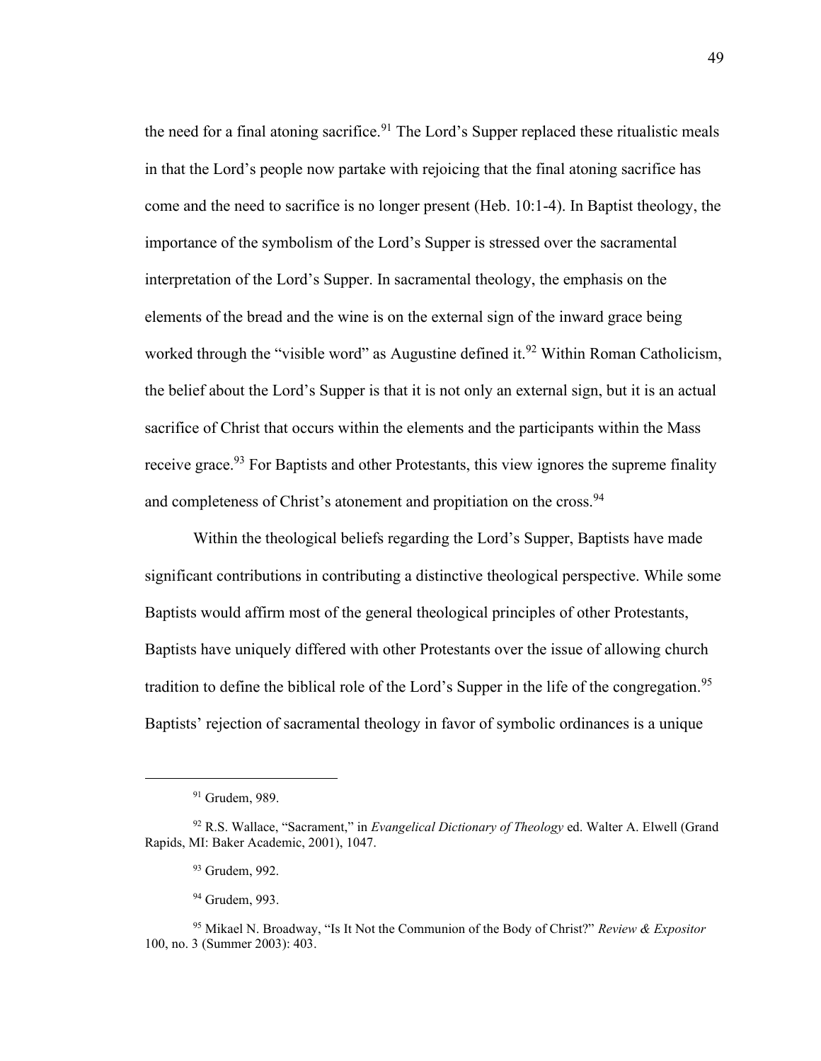the need for a final atoning sacrifice.[91] The Lord's Supper replaced these ritualistic meals in that the Lord's people now partake with rejoicing that the final atoning sacrifice has come and the need to sacrifice is no longer present (Heb. 10:1-4). In Baptist theology, the importance of the symbolism of the Lord's Supper is stressed over the sacramental interpretation of the Lord's Supper. In sacramental theology, the emphasis on the elements of the bread and the wine is on the external sign of the inward grace being worked through the "visible word" as Augustine defined it.[92] Within Roman Catholicism, the belief about the Lord's Supper is that it is not only an external sign, but it is an actual sacrifice of Christ that occurs within the elements and the participants within the Mass receive grace.[93] For Baptists and other Protestants, this view ignores the supreme finality and completeness of Christ's atonement and propitiation on the cross.[94]

Within the theological beliefs regarding the Lord's Supper, Baptists have made significant contributions in contributing a distinctive theological perspective. While some Baptists would affirm most of the general theological principles of other Protestants, Baptists have uniquely differed with other Protestants over the issue of allowing church tradition to define the biblical role of the Lord's Supper in the life of the congregation.[95] Baptists' rejection of sacramental theology in favor of symbolic ordinances is a unique

---

[91] Grudem, 989.

[92] R.S. Wallace, "Sacrament," in *Evangelical Dictionary of Theology* ed. Walter A. Elwell (Grand Rapids, MI: Baker Academic, 2001), 1047.

[93] Grudem, 992.

[94] Grudem, 993.

[95] Mikael N. Broadway, "Is It Not the Communion of the Body of Christ?" *Review & Expositor* 100, no. 3 (Summer 2003): 403.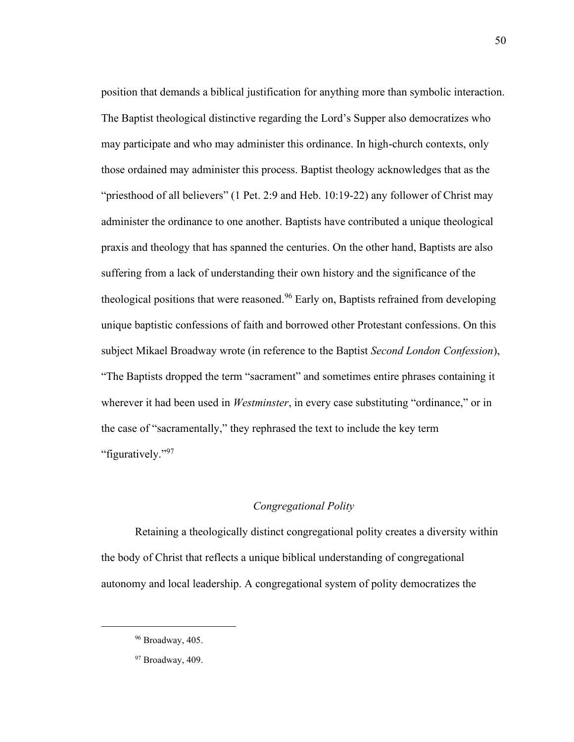position that demands a biblical justification for anything more than symbolic interaction. The Baptist theological distinctive regarding the Lord's Supper also democratizes who may participate and who may administer this ordinance. In high-church contexts, only those ordained may administer this process. Baptist theology acknowledges that as the "priesthood of all believers" (1 Pet. 2:9 and Heb. 10:19-22) any follower of Christ may administer the ordinance to one another. Baptists have contributed a unique theological praxis and theology that has spanned the centuries. On the other hand, Baptists are also suffering from a lack of understanding their own history and the significance of the theological positions that were reasoned.[96] Early on, Baptists refrained from developing unique baptistic confessions of faith and borrowed other Protestant confessions. On this subject Mikael Broadway wrote (in reference to the Baptist *Second London Confession*), "The Baptists dropped the term "sacrament" and sometimes entire phrases containing it wherever it had been used in *Westminster*, in every case substituting "ordinance," or in the case of "sacramentally," they rephrased the text to include the key term "figuratively."[97]

### *Congregational Polity*

Retaining a theologically distinct congregational polity creates a diversity within the body of Christ that reflects a unique biblical understanding of congregational autonomy and local leadership. A congregational system of polity democratizes the

---

[96] Broadway, 405.

[97] Broadway, 409.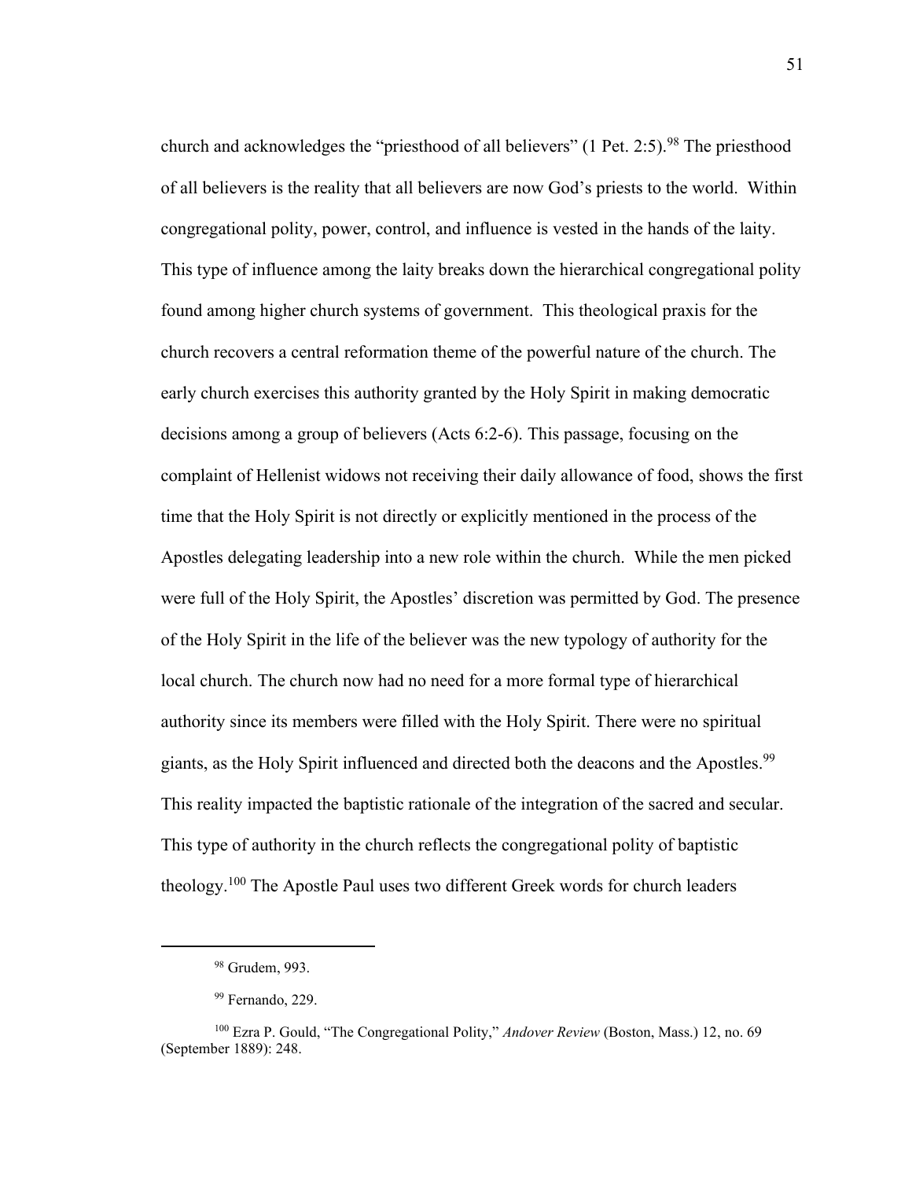church and acknowledges the "priesthood of all believers" (1 Pet. 2:5).[98] The priesthood of all believers is the reality that all believers are now God's priests to the world. Within congregational polity, power, control, and influence is vested in the hands of the laity. This type of influence among the laity breaks down the hierarchical congregational polity found among higher church systems of government. This theological praxis for the church recovers a central reformation theme of the powerful nature of the church. The early church exercises this authority granted by the Holy Spirit in making democratic decisions among a group of believers (Acts 6:2-6). This passage, focusing on the complaint of Hellenist widows not receiving their daily allowance of food, shows the first time that the Holy Spirit is not directly or explicitly mentioned in the process of the Apostles delegating leadership into a new role within the church. While the men picked were full of the Holy Spirit, the Apostles' discretion was permitted by God. The presence of the Holy Spirit in the life of the believer was the new typology of authority for the local church. The church now had no need for a more formal type of hierarchical authority since its members were filled with the Holy Spirit. There were no spiritual giants, as the Holy Spirit influenced and directed both the deacons and the Apostles.[99] This reality impacted the baptistic rationale of the integration of the sacred and secular. This type of authority in the church reflects the congregational polity of baptistic theology.[100] The Apostle Paul uses two different Greek words for church leaders

---

[98] Grudem, 993.

[99] Fernando, 229.

[100] Ezra P. Gould, "The Congregational Polity," *Andover Review* (Boston, Mass.) 12, no. 69 (September 1889): 248.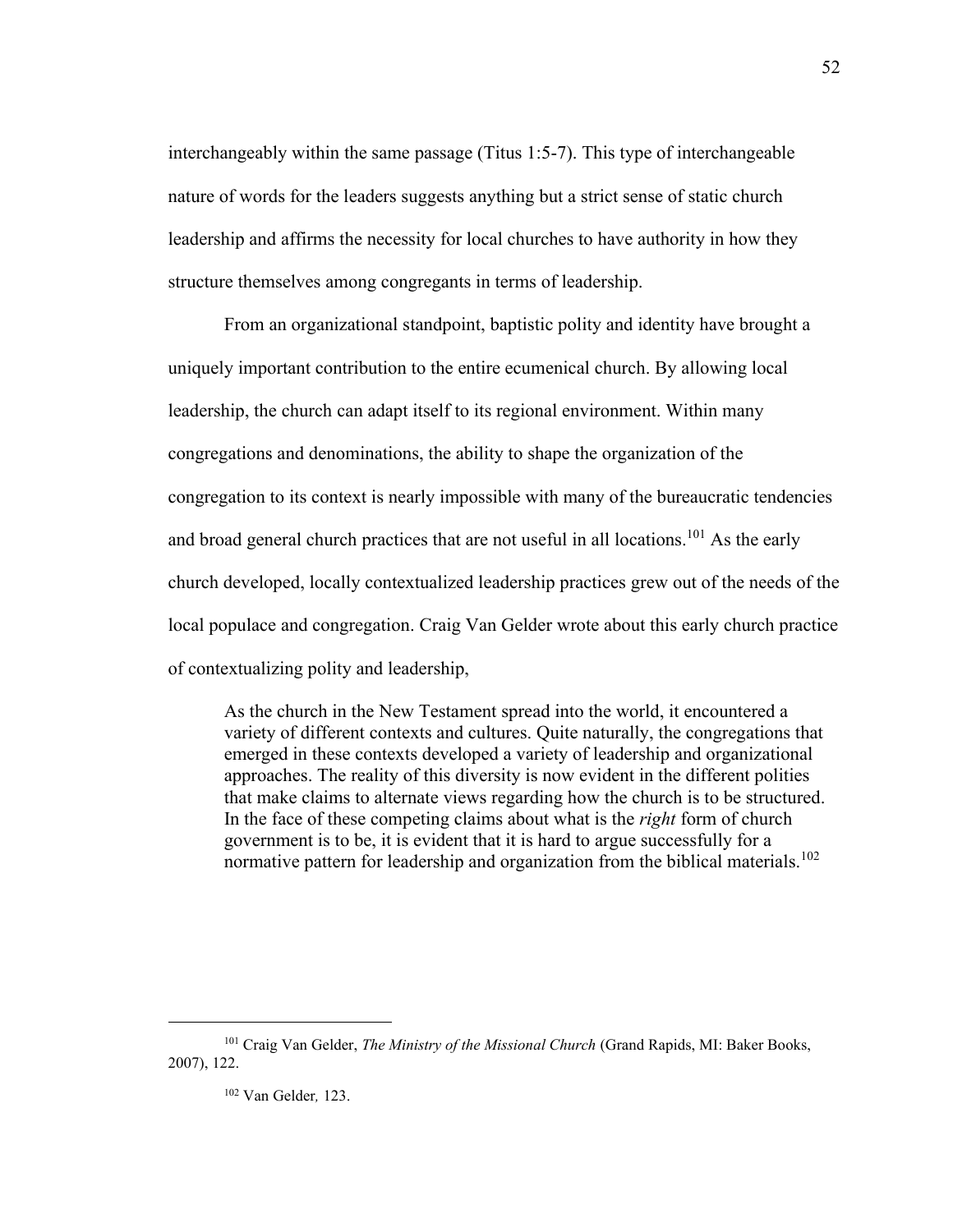interchangeably within the same passage (Titus 1:5-7). This type of interchangeable nature of words for the leaders suggests anything but a strict sense of static church leadership and affirms the necessity for local churches to have authority in how they structure themselves among congregants in terms of leadership.

From an organizational standpoint, baptistic polity and identity have brought a uniquely important contribution to the entire ecumenical church. By allowing local leadership, the church can adapt itself to its regional environment. Within many congregations and denominations, the ability to shape the organization of the congregation to its context is nearly impossible with many of the bureaucratic tendencies and broad general church practices that are not useful in all locations.[101] As the early church developed, locally contextualized leadership practices grew out of the needs of the local populace and congregation. Craig Van Gelder wrote about this early church practice of contextualizing polity and leadership,

> As the church in the New Testament spread into the world, it encountered a variety of different contexts and cultures. Quite naturally, the congregations that emerged in these contexts developed a variety of leadership and organizational approaches. The reality of this diversity is now evident in the different polities that make claims to alternate views regarding how the church is to be structured. In the face of these competing claims about what is the *right* form of church government is to be, it is evident that it is hard to argue successfully for a normative pattern for leadership and organization from the biblical materials.[102]

---

[101] Craig Van Gelder, *The Ministry of the Missional Church* (Grand Rapids, MI: Baker Books, 2007), 122.

[102] Van Gelder, 123.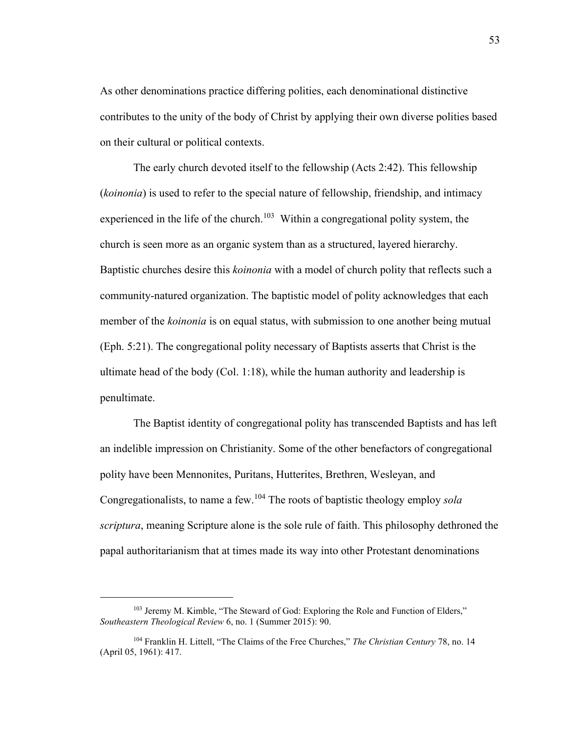As other denominations practice differing polities, each denominational distinctive contributes to the unity of the body of Christ by applying their own diverse polities based on their cultural or political contexts.

The early church devoted itself to the fellowship (Acts 2:42). This fellowship (*koinonia*) is used to refer to the special nature of fellowship, friendship, and intimacy experienced in the life of the church.[103] Within a congregational polity system, the church is seen more as an organic system than as a structured, layered hierarchy. Baptistic churches desire this *koinonia* with a model of church polity that reflects such a community-natured organization. The baptistic model of polity acknowledges that each member of the *koinonia* is on equal status, with submission to one another being mutual (Eph. 5:21). The congregational polity necessary of Baptists asserts that Christ is the ultimate head of the body (Col. 1:18), while the human authority and leadership is penultimate.

The Baptist identity of congregational polity has transcended Baptists and has left an indelible impression on Christianity. Some of the other benefactors of congregational polity have been Mennonites, Puritans, Hutterites, Brethren, Wesleyan, and Congregationalists, to name a few.[104] The roots of baptistic theology employ *sola scriptura*, meaning Scripture alone is the sole rule of faith. This philosophy dethroned the papal authoritarianism that at times made its way into other Protestant denominations

---

[103] Jeremy M. Kimble, "The Steward of God: Exploring the Role and Function of Elders," *Southeastern Theological Review* 6, no. 1 (Summer 2015): 90.

[104] Franklin H. Littell, "The Claims of the Free Churches," *The Christian Century* 78, no. 14 (April 05, 1961): 417.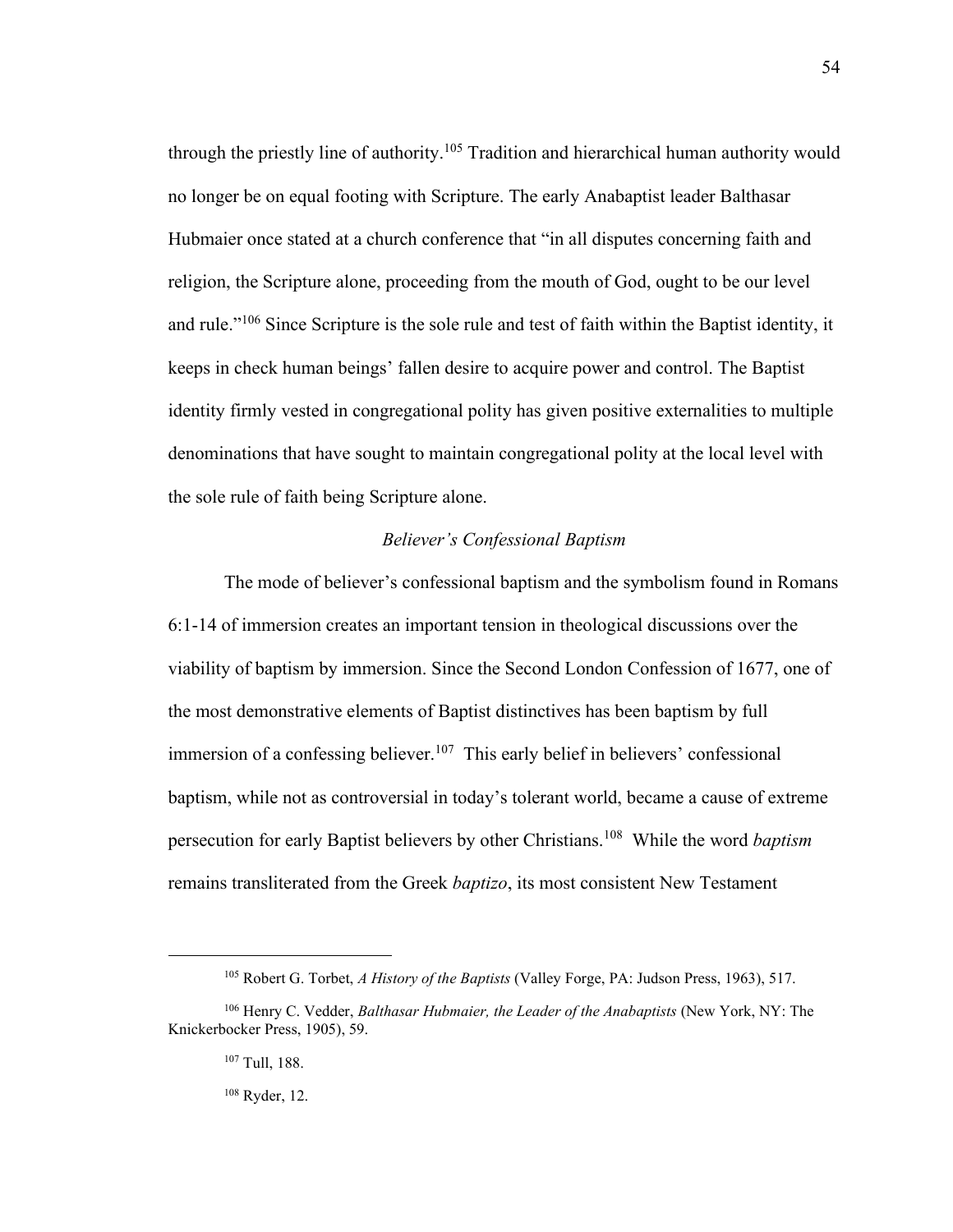through the priestly line of authority.[105] Tradition and hierarchical human authority would no longer be on equal footing with Scripture. The early Anabaptist leader Balthasar Hubmaier once stated at a church conference that "in all disputes concerning faith and religion, the Scripture alone, proceeding from the mouth of God, ought to be our level and rule."[106] Since Scripture is the sole rule and test of faith within the Baptist identity, it keeps in check human beings' fallen desire to acquire power and control. The Baptist identity firmly vested in congregational polity has given positive externalities to multiple denominations that have sought to maintain congregational polity at the local level with the sole rule of faith being Scripture alone.

### *Believer's Confessional Baptism*

The mode of believer's confessional baptism and the symbolism found in Romans 6:1-14 of immersion creates an important tension in theological discussions over the viability of baptism by immersion. Since the Second London Confession of 1677, one of the most demonstrative elements of Baptist distinctives has been baptism by full immersion of a confessing believer.[107] This early belief in believers' confessional baptism, while not as controversial in today's tolerant world, became a cause of extreme persecution for early Baptist believers by other Christians.[108] While the word *baptism* remains transliterated from the Greek *baptizo*, its most consistent New Testament

---

[105] Robert G. Torbet, *A History of the Baptists* (Valley Forge, PA: Judson Press, 1963), 517.

[106] Henry C. Vedder, *Balthasar Hubmaier, the Leader of the Anabaptists* (New York, NY: The Knickerbocker Press, 1905), 59.

[107] Tull, 188.

[108] Ryder, 12.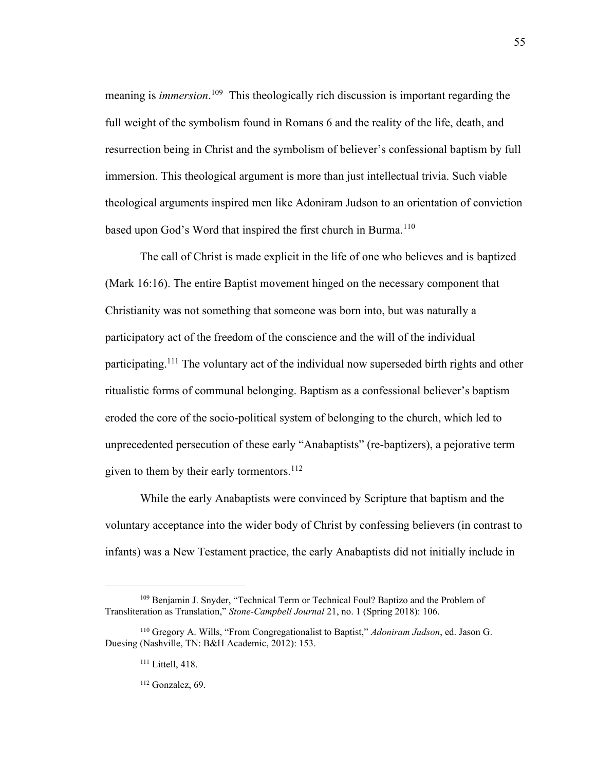meaning is *immersion*.[109] This theologically rich discussion is important regarding the full weight of the symbolism found in Romans 6 and the reality of the life, death, and resurrection being in Christ and the symbolism of believer's confessional baptism by full immersion. This theological argument is more than just intellectual trivia. Such viable theological arguments inspired men like Adoniram Judson to an orientation of conviction based upon God's Word that inspired the first church in Burma.[110]

The call of Christ is made explicit in the life of one who believes and is baptized (Mark 16:16). The entire Baptist movement hinged on the necessary component that Christianity was not something that someone was born into, but was naturally a participatory act of the freedom of the conscience and the will of the individual participating.[111] The voluntary act of the individual now superseded birth rights and other ritualistic forms of communal belonging. Baptism as a confessional believer's baptism eroded the core of the socio-political system of belonging to the church, which led to unprecedented persecution of these early "Anabaptists" (re-baptizers), a pejorative term given to them by their early tormentors.[112]

While the early Anabaptists were convinced by Scripture that baptism and the voluntary acceptance into the wider body of Christ by confessing believers (in contrast to infants) was a New Testament practice, the early Anabaptists did not initially include in

---

[109] Benjamin J. Snyder, "Technical Term or Technical Foul? Baptizo and the Problem of Transliteration as Translation," *Stone-Campbell Journal* 21, no. 1 (Spring 2018): 106.

[110] Gregory A. Wills, "From Congregationalist to Baptist," *Adoniram Judson*, ed. Jason G. Duesing (Nashville, TN: B&H Academic, 2012): 153.

[111] Littell, 418.

[112] Gonzalez, 69.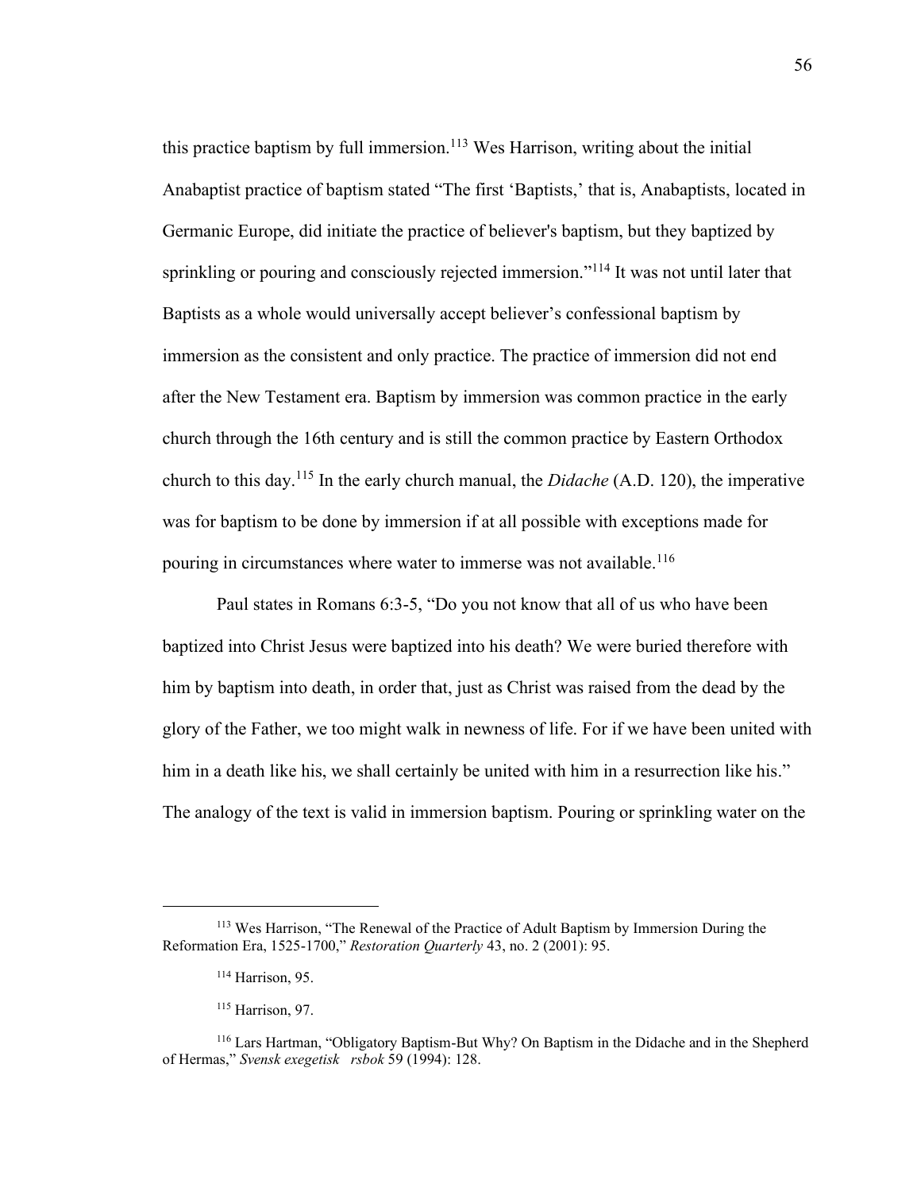this practice baptism by full immersion.[113] Wes Harrison, writing about the initial Anabaptist practice of baptism stated "The first 'Baptists,' that is, Anabaptists, located in Germanic Europe, did initiate the practice of believer's baptism, but they baptized by sprinkling or pouring and consciously rejected immersion."[114] It was not until later that Baptists as a whole would universally accept believer's confessional baptism by immersion as the consistent and only practice. The practice of immersion did not end after the New Testament era. Baptism by immersion was common practice in the early church through the 16th century and is still the common practice by Eastern Orthodox church to this day.[115] In the early church manual, the *Didache* (A.D. 120), the imperative was for baptism to be done by immersion if at all possible with exceptions made for pouring in circumstances where water to immerse was not available.[116]

Paul states in Romans 6:3-5, "Do you not know that all of us who have been baptized into Christ Jesus were baptized into his death? We were buried therefore with him by baptism into death, in order that, just as Christ was raised from the dead by the glory of the Father, we too might walk in newness of life. For if we have been united with him in a death like his, we shall certainly be united with him in a resurrection like his." The analogy of the text is valid in immersion baptism. Pouring or sprinkling water on the

---

[113] Wes Harrison, "The Renewal of the Practice of Adult Baptism by Immersion During the Reformation Era, 1525-1700," *Restoration Quarterly* 43, no. 2 (2001): 95.

[114] Harrison, 95.

[115] Harrison, 97.

[116] Lars Hartman, "Obligatory Baptism-But Why? On Baptism in the Didache and in the Shepherd of Hermas," *Svensk exegetisk rsbok* 59 (1994): 128.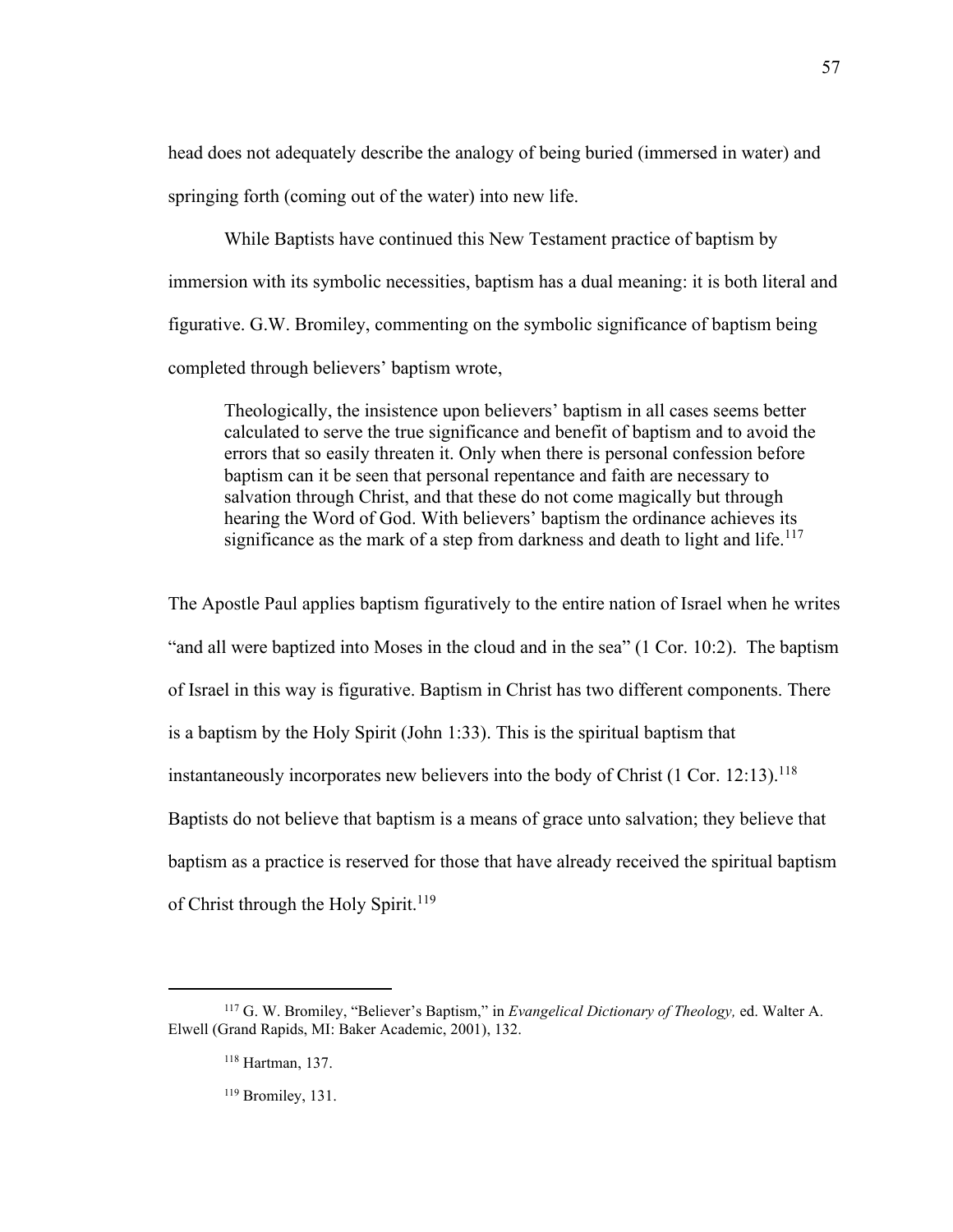head does not adequately describe the analogy of being buried (immersed in water) and springing forth (coming out of the water) into new life.

While Baptists have continued this New Testament practice of baptism by immersion with its symbolic necessities, baptism has a dual meaning: it is both literal and figurative. G.W. Bromiley, commenting on the symbolic significance of baptism being completed through believers' baptism wrote,

> Theologically, the insistence upon believers' baptism in all cases seems better calculated to serve the true significance and benefit of baptism and to avoid the errors that so easily threaten it. Only when there is personal confession before baptism can it be seen that personal repentance and faith are necessary to salvation through Christ, and that these do not come magically but through hearing the Word of God. With believers' baptism the ordinance achieves its significance as the mark of a step from darkness and death to light and life.[117]

The Apostle Paul applies baptism figuratively to the entire nation of Israel when he writes "and all were baptized into Moses in the cloud and in the sea" (1 Cor. 10:2). The baptism of Israel in this way is figurative. Baptism in Christ has two different components. There is a baptism by the Holy Spirit (John 1:33). This is the spiritual baptism that instantaneously incorporates new believers into the body of Christ (1 Cor. 12:13).[118] Baptists do not believe that baptism is a means of grace unto salvation; they believe that baptism as a practice is reserved for those that have already received the spiritual baptism of Christ through the Holy Spirit.[119]

---

[117] G. W. Bromiley, "Believer's Baptism," in *Evangelical Dictionary of Theology,* ed. Walter A. Elwell (Grand Rapids, MI: Baker Academic, 2001), 132.

[118] Hartman, 137.

[119] Bromiley, 131.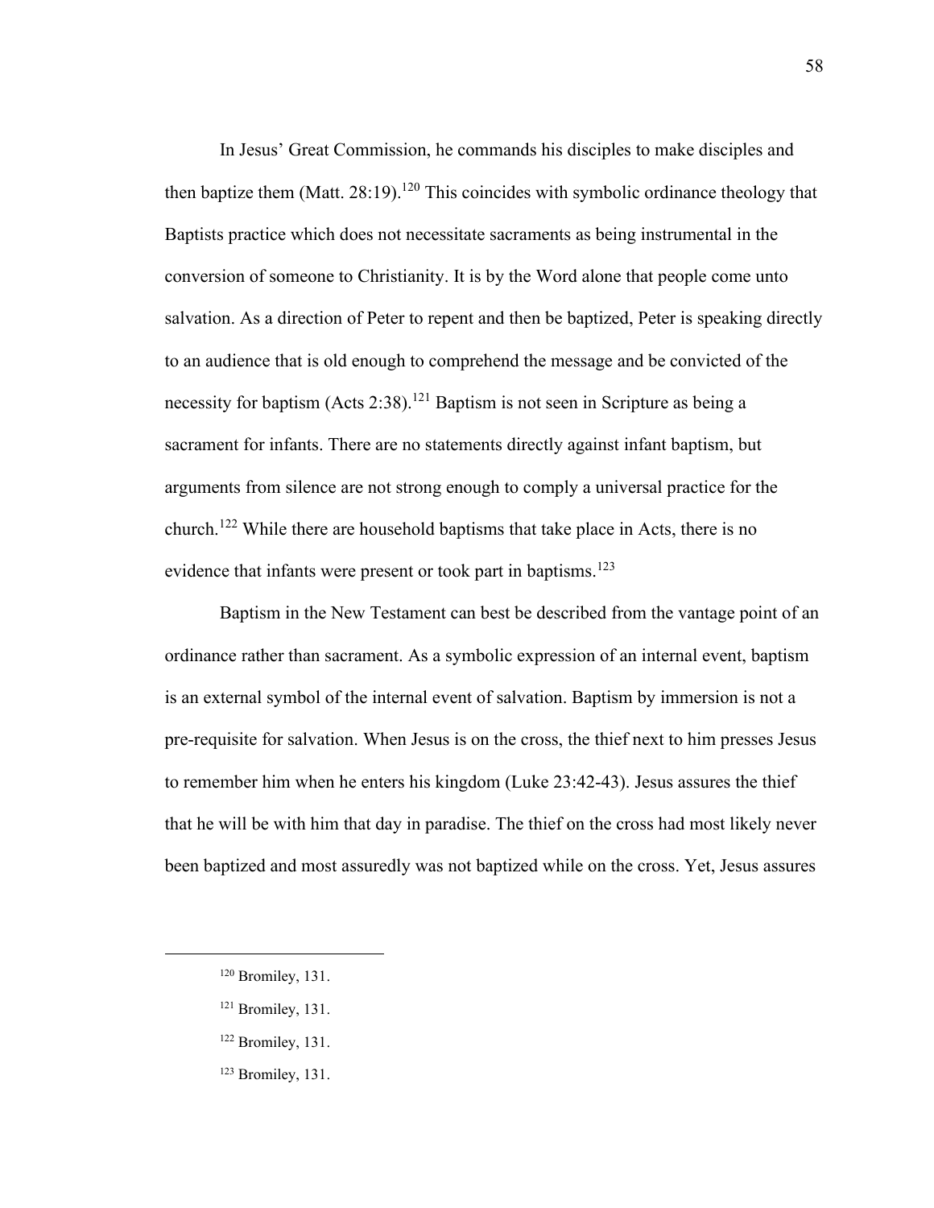In Jesus' Great Commission, he commands his disciples to make disciples and then baptize them (Matt. 28:19).[120] This coincides with symbolic ordinance theology that Baptists practice which does not necessitate sacraments as being instrumental in the conversion of someone to Christianity. It is by the Word alone that people come unto salvation. As a direction of Peter to repent and then be baptized, Peter is speaking directly to an audience that is old enough to comprehend the message and be convicted of the necessity for baptism (Acts 2:38).[121] Baptism is not seen in Scripture as being a sacrament for infants. There are no statements directly against infant baptism, but arguments from silence are not strong enough to comply a universal practice for the church.[122] While there are household baptisms that take place in Acts, there is no evidence that infants were present or took part in baptisms.[123]

Baptism in the New Testament can best be described from the vantage point of an ordinance rather than sacrament. As a symbolic expression of an internal event, baptism is an external symbol of the internal event of salvation. Baptism by immersion is not a pre-requisite for salvation. When Jesus is on the cross, the thief next to him presses Jesus to remember him when he enters his kingdom (Luke 23:42-43). Jesus assures the thief that he will be with him that day in paradise. The thief on the cross had most likely never been baptized and most assuredly was not baptized while on the cross. Yet, Jesus assures

---

[120] Bromiley, 131.

[121] Bromiley, 131.

[122] Bromiley, 131.

[123] Bromiley, 131.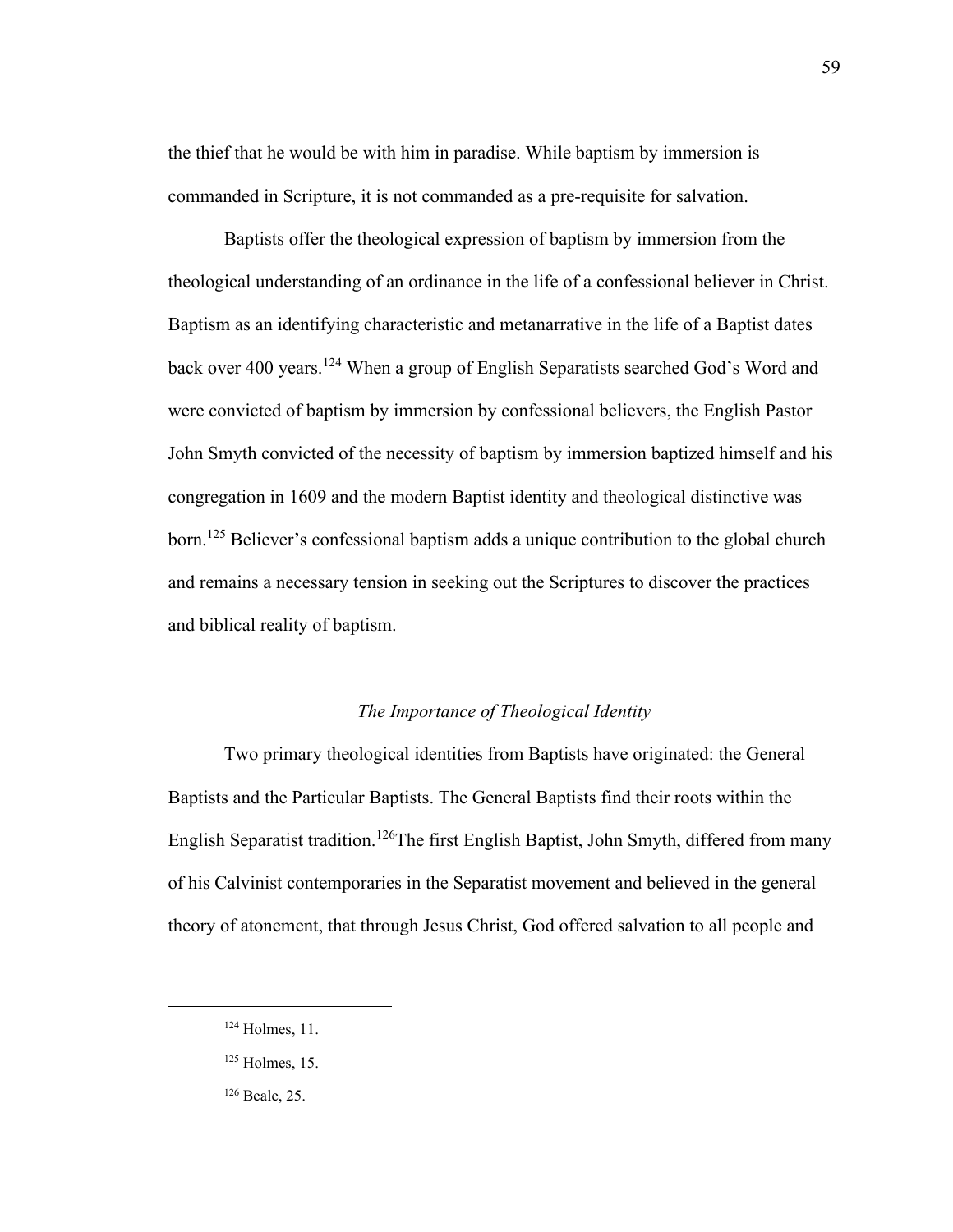the thief that he would be with him in paradise. While baptism by immersion is commanded in Scripture, it is not commanded as a pre-requisite for salvation.

Baptists offer the theological expression of baptism by immersion from the theological understanding of an ordinance in the life of a confessional believer in Christ. Baptism as an identifying characteristic and metanarrative in the life of a Baptist dates back over 400 years.[124] When a group of English Separatists searched God's Word and were convicted of baptism by immersion by confessional believers, the English Pastor John Smyth convicted of the necessity of baptism by immersion baptized himself and his congregation in 1609 and the modern Baptist identity and theological distinctive was born.[125] Believer's confessional baptism adds a unique contribution to the global church and remains a necessary tension in seeking out the Scriptures to discover the practices and biblical reality of baptism.

### *The Importance of Theological Identity*

Two primary theological identities from Baptists have originated: the General Baptists and the Particular Baptists. The General Baptists find their roots within the English Separatist tradition.[126]The first English Baptist, John Smyth, differed from many of his Calvinist contemporaries in the Separatist movement and believed in the general theory of atonement, that through Jesus Christ, God offered salvation to all people and

---

[124] Holmes, 11.

[125] Holmes, 15.

[126] Beale, 25.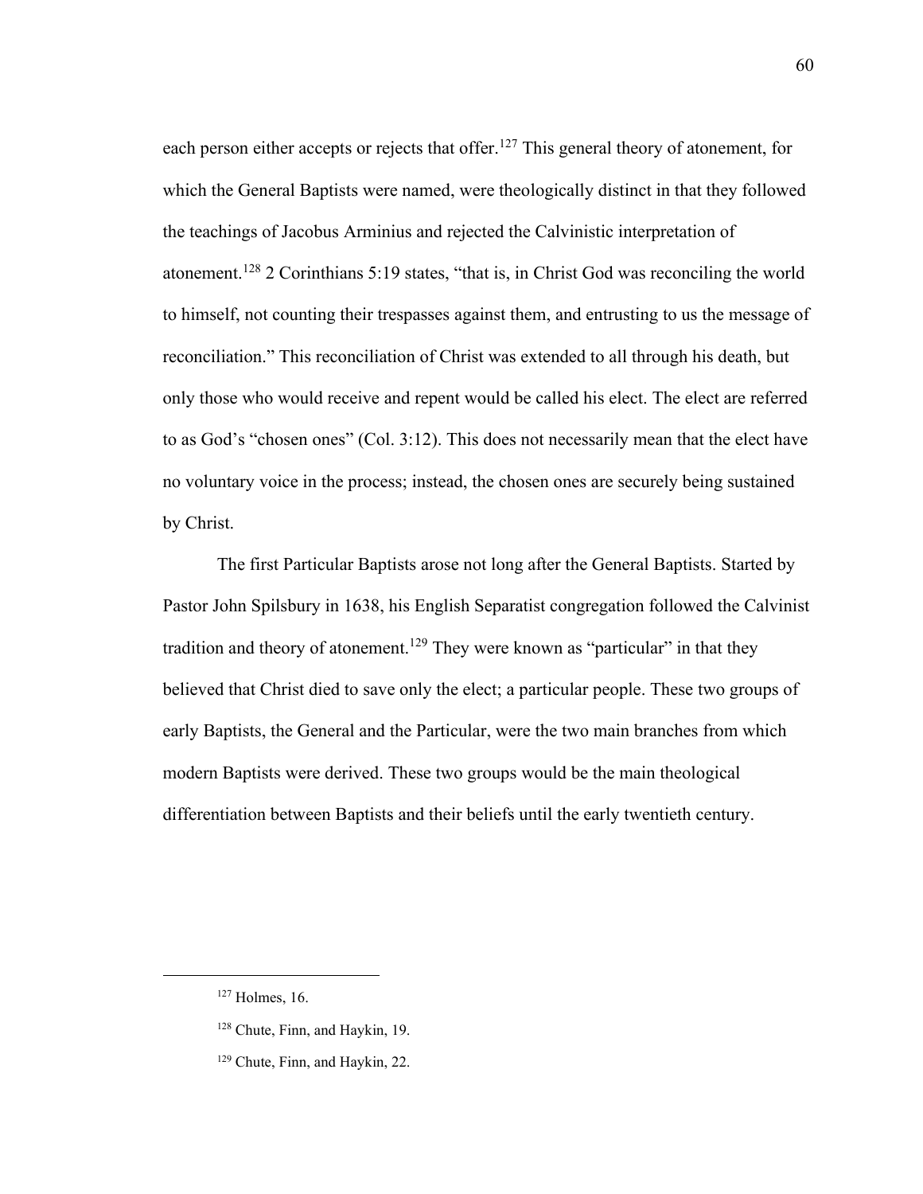each person either accepts or rejects that offer.[127] This general theory of atonement, for which the General Baptists were named, were theologically distinct in that they followed the teachings of Jacobus Arminius and rejected the Calvinistic interpretation of atonement.[128] 2 Corinthians 5:19 states, "that is, in Christ God was reconciling the world to himself, not counting their trespasses against them, and entrusting to us the message of reconciliation." This reconciliation of Christ was extended to all through his death, but only those who would receive and repent would be called his elect. The elect are referred to as God's "chosen ones" (Col. 3:12). This does not necessarily mean that the elect have no voluntary voice in the process; instead, the chosen ones are securely being sustained by Christ.

The first Particular Baptists arose not long after the General Baptists. Started by Pastor John Spilsbury in 1638, his English Separatist congregation followed the Calvinist tradition and theory of atonement.[129] They were known as "particular" in that they believed that Christ died to save only the elect; a particular people. These two groups of early Baptists, the General and the Particular, were the two main branches from which modern Baptists were derived. These two groups would be the main theological differentiation between Baptists and their beliefs until the early twentieth century.

---

[127] Holmes, 16.

[128] Chute, Finn, and Haykin, 19.

[129] Chute, Finn, and Haykin, 22.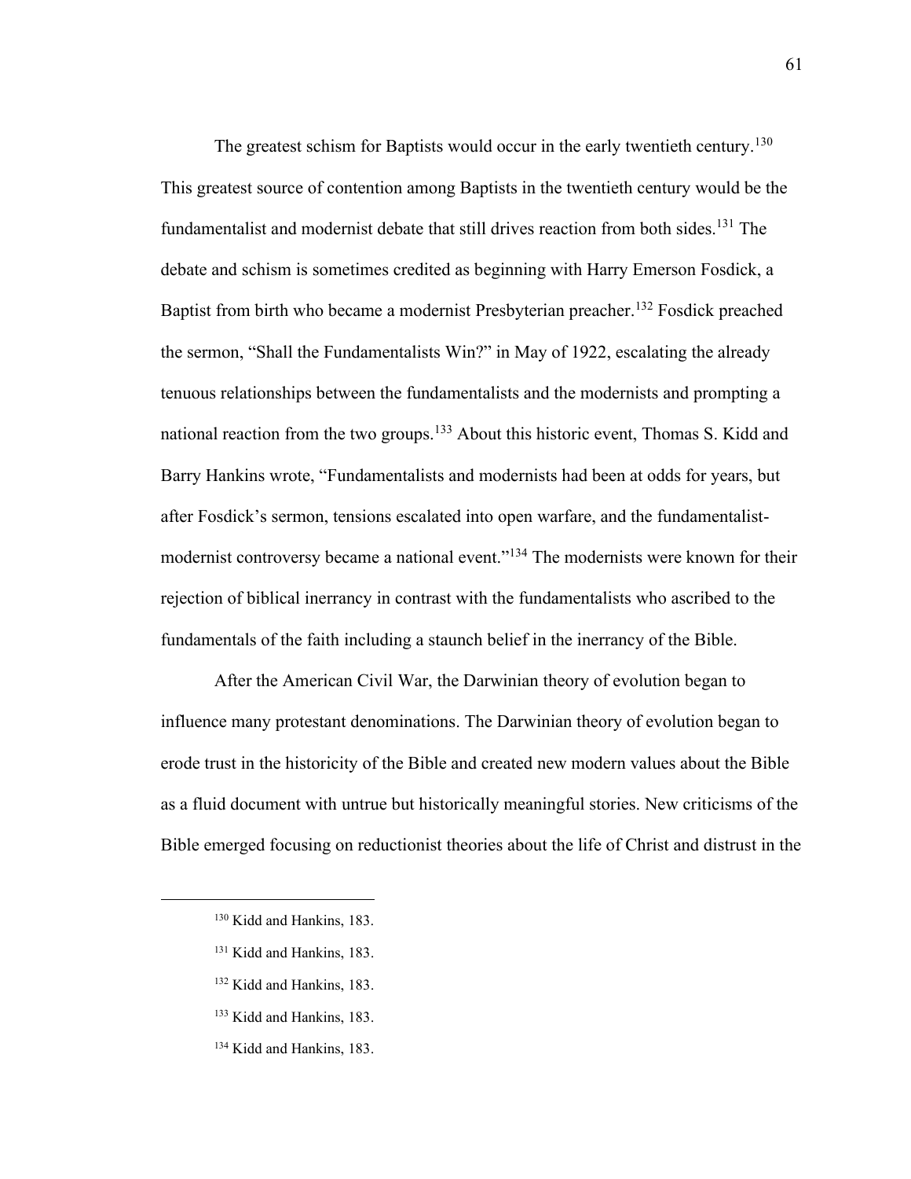The greatest schism for Baptists would occur in the early twentieth century.[130] This greatest source of contention among Baptists in the twentieth century would be the fundamentalist and modernist debate that still drives reaction from both sides.[131] The debate and schism is sometimes credited as beginning with Harry Emerson Fosdick, a Baptist from birth who became a modernist Presbyterian preacher.[132] Fosdick preached the sermon, "Shall the Fundamentalists Win?" in May of 1922, escalating the already tenuous relationships between the fundamentalists and the modernists and prompting a national reaction from the two groups.[133] About this historic event, Thomas S. Kidd and Barry Hankins wrote, "Fundamentalists and modernists had been at odds for years, but after Fosdick's sermon, tensions escalated into open warfare, and the fundamentalist-modernist controversy became a national event."[134] The modernists were known for their rejection of biblical inerrancy in contrast with the fundamentalists who ascribed to the fundamentals of the faith including a staunch belief in the inerrancy of the Bible.

After the American Civil War, the Darwinian theory of evolution began to influence many protestant denominations. The Darwinian theory of evolution began to erode trust in the historicity of the Bible and created new modern values about the Bible as a fluid document with untrue but historically meaningful stories. New criticisms of the Bible emerged focusing on reductionist theories about the life of Christ and distrust in the

---

[130] Kidd and Hankins, 183.

[131] Kidd and Hankins, 183.

[132] Kidd and Hankins, 183.

[133] Kidd and Hankins, 183.

[134] Kidd and Hankins, 183.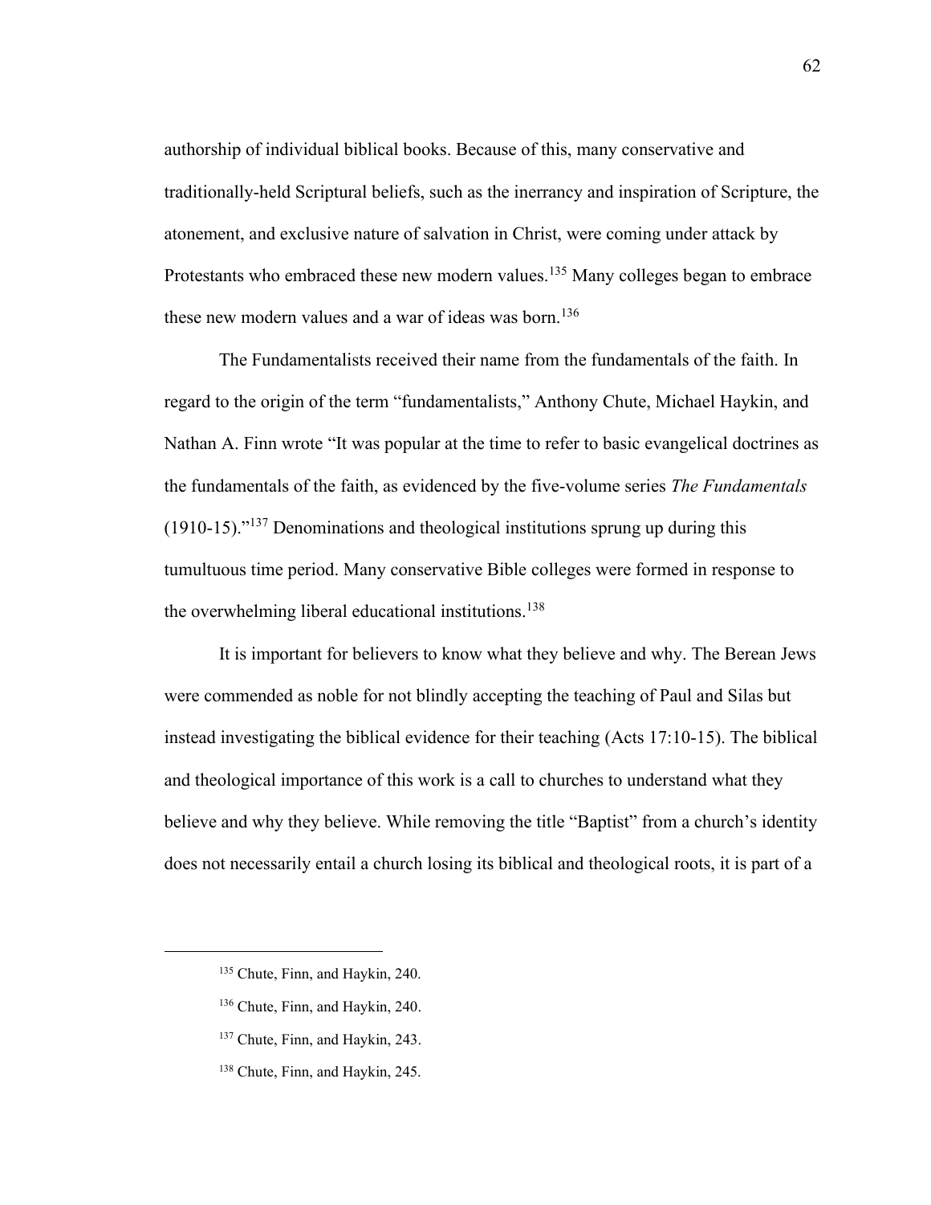authorship of individual biblical books. Because of this, many conservative and traditionally-held Scriptural beliefs, such as the inerrancy and inspiration of Scripture, the atonement, and exclusive nature of salvation in Christ, were coming under attack by Protestants who embraced these new modern values.[135] Many colleges began to embrace these new modern values and a war of ideas was born.[136]

The Fundamentalists received their name from the fundamentals of the faith. In regard to the origin of the term "fundamentalists," Anthony Chute, Michael Haykin, and Nathan A. Finn wrote "It was popular at the time to refer to basic evangelical doctrines as the fundamentals of the faith, as evidenced by the five-volume series *The Fundamentals* (1910-15)."[137] Denominations and theological institutions sprung up during this tumultuous time period. Many conservative Bible colleges were formed in response to the overwhelming liberal educational institutions.[138]

It is important for believers to know what they believe and why. The Berean Jews were commended as noble for not blindly accepting the teaching of Paul and Silas but instead investigating the biblical evidence for their teaching (Acts 17:10-15). The biblical and theological importance of this work is a call to churches to understand what they believe and why they believe. While removing the title "Baptist" from a church's identity does not necessarily entail a church losing its biblical and theological roots, it is part of a

---

[135] Chute, Finn, and Haykin, 240.

[136] Chute, Finn, and Haykin, 240.

[137] Chute, Finn, and Haykin, 243.

[138] Chute, Finn, and Haykin, 245.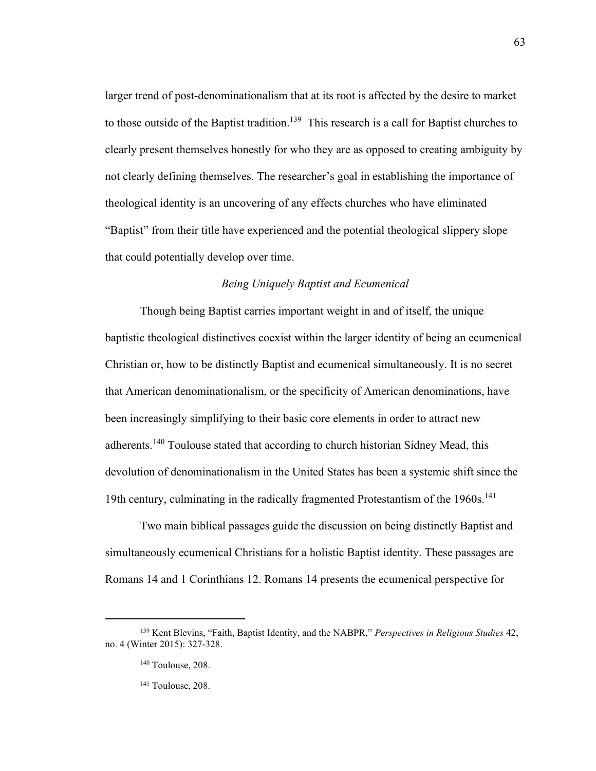larger trend of post-denominationalism that at its root is affected by the desire to market to those outside of the Baptist tradition.[139] This research is a call for Baptist churches to clearly present themselves honestly for who they are as opposed to creating ambiguity by not clearly defining themselves. The researcher's goal in establishing the importance of theological identity is an uncovering of any effects churches who have eliminated "Baptist" from their title have experienced and the potential theological slippery slope that could potentially develop over time.

### *Being Uniquely Baptist and Ecumenical*

Though being Baptist carries important weight in and of itself, the unique baptistic theological distinctives coexist within the larger identity of being an ecumenical Christian or, how to be distinctly Baptist and ecumenical simultaneously. It is no secret that American denominationalism, or the specificity of American denominations, have been increasingly simplifying to their basic core elements in order to attract new adherents.[140] Toulouse stated that according to church historian Sidney Mead, this devolution of denominationalism in the United States has been a systemic shift since the 19th century, culminating in the radically fragmented Protestantism of the 1960s.[141]

Two main biblical passages guide the discussion on being distinctly Baptist and simultaneously ecumenical Christians for a holistic Baptist identity. These passages are Romans 14 and 1 Corinthians 12. Romans 14 presents the ecumenical perspective for

---

[139] Kent Blevins, "Faith, Baptist Identity, and the NABPR," *Perspectives in Religious Studies* 42, no. 4 (Winter 2015): 327-328.

[140] Toulouse, 208.

[141] Toulouse, 208.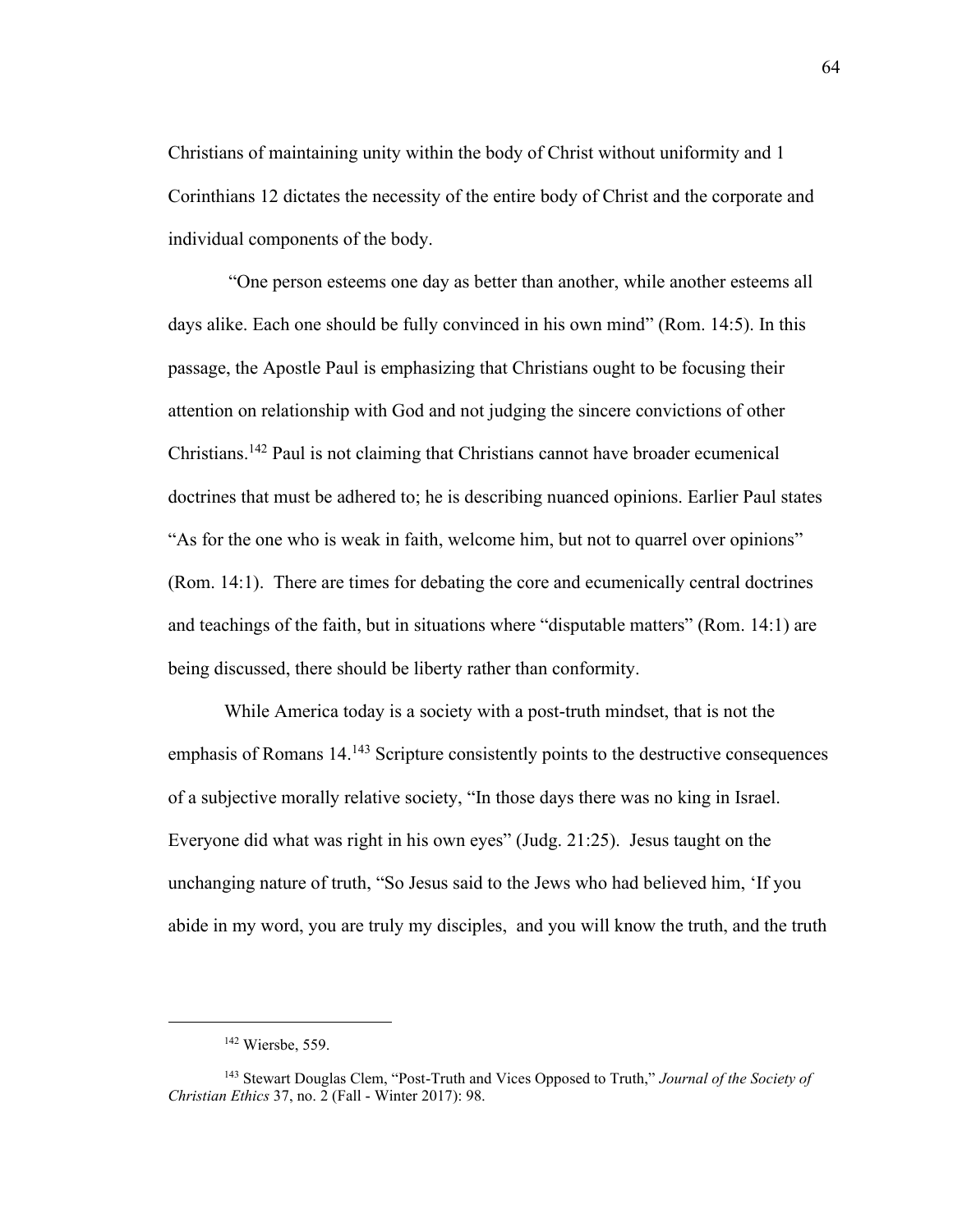Christians of maintaining unity within the body of Christ without uniformity and 1 Corinthians 12 dictates the necessity of the entire body of Christ and the corporate and individual components of the body.

"One person esteems one day as better than another, while another esteems all days alike. Each one should be fully convinced in his own mind" (Rom. 14:5). In this passage, the Apostle Paul is emphasizing that Christians ought to be focusing their attention on relationship with God and not judging the sincere convictions of other Christians.[142] Paul is not claiming that Christians cannot have broader ecumenical doctrines that must be adhered to; he is describing nuanced opinions. Earlier Paul states "As for the one who is weak in faith, welcome him, but not to quarrel over opinions" (Rom. 14:1). There are times for debating the core and ecumenically central doctrines and teachings of the faith, but in situations where "disputable matters" (Rom. 14:1) are being discussed, there should be liberty rather than conformity.

While America today is a society with a post-truth mindset, that is not the emphasis of Romans 14.[143] Scripture consistently points to the destructive consequences of a subjective morally relative society, "In those days there was no king in Israel. Everyone did what was right in his own eyes" (Judg. 21:25). Jesus taught on the unchanging nature of truth, "So Jesus said to the Jews who had believed him, 'If you abide in my word, you are truly my disciples, and you will know the truth, and the truth

---

[142] Wiersbe, 559.

[143] Stewart Douglas Clem, "Post-Truth and Vices Opposed to Truth," *Journal of the Society of Christian Ethics* 37, no. 2 (Fall - Winter 2017): 98.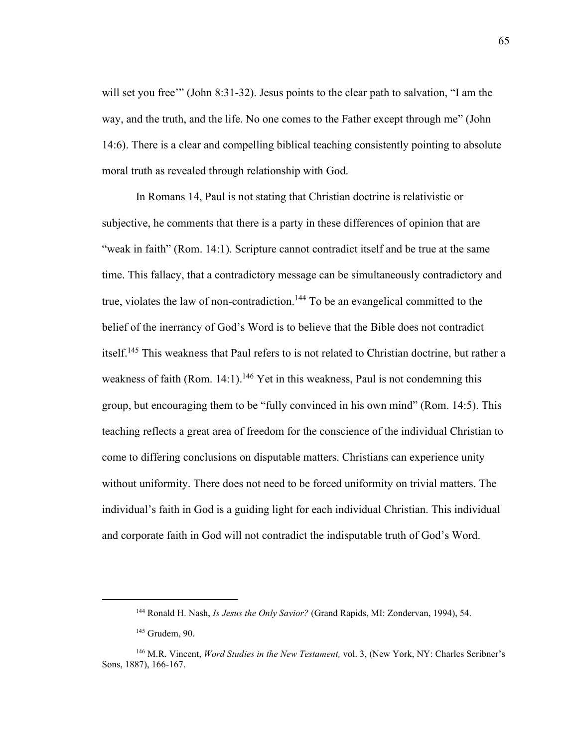will set you free'" (John 8:31-32). Jesus points to the clear path to salvation, "I am the way, and the truth, and the life. No one comes to the Father except through me" (John 14:6). There is a clear and compelling biblical teaching consistently pointing to absolute moral truth as revealed through relationship with God.

In Romans 14, Paul is not stating that Christian doctrine is relativistic or subjective, he comments that there is a party in these differences of opinion that are "weak in faith" (Rom. 14:1). Scripture cannot contradict itself and be true at the same time. This fallacy, that a contradictory message can be simultaneously contradictory and true, violates the law of non-contradiction.[144] To be an evangelical committed to the belief of the inerrancy of God's Word is to believe that the Bible does not contradict itself.[145] This weakness that Paul refers to is not related to Christian doctrine, but rather a weakness of faith (Rom. 14:1).[146] Yet in this weakness, Paul is not condemning this group, but encouraging them to be "fully convinced in his own mind" (Rom. 14:5). This teaching reflects a great area of freedom for the conscience of the individual Christian to come to differing conclusions on disputable matters. Christians can experience unity without uniformity. There does not need to be forced uniformity on trivial matters. The individual's faith in God is a guiding light for each individual Christian. This individual and corporate faith in God will not contradict the indisputable truth of God's Word.

---

[144] Ronald H. Nash, *Is Jesus the Only Savior?* (Grand Rapids, MI: Zondervan, 1994), 54.

[145] Grudem, 90.

[146] M.R. Vincent, *Word Studies in the New Testament,* vol. 3, (New York, NY: Charles Scribner's Sons, 1887), 166-167.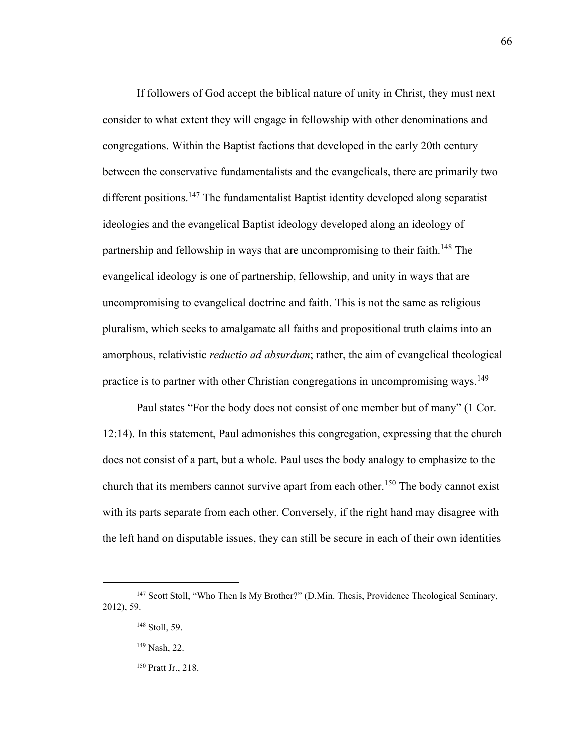If followers of God accept the biblical nature of unity in Christ, they must next consider to what extent they will engage in fellowship with other denominations and congregations. Within the Baptist factions that developed in the early 20th century between the conservative fundamentalists and the evangelicals, there are primarily two different positions.[147] The fundamentalist Baptist identity developed along separatist ideologies and the evangelical Baptist ideology developed along an ideology of partnership and fellowship in ways that are uncompromising to their faith.[148] The evangelical ideology is one of partnership, fellowship, and unity in ways that are uncompromising to evangelical doctrine and faith. This is not the same as religious pluralism, which seeks to amalgamate all faiths and propositional truth claims into an amorphous, relativistic *reductio ad absurdum*; rather, the aim of evangelical theological practice is to partner with other Christian congregations in uncompromising ways.[149]

Paul states "For the body does not consist of one member but of many" (1 Cor. 12:14). In this statement, Paul admonishes this congregation, expressing that the church does not consist of a part, but a whole. Paul uses the body analogy to emphasize to the church that its members cannot survive apart from each other.[150] The body cannot exist with its parts separate from each other. Conversely, if the right hand may disagree with the left hand on disputable issues, they can still be secure in each of their own identities

---

[147] Scott Stoll, "Who Then Is My Brother?" (D.Min. Thesis, Providence Theological Seminary, 2012), 59.

[148] Stoll, 59.

[149] Nash, 22.

[150] Pratt Jr., 218.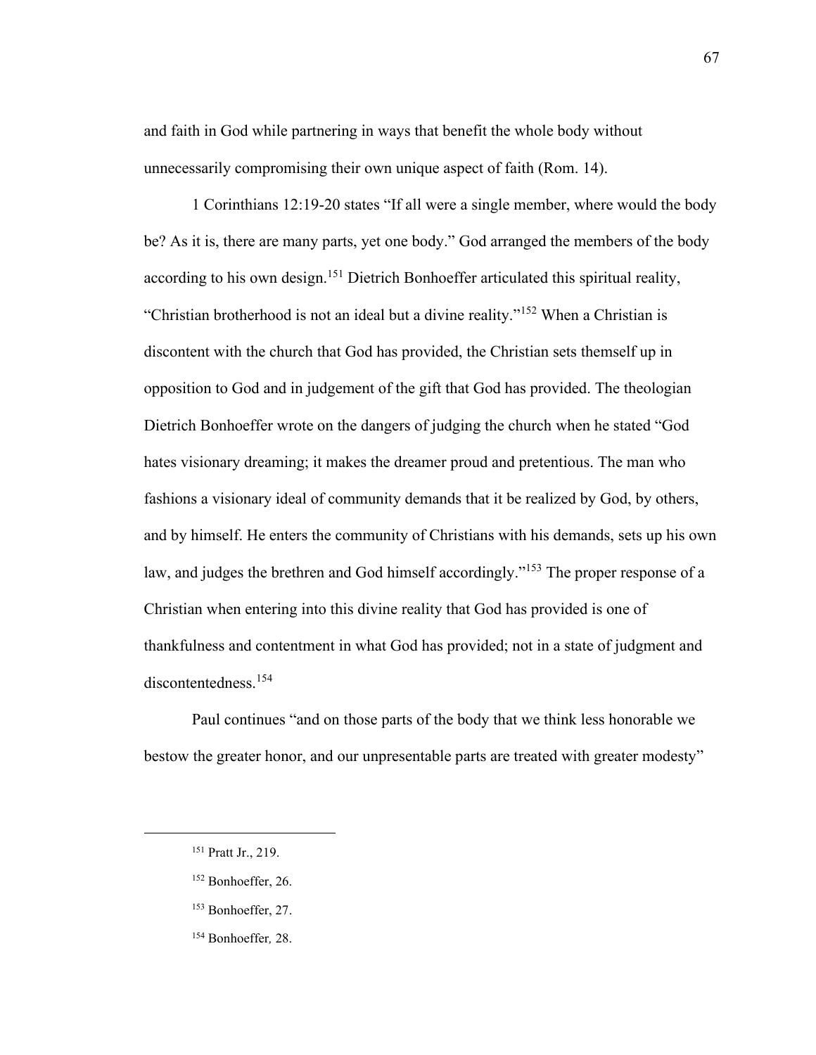and faith in God while partnering in ways that benefit the whole body without unnecessarily compromising their own unique aspect of faith (Rom. 14).

1 Corinthians 12:19-20 states "If all were a single member, where would the body be? As it is, there are many parts, yet one body." God arranged the members of the body according to his own design.[151] Dietrich Bonhoeffer articulated this spiritual reality, "Christian brotherhood is not an ideal but a divine reality."[152] When a Christian is discontent with the church that God has provided, the Christian sets themself up in opposition to God and in judgement of the gift that God has provided. The theologian Dietrich Bonhoeffer wrote on the dangers of judging the church when he stated "God hates visionary dreaming; it makes the dreamer proud and pretentious. The man who fashions a visionary ideal of community demands that it be realized by God, by others, and by himself. He enters the community of Christians with his demands, sets up his own law, and judges the brethren and God himself accordingly."[153] The proper response of a Christian when entering into this divine reality that God has provided is one of thankfulness and contentment in what God has provided; not in a state of judgment and discontentedness.[154]

Paul continues "and on those parts of the body that we think less honorable we bestow the greater honor, and our unpresentable parts are treated with greater modesty"

---

[151] Pratt Jr., 219.

[152] Bonhoeffer, 26.

[153] Bonhoeffer, 27.

[154] Bonhoeffer, 28.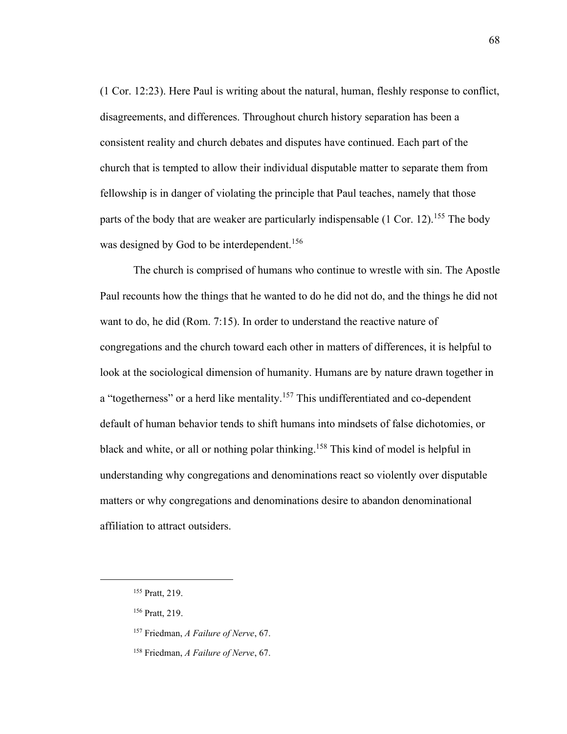(1 Cor. 12:23). Here Paul is writing about the natural, human, fleshly response to conflict, disagreements, and differences. Throughout church history separation has been a consistent reality and church debates and disputes have continued. Each part of the church that is tempted to allow their individual disputable matter to separate them from fellowship is in danger of violating the principle that Paul teaches, namely that those parts of the body that are weaker are particularly indispensable (1 Cor. 12).[155] The body was designed by God to be interdependent.[156]

The church is comprised of humans who continue to wrestle with sin. The Apostle Paul recounts how the things that he wanted to do he did not do, and the things he did not want to do, he did (Rom. 7:15). In order to understand the reactive nature of congregations and the church toward each other in matters of differences, it is helpful to look at the sociological dimension of humanity. Humans are by nature drawn together in a "togetherness" or a herd like mentality.[157] This undifferentiated and co-dependent default of human behavior tends to shift humans into mindsets of false dichotomies, or black and white, or all or nothing polar thinking.[158] This kind of model is helpful in understanding why congregations and denominations react so violently over disputable matters or why congregations and denominations desire to abandon denominational affiliation to attract outsiders.

---

[155] Pratt, 219.

[156] Pratt, 219.

[157] Friedman, *A Failure of Nerve*, 67.

[158] Friedman, *A Failure of Nerve*, 67.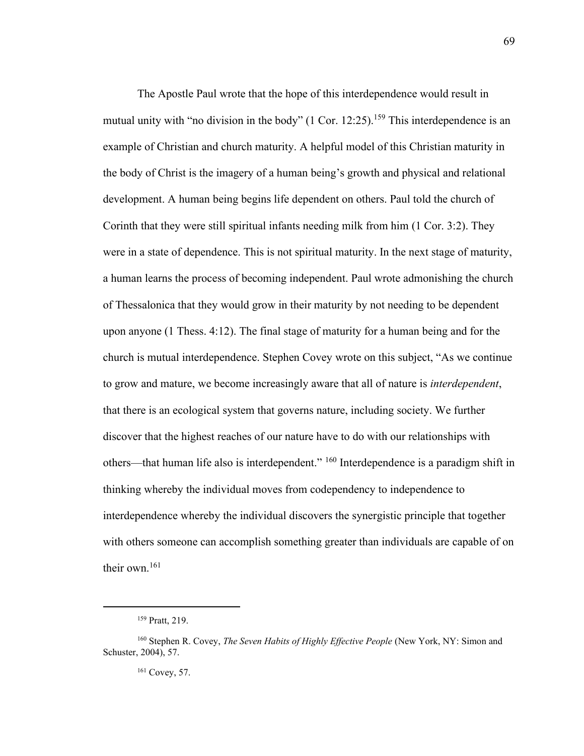The Apostle Paul wrote that the hope of this interdependence would result in mutual unity with "no division in the body" (1 Cor. 12:25).[159] This interdependence is an example of Christian and church maturity. A helpful model of this Christian maturity in the body of Christ is the imagery of a human being's growth and physical and relational development. A human being begins life dependent on others. Paul told the church of Corinth that they were still spiritual infants needing milk from him (1 Cor. 3:2). They were in a state of dependence. This is not spiritual maturity. In the next stage of maturity, a human learns the process of becoming independent. Paul wrote admonishing the church of Thessalonica that they would grow in their maturity by not needing to be dependent upon anyone (1 Thess. 4:12). The final stage of maturity for a human being and for the church is mutual interdependence. Stephen Covey wrote on this subject, "As we continue to grow and mature, we become increasingly aware that all of nature is *interdependent*, that there is an ecological system that governs nature, including society. We further discover that the highest reaches of our nature have to do with our relationships with others—that human life also is interdependent." [160] Interdependence is a paradigm shift in thinking whereby the individual moves from codependency to independence to interdependence whereby the individual discovers the synergistic principle that together with others someone can accomplish something greater than individuals are capable of on their own.[161]

---

[159] Pratt, 219.

[160] Stephen R. Covey, *The Seven Habits of Highly Effective People* (New York, NY: Simon and Schuster, 2004), 57.

[161] Covey, 57.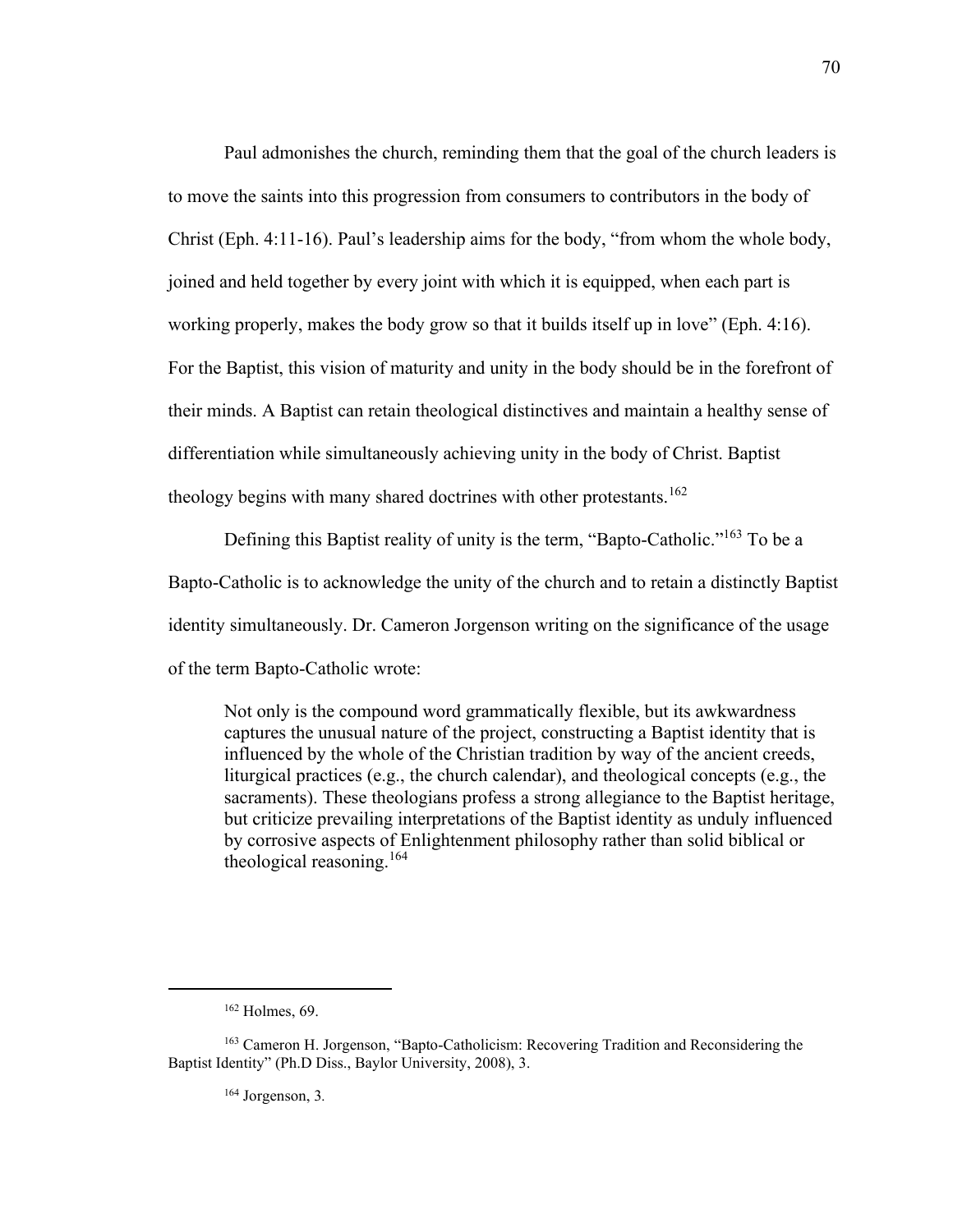Paul admonishes the church, reminding them that the goal of the church leaders is to move the saints into this progression from consumers to contributors in the body of Christ (Eph. 4:11-16). Paul's leadership aims for the body, "from whom the whole body, joined and held together by every joint with which it is equipped, when each part is working properly, makes the body grow so that it builds itself up in love" (Eph. 4:16). For the Baptist, this vision of maturity and unity in the body should be in the forefront of their minds. A Baptist can retain theological distinctives and maintain a healthy sense of differentiation while simultaneously achieving unity in the body of Christ. Baptist theology begins with many shared doctrines with other protestants.[162]

Defining this Baptist reality of unity is the term, "Bapto-Catholic."[163] To be a Bapto-Catholic is to acknowledge the unity of the church and to retain a distinctly Baptist identity simultaneously. Dr. Cameron Jorgenson writing on the significance of the usage of the term Bapto-Catholic wrote:

> Not only is the compound word grammatically flexible, but its awkwardness captures the unusual nature of the project, constructing a Baptist identity that is influenced by the whole of the Christian tradition by way of the ancient creeds, liturgical practices (e.g., the church calendar), and theological concepts (e.g., the sacraments). These theologians profess a strong allegiance to the Baptist heritage, but criticize prevailing interpretations of the Baptist identity as unduly influenced by corrosive aspects of Enlightenment philosophy rather than solid biblical or theological reasoning.[164]

---

[162] Holmes, 69.

[163] Cameron H. Jorgenson, "Bapto-Catholicism: Recovering Tradition and Reconsidering the Baptist Identity" (Ph.D Diss., Baylor University, 2008), 3.

[164] Jorgenson, 3.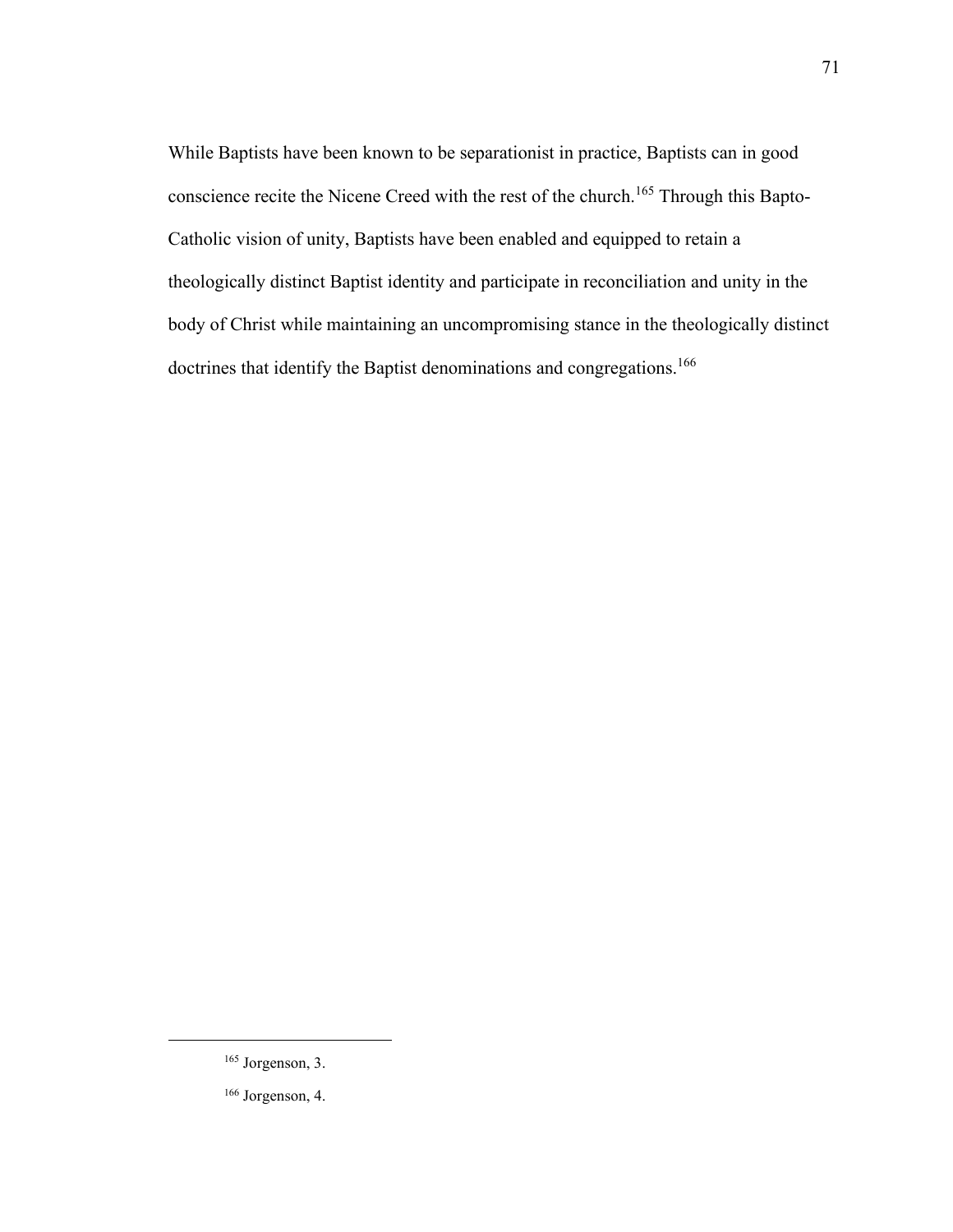While Baptists have been known to be separationist in practice, Baptists can in good conscience recite the Nicene Creed with the rest of the church.[165] Through this Bapto-Catholic vision of unity, Baptists have been enabled and equipped to retain a theologically distinct Baptist identity and participate in reconciliation and unity in the body of Christ while maintaining an uncompromising stance in the theologically distinct doctrines that identify the Baptist denominations and congregations.[166]

---

[165] Jorgenson, 3.

[166] Jorgenson, 4.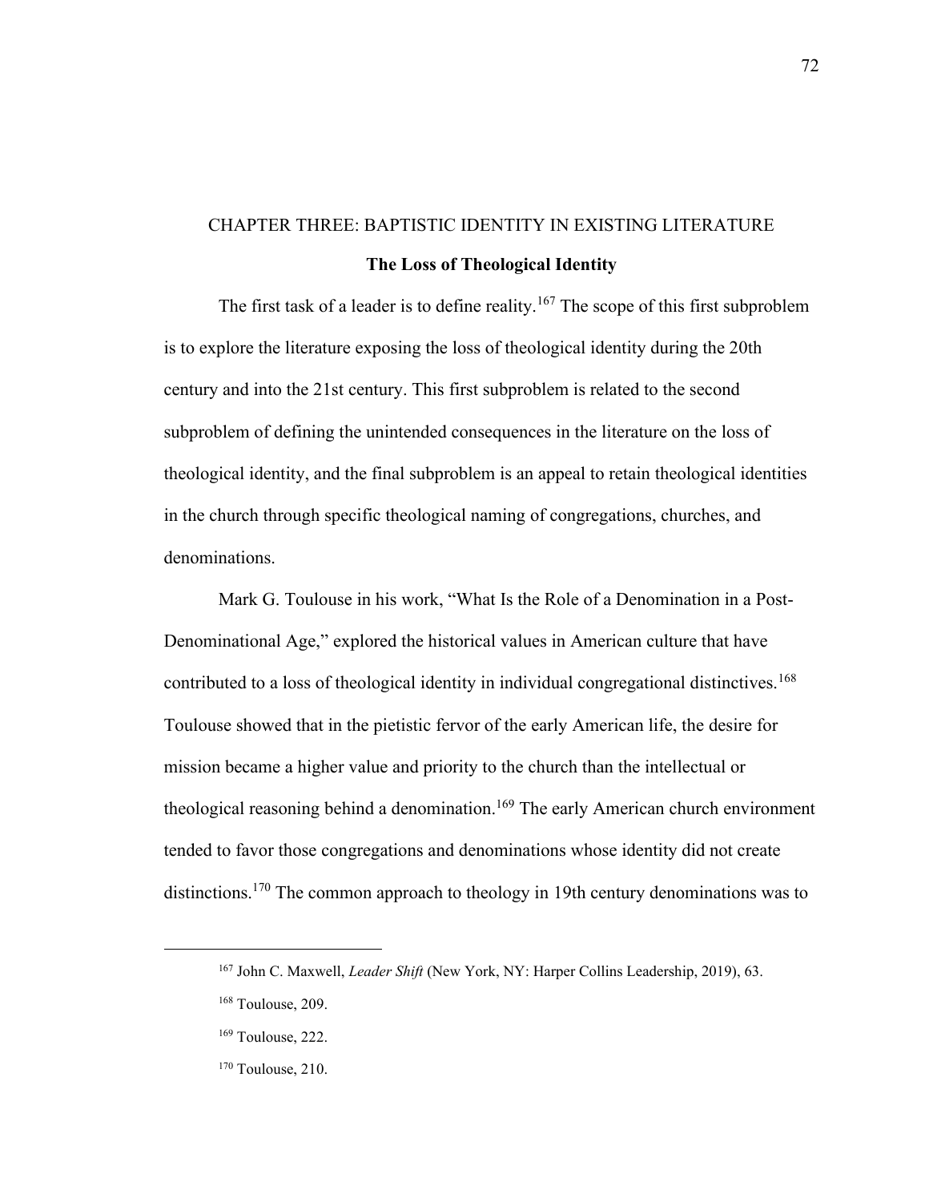# CHAPTER THREE: BAPTISTIC IDENTITY IN EXISTING LITERATURE

## The Loss of Theological Identity

The first task of a leader is to define reality.[167] The scope of this first subproblem is to explore the literature exposing the loss of theological identity during the 20th century and into the 21st century. This first subproblem is related to the second subproblem of defining the unintended consequences in the literature on the loss of theological identity, and the final subproblem is an appeal to retain theological identities in the church through specific theological naming of congregations, churches, and denominations.

Mark G. Toulouse in his work, "What Is the Role of a Denomination in a Post-Denominational Age," explored the historical values in American culture that have contributed to a loss of theological identity in individual congregational distinctives.[168] Toulouse showed that in the pietistic fervor of the early American life, the desire for mission became a higher value and priority to the church than the intellectual or theological reasoning behind a denomination.[169] The early American church environment tended to favor those congregations and denominations whose identity did not create distinctions.[170] The common approach to theology in 19th century denominations was to

---

[167] John C. Maxwell, *Leader Shift* (New York, NY: Harper Collins Leadership, 2019), 63.

[168] Toulouse, 209.

[169] Toulouse, 222.

[170] Toulouse, 210.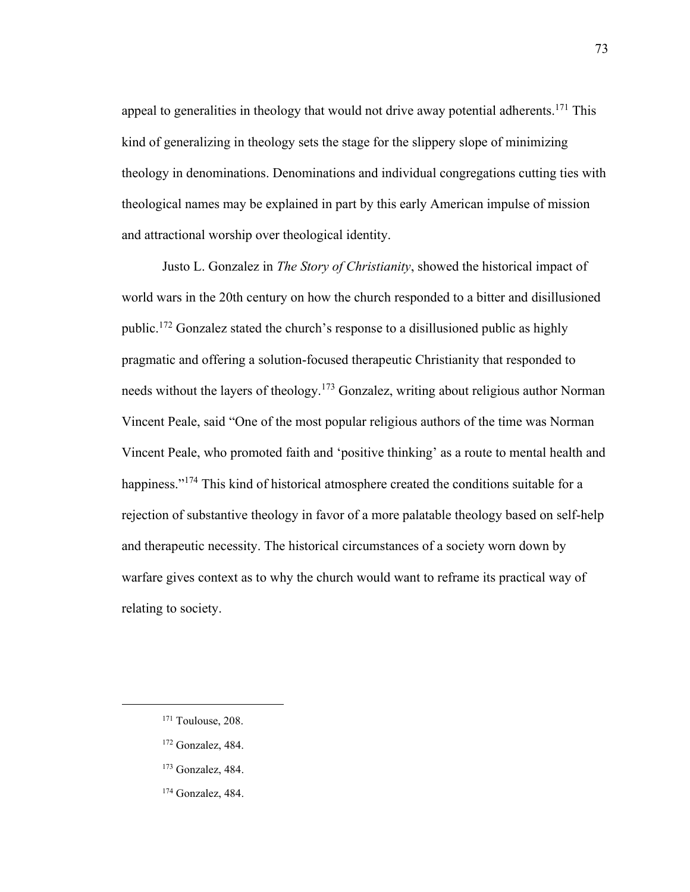appeal to generalities in theology that would not drive away potential adherents.[171] This kind of generalizing in theology sets the stage for the slippery slope of minimizing theology in denominations. Denominations and individual congregations cutting ties with theological names may be explained in part by this early American impulse of mission and attractional worship over theological identity.

Justo L. Gonzalez in *The Story of Christianity*, showed the historical impact of world wars in the 20th century on how the church responded to a bitter and disillusioned public.[172] Gonzalez stated the church's response to a disillusioned public as highly pragmatic and offering a solution-focused therapeutic Christianity that responded to needs without the layers of theology.[173] Gonzalez, writing about religious author Norman Vincent Peale, said "One of the most popular religious authors of the time was Norman Vincent Peale, who promoted faith and 'positive thinking' as a route to mental health and happiness."[174] This kind of historical atmosphere created the conditions suitable for a rejection of substantive theology in favor of a more palatable theology based on self-help and therapeutic necessity. The historical circumstances of a society worn down by warfare gives context as to why the church would want to reframe its practical way of relating to society.

---

[171] Toulouse, 208.

[172] Gonzalez, 484.

[173] Gonzalez, 484.

[174] Gonzalez, 484.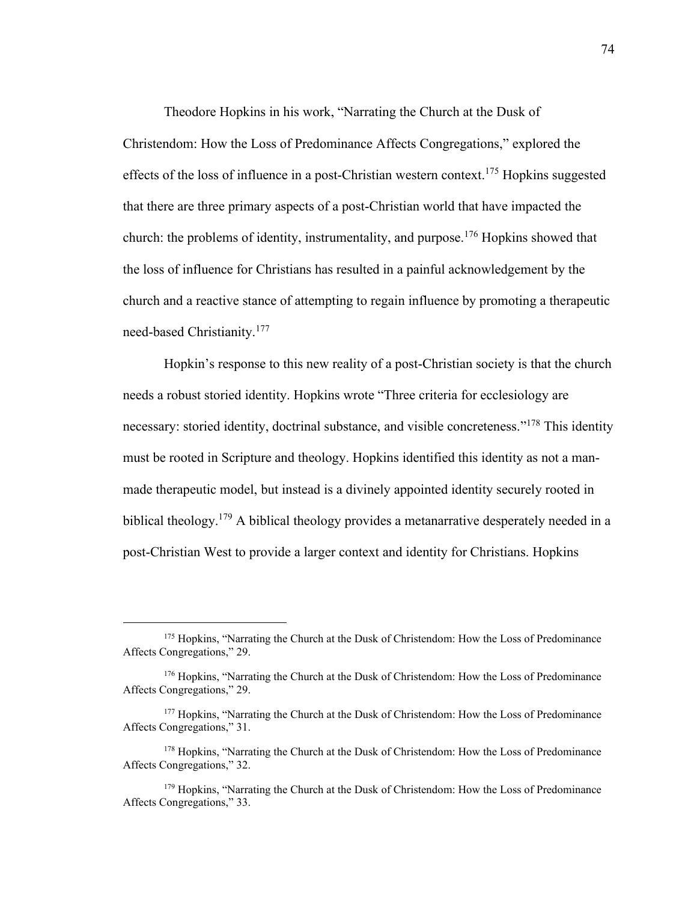Theodore Hopkins in his work, "Narrating the Church at the Dusk of Christendom: How the Loss of Predominance Affects Congregations," explored the effects of the loss of influence in a post-Christian western context.[175] Hopkins suggested that there are three primary aspects of a post-Christian world that have impacted the church: the problems of identity, instrumentality, and purpose.[176] Hopkins showed that the loss of influence for Christians has resulted in a painful acknowledgement by the church and a reactive stance of attempting to regain influence by promoting a therapeutic need-based Christianity.[177]

Hopkin's response to this new reality of a post-Christian society is that the church needs a robust storied identity. Hopkins wrote "Three criteria for ecclesiology are necessary: storied identity, doctrinal substance, and visible concreteness."[178] This identity must be rooted in Scripture and theology. Hopkins identified this identity as not a man-made therapeutic model, but instead is a divinely appointed identity securely rooted in biblical theology.[179] A biblical theology provides a metanarrative desperately needed in a post-Christian West to provide a larger context and identity for Christians. Hopkins

---

[175] Hopkins, "Narrating the Church at the Dusk of Christendom: How the Loss of Predominance Affects Congregations," 29.

[176] Hopkins, "Narrating the Church at the Dusk of Christendom: How the Loss of Predominance Affects Congregations," 29.

[177] Hopkins, "Narrating the Church at the Dusk of Christendom: How the Loss of Predominance Affects Congregations," 31.

[178] Hopkins, "Narrating the Church at the Dusk of Christendom: How the Loss of Predominance Affects Congregations," 32.

[179] Hopkins, "Narrating the Church at the Dusk of Christendom: How the Loss of Predominance Affects Congregations," 33.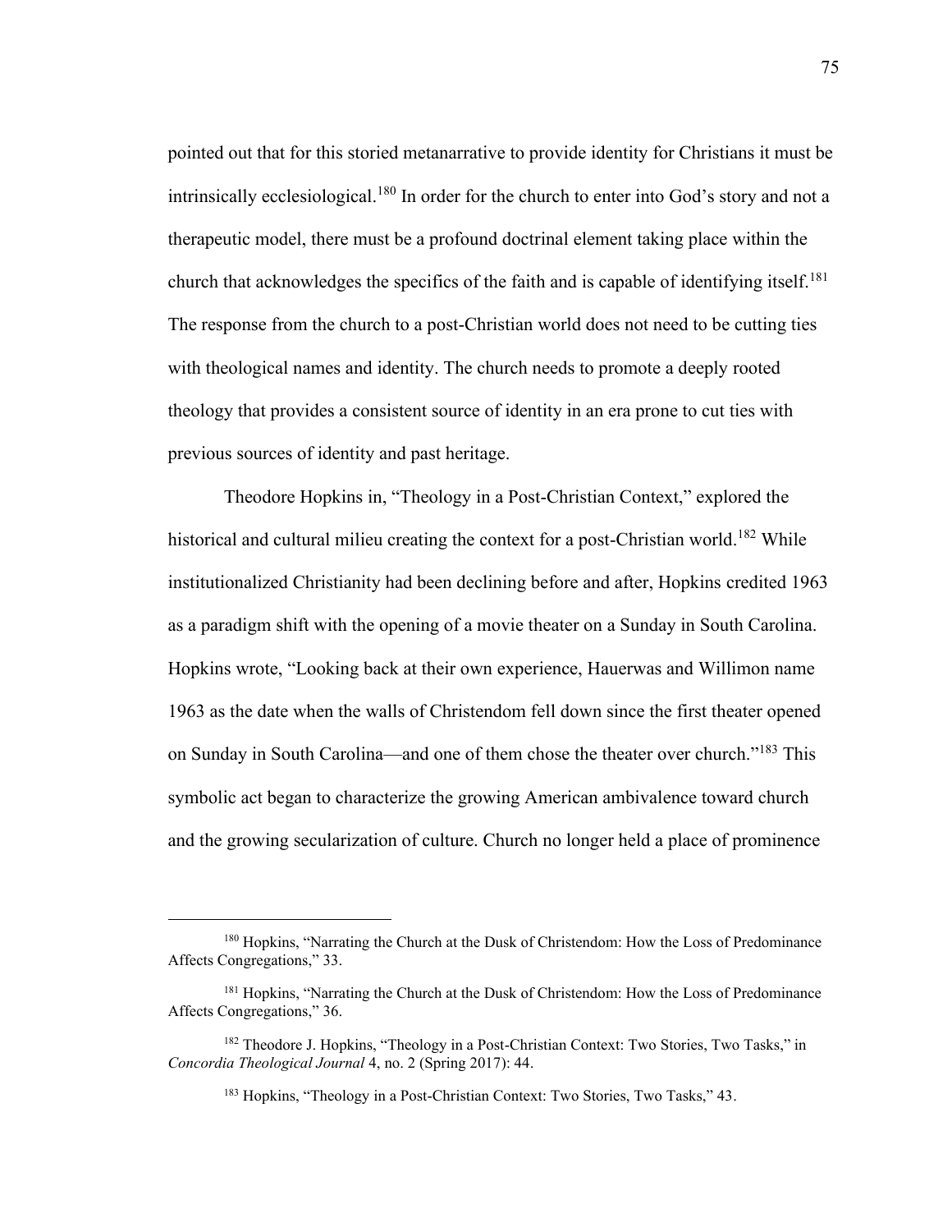pointed out that for this storied metanarrative to provide identity for Christians it must be intrinsically ecclesiological.[180] In order for the church to enter into God's story and not a therapeutic model, there must be a profound doctrinal element taking place within the church that acknowledges the specifics of the faith and is capable of identifying itself.[181] The response from the church to a post-Christian world does not need to be cutting ties with theological names and identity. The church needs to promote a deeply rooted theology that provides a consistent source of identity in an era prone to cut ties with previous sources of identity and past heritage.

Theodore Hopkins in, "Theology in a Post-Christian Context," explored the historical and cultural milieu creating the context for a post-Christian world.[182] While institutionalized Christianity had been declining before and after, Hopkins credited 1963 as a paradigm shift with the opening of a movie theater on a Sunday in South Carolina. Hopkins wrote, "Looking back at their own experience, Hauerwas and Willimon name 1963 as the date when the walls of Christendom fell down since the first theater opened on Sunday in South Carolina—and one of them chose the theater over church."[183] This symbolic act began to characterize the growing American ambivalence toward church and the growing secularization of culture. Church no longer held a place of prominence

---

[180] Hopkins, "Narrating the Church at the Dusk of Christendom: How the Loss of Predominance Affects Congregations," 33.

[181] Hopkins, "Narrating the Church at the Dusk of Christendom: How the Loss of Predominance Affects Congregations," 36.

[182] Theodore J. Hopkins, "Theology in a Post-Christian Context: Two Stories, Two Tasks," in *Concordia Theological Journal* 4, no. 2 (Spring 2017): 44.

[183] Hopkins, "Theology in a Post-Christian Context: Two Stories, Two Tasks," 43.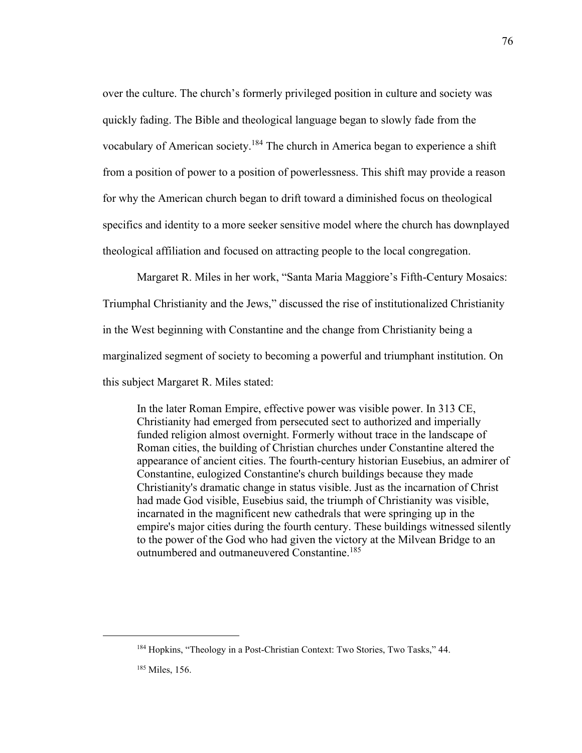over the culture. The church's formerly privileged position in culture and society was quickly fading. The Bible and theological language began to slowly fade from the vocabulary of American society.[184] The church in America began to experience a shift from a position of power to a position of powerlessness. This shift may provide a reason for why the American church began to drift toward a diminished focus on theological specifics and identity to a more seeker sensitive model where the church has downplayed theological affiliation and focused on attracting people to the local congregation.

Margaret R. Miles in her work, "Santa Maria Maggiore's Fifth-Century Mosaics: Triumphal Christianity and the Jews," discussed the rise of institutionalized Christianity in the West beginning with Constantine and the change from Christianity being a marginalized segment of society to becoming a powerful and triumphant institution. On this subject Margaret R. Miles stated:

> In the later Roman Empire, effective power was visible power. In 313 CE, Christianity had emerged from persecuted sect to authorized and imperially funded religion almost overnight. Formerly without trace in the landscape of Roman cities, the building of Christian churches under Constantine altered the appearance of ancient cities. The fourth-century historian Eusebius, an admirer of Constantine, eulogized Constantine's church buildings because they made Christianity's dramatic change in status visible. Just as the incarnation of Christ had made God visible, Eusebius said, the triumph of Christianity was visible, incarnated in the magnificent new cathedrals that were springing up in the empire's major cities during the fourth century. These buildings witnessed silently to the power of the God who had given the victory at the Milvean Bridge to an outnumbered and outmaneuvered Constantine.[185]

---

[184] Hopkins, "Theology in a Post-Christian Context: Two Stories, Two Tasks," 44.

[185] Miles, 156.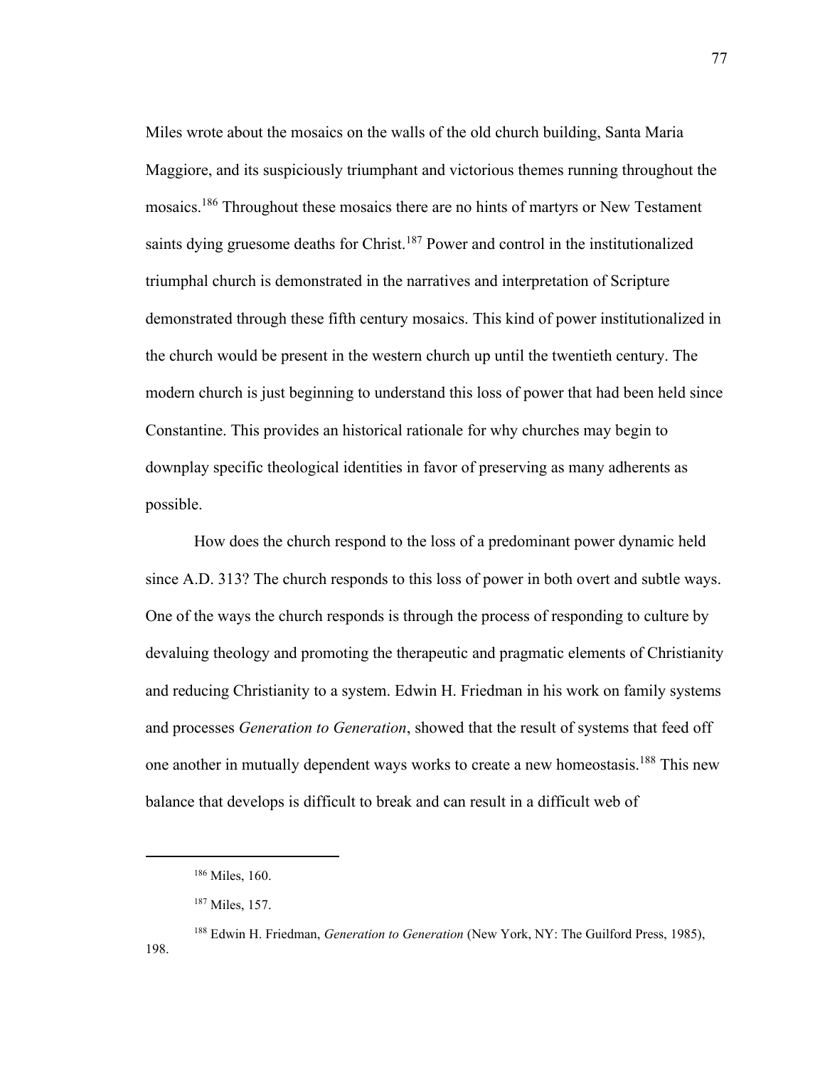Miles wrote about the mosaics on the walls of the old church building, Santa Maria Maggiore, and its suspiciously triumphant and victorious themes running throughout the mosaics.[186] Throughout these mosaics there are no hints of martyrs or New Testament saints dying gruesome deaths for Christ.[187] Power and control in the institutionalized triumphal church is demonstrated in the narratives and interpretation of Scripture demonstrated through these fifth century mosaics. This kind of power institutionalized in the church would be present in the western church up until the twentieth century. The modern church is just beginning to understand this loss of power that had been held since Constantine. This provides an historical rationale for why churches may begin to downplay specific theological identities in favor of preserving as many adherents as possible.

How does the church respond to the loss of a predominant power dynamic held since A.D. 313? The church responds to this loss of power in both overt and subtle ways. One of the ways the church responds is through the process of responding to culture by devaluing theology and promoting the therapeutic and pragmatic elements of Christianity and reducing Christianity to a system. Edwin H. Friedman in his work on family systems and processes *Generation to Generation*, showed that the result of systems that feed off one another in mutually dependent ways works to create a new homeostasis.[188] This new balance that develops is difficult to break and can result in a difficult web of

---

[186] Miles, 160.

[187] Miles, 157.

[188] Edwin H. Friedman, *Generation to Generation* (New York, NY: The Guilford Press, 1985), 198.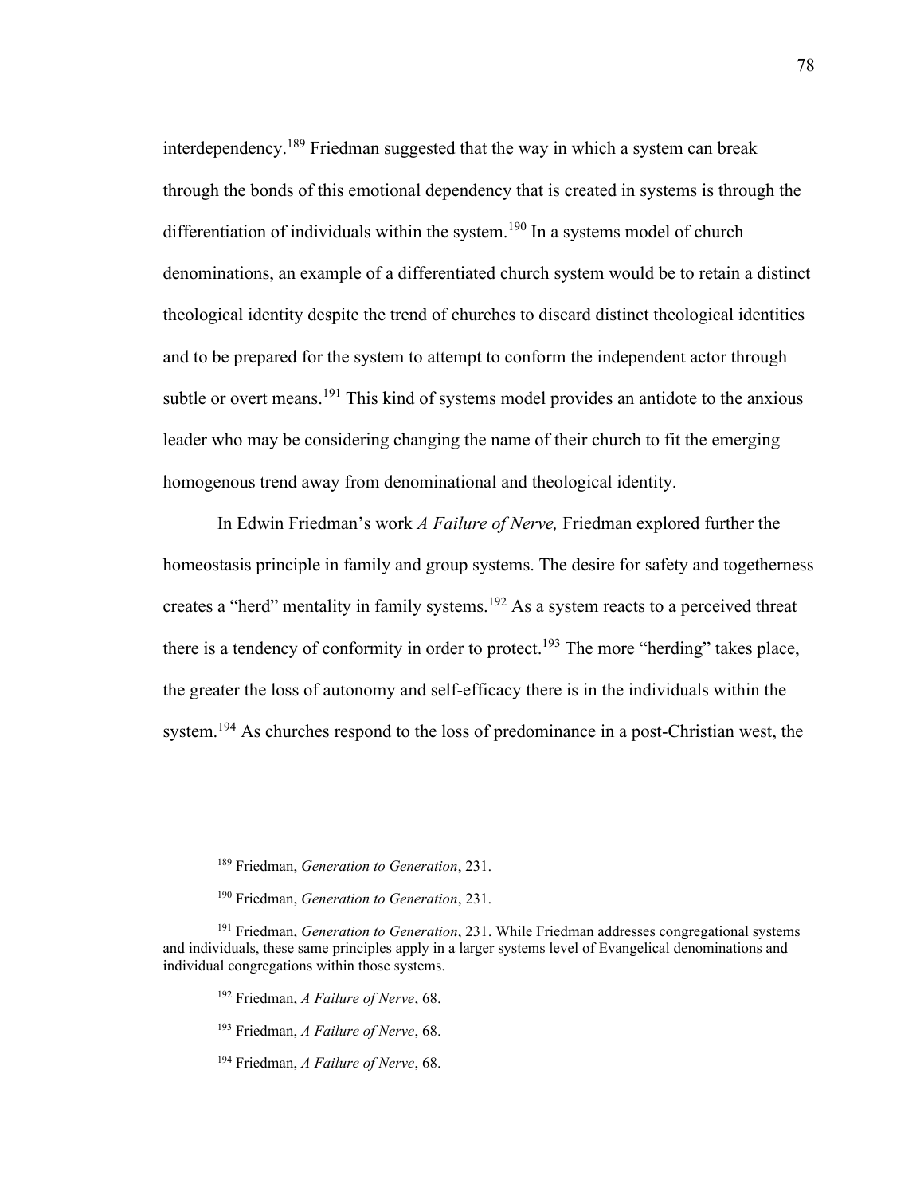interdependency.[189] Friedman suggested that the way in which a system can break through the bonds of this emotional dependency that is created in systems is through the differentiation of individuals within the system.[190] In a systems model of church denominations, an example of a differentiated church system would be to retain a distinct theological identity despite the trend of churches to discard distinct theological identities and to be prepared for the system to attempt to conform the independent actor through subtle or overt means.[191] This kind of systems model provides an antidote to the anxious leader who may be considering changing the name of their church to fit the emerging homogenous trend away from denominational and theological identity.

In Edwin Friedman's work *A Failure of Nerve,* Friedman explored further the homeostasis principle in family and group systems. The desire for safety and togetherness creates a "herd" mentality in family systems.[192] As a system reacts to a perceived threat there is a tendency of conformity in order to protect.[193] The more "herding" takes place, the greater the loss of autonomy and self-efficacy there is in the individuals within the system.[194] As churches respond to the loss of predominance in a post-Christian west, the

---

[189] Friedman, *Generation to Generation*, 231.

[190] Friedman, *Generation to Generation*, 231.

[191] Friedman, *Generation to Generation*, 231. While Friedman addresses congregational systems and individuals, these same principles apply in a larger systems level of Evangelical denominations and individual congregations within those systems.

[192] Friedman, *A Failure of Nerve*, 68.

[193] Friedman, *A Failure of Nerve*, 68.

[194] Friedman, *A Failure of Nerve*, 68.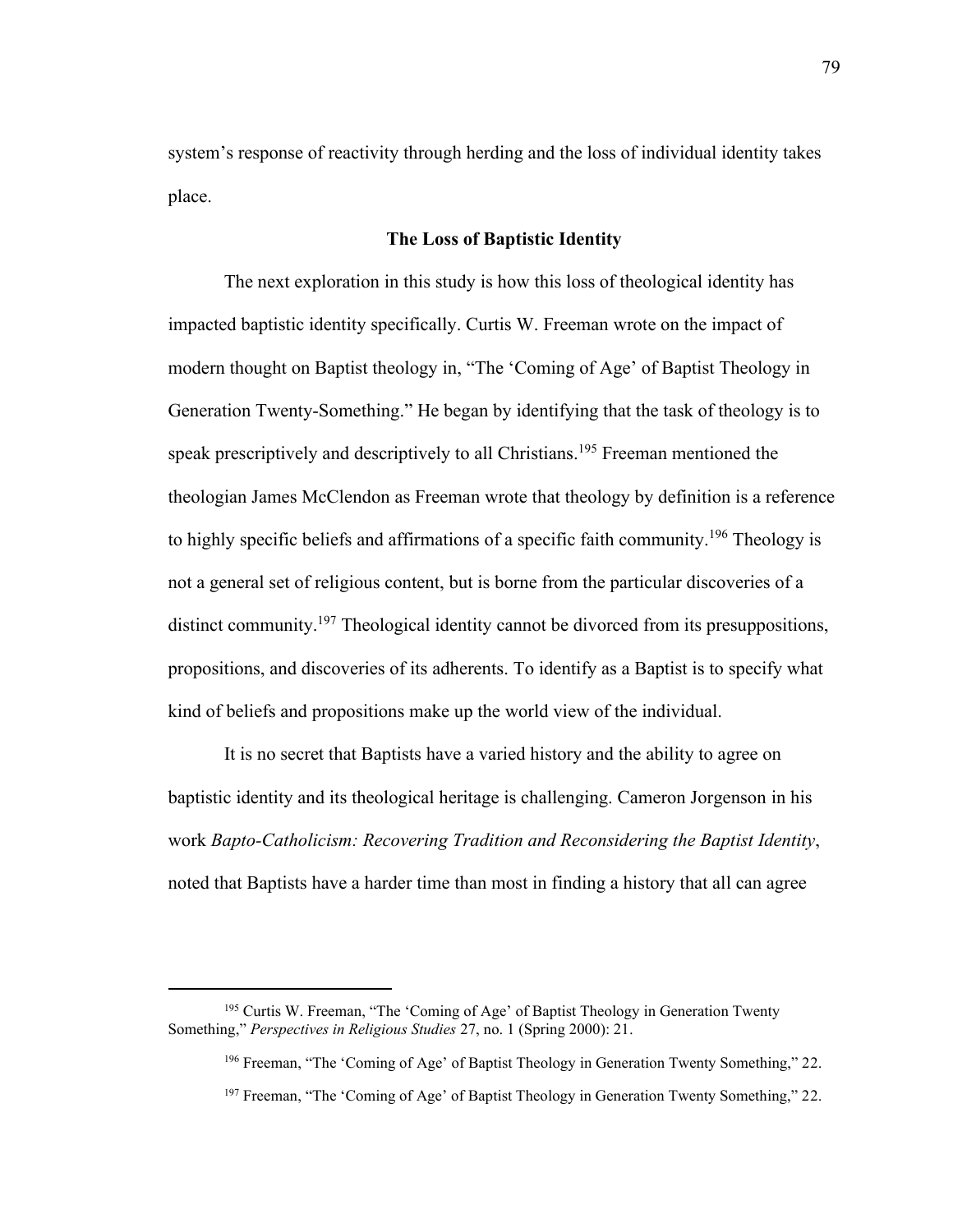system's response of reactivity through herding and the loss of individual identity takes place.

### The Loss of Baptistic Identity

The next exploration in this study is how this loss of theological identity has impacted baptistic identity specifically. Curtis W. Freeman wrote on the impact of modern thought on Baptist theology in, "The 'Coming of Age' of Baptist Theology in Generation Twenty-Something." He began by identifying that the task of theology is to speak prescriptively and descriptively to all Christians.[195] Freeman mentioned the theologian James McClendon as Freeman wrote that theology by definition is a reference to highly specific beliefs and affirmations of a specific faith community.[196] Theology is not a general set of religious content, but is borne from the particular discoveries of a distinct community.[197] Theological identity cannot be divorced from its presuppositions, propositions, and discoveries of its adherents. To identify as a Baptist is to specify what kind of beliefs and propositions make up the world view of the individual.

It is no secret that Baptists have a varied history and the ability to agree on baptistic identity and its theological heritage is challenging. Cameron Jorgenson in his work *Bapto-Catholicism: Recovering Tradition and Reconsidering the Baptist Identity*, noted that Baptists have a harder time than most in finding a history that all can agree

---

[195] Curtis W. Freeman, "The 'Coming of Age' of Baptist Theology in Generation Twenty Something," *Perspectives in Religious Studies* 27, no. 1 (Spring 2000): 21.

[196] Freeman, "The 'Coming of Age' of Baptist Theology in Generation Twenty Something," 22.

[197] Freeman, "The 'Coming of Age' of Baptist Theology in Generation Twenty Something," 22.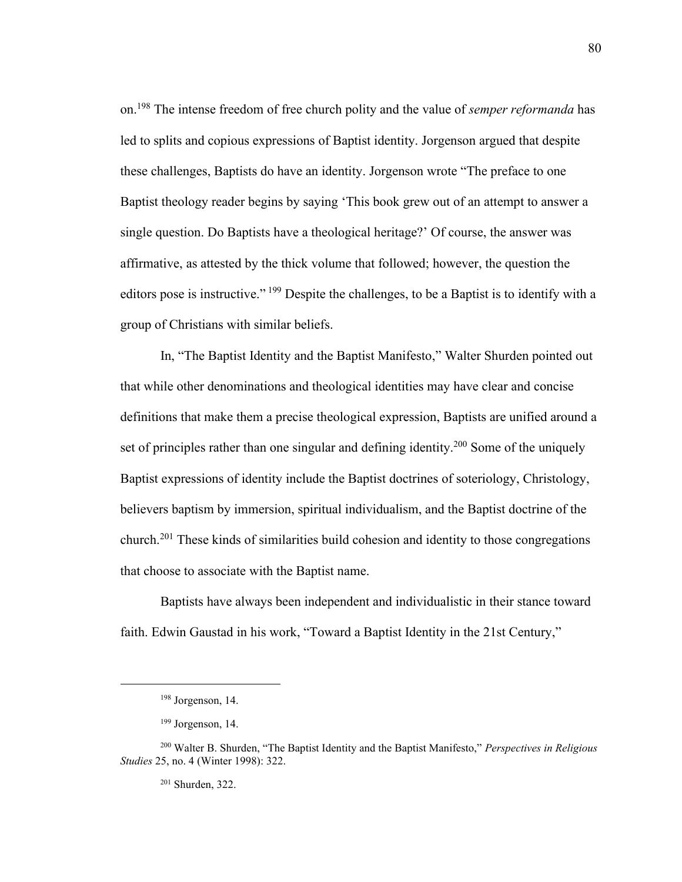on.[198] The intense freedom of free church polity and the value of *semper reformanda* has led to splits and copious expressions of Baptist identity. Jorgenson argued that despite these challenges, Baptists do have an identity. Jorgenson wrote "The preface to one Baptist theology reader begins by saying 'This book grew out of an attempt to answer a single question. Do Baptists have a theological heritage?' Of course, the answer was affirmative, as attested by the thick volume that followed; however, the question the editors pose is instructive." [199] Despite the challenges, to be a Baptist is to identify with a group of Christians with similar beliefs.

In, "The Baptist Identity and the Baptist Manifesto," Walter Shurden pointed out that while other denominations and theological identities may have clear and concise definitions that make them a precise theological expression, Baptists are unified around a set of principles rather than one singular and defining identity.[200] Some of the uniquely Baptist expressions of identity include the Baptist doctrines of soteriology, Christology, believers baptism by immersion, spiritual individualism, and the Baptist doctrine of the church.[201] These kinds of similarities build cohesion and identity to those congregations that choose to associate with the Baptist name.

Baptists have always been independent and individualistic in their stance toward faith. Edwin Gaustad in his work, "Toward a Baptist Identity in the 21st Century,"

---

[198] Jorgenson, 14.

[199] Jorgenson, 14.

[200] Walter B. Shurden, "The Baptist Identity and the Baptist Manifesto," *Perspectives in Religious Studies* 25, no. 4 (Winter 1998): 322.

[201] Shurden, 322.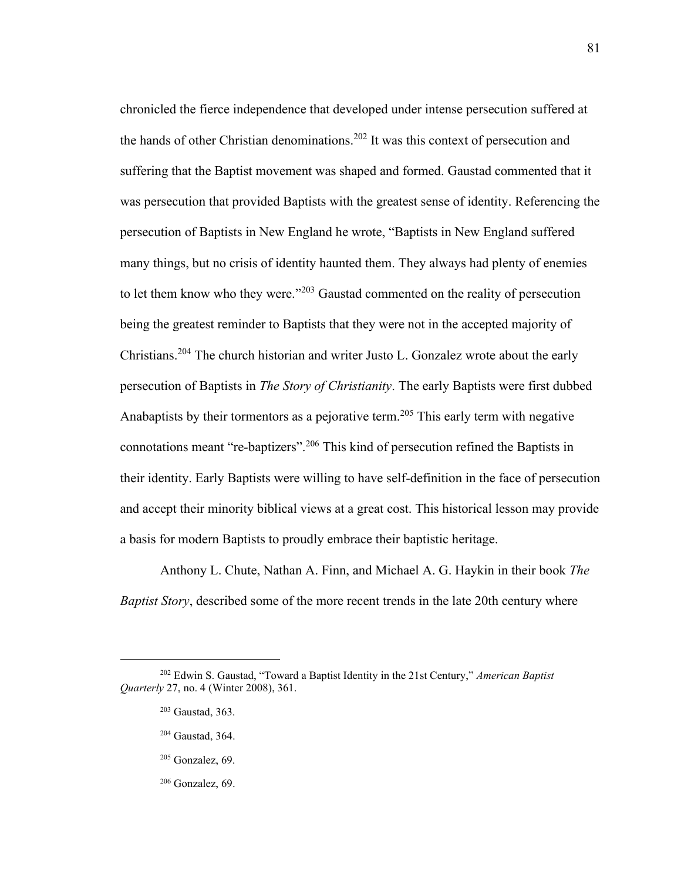chronicled the fierce independence that developed under intense persecution suffered at the hands of other Christian denominations.[202] It was this context of persecution and suffering that the Baptist movement was shaped and formed. Gaustad commented that it was persecution that provided Baptists with the greatest sense of identity. Referencing the persecution of Baptists in New England he wrote, "Baptists in New England suffered many things, but no crisis of identity haunted them. They always had plenty of enemies to let them know who they were."[203] Gaustad commented on the reality of persecution being the greatest reminder to Baptists that they were not in the accepted majority of Christians.[204] The church historian and writer Justo L. Gonzalez wrote about the early persecution of Baptists in *The Story of Christianity*. The early Baptists were first dubbed Anabaptists by their tormentors as a pejorative term.[205] This early term with negative connotations meant "re-baptizers".[206] This kind of persecution refined the Baptists in their identity. Early Baptists were willing to have self-definition in the face of persecution and accept their minority biblical views at a great cost. This historical lesson may provide a basis for modern Baptists to proudly embrace their baptistic heritage.

Anthony L. Chute, Nathan A. Finn, and Michael A. G. Haykin in their book *The Baptist Story*, described some of the more recent trends in the late 20th century where

---

[202] Edwin S. Gaustad, "Toward a Baptist Identity in the 21st Century," *American Baptist Quarterly* 27, no. 4 (Winter 2008), 361.

[203] Gaustad, 363.

[204] Gaustad, 364.

[205] Gonzalez, 69.

[206] Gonzalez, 69.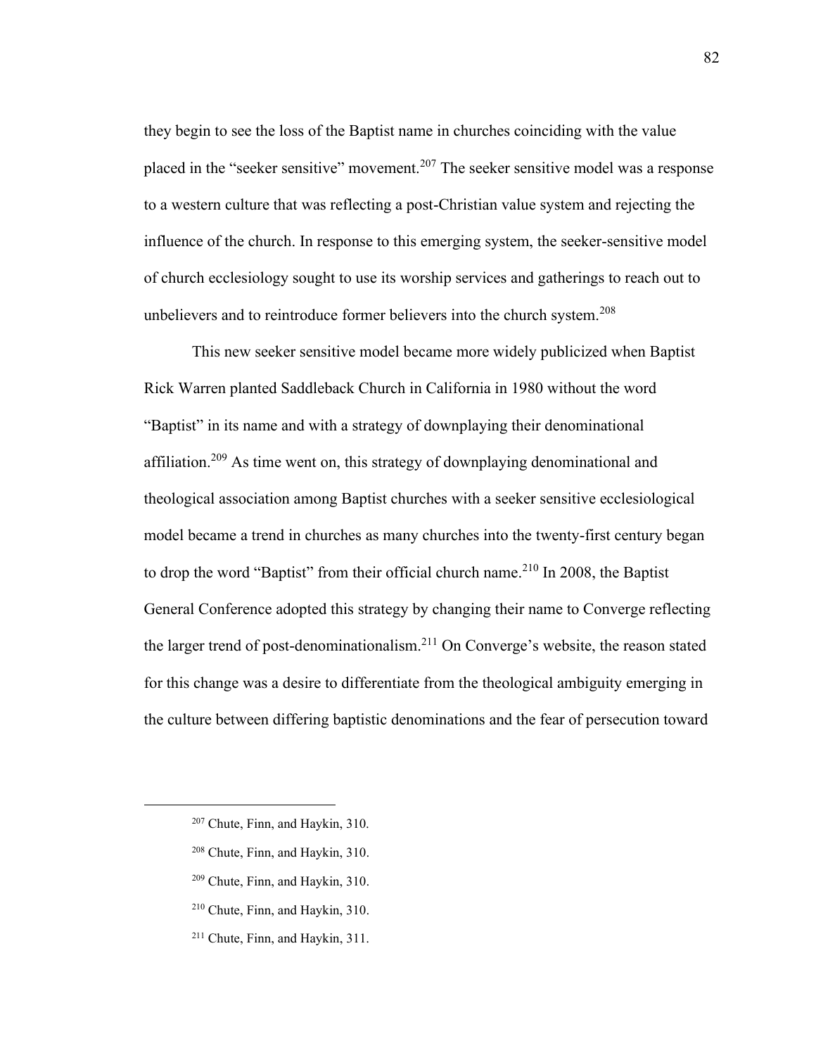they begin to see the loss of the Baptist name in churches coinciding with the value placed in the "seeker sensitive" movement.[207] The seeker sensitive model was a response to a western culture that was reflecting a post-Christian value system and rejecting the influence of the church. In response to this emerging system, the seeker-sensitive model of church ecclesiology sought to use its worship services and gatherings to reach out to unbelievers and to reintroduce former believers into the church system.[208]

This new seeker sensitive model became more widely publicized when Baptist Rick Warren planted Saddleback Church in California in 1980 without the word "Baptist" in its name and with a strategy of downplaying their denominational affiliation.[209] As time went on, this strategy of downplaying denominational and theological association among Baptist churches with a seeker sensitive ecclesiological model became a trend in churches as many churches into the twenty-first century began to drop the word "Baptist" from their official church name.[210] In 2008, the Baptist General Conference adopted this strategy by changing their name to Converge reflecting the larger trend of post-denominationalism.[211] On Converge's website, the reason stated for this change was a desire to differentiate from the theological ambiguity emerging in the culture between differing baptistic denominations and the fear of persecution toward

---

[207] Chute, Finn, and Haykin, 310.

[208] Chute, Finn, and Haykin, 310.

[209] Chute, Finn, and Haykin, 310.

[210] Chute, Finn, and Haykin, 310.

[211] Chute, Finn, and Haykin, 311.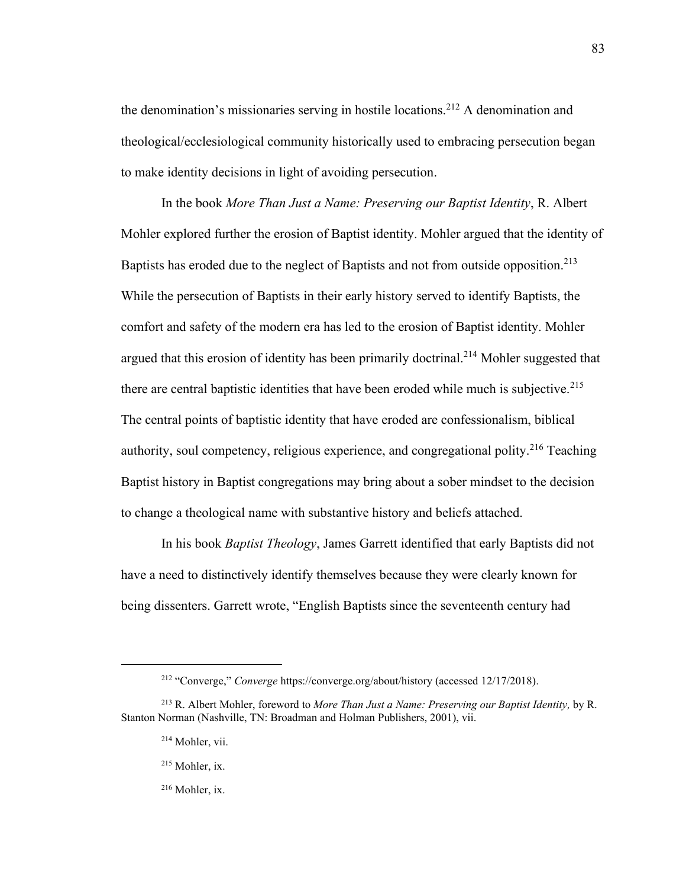the denomination's missionaries serving in hostile locations.[212] A denomination and theological/ecclesiological community historically used to embracing persecution began to make identity decisions in light of avoiding persecution.

In the book *More Than Just a Name: Preserving our Baptist Identity*, R. Albert Mohler explored further the erosion of Baptist identity. Mohler argued that the identity of Baptists has eroded due to the neglect of Baptists and not from outside opposition.[213] While the persecution of Baptists in their early history served to identify Baptists, the comfort and safety of the modern era has led to the erosion of Baptist identity. Mohler argued that this erosion of identity has been primarily doctrinal.[214] Mohler suggested that there are central baptistic identities that have been eroded while much is subjective.[215] The central points of baptistic identity that have eroded are confessionalism, biblical authority, soul competency, religious experience, and congregational polity.[216] Teaching Baptist history in Baptist congregations may bring about a sober mindset to the decision to change a theological name with substantive history and beliefs attached.

In his book *Baptist Theology*, James Garrett identified that early Baptists did not have a need to distinctively identify themselves because they were clearly known for being dissenters. Garrett wrote, "English Baptists since the seventeenth century had

---

[212] "Converge," *Converge* https://converge.org/about/history (accessed 12/17/2018).

[213] R. Albert Mohler, foreword to *More Than Just a Name: Preserving our Baptist Identity,* by R. Stanton Norman (Nashville, TN: Broadman and Holman Publishers, 2001), vii.

[214] Mohler, vii.

[215] Mohler, ix.

[216] Mohler, ix.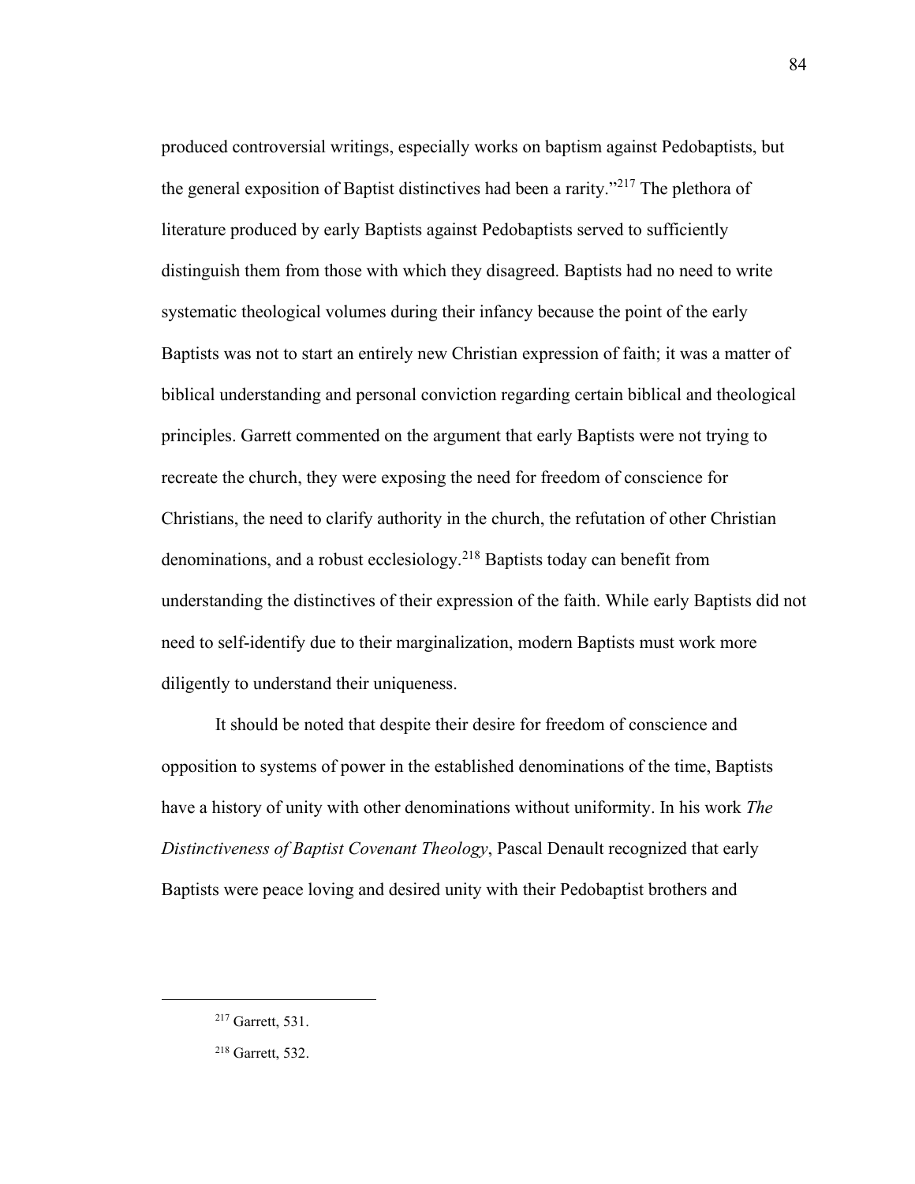produced controversial writings, especially works on baptism against Pedobaptists, but the general exposition of Baptist distinctives had been a rarity."[217] The plethora of literature produced by early Baptists against Pedobaptists served to sufficiently distinguish them from those with which they disagreed. Baptists had no need to write systematic theological volumes during their infancy because the point of the early Baptists was not to start an entirely new Christian expression of faith; it was a matter of biblical understanding and personal conviction regarding certain biblical and theological principles. Garrett commented on the argument that early Baptists were not trying to recreate the church, they were exposing the need for freedom of conscience for Christians, the need to clarify authority in the church, the refutation of other Christian denominations, and a robust ecclesiology.[218] Baptists today can benefit from understanding the distinctives of their expression of the faith. While early Baptists did not need to self-identify due to their marginalization, modern Baptists must work more diligently to understand their uniqueness.

It should be noted that despite their desire for freedom of conscience and opposition to systems of power in the established denominations of the time, Baptists have a history of unity with other denominations without uniformity. In his work *The Distinctiveness of Baptist Covenant Theology*, Pascal Denault recognized that early Baptists were peace loving and desired unity with their Pedobaptist brothers and

---

[217] Garrett, 531.

[218] Garrett, 532.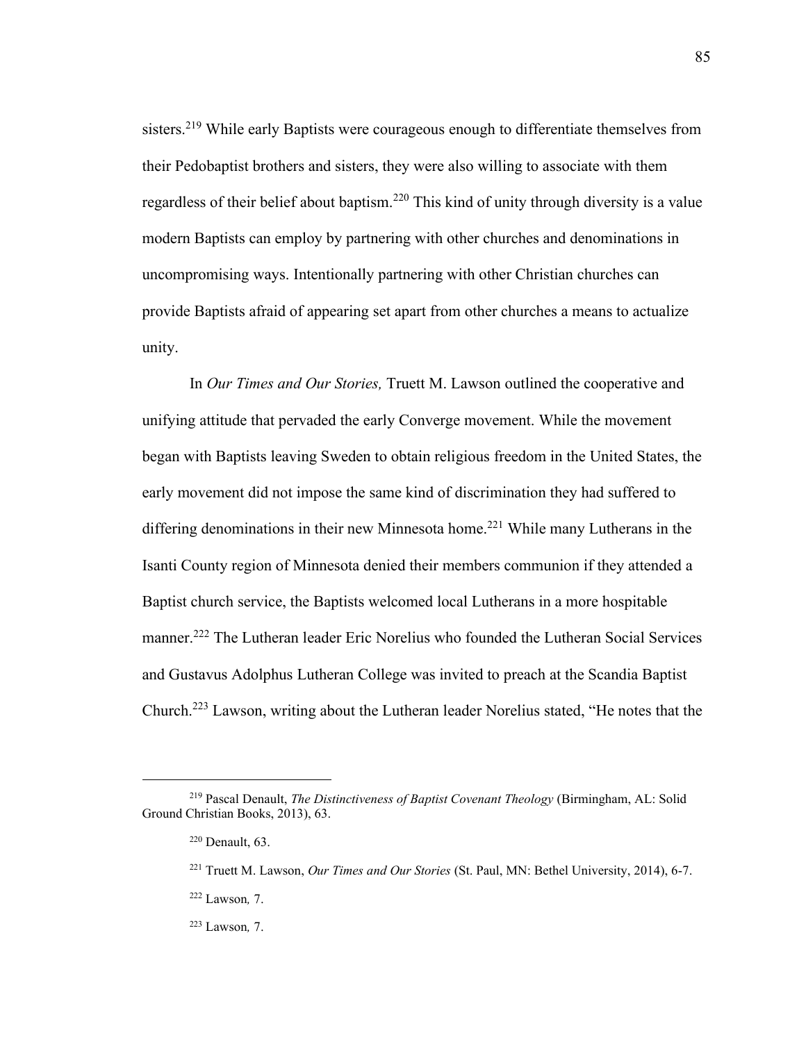sisters.[219] While early Baptists were courageous enough to differentiate themselves from their Pedobaptist brothers and sisters, they were also willing to associate with them regardless of their belief about baptism.[220] This kind of unity through diversity is a value modern Baptists can employ by partnering with other churches and denominations in uncompromising ways. Intentionally partnering with other Christian churches can provide Baptists afraid of appearing set apart from other churches a means to actualize unity.

In *Our Times and Our Stories,* Truett M. Lawson outlined the cooperative and unifying attitude that pervaded the early Converge movement. While the movement began with Baptists leaving Sweden to obtain religious freedom in the United States, the early movement did not impose the same kind of discrimination they had suffered to differing denominations in their new Minnesota home.[221] While many Lutherans in the Isanti County region of Minnesota denied their members communion if they attended a Baptist church service, the Baptists welcomed local Lutherans in a more hospitable manner.[222] The Lutheran leader Eric Norelius who founded the Lutheran Social Services and Gustavus Adolphus Lutheran College was invited to preach at the Scandia Baptist Church.[223] Lawson, writing about the Lutheran leader Norelius stated, "He notes that the

---

[219] Pascal Denault, *The Distinctiveness of Baptist Covenant Theology* (Birmingham, AL: Solid Ground Christian Books, 2013), 63.

[220] Denault, 63.

[221] Truett M. Lawson, *Our Times and Our Stories* (St. Paul, MN: Bethel University, 2014), 6-7.

[222] Lawson*,* 7.

[223] Lawson*,* 7.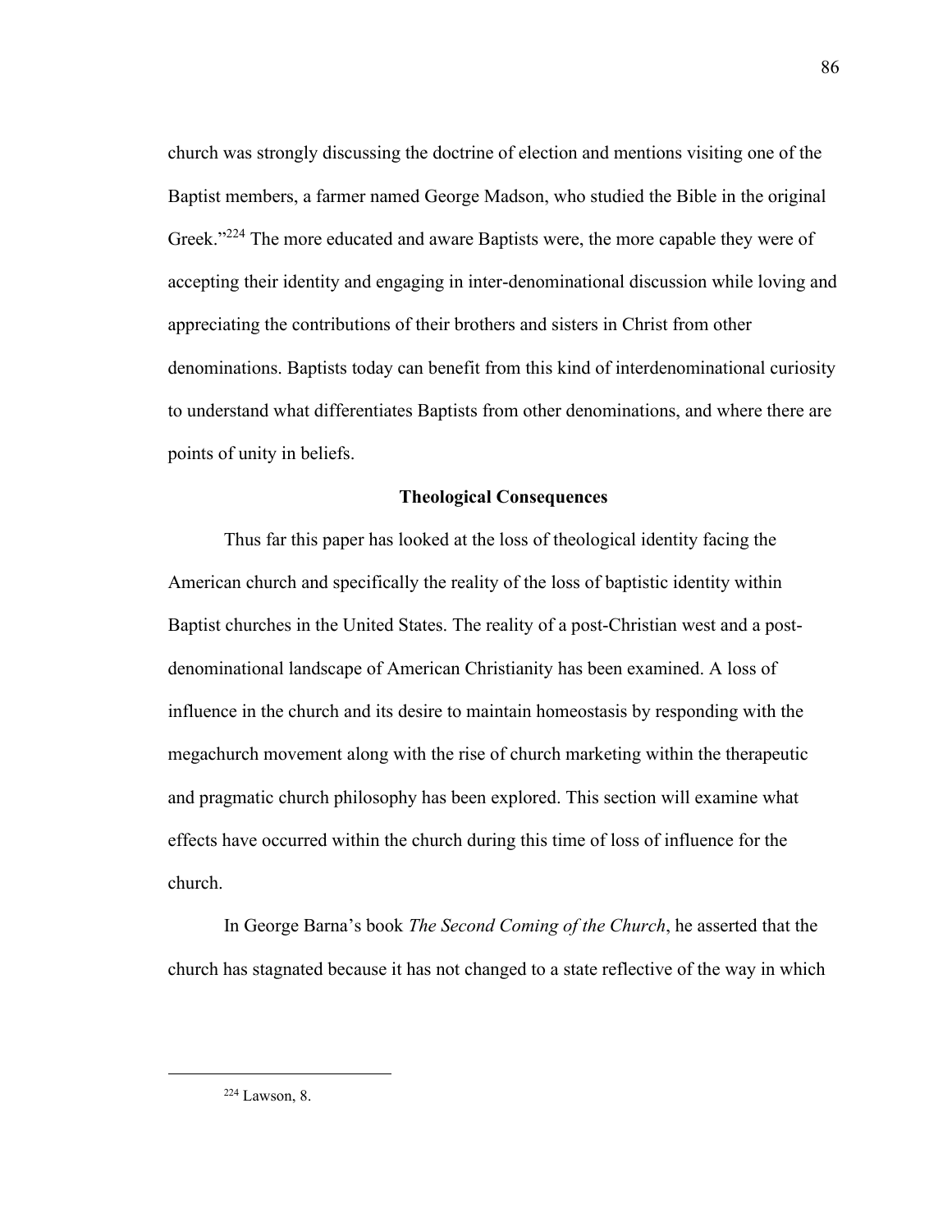church was strongly discussing the doctrine of election and mentions visiting one of the Baptist members, a farmer named George Madson, who studied the Bible in the original Greek."[224] The more educated and aware Baptists were, the more capable they were of accepting their identity and engaging in inter-denominational discussion while loving and appreciating the contributions of their brothers and sisters in Christ from other denominations. Baptists today can benefit from this kind of interdenominational curiosity to understand what differentiates Baptists from other denominations, and where there are points of unity in beliefs.

## Theological Consequences

Thus far this paper has looked at the loss of theological identity facing the American church and specifically the reality of the loss of baptistic identity within Baptist churches in the United States. The reality of a post-Christian west and a post-denominational landscape of American Christianity has been examined. A loss of influence in the church and its desire to maintain homeostasis by responding with the megachurch movement along with the rise of church marketing within the therapeutic and pragmatic church philosophy has been explored. This section will examine what effects have occurred within the church during this time of loss of influence for the church.

In George Barna's book *The Second Coming of the Church*, he asserted that the church has stagnated because it has not changed to a state reflective of the way in which

---

[224] Lawson, 8.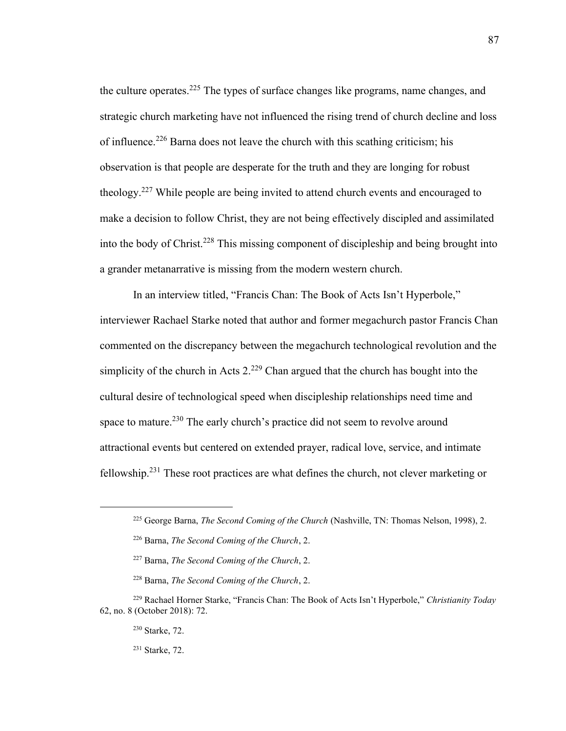the culture operates.[225] The types of surface changes like programs, name changes, and strategic church marketing have not influenced the rising trend of church decline and loss of influence.[226] Barna does not leave the church with this scathing criticism; his observation is that people are desperate for the truth and they are longing for robust theology.[227] While people are being invited to attend church events and encouraged to make a decision to follow Christ, they are not being effectively discipled and assimilated into the body of Christ.[228] This missing component of discipleship and being brought into a grander metanarrative is missing from the modern western church.

In an interview titled, "Francis Chan: The Book of Acts Isn't Hyperbole," interviewer Rachael Starke noted that author and former megachurch pastor Francis Chan commented on the discrepancy between the megachurch technological revolution and the simplicity of the church in Acts 2.[229] Chan argued that the church has bought into the cultural desire of technological speed when discipleship relationships need time and space to mature.[230] The early church's practice did not seem to revolve around attractional events but centered on extended prayer, radical love, service, and intimate fellowship.[231] These root practices are what defines the church, not clever marketing or

---

[225] George Barna, *The Second Coming of the Church* (Nashville, TN: Thomas Nelson, 1998), 2.

[226] Barna, *The Second Coming of the Church*, 2.

[227] Barna, *The Second Coming of the Church*, 2.

[228] Barna, *The Second Coming of the Church*, 2.

[229] Rachael Horner Starke, "Francis Chan: The Book of Acts Isn't Hyperbole," *Christianity Today* 62, no. 8 (October 2018): 72.

[230] Starke, 72.

[231] Starke, 72.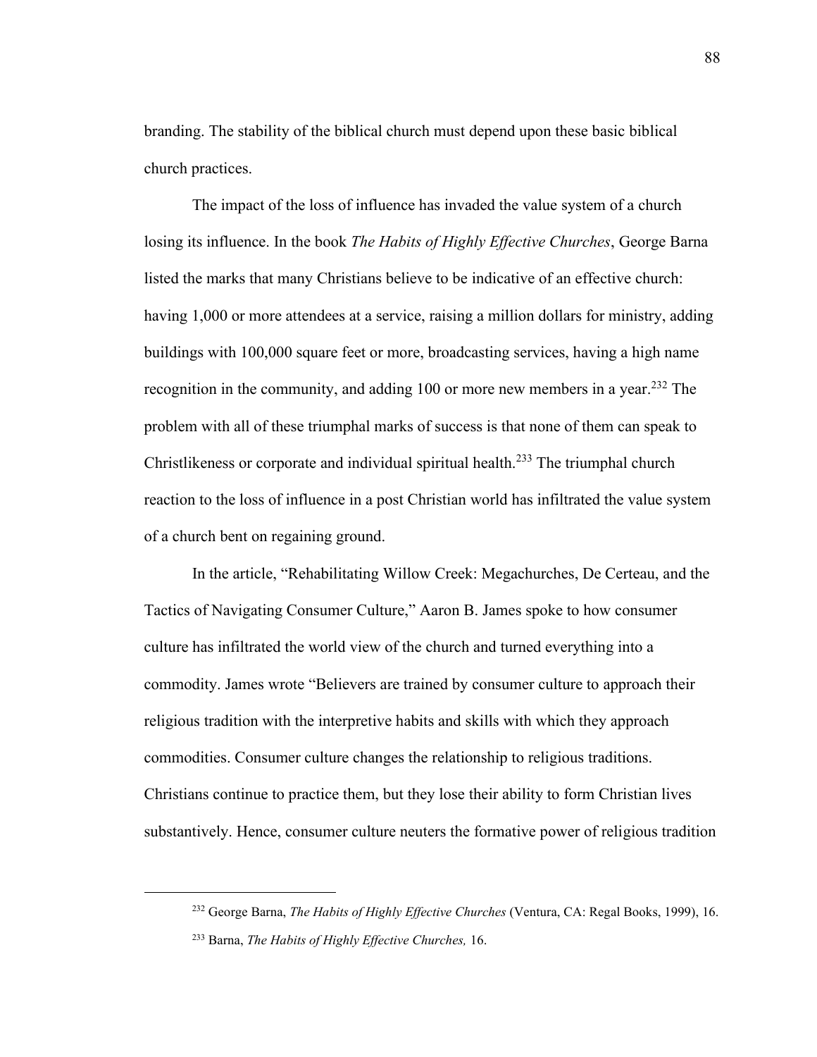branding. The stability of the biblical church must depend upon these basic biblical church practices.

The impact of the loss of influence has invaded the value system of a church losing its influence. In the book *The Habits of Highly Effective Churches*, George Barna listed the marks that many Christians believe to be indicative of an effective church: having 1,000 or more attendees at a service, raising a million dollars for ministry, adding buildings with 100,000 square feet or more, broadcasting services, having a high name recognition in the community, and adding 100 or more new members in a year.[232] The problem with all of these triumphal marks of success is that none of them can speak to Christlikeness or corporate and individual spiritual health.[233] The triumphal church reaction to the loss of influence in a post Christian world has infiltrated the value system of a church bent on regaining ground.

In the article, "Rehabilitating Willow Creek: Megachurches, De Certeau, and the Tactics of Navigating Consumer Culture," Aaron B. James spoke to how consumer culture has infiltrated the world view of the church and turned everything into a commodity. James wrote "Believers are trained by consumer culture to approach their religious tradition with the interpretive habits and skills with which they approach commodities. Consumer culture changes the relationship to religious traditions. Christians continue to practice them, but they lose their ability to form Christian lives substantively. Hence, consumer culture neuters the formative power of religious tradition

---

[232] George Barna, *The Habits of Highly Effective Churches* (Ventura, CA: Regal Books, 1999), 16.

[233] Barna, *The Habits of Highly Effective Churches,* 16.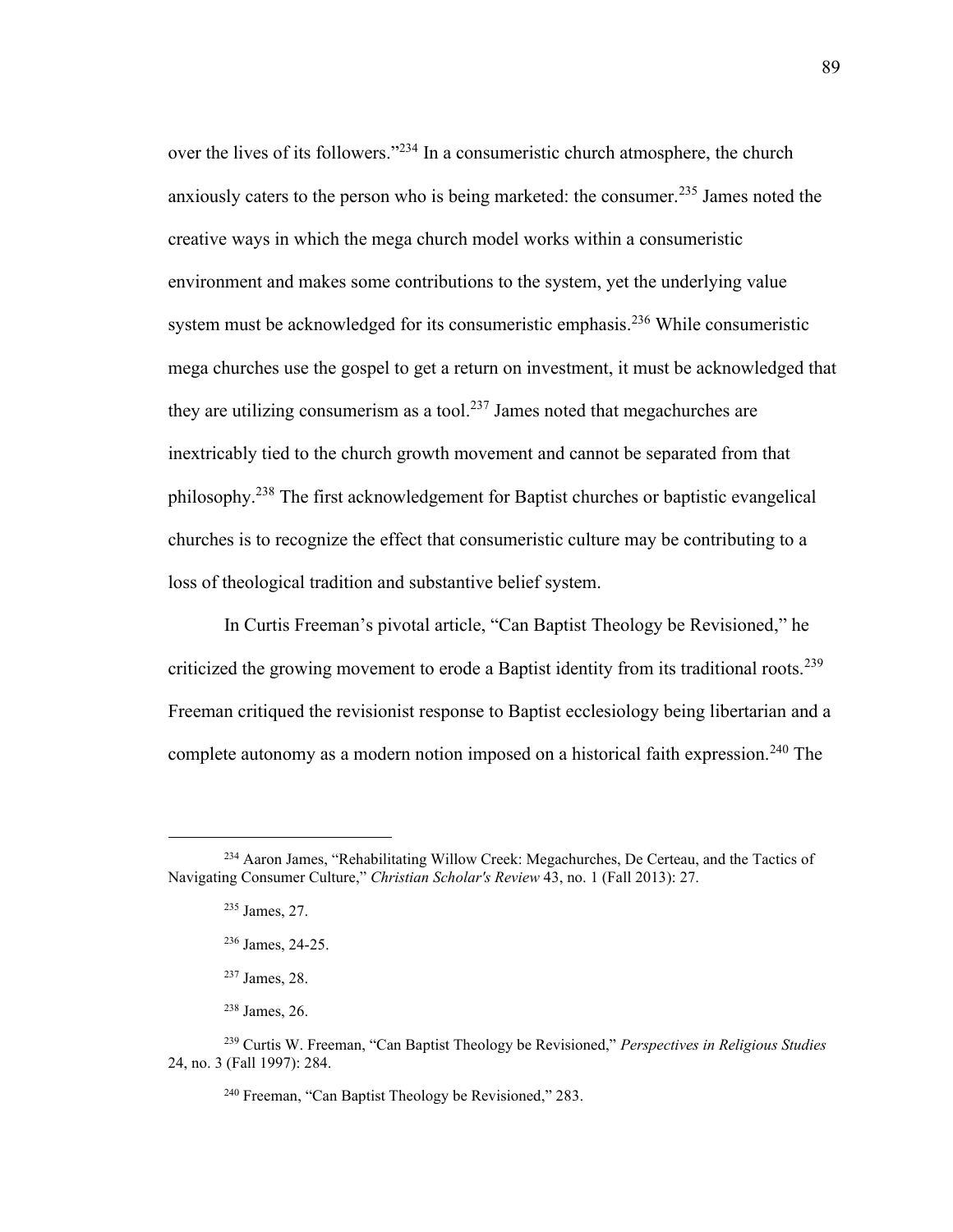over the lives of its followers."[234] In a consumeristic church atmosphere, the church anxiously caters to the person who is being marketed: the consumer.[235] James noted the creative ways in which the mega church model works within a consumeristic environment and makes some contributions to the system, yet the underlying value system must be acknowledged for its consumeristic emphasis.[236] While consumeristic mega churches use the gospel to get a return on investment, it must be acknowledged that they are utilizing consumerism as a tool.[237] James noted that megachurches are inextricably tied to the church growth movement and cannot be separated from that philosophy.[238] The first acknowledgement for Baptist churches or baptistic evangelical churches is to recognize the effect that consumeristic culture may be contributing to a loss of theological tradition and substantive belief system.

In Curtis Freeman's pivotal article, "Can Baptist Theology be Revisioned," he criticized the growing movement to erode a Baptist identity from its traditional roots.[239] Freeman critiqued the revisionist response to Baptist ecclesiology being libertarian and a complete autonomy as a modern notion imposed on a historical faith expression.[240] The

---

[234] Aaron James, "Rehabilitating Willow Creek: Megachurches, De Certeau, and the Tactics of Navigating Consumer Culture," *Christian Scholar's Review* 43, no. 1 (Fall 2013): 27.

[235] James, 27.

[236] James, 24-25.

[237] James, 28.

[238] James, 26.

[239] Curtis W. Freeman, "Can Baptist Theology be Revisioned," *Perspectives in Religious Studies* 24, no. 3 (Fall 1997): 284.

[240] Freeman, "Can Baptist Theology be Revisioned," 283.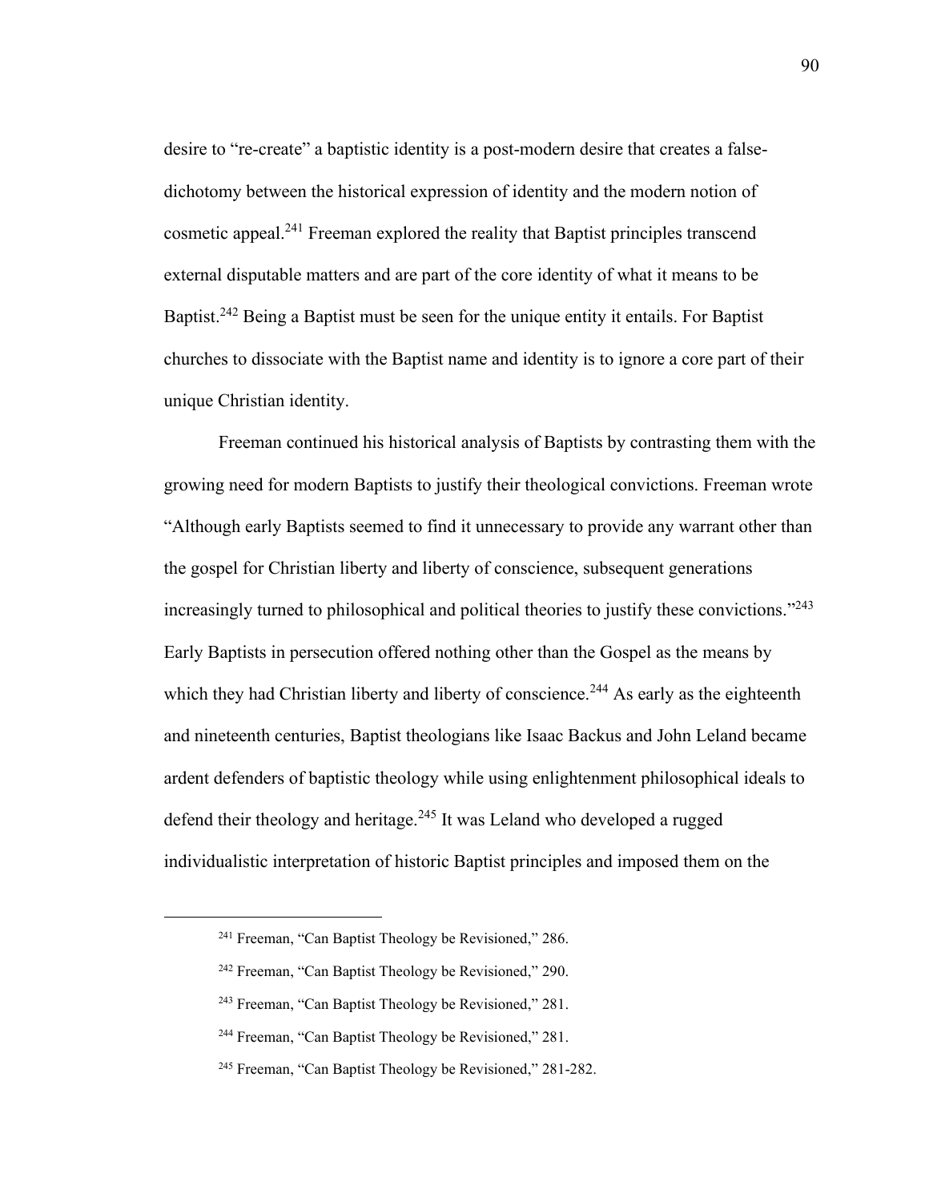desire to "re-create" a baptistic identity is a post-modern desire that creates a false-dichotomy between the historical expression of identity and the modern notion of cosmetic appeal.[241] Freeman explored the reality that Baptist principles transcend external disputable matters and are part of the core identity of what it means to be Baptist.[242] Being a Baptist must be seen for the unique entity it entails. For Baptist churches to dissociate with the Baptist name and identity is to ignore a core part of their unique Christian identity.

Freeman continued his historical analysis of Baptists by contrasting them with the growing need for modern Baptists to justify their theological convictions. Freeman wrote "Although early Baptists seemed to find it unnecessary to provide any warrant other than the gospel for Christian liberty and liberty of conscience, subsequent generations increasingly turned to philosophical and political theories to justify these convictions."[243] Early Baptists in persecution offered nothing other than the Gospel as the means by which they had Christian liberty and liberty of conscience.[244] As early as the eighteenth and nineteenth centuries, Baptist theologians like Isaac Backus and John Leland became ardent defenders of baptistic theology while using enlightenment philosophical ideals to defend their theology and heritage.[245] It was Leland who developed a rugged individualistic interpretation of historic Baptist principles and imposed them on the

---

[241] Freeman, "Can Baptist Theology be Revisioned," 286.

[242] Freeman, "Can Baptist Theology be Revisioned," 290.

[243] Freeman, "Can Baptist Theology be Revisioned," 281.

[244] Freeman, "Can Baptist Theology be Revisioned," 281.

[245] Freeman, "Can Baptist Theology be Revisioned," 281-282.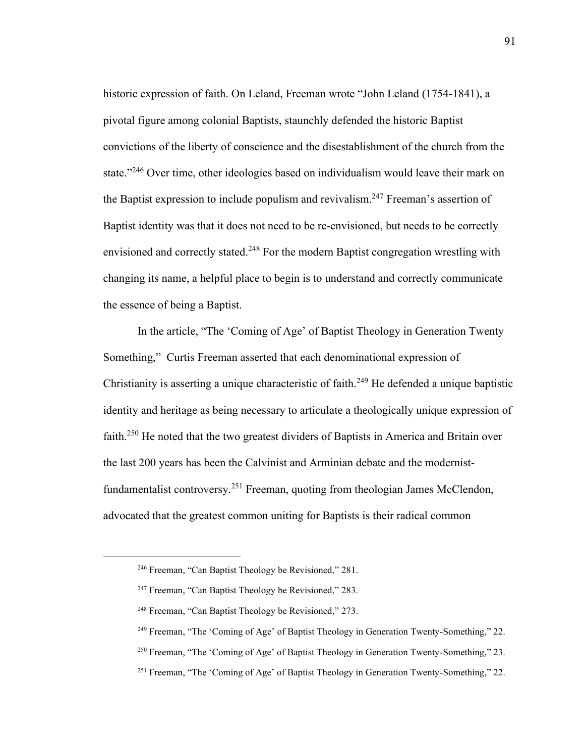historic expression of faith. On Leland, Freeman wrote "John Leland (1754-1841), a pivotal figure among colonial Baptists, staunchly defended the historic Baptist convictions of the liberty of conscience and the disestablishment of the church from the state."[246] Over time, other ideologies based on individualism would leave their mark on the Baptist expression to include populism and revivalism.[247] Freeman's assertion of Baptist identity was that it does not need to be re-envisioned, but needs to be correctly envisioned and correctly stated.[248] For the modern Baptist congregation wrestling with changing its name, a helpful place to begin is to understand and correctly communicate the essence of being a Baptist.

In the article, "The 'Coming of Age' of Baptist Theology in Generation Twenty Something," Curtis Freeman asserted that each denominational expression of Christianity is asserting a unique characteristic of faith.[249] He defended a unique baptistic identity and heritage as being necessary to articulate a theologically unique expression of faith.[250] He noted that the two greatest dividers of Baptists in America and Britain over the last 200 years has been the Calvinist and Arminian debate and the modernist-fundamentalist controversy.[251] Freeman, quoting from theologian James McClendon, advocated that the greatest common uniting for Baptists is their radical common

---

[246] Freeman, "Can Baptist Theology be Revisioned," 281.

[247] Freeman, "Can Baptist Theology be Revisioned," 283.

[248] Freeman, "Can Baptist Theology be Revisioned," 273.

[249] Freeman, "The 'Coming of Age' of Baptist Theology in Generation Twenty-Something," 22.

[250] Freeman, "The 'Coming of Age' of Baptist Theology in Generation Twenty-Something," 23.

[251] Freeman, "The 'Coming of Age' of Baptist Theology in Generation Twenty-Something," 22.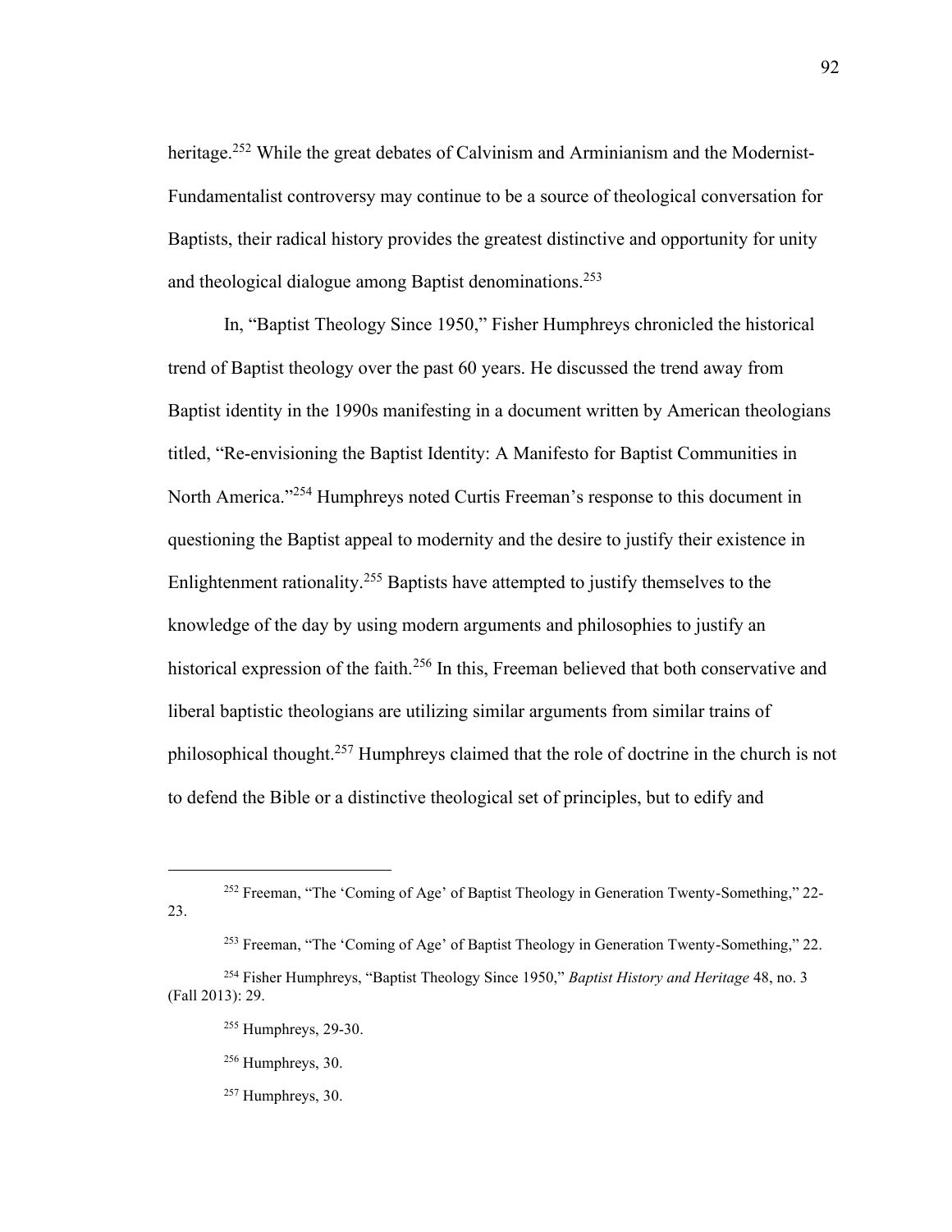heritage.[252] While the great debates of Calvinism and Arminianism and the Modernist-Fundamentalist controversy may continue to be a source of theological conversation for Baptists, their radical history provides the greatest distinctive and opportunity for unity and theological dialogue among Baptist denominations.[253]

In, "Baptist Theology Since 1950," Fisher Humphreys chronicled the historical trend of Baptist theology over the past 60 years. He discussed the trend away from Baptist identity in the 1990s manifesting in a document written by American theologians titled, "Re-envisioning the Baptist Identity: A Manifesto for Baptist Communities in North America."[254] Humphreys noted Curtis Freeman's response to this document in questioning the Baptist appeal to modernity and the desire to justify their existence in Enlightenment rationality.[255] Baptists have attempted to justify themselves to the knowledge of the day by using modern arguments and philosophies to justify an historical expression of the faith.[256] In this, Freeman believed that both conservative and liberal baptistic theologians are utilizing similar arguments from similar trains of philosophical thought.[257] Humphreys claimed that the role of doctrine in the church is not to defend the Bible or a distinctive theological set of principles, but to edify and

---

[252] Freeman, "The 'Coming of Age' of Baptist Theology in Generation Twenty-Something," 22-23.

[253] Freeman, "The 'Coming of Age' of Baptist Theology in Generation Twenty-Something," 22.

[254] Fisher Humphreys, "Baptist Theology Since 1950," *Baptist History and Heritage* 48, no. 3 (Fall 2013): 29.

[255] Humphreys, 29-30.

[256] Humphreys, 30.

[257] Humphreys, 30.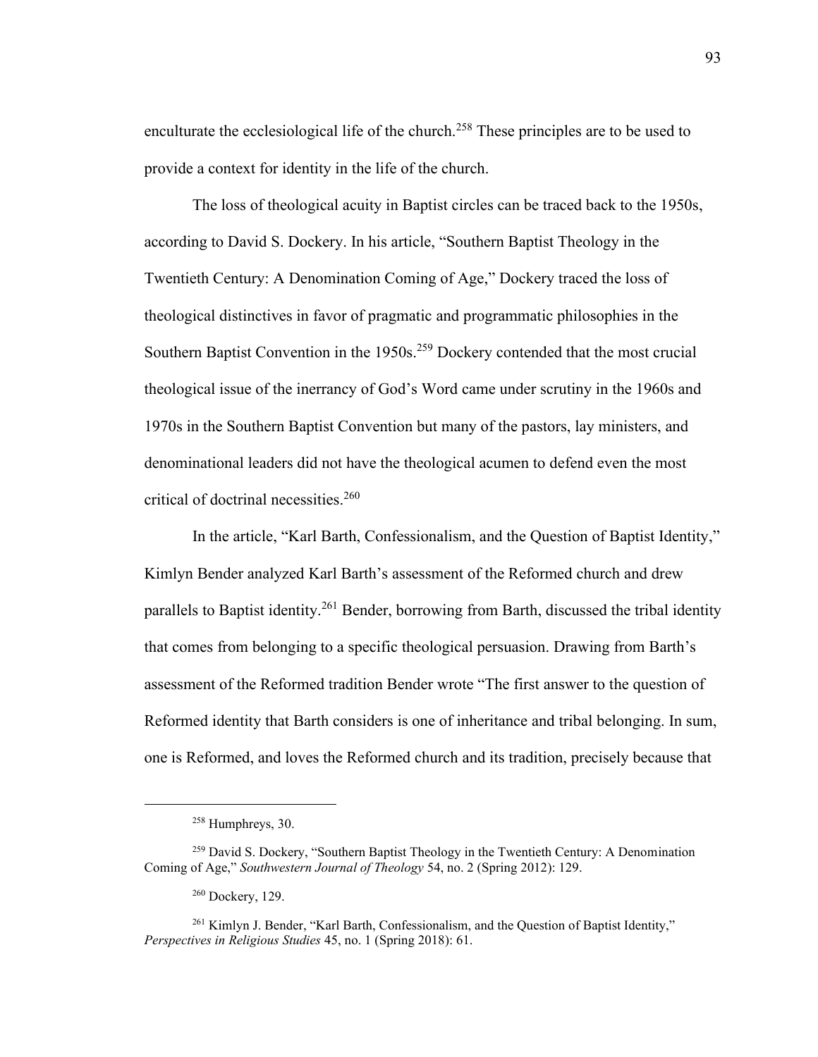enculturate the ecclesiological life of the church.[258] These principles are to be used to provide a context for identity in the life of the church.

The loss of theological acuity in Baptist circles can be traced back to the 1950s, according to David S. Dockery. In his article, "Southern Baptist Theology in the Twentieth Century: A Denomination Coming of Age," Dockery traced the loss of theological distinctives in favor of pragmatic and programmatic philosophies in the Southern Baptist Convention in the 1950s.[259] Dockery contended that the most crucial theological issue of the inerrancy of God's Word came under scrutiny in the 1960s and 1970s in the Southern Baptist Convention but many of the pastors, lay ministers, and denominational leaders did not have the theological acumen to defend even the most critical of doctrinal necessities.[260]

In the article, "Karl Barth, Confessionalism, and the Question of Baptist Identity," Kimlyn Bender analyzed Karl Barth's assessment of the Reformed church and drew parallels to Baptist identity.[261] Bender, borrowing from Barth, discussed the tribal identity that comes from belonging to a specific theological persuasion. Drawing from Barth's assessment of the Reformed tradition Bender wrote "The first answer to the question of Reformed identity that Barth considers is one of inheritance and tribal belonging. In sum, one is Reformed, and loves the Reformed church and its tradition, precisely because that

---

[258] Humphreys, 30.

[259] David S. Dockery, "Southern Baptist Theology in the Twentieth Century: A Denomination Coming of Age," *Southwestern Journal of Theology* 54, no. 2 (Spring 2012): 129.

[260] Dockery, 129.

[261] Kimlyn J. Bender, "Karl Barth, Confessionalism, and the Question of Baptist Identity," *Perspectives in Religious Studies* 45, no. 1 (Spring 2018): 61.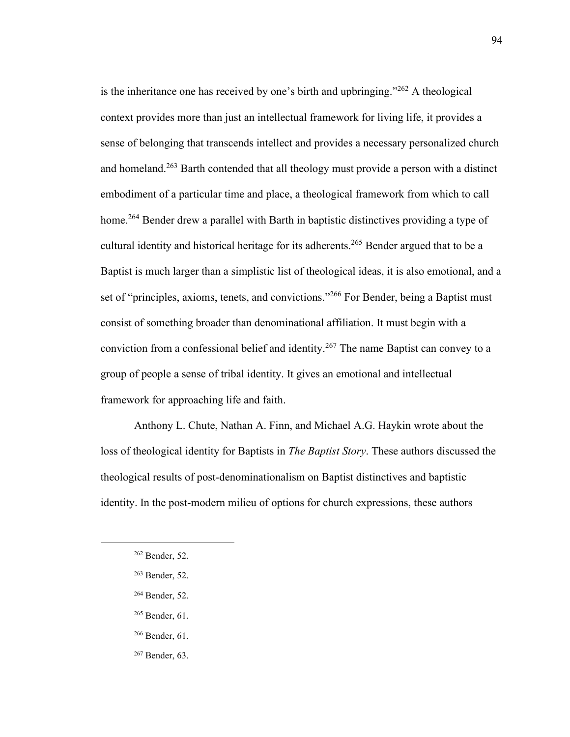is the inheritance one has received by one's birth and upbringing."[262] A theological context provides more than just an intellectual framework for living life, it provides a sense of belonging that transcends intellect and provides a necessary personalized church and homeland.[263] Barth contended that all theology must provide a person with a distinct embodiment of a particular time and place, a theological framework from which to call home.[264] Bender drew a parallel with Barth in baptistic distinctives providing a type of cultural identity and historical heritage for its adherents.[265] Bender argued that to be a Baptist is much larger than a simplistic list of theological ideas, it is also emotional, and a set of "principles, axioms, tenets, and convictions."[266] For Bender, being a Baptist must consist of something broader than denominational affiliation. It must begin with a conviction from a confessional belief and identity.[267] The name Baptist can convey to a group of people a sense of tribal identity. It gives an emotional and intellectual framework for approaching life and faith.

Anthony L. Chute, Nathan A. Finn, and Michael A.G. Haykin wrote about the loss of theological identity for Baptists in *The Baptist Story*. These authors discussed the theological results of post-denominationalism on Baptist distinctives and baptistic identity. In the post-modern milieu of options for church expressions, these authors

---

[262] Bender, 52.

[263] Bender, 52.

[264] Bender, 52.

[265] Bender, 61.

[266] Bender, 61.

[267] Bender, 63.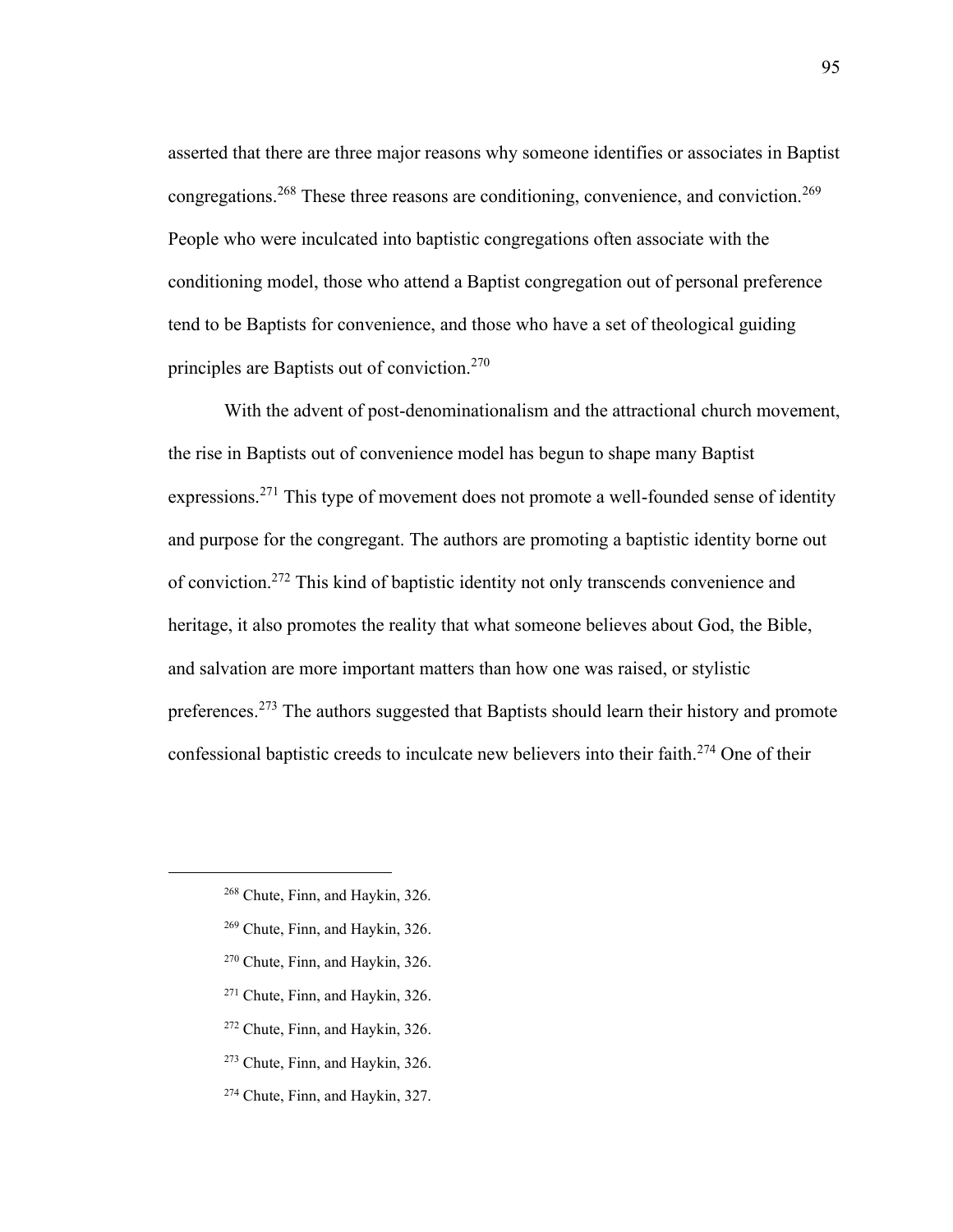asserted that there are three major reasons why someone identifies or associates in Baptist congregations.[268] These three reasons are conditioning, convenience, and conviction.[269] People who were inculcated into baptistic congregations often associate with the conditioning model, those who attend a Baptist congregation out of personal preference tend to be Baptists for convenience, and those who have a set of theological guiding principles are Baptists out of conviction.[270]

With the advent of post-denominationalism and the attractional church movement, the rise in Baptists out of convenience model has begun to shape many Baptist expressions.[271] This type of movement does not promote a well-founded sense of identity and purpose for the congregant. The authors are promoting a baptistic identity borne out of conviction.[272] This kind of baptistic identity not only transcends convenience and heritage, it also promotes the reality that what someone believes about God, the Bible, and salvation are more important matters than how one was raised, or stylistic preferences.[273] The authors suggested that Baptists should learn their history and promote confessional baptistic creeds to inculcate new believers into their faith.[274] One of their

---

[268] Chute, Finn, and Haykin, 326.

[269] Chute, Finn, and Haykin, 326.

[270] Chute, Finn, and Haykin, 326.

[271] Chute, Finn, and Haykin, 326.

[272] Chute, Finn, and Haykin, 326.

[273] Chute, Finn, and Haykin, 326.

[274] Chute, Finn, and Haykin, 327.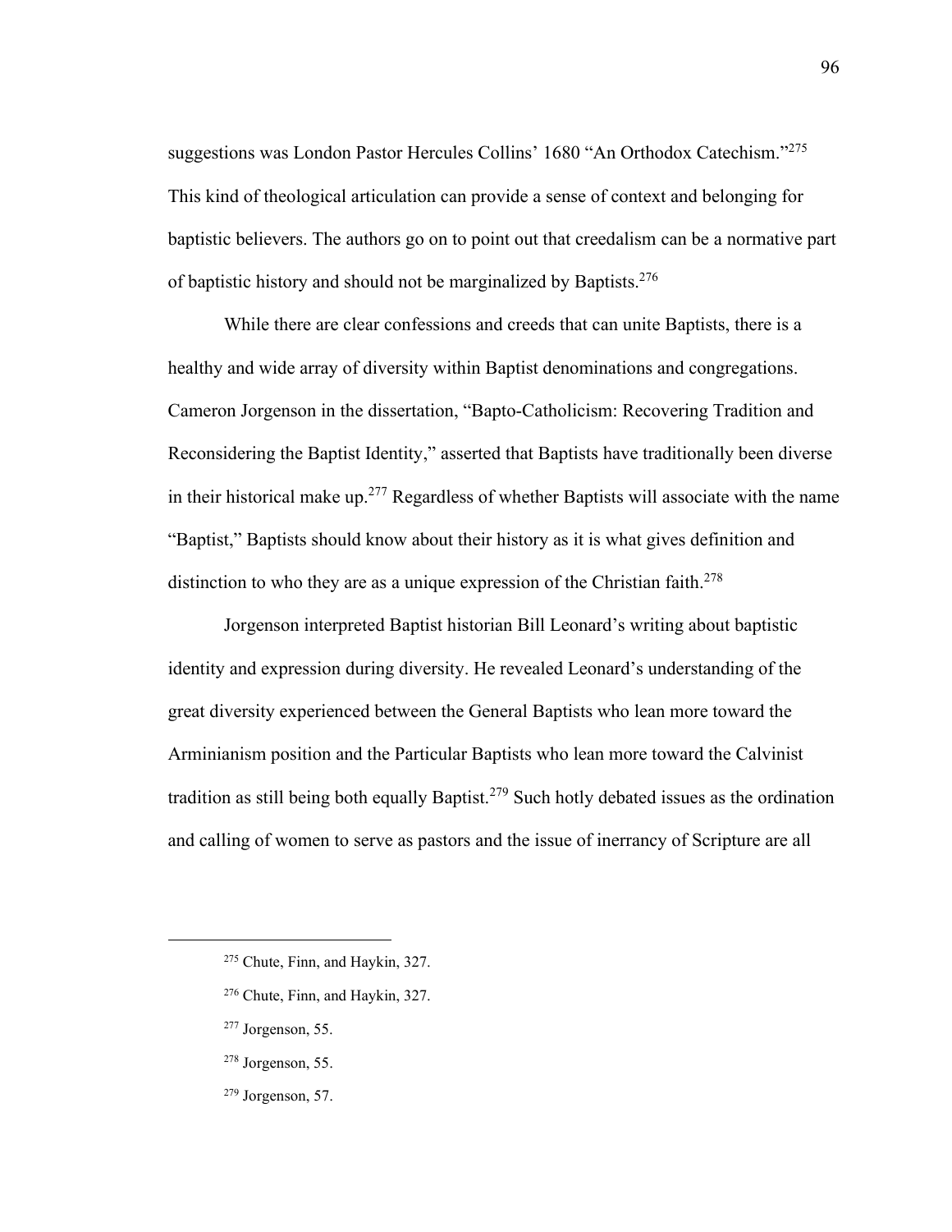suggestions was London Pastor Hercules Collins' 1680 "An Orthodox Catechism."[275] This kind of theological articulation can provide a sense of context and belonging for baptistic believers. The authors go on to point out that creedalism can be a normative part of baptistic history and should not be marginalized by Baptists.[276]

While there are clear confessions and creeds that can unite Baptists, there is a healthy and wide array of diversity within Baptist denominations and congregations. Cameron Jorgenson in the dissertation, "Bapto-Catholicism: Recovering Tradition and Reconsidering the Baptist Identity," asserted that Baptists have traditionally been diverse in their historical make up.[277] Regardless of whether Baptists will associate with the name "Baptist," Baptists should know about their history as it is what gives definition and distinction to who they are as a unique expression of the Christian faith.[278]

Jorgenson interpreted Baptist historian Bill Leonard's writing about baptistic identity and expression during diversity. He revealed Leonard's understanding of the great diversity experienced between the General Baptists who lean more toward the Arminianism position and the Particular Baptists who lean more toward the Calvinist tradition as still being both equally Baptist.[279] Such hotly debated issues as the ordination and calling of women to serve as pastors and the issue of inerrancy of Scripture are all

---

[275] Chute, Finn, and Haykin, 327.

[276] Chute, Finn, and Haykin, 327.

[277] Jorgenson, 55.

[278] Jorgenson, 55.

[279] Jorgenson, 57.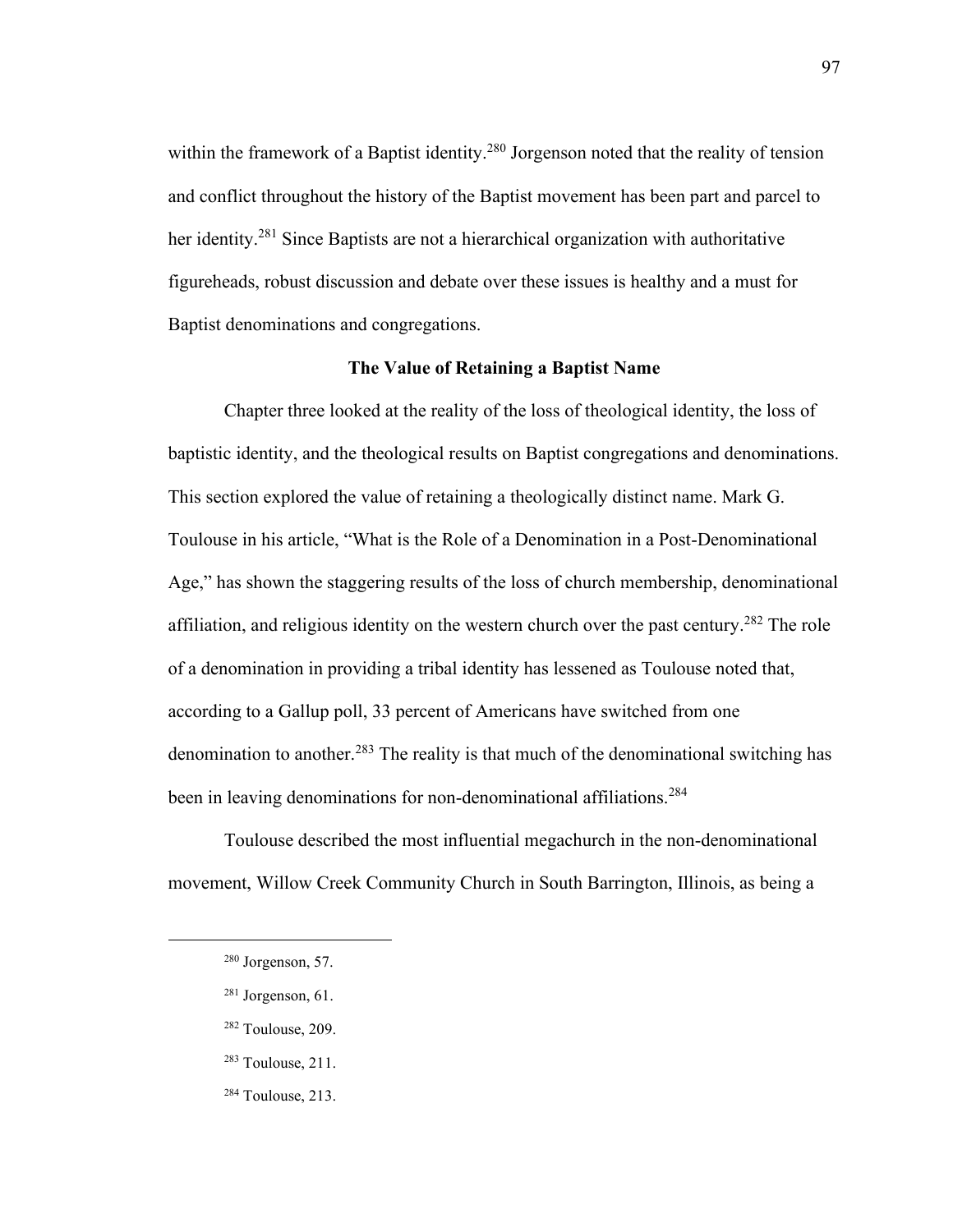within the framework of a Baptist identity.[280] Jorgenson noted that the reality of tension and conflict throughout the history of the Baptist movement has been part and parcel to her identity.[281] Since Baptists are not a hierarchical organization with authoritative figureheads, robust discussion and debate over these issues is healthy and a must for Baptist denominations and congregations.

**The Value of Retaining a Baptist Name**

Chapter three looked at the reality of the loss of theological identity, the loss of baptistic identity, and the theological results on Baptist congregations and denominations. This section explored the value of retaining a theologically distinct name. Mark G. Toulouse in his article, "What is the Role of a Denomination in a Post-Denominational Age," has shown the staggering results of the loss of church membership, denominational affiliation, and religious identity on the western church over the past century.[282] The role of a denomination in providing a tribal identity has lessened as Toulouse noted that, according to a Gallup poll, 33 percent of Americans have switched from one denomination to another.[283] The reality is that much of the denominational switching has been in leaving denominations for non-denominational affiliations.[284]

Toulouse described the most influential megachurch in the non-denominational movement, Willow Creek Community Church in South Barrington, Illinois, as being a

[280] Jorgenson, 57.

[281] Jorgenson, 61.

[282] Toulouse, 209.

[283] Toulouse, 211.

[284] Toulouse, 213.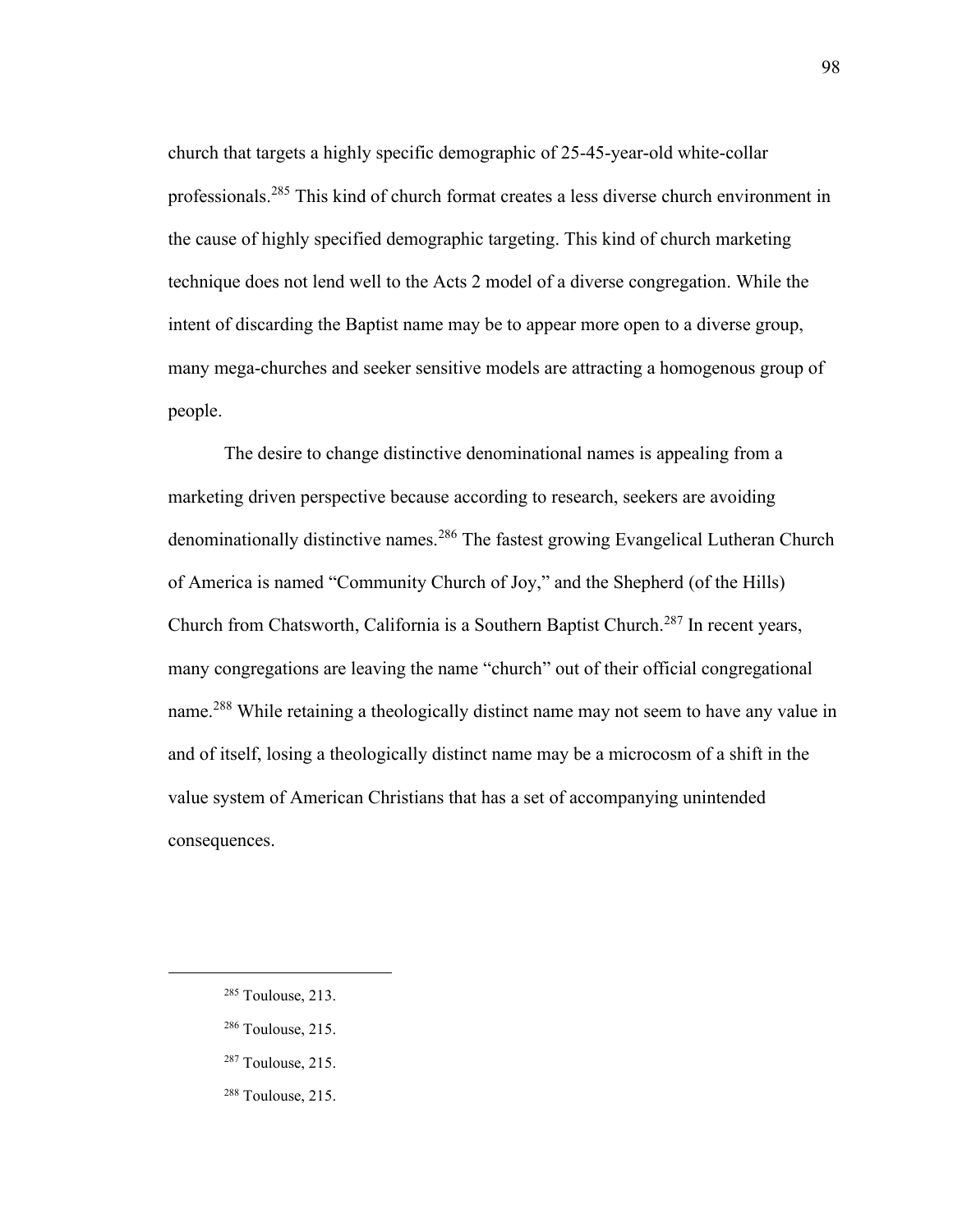church that targets a highly specific demographic of 25-45-year-old white-collar professionals.[285] This kind of church format creates a less diverse church environment in the cause of highly specified demographic targeting. This kind of church marketing technique does not lend well to the Acts 2 model of a diverse congregation. While the intent of discarding the Baptist name may be to appear more open to a diverse group, many mega-churches and seeker sensitive models are attracting a homogenous group of people.

The desire to change distinctive denominational names is appealing from a marketing driven perspective because according to research, seekers are avoiding denominationally distinctive names.[286] The fastest growing Evangelical Lutheran Church of America is named "Community Church of Joy," and the Shepherd (of the Hills) Church from Chatsworth, California is a Southern Baptist Church.[287] In recent years, many congregations are leaving the name "church" out of their official congregational name.[288] While retaining a theologically distinct name may not seem to have any value in and of itself, losing a theologically distinct name may be a microcosm of a shift in the value system of American Christians that has a set of accompanying unintended consequences.

---

[285] Toulouse, 213.

[286] Toulouse, 215.

[287] Toulouse, 215.

[288] Toulouse, 215.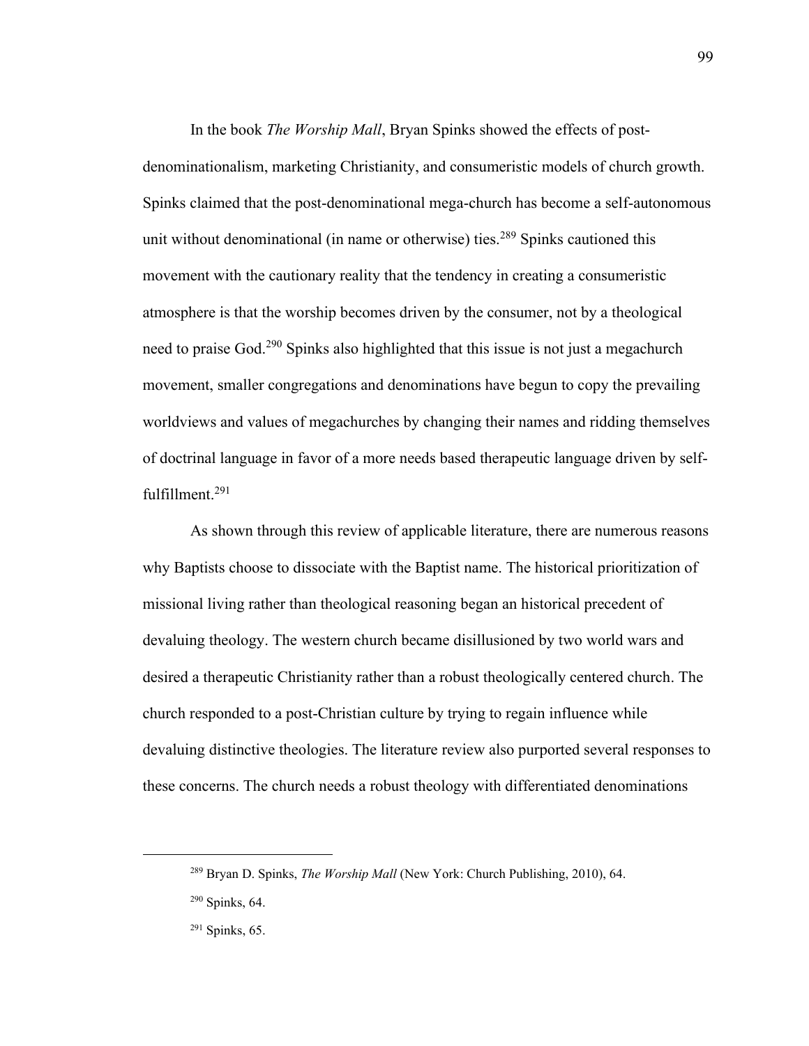In the book *The Worship Mall*, Bryan Spinks showed the effects of post-denominationalism, marketing Christianity, and consumeristic models of church growth. Spinks claimed that the post-denominational mega-church has become a self-autonomous unit without denominational (in name or otherwise) ties.[289] Spinks cautioned this movement with the cautionary reality that the tendency in creating a consumeristic atmosphere is that the worship becomes driven by the consumer, not by a theological need to praise God.[290] Spinks also highlighted that this issue is not just a megachurch movement, smaller congregations and denominations have begun to copy the prevailing worldviews and values of megachurches by changing their names and ridding themselves of doctrinal language in favor of a more needs based therapeutic language driven by self-fulfillment.[291]

As shown through this review of applicable literature, there are numerous reasons why Baptists choose to dissociate with the Baptist name. The historical prioritization of missional living rather than theological reasoning began an historical precedent of devaluing theology. The western church became disillusioned by two world wars and desired a therapeutic Christianity rather than a robust theologically centered church. The church responded to a post-Christian culture by trying to regain influence while devaluing distinctive theologies. The literature review also purported several responses to these concerns. The church needs a robust theology with differentiated denominations

---

[289] Bryan D. Spinks, *The Worship Mall* (New York: Church Publishing, 2010), 64.

[290] Spinks, 64.

[291] Spinks, 65.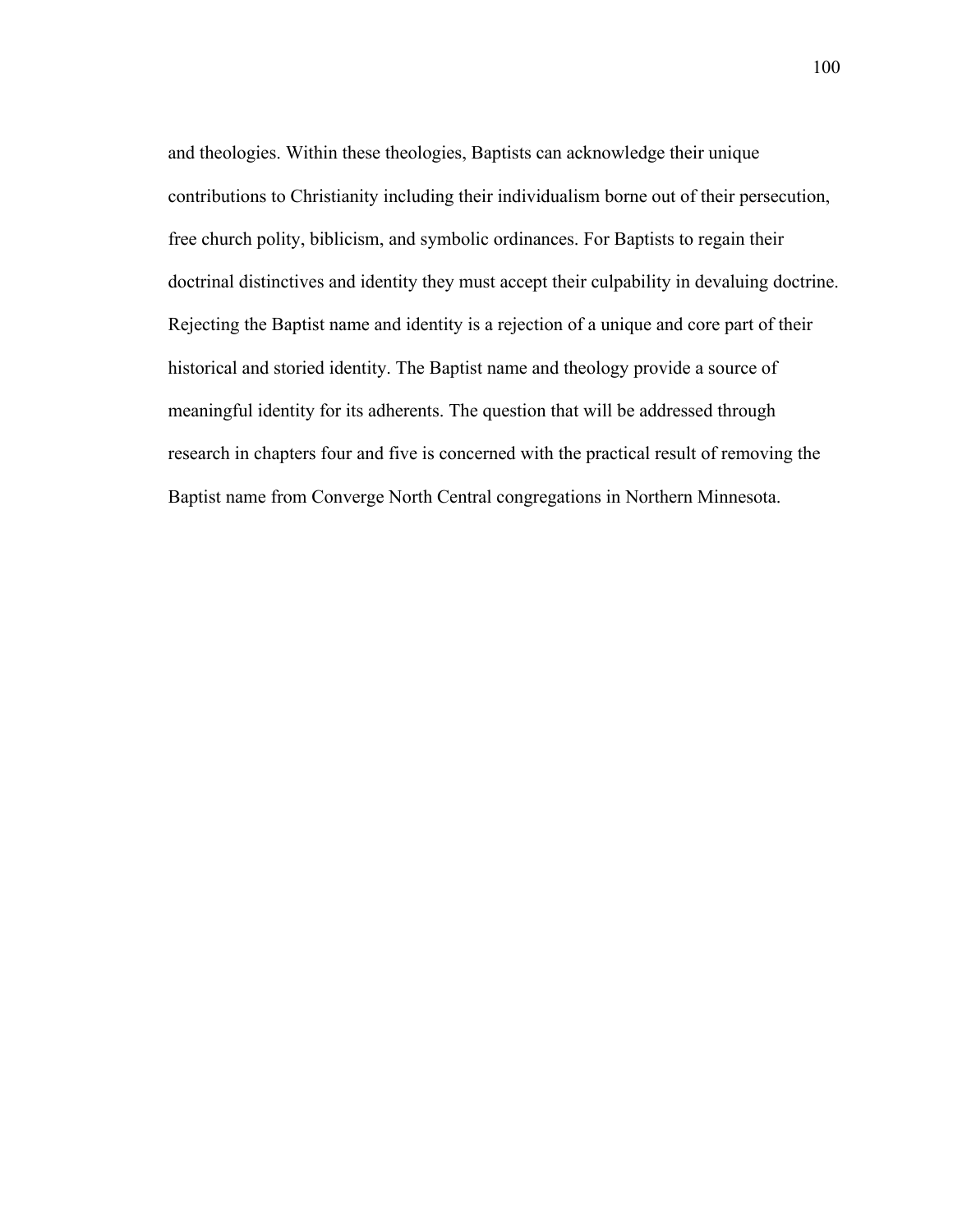and theologies. Within these theologies, Baptists can acknowledge their unique contributions to Christianity including their individualism borne out of their persecution, free church polity, biblicism, and symbolic ordinances. For Baptists to regain their doctrinal distinctives and identity they must accept their culpability in devaluing doctrine. Rejecting the Baptist name and identity is a rejection of a unique and core part of their historical and storied identity. The Baptist name and theology provide a source of meaningful identity for its adherents. The question that will be addressed through research in chapters four and five is concerned with the practical result of removing the Baptist name from Converge North Central congregations in Northern Minnesota.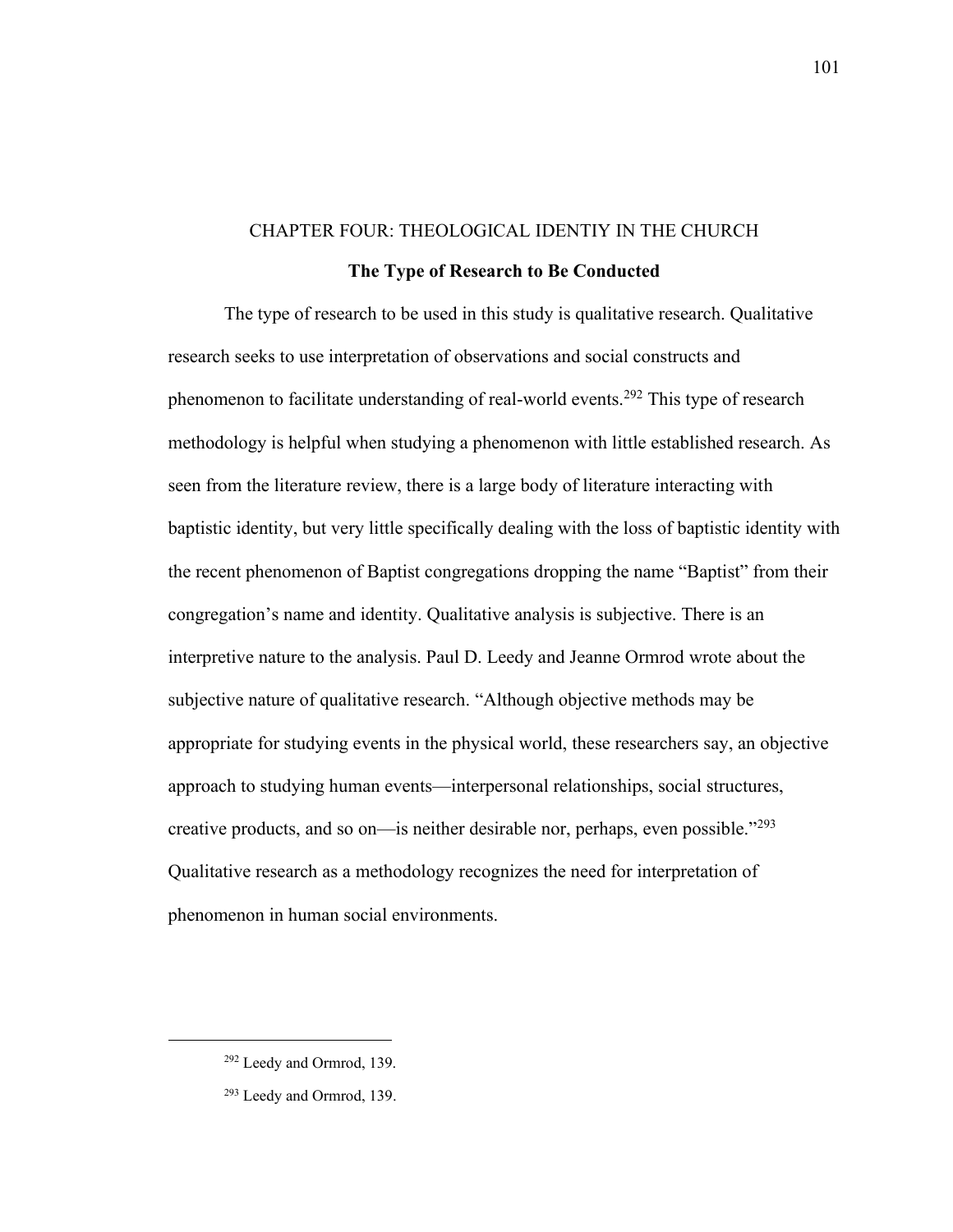# CHAPTER FOUR: THEOLOGICAL IDENTIY IN THE CHURCH

## The Type of Research to Be Conducted

The type of research to be used in this study is qualitative research. Qualitative research seeks to use interpretation of observations and social constructs and phenomenon to facilitate understanding of real-world events.[292] This type of research methodology is helpful when studying a phenomenon with little established research. As seen from the literature review, there is a large body of literature interacting with baptistic identity, but very little specifically dealing with the loss of baptistic identity with the recent phenomenon of Baptist congregations dropping the name "Baptist" from their congregation's name and identity. Qualitative analysis is subjective. There is an interpretive nature to the analysis. Paul D. Leedy and Jeanne Ormrod wrote about the subjective nature of qualitative research. "Although objective methods may be appropriate for studying events in the physical world, these researchers say, an objective approach to studying human events—interpersonal relationships, social structures, creative products, and so on—is neither desirable nor, perhaps, even possible."[293] Qualitative research as a methodology recognizes the need for interpretation of phenomenon in human social environments.

---

[292] Leedy and Ormrod, 139.

[293] Leedy and Ormrod, 139.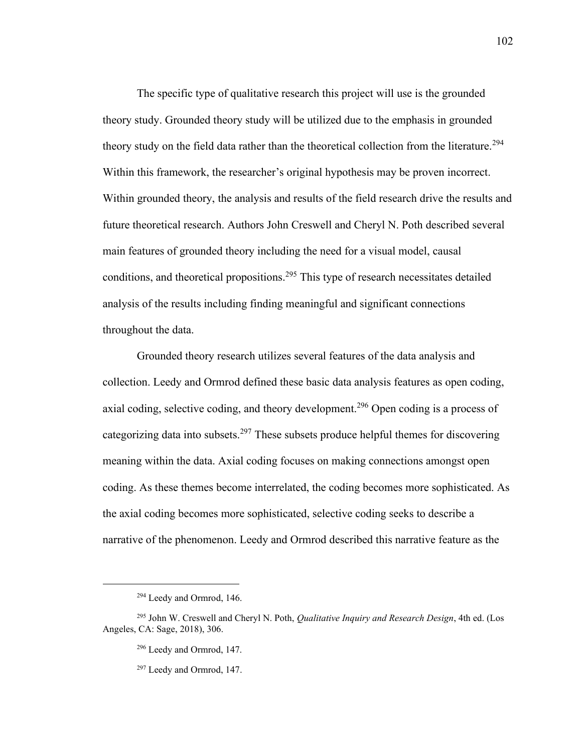The specific type of qualitative research this project will use is the grounded theory study. Grounded theory study will be utilized due to the emphasis in grounded theory study on the field data rather than the theoretical collection from the literature.[294] Within this framework, the researcher's original hypothesis may be proven incorrect. Within grounded theory, the analysis and results of the field research drive the results and future theoretical research. Authors John Creswell and Cheryl N. Poth described several main features of grounded theory including the need for a visual model, causal conditions, and theoretical propositions.[295] This type of research necessitates detailed analysis of the results including finding meaningful and significant connections throughout the data.

Grounded theory research utilizes several features of the data analysis and collection. Leedy and Ormrod defined these basic data analysis features as open coding, axial coding, selective coding, and theory development.[296] Open coding is a process of categorizing data into subsets.[297] These subsets produce helpful themes for discovering meaning within the data. Axial coding focuses on making connections amongst open coding. As these themes become interrelated, the coding becomes more sophisticated. As the axial coding becomes more sophisticated, selective coding seeks to describe a narrative of the phenomenon. Leedy and Ormrod described this narrative feature as the

---

[294] Leedy and Ormrod, 146.

[295] John W. Creswell and Cheryl N. Poth, *Qualitative Inquiry and Research Design*, 4th ed. (Los Angeles, CA: Sage, 2018), 306.

[296] Leedy and Ormrod, 147.

[297] Leedy and Ormrod, 147.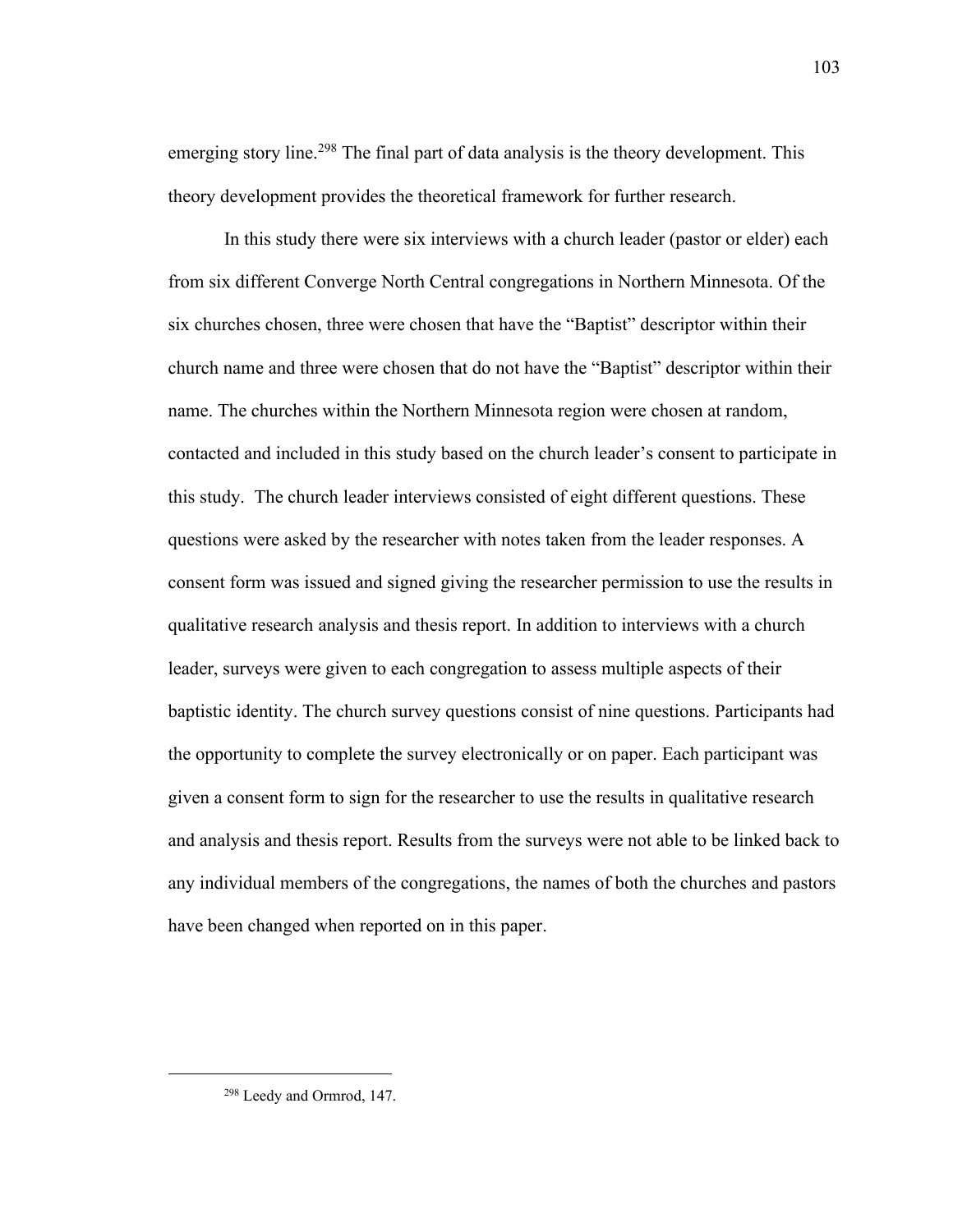emerging story line.[298] The final part of data analysis is the theory development. This theory development provides the theoretical framework for further research.

In this study there were six interviews with a church leader (pastor or elder) each from six different Converge North Central congregations in Northern Minnesota. Of the six churches chosen, three were chosen that have the "Baptist" descriptor within their church name and three were chosen that do not have the "Baptist" descriptor within their name. The churches within the Northern Minnesota region were chosen at random, contacted and included in this study based on the church leader's consent to participate in this study. The church leader interviews consisted of eight different questions. These questions were asked by the researcher with notes taken from the leader responses. A consent form was issued and signed giving the researcher permission to use the results in qualitative research analysis and thesis report. In addition to interviews with a church leader, surveys were given to each congregation to assess multiple aspects of their baptistic identity. The church survey questions consist of nine questions. Participants had the opportunity to complete the survey electronically or on paper. Each participant was given a consent form to sign for the researcher to use the results in qualitative research and analysis and thesis report. Results from the surveys were not able to be linked back to any individual members of the congregations, the names of both the churches and pastors have been changed when reported on in this paper.

---

[298] Leedy and Ormrod, 147.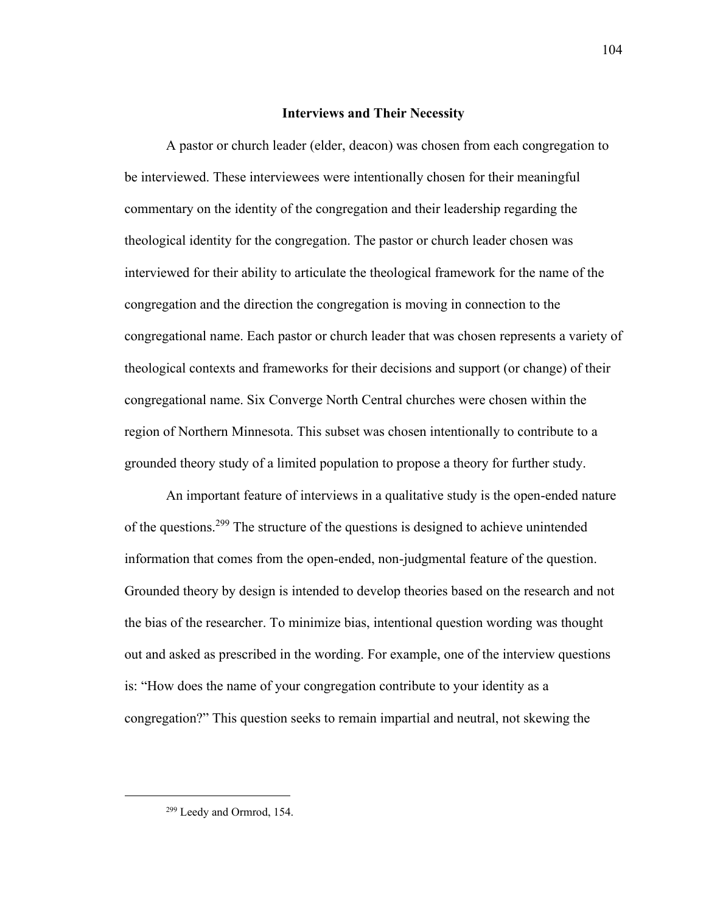## Interviews and Their Necessity

A pastor or church leader (elder, deacon) was chosen from each congregation to be interviewed. These interviewees were intentionally chosen for their meaningful commentary on the identity of the congregation and their leadership regarding the theological identity for the congregation. The pastor or church leader chosen was interviewed for their ability to articulate the theological framework for the name of the congregation and the direction the congregation is moving in connection to the congregational name. Each pastor or church leader that was chosen represents a variety of theological contexts and frameworks for their decisions and support (or change) of their congregational name. Six Converge North Central churches were chosen within the region of Northern Minnesota. This subset was chosen intentionally to contribute to a grounded theory study of a limited population to propose a theory for further study.

An important feature of interviews in a qualitative study is the open-ended nature of the questions.[299] The structure of the questions is designed to achieve unintended information that comes from the open-ended, non-judgmental feature of the question. Grounded theory by design is intended to develop theories based on the research and not the bias of the researcher. To minimize bias, intentional question wording was thought out and asked as prescribed in the wording. For example, one of the interview questions is: "How does the name of your congregation contribute to your identity as a congregation?" This question seeks to remain impartial and neutral, not skewing the

---

[299] Leedy and Ormrod, 154.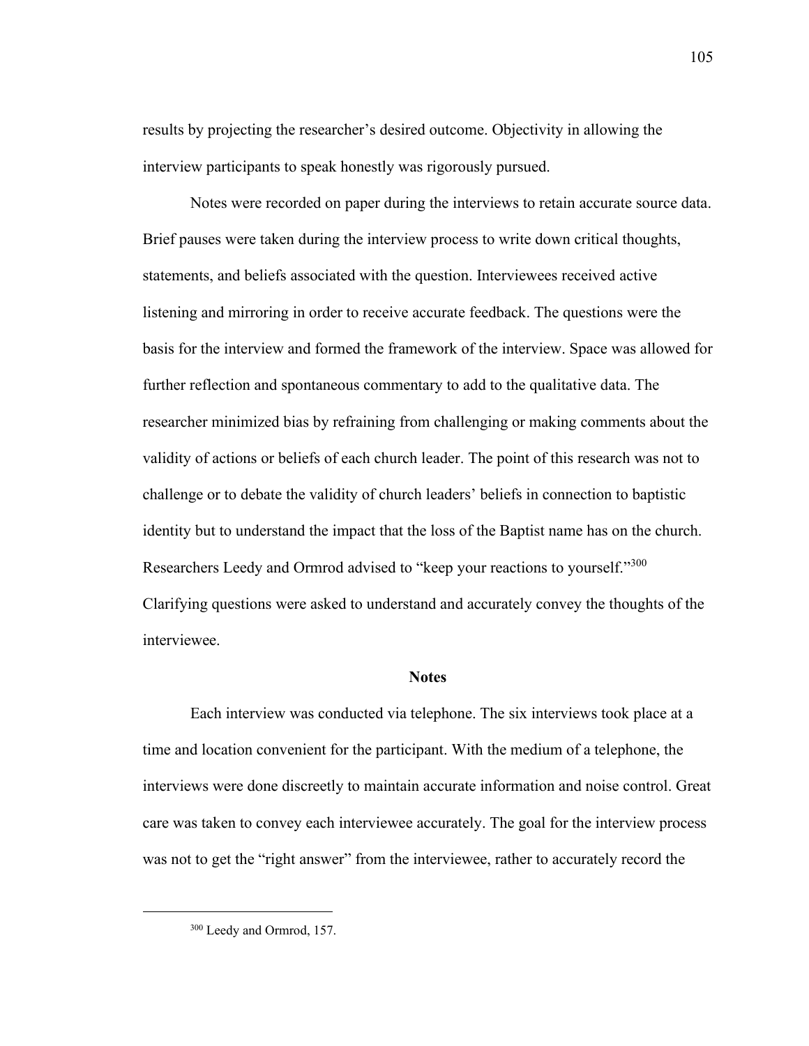results by projecting the researcher's desired outcome. Objectivity in allowing the interview participants to speak honestly was rigorously pursued.

Notes were recorded on paper during the interviews to retain accurate source data. Brief pauses were taken during the interview process to write down critical thoughts, statements, and beliefs associated with the question. Interviewees received active listening and mirroring in order to receive accurate feedback. The questions were the basis for the interview and formed the framework of the interview. Space was allowed for further reflection and spontaneous commentary to add to the qualitative data. The researcher minimized bias by refraining from challenging or making comments about the validity of actions or beliefs of each church leader. The point of this research was not to challenge or to debate the validity of church leaders' beliefs in connection to baptistic identity but to understand the impact that the loss of the Baptist name has on the church. Researchers Leedy and Ormrod advised to "keep your reactions to yourself."[300] Clarifying questions were asked to understand and accurately convey the thoughts of the interviewee.

## Notes

Each interview was conducted via telephone. The six interviews took place at a time and location convenient for the participant. With the medium of a telephone, the interviews were done discreetly to maintain accurate information and noise control. Great care was taken to convey each interviewee accurately. The goal for the interview process was not to get the "right answer" from the interviewee, rather to accurately record the

---

[300] Leedy and Ormrod, 157.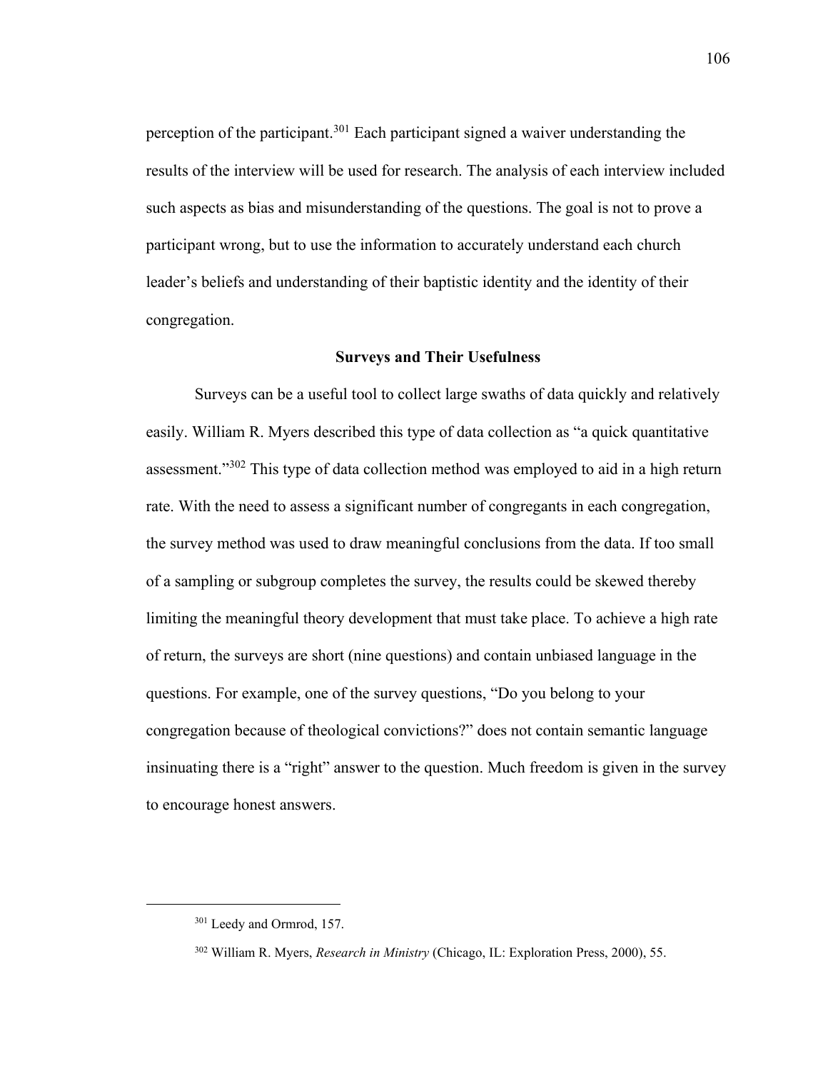perception of the participant.[301] Each participant signed a waiver understanding the results of the interview will be used for research. The analysis of each interview included such aspects as bias and misunderstanding of the questions. The goal is not to prove a participant wrong, but to use the information to accurately understand each church leader's beliefs and understanding of their baptistic identity and the identity of their congregation.

### Surveys and Their Usefulness

Surveys can be a useful tool to collect large swaths of data quickly and relatively easily. William R. Myers described this type of data collection as "a quick quantitative assessment."[302] This type of data collection method was employed to aid in a high return rate. With the need to assess a significant number of congregants in each congregation, the survey method was used to draw meaningful conclusions from the data. If too small of a sampling or subgroup completes the survey, the results could be skewed thereby limiting the meaningful theory development that must take place. To achieve a high rate of return, the surveys are short (nine questions) and contain unbiased language in the questions. For example, one of the survey questions, "Do you belong to your congregation because of theological convictions?" does not contain semantic language insinuating there is a "right" answer to the question. Much freedom is given in the survey to encourage honest answers.

---

[301] Leedy and Ormrod, 157.

[302] William R. Myers, *Research in Ministry* (Chicago, IL: Exploration Press, 2000), 55.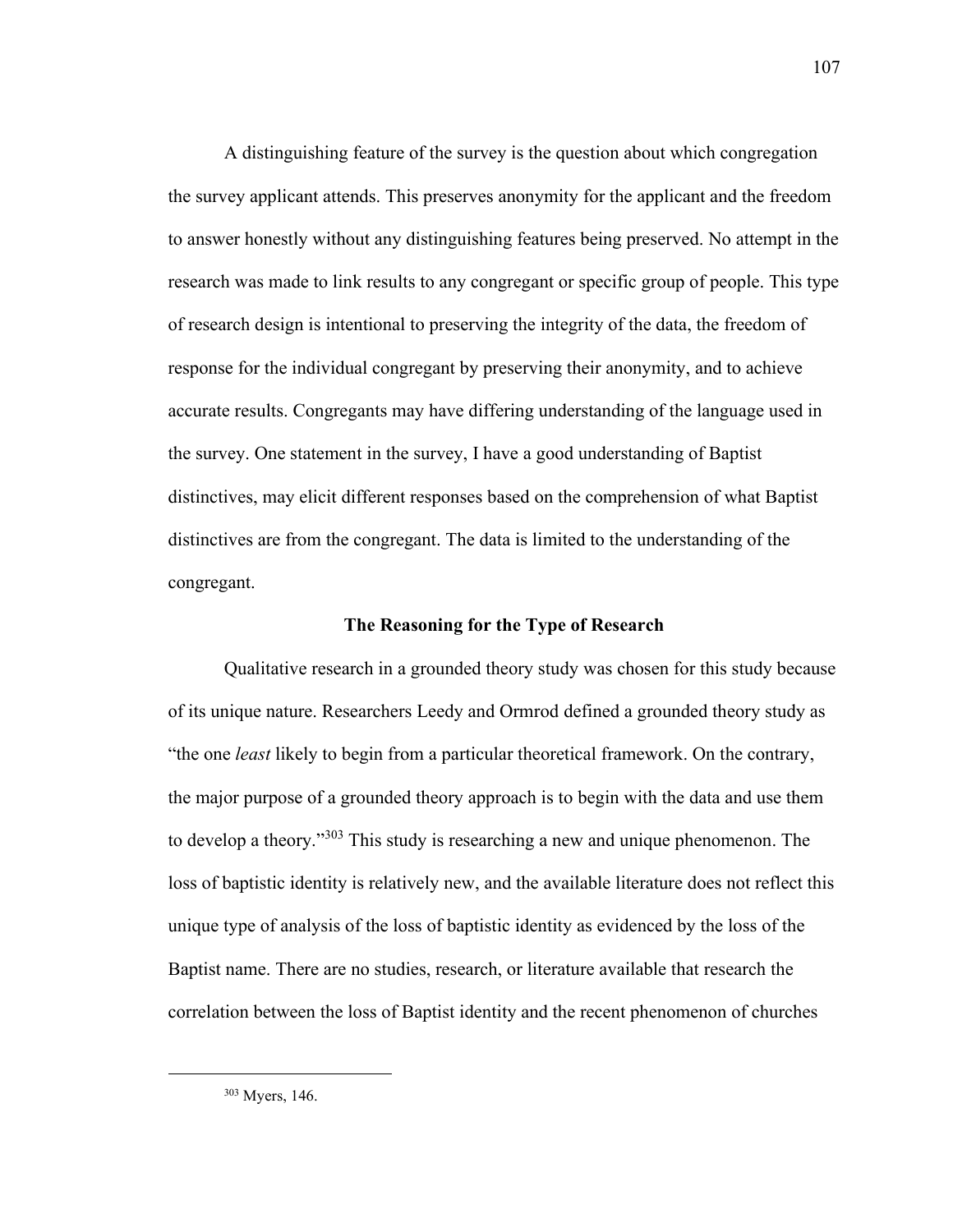A distinguishing feature of the survey is the question about which congregation the survey applicant attends. This preserves anonymity for the applicant and the freedom to answer honestly without any distinguishing features being preserved. No attempt in the research was made to link results to any congregant or specific group of people. This type of research design is intentional to preserving the integrity of the data, the freedom of response for the individual congregant by preserving their anonymity, and to achieve accurate results. Congregants may have differing understanding of the language used in the survey. One statement in the survey, I have a good understanding of Baptist distinctives, may elicit different responses based on the comprehension of what Baptist distinctives are from the congregant. The data is limited to the understanding of the congregant.

### The Reasoning for the Type of Research

Qualitative research in a grounded theory study was chosen for this study because of its unique nature. Researchers Leedy and Ormrod defined a grounded theory study as "the one *least* likely to begin from a particular theoretical framework. On the contrary, the major purpose of a grounded theory approach is to begin with the data and use them to develop a theory."[303] This study is researching a new and unique phenomenon. The loss of baptistic identity is relatively new, and the available literature does not reflect this unique type of analysis of the loss of baptistic identity as evidenced by the loss of the Baptist name. There are no studies, research, or literature available that research the correlation between the loss of Baptist identity and the recent phenomenon of churches

---

[303] Myers, 146.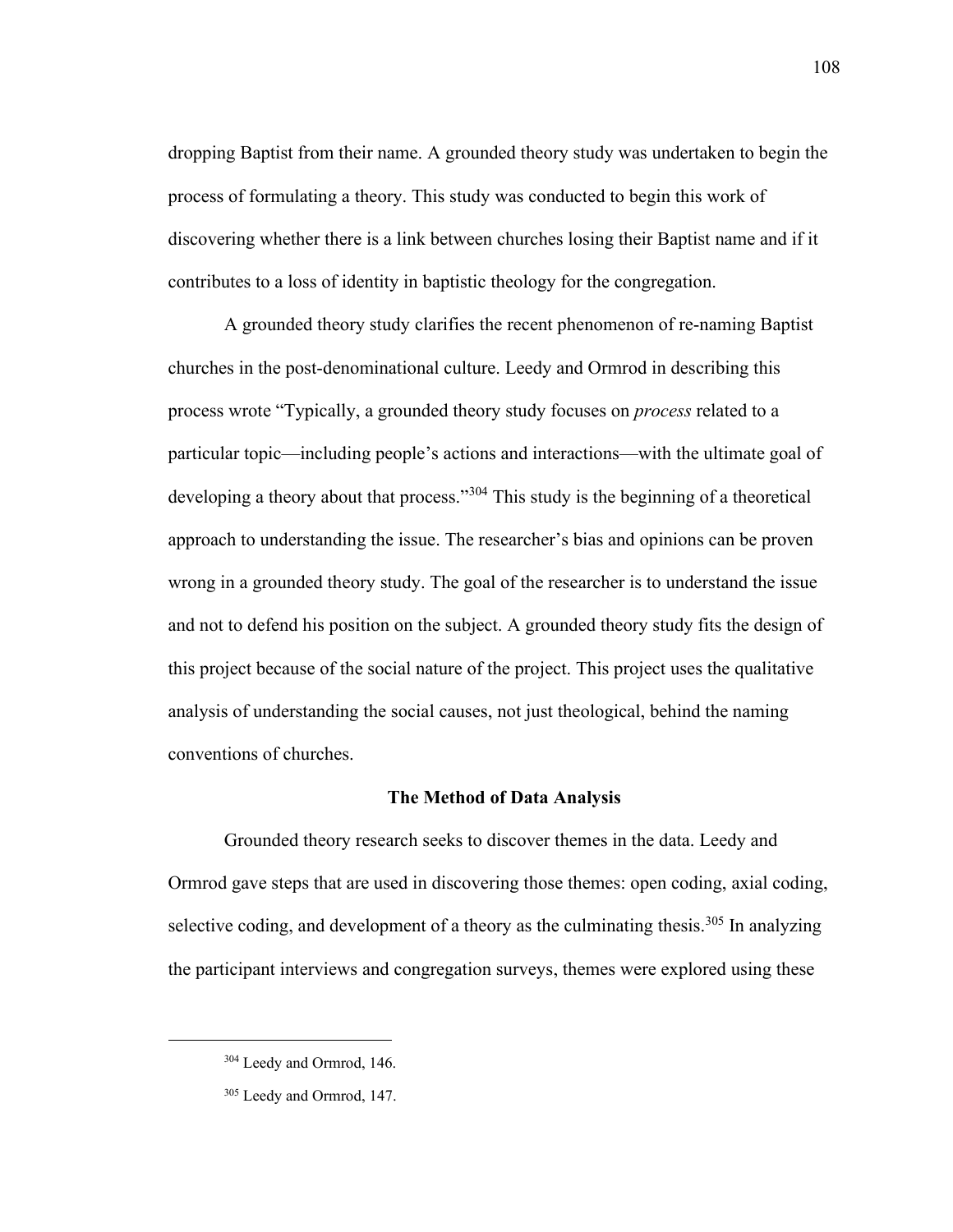dropping Baptist from their name. A grounded theory study was undertaken to begin the process of formulating a theory. This study was conducted to begin this work of discovering whether there is a link between churches losing their Baptist name and if it contributes to a loss of identity in baptistic theology for the congregation.

A grounded theory study clarifies the recent phenomenon of re-naming Baptist churches in the post-denominational culture. Leedy and Ormrod in describing this process wrote "Typically, a grounded theory study focuses on *process* related to a particular topic—including people's actions and interactions—with the ultimate goal of developing a theory about that process."[304] This study is the beginning of a theoretical approach to understanding the issue. The researcher's bias and opinions can be proven wrong in a grounded theory study. The goal of the researcher is to understand the issue and not to defend his position on the subject. A grounded theory study fits the design of this project because of the social nature of the project. This project uses the qualitative analysis of understanding the social causes, not just theological, behind the naming conventions of churches.

### The Method of Data Analysis

Grounded theory research seeks to discover themes in the data. Leedy and Ormrod gave steps that are used in discovering those themes: open coding, axial coding, selective coding, and development of a theory as the culminating thesis.[305] In analyzing the participant interviews and congregation surveys, themes were explored using these

---

[304] Leedy and Ormrod, 146.

[305] Leedy and Ormrod, 147.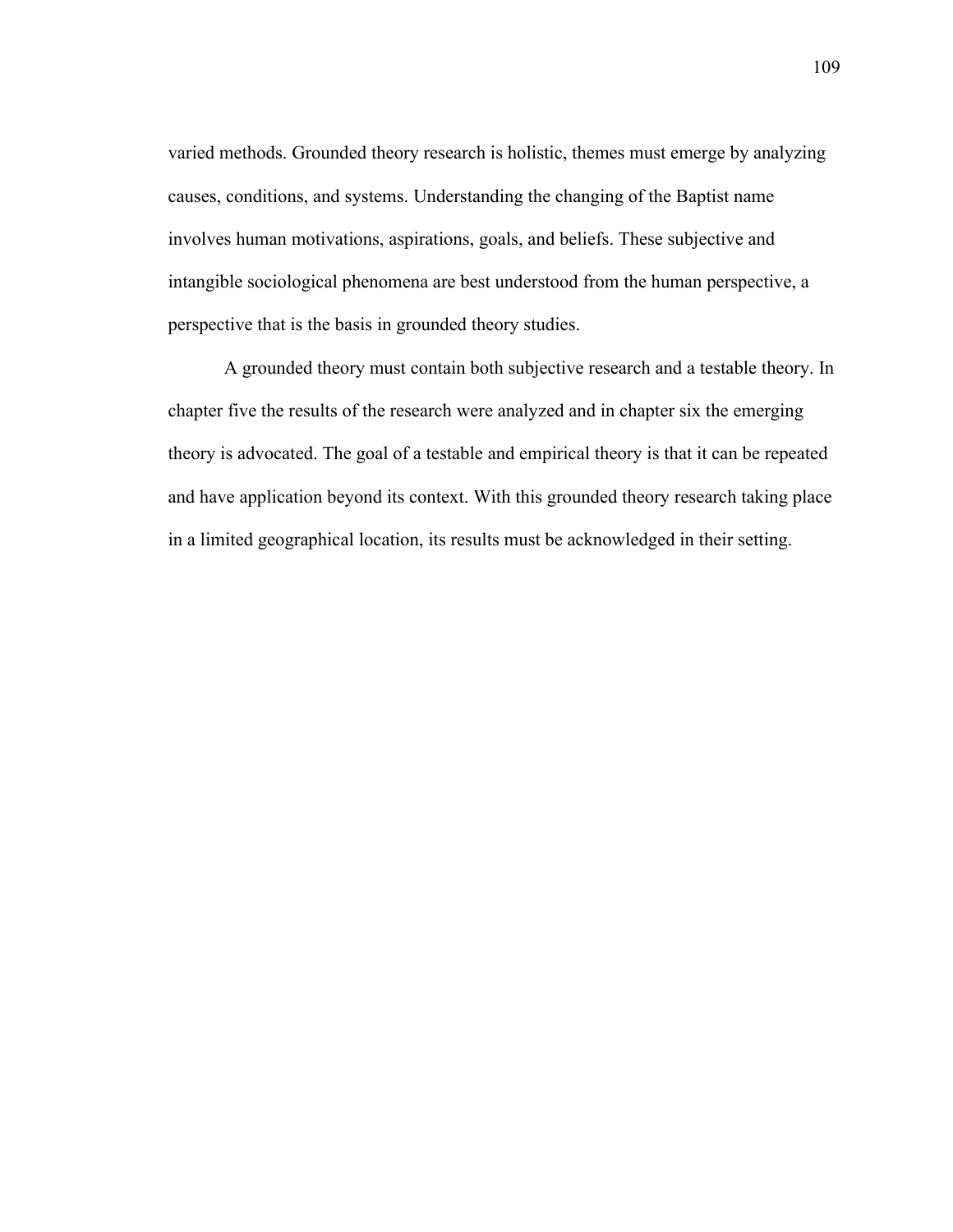varied methods. Grounded theory research is holistic, themes must emerge by analyzing causes, conditions, and systems. Understanding the changing of the Baptist name involves human motivations, aspirations, goals, and beliefs. These subjective and intangible sociological phenomena are best understood from the human perspective, a perspective that is the basis in grounded theory studies.

A grounded theory must contain both subjective research and a testable theory. In chapter five the results of the research were analyzed and in chapter six the emerging theory is advocated. The goal of a testable and empirical theory is that it can be repeated and have application beyond its context. With this grounded theory research taking place in a limited geographical location, its results must be acknowledged in their setting.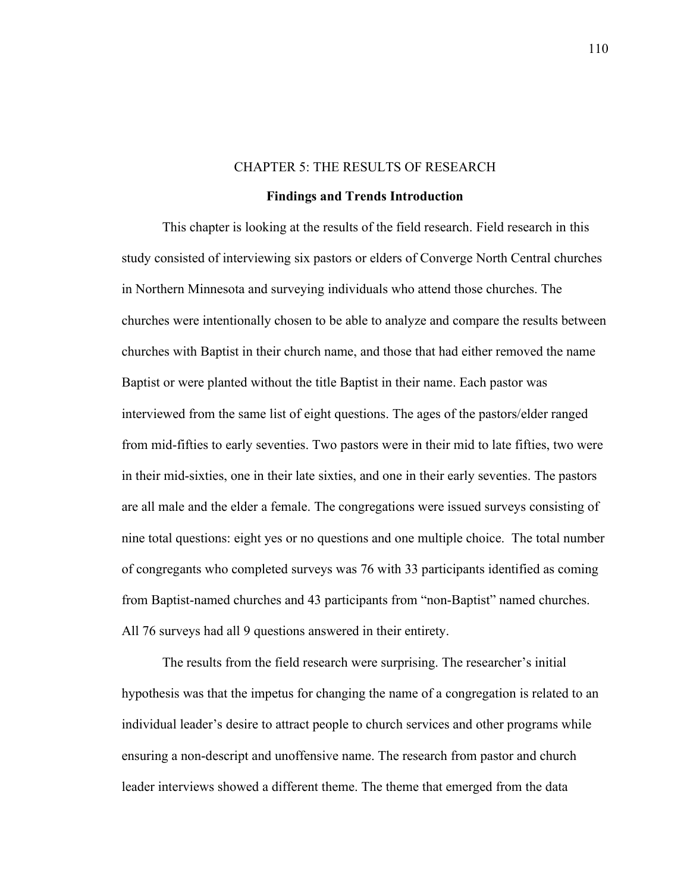# CHAPTER 5: THE RESULTS OF RESEARCH

## Findings and Trends Introduction

This chapter is looking at the results of the field research. Field research in this study consisted of interviewing six pastors or elders of Converge North Central churches in Northern Minnesota and surveying individuals who attend those churches. The churches were intentionally chosen to be able to analyze and compare the results between churches with Baptist in their church name, and those that had either removed the name Baptist or were planted without the title Baptist in their name. Each pastor was interviewed from the same list of eight questions. The ages of the pastors/elder ranged from mid-fifties to early seventies. Two pastors were in their mid to late fifties, two were in their mid-sixties, one in their late sixties, and one in their early seventies. The pastors are all male and the elder a female. The congregations were issued surveys consisting of nine total questions: eight yes or no questions and one multiple choice. The total number of congregants who completed surveys was 76 with 33 participants identified as coming from Baptist-named churches and 43 participants from "non-Baptist" named churches. All 76 surveys had all 9 questions answered in their entirety.

The results from the field research were surprising. The researcher's initial hypothesis was that the impetus for changing the name of a congregation is related to an individual leader's desire to attract people to church services and other programs while ensuring a non-descript and unoffensive name. The research from pastor and church leader interviews showed a different theme. The theme that emerged from the data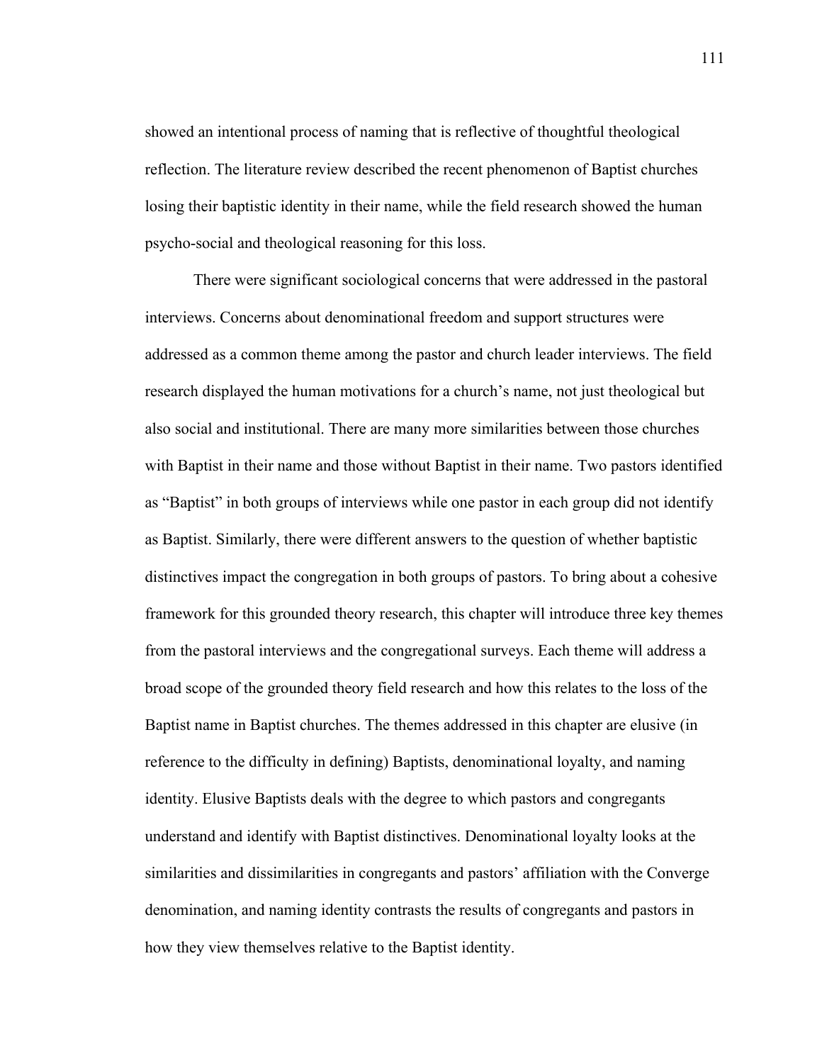showed an intentional process of naming that is reflective of thoughtful theological reflection. The literature review described the recent phenomenon of Baptist churches losing their baptistic identity in their name, while the field research showed the human psycho-social and theological reasoning for this loss.

There were significant sociological concerns that were addressed in the pastoral interviews. Concerns about denominational freedom and support structures were addressed as a common theme among the pastor and church leader interviews. The field research displayed the human motivations for a church's name, not just theological but also social and institutional. There are many more similarities between those churches with Baptist in their name and those without Baptist in their name. Two pastors identified as "Baptist" in both groups of interviews while one pastor in each group did not identify as Baptist. Similarly, there were different answers to the question of whether baptistic distinctives impact the congregation in both groups of pastors. To bring about a cohesive framework for this grounded theory research, this chapter will introduce three key themes from the pastoral interviews and the congregational surveys. Each theme will address a broad scope of the grounded theory field research and how this relates to the loss of the Baptist name in Baptist churches. The themes addressed in this chapter are elusive (in reference to the difficulty in defining) Baptists, denominational loyalty, and naming identity. Elusive Baptists deals with the degree to which pastors and congregants understand and identify with Baptist distinctives. Denominational loyalty looks at the similarities and dissimilarities in congregants and pastors' affiliation with the Converge denomination, and naming identity contrasts the results of congregants and pastors in how they view themselves relative to the Baptist identity.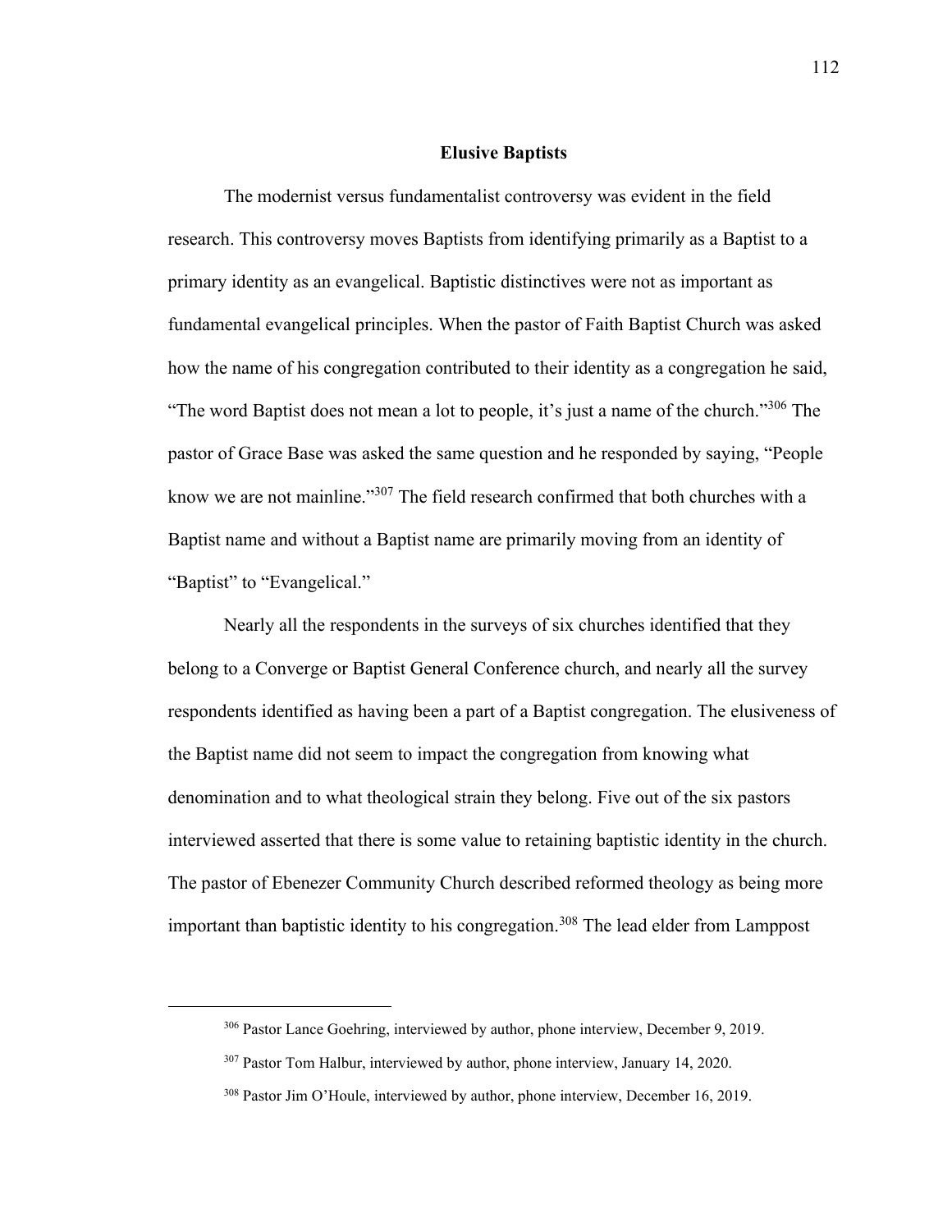## Elusive Baptists

The modernist versus fundamentalist controversy was evident in the field research. This controversy moves Baptists from identifying primarily as a Baptist to a primary identity as an evangelical. Baptistic distinctives were not as important as fundamental evangelical principles. When the pastor of Faith Baptist Church was asked how the name of his congregation contributed to their identity as a congregation he said, "The word Baptist does not mean a lot to people, it's just a name of the church."[306] The pastor of Grace Base was asked the same question and he responded by saying, "People know we are not mainline."[307] The field research confirmed that both churches with a Baptist name and without a Baptist name are primarily moving from an identity of "Baptist" to "Evangelical."

Nearly all the respondents in the surveys of six churches identified that they belong to a Converge or Baptist General Conference church, and nearly all the survey respondents identified as having been a part of a Baptist congregation. The elusiveness of the Baptist name did not seem to impact the congregation from knowing what denomination and to what theological strain they belong. Five out of the six pastors interviewed asserted that there is some value to retaining baptistic identity in the church. The pastor of Ebenezer Community Church described reformed theology as being more important than baptistic identity to his congregation.[308] The lead elder from Lamppost

---

[306] Pastor Lance Goehring, interviewed by author, phone interview, December 9, 2019.

[307] Pastor Tom Halbur, interviewed by author, phone interview, January 14, 2020.

[308] Pastor Jim O'Houle, interviewed by author, phone interview, December 16, 2019.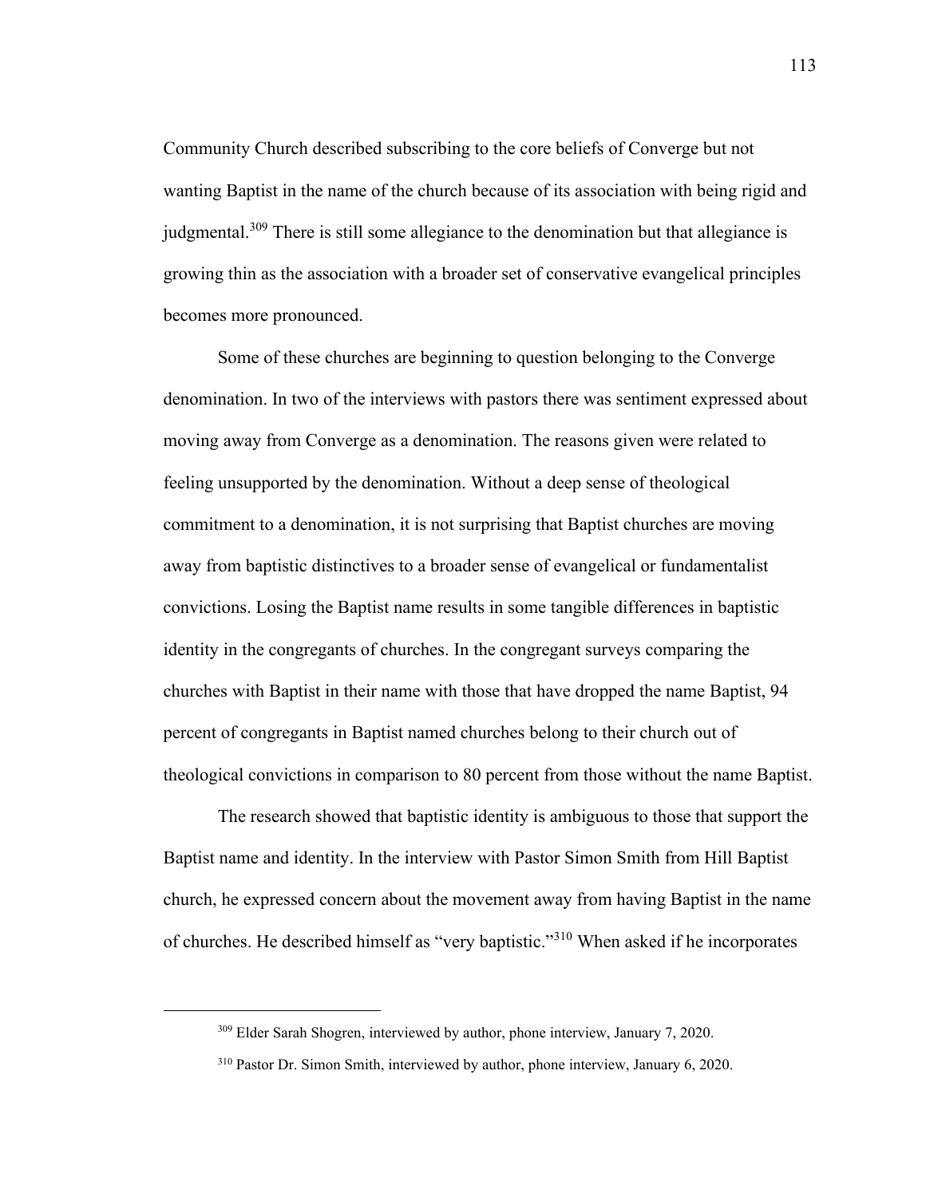Community Church described subscribing to the core beliefs of Converge but not wanting Baptist in the name of the church because of its association with being rigid and judgmental.[309] There is still some allegiance to the denomination but that allegiance is growing thin as the association with a broader set of conservative evangelical principles becomes more pronounced.

Some of these churches are beginning to question belonging to the Converge denomination. In two of the interviews with pastors there was sentiment expressed about moving away from Converge as a denomination. The reasons given were related to feeling unsupported by the denomination. Without a deep sense of theological commitment to a denomination, it is not surprising that Baptist churches are moving away from baptistic distinctives to a broader sense of evangelical or fundamentalist convictions. Losing the Baptist name results in some tangible differences in baptistic identity in the congregants of churches. In the congregant surveys comparing the churches with Baptist in their name with those that have dropped the name Baptist, 94 percent of congregants in Baptist named churches belong to their church out of theological convictions in comparison to 80 percent from those without the name Baptist.

The research showed that baptistic identity is ambiguous to those that support the Baptist name and identity. In the interview with Pastor Simon Smith from Hill Baptist church, he expressed concern about the movement away from having Baptist in the name of churches. He described himself as "very baptistic."[310] When asked if he incorporates

---

[309] Elder Sarah Shogren, interviewed by author, phone interview, January 7, 2020.

[310] Pastor Dr. Simon Smith, interviewed by author, phone interview, January 6, 2020.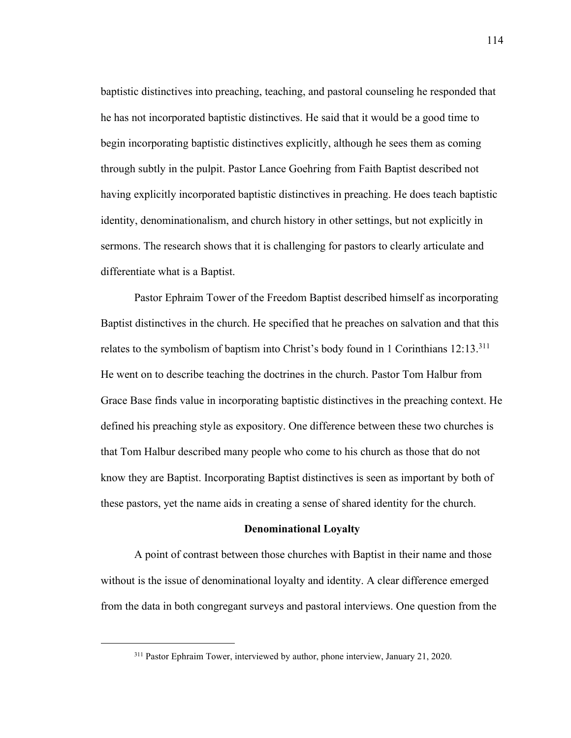baptistic distinctives into preaching, teaching, and pastoral counseling he responded that he has not incorporated baptistic distinctives. He said that it would be a good time to begin incorporating baptistic distinctives explicitly, although he sees them as coming through subtly in the pulpit. Pastor Lance Goehring from Faith Baptist described not having explicitly incorporated baptistic distinctives in preaching. He does teach baptistic identity, denominationalism, and church history in other settings, but not explicitly in sermons. The research shows that it is challenging for pastors to clearly articulate and differentiate what is a Baptist.

Pastor Ephraim Tower of the Freedom Baptist described himself as incorporating Baptist distinctives in the church. He specified that he preaches on salvation and that this relates to the symbolism of baptism into Christ's body found in 1 Corinthians 12:13.[311] He went on to describe teaching the doctrines in the church. Pastor Tom Halbur from Grace Base finds value in incorporating baptistic distinctives in the preaching context. He defined his preaching style as expository. One difference between these two churches is that Tom Halbur described many people who come to his church as those that do not know they are Baptist. Incorporating Baptist distinctives is seen as important by both of these pastors, yet the name aids in creating a sense of shared identity for the church.

**Denominational Loyalty**

A point of contrast between those churches with Baptist in their name and those without is the issue of denominational loyalty and identity. A clear difference emerged from the data in both congregant surveys and pastoral interviews. One question from the

[311] Pastor Ephraim Tower, interviewed by author, phone interview, January 21, 2020.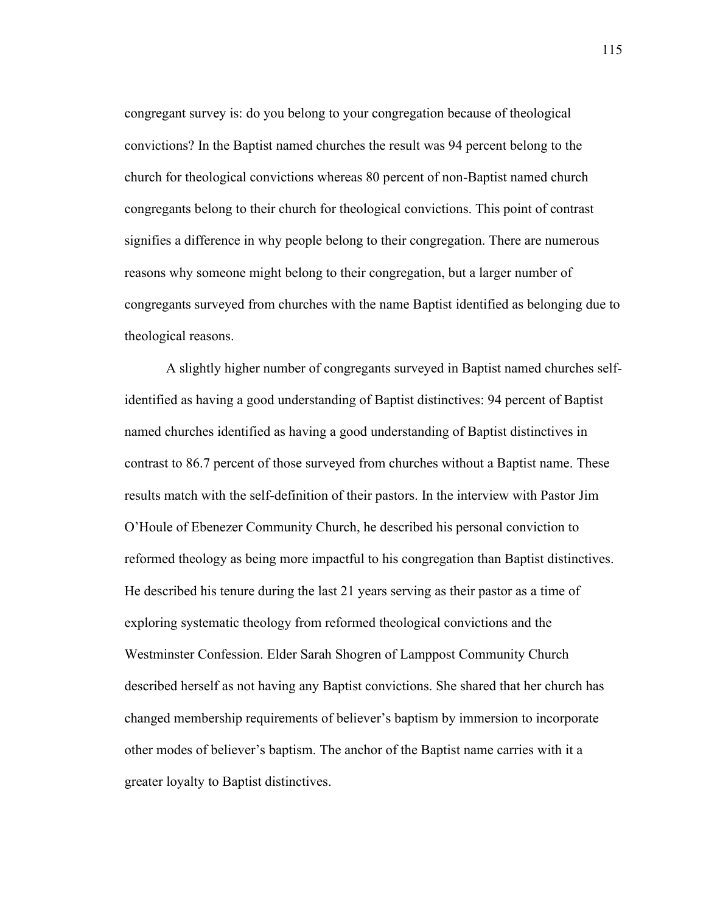congregant survey is: do you belong to your congregation because of theological convictions? In the Baptist named churches the result was 94 percent belong to the church for theological convictions whereas 80 percent of non-Baptist named church congregants belong to their church for theological convictions. This point of contrast signifies a difference in why people belong to their congregation. There are numerous reasons why someone might belong to their congregation, but a larger number of congregants surveyed from churches with the name Baptist identified as belonging due to theological reasons.

A slightly higher number of congregants surveyed in Baptist named churches self-identified as having a good understanding of Baptist distinctives: 94 percent of Baptist named churches identified as having a good understanding of Baptist distinctives in contrast to 86.7 percent of those surveyed from churches without a Baptist name. These results match with the self-definition of their pastors. In the interview with Pastor Jim O'Houle of Ebenezer Community Church, he described his personal conviction to reformed theology as being more impactful to his congregation than Baptist distinctives. He described his tenure during the last 21 years serving as their pastor as a time of exploring systematic theology from reformed theological convictions and the Westminster Confession. Elder Sarah Shogren of Lamppost Community Church described herself as not having any Baptist convictions. She shared that her church has changed membership requirements of believer's baptism by immersion to incorporate other modes of believer's baptism. The anchor of the Baptist name carries with it a greater loyalty to Baptist distinctives.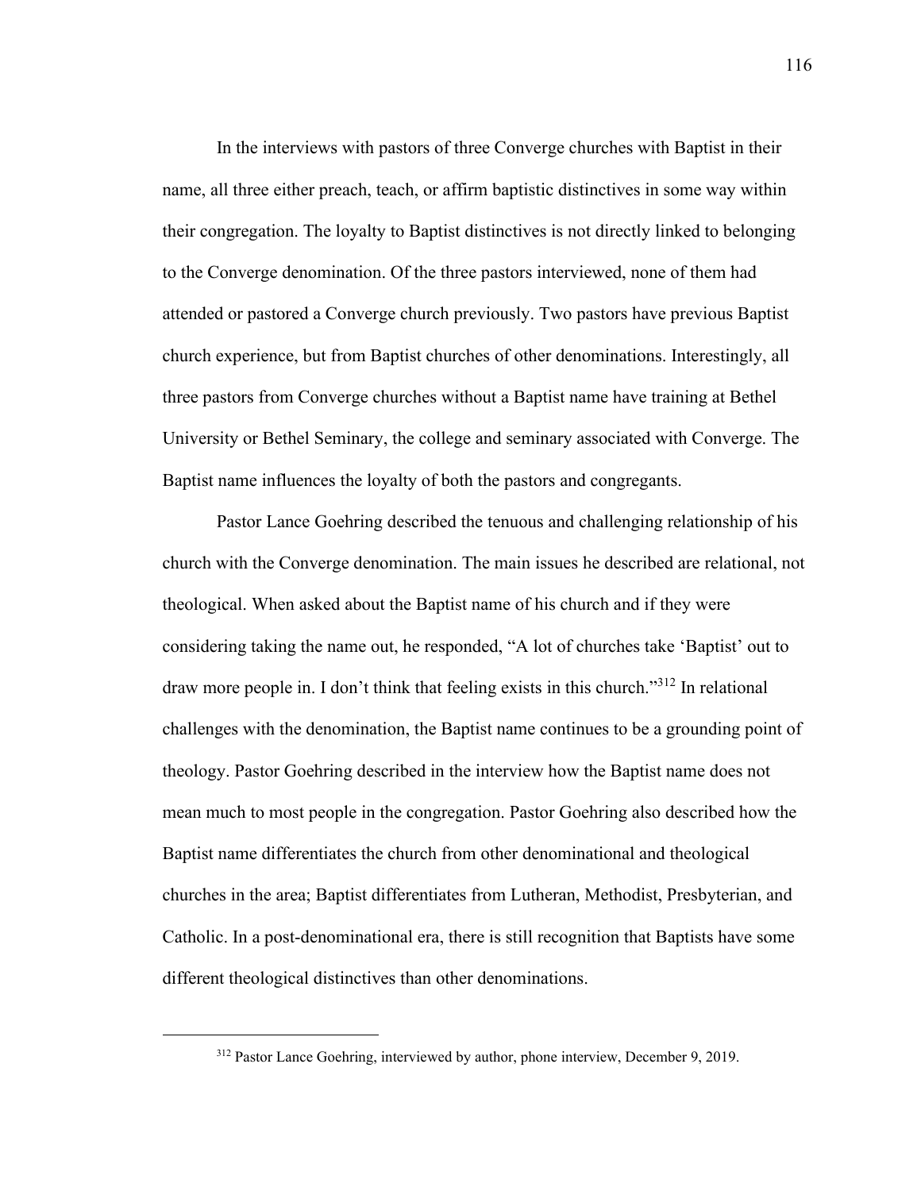In the interviews with pastors of three Converge churches with Baptist in their name, all three either preach, teach, or affirm baptistic distinctives in some way within their congregation. The loyalty to Baptist distinctives is not directly linked to belonging to the Converge denomination. Of the three pastors interviewed, none of them had attended or pastored a Converge church previously. Two pastors have previous Baptist church experience, but from Baptist churches of other denominations. Interestingly, all three pastors from Converge churches without a Baptist name have training at Bethel University or Bethel Seminary, the college and seminary associated with Converge. The Baptist name influences the loyalty of both the pastors and congregants.

Pastor Lance Goehring described the tenuous and challenging relationship of his church with the Converge denomination. The main issues he described are relational, not theological. When asked about the Baptist name of his church and if they were considering taking the name out, he responded, "A lot of churches take 'Baptist' out to draw more people in. I don't think that feeling exists in this church."[312] In relational challenges with the denomination, the Baptist name continues to be a grounding point of theology. Pastor Goehring described in the interview how the Baptist name does not mean much to most people in the congregation. Pastor Goehring also described how the Baptist name differentiates the church from other denominational and theological churches in the area; Baptist differentiates from Lutheran, Methodist, Presbyterian, and Catholic. In a post-denominational era, there is still recognition that Baptists have some different theological distinctives than other denominations.

---

[312] Pastor Lance Goehring, interviewed by author, phone interview, December 9, 2019.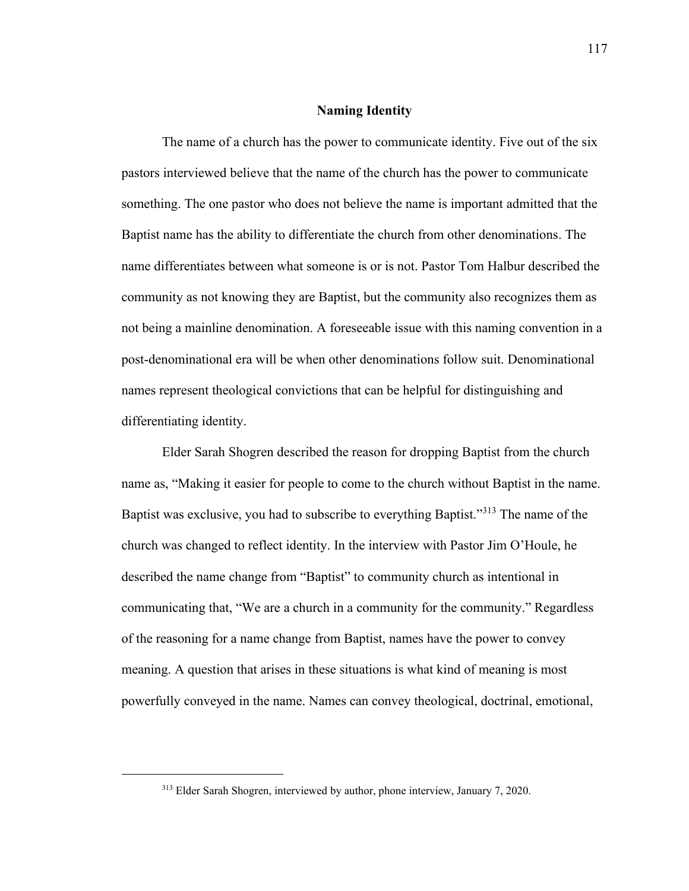## Naming Identity

The name of a church has the power to communicate identity. Five out of the six pastors interviewed believe that the name of the church has the power to communicate something. The one pastor who does not believe the name is important admitted that the Baptist name has the ability to differentiate the church from other denominations. The name differentiates between what someone is or is not. Pastor Tom Halbur described the community as not knowing they are Baptist, but the community also recognizes them as not being a mainline denomination. A foreseeable issue with this naming convention in a post-denominational era will be when other denominations follow suit. Denominational names represent theological convictions that can be helpful for distinguishing and differentiating identity.

Elder Sarah Shogren described the reason for dropping Baptist from the church name as, "Making it easier for people to come to the church without Baptist in the name. Baptist was exclusive, you had to subscribe to everything Baptist."[313] The name of the church was changed to reflect identity. In the interview with Pastor Jim O'Houle, he described the name change from "Baptist" to community church as intentional in communicating that, "We are a church in a community for the community." Regardless of the reasoning for a name change from Baptist, names have the power to convey meaning. A question that arises in these situations is what kind of meaning is most powerfully conveyed in the name. Names can convey theological, doctrinal, emotional,

---

[313] Elder Sarah Shogren, interviewed by author, phone interview, January 7, 2020.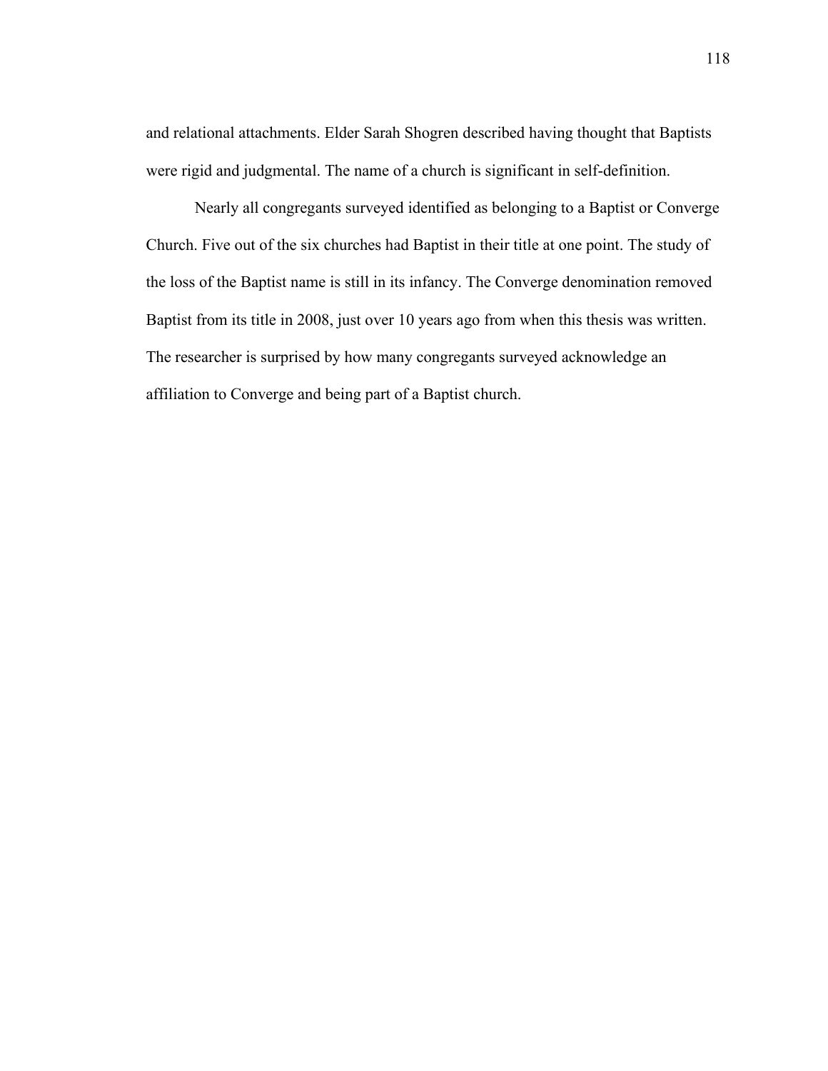and relational attachments. Elder Sarah Shogren described having thought that Baptists were rigid and judgmental. The name of a church is significant in self-definition.

Nearly all congregants surveyed identified as belonging to a Baptist or Converge Church. Five out of the six churches had Baptist in their title at one point. The study of the loss of the Baptist name is still in its infancy. The Converge denomination removed Baptist from its title in 2008, just over 10 years ago from when this thesis was written. The researcher is surprised by how many congregants surveyed acknowledge an affiliation to Converge and being part of a Baptist church.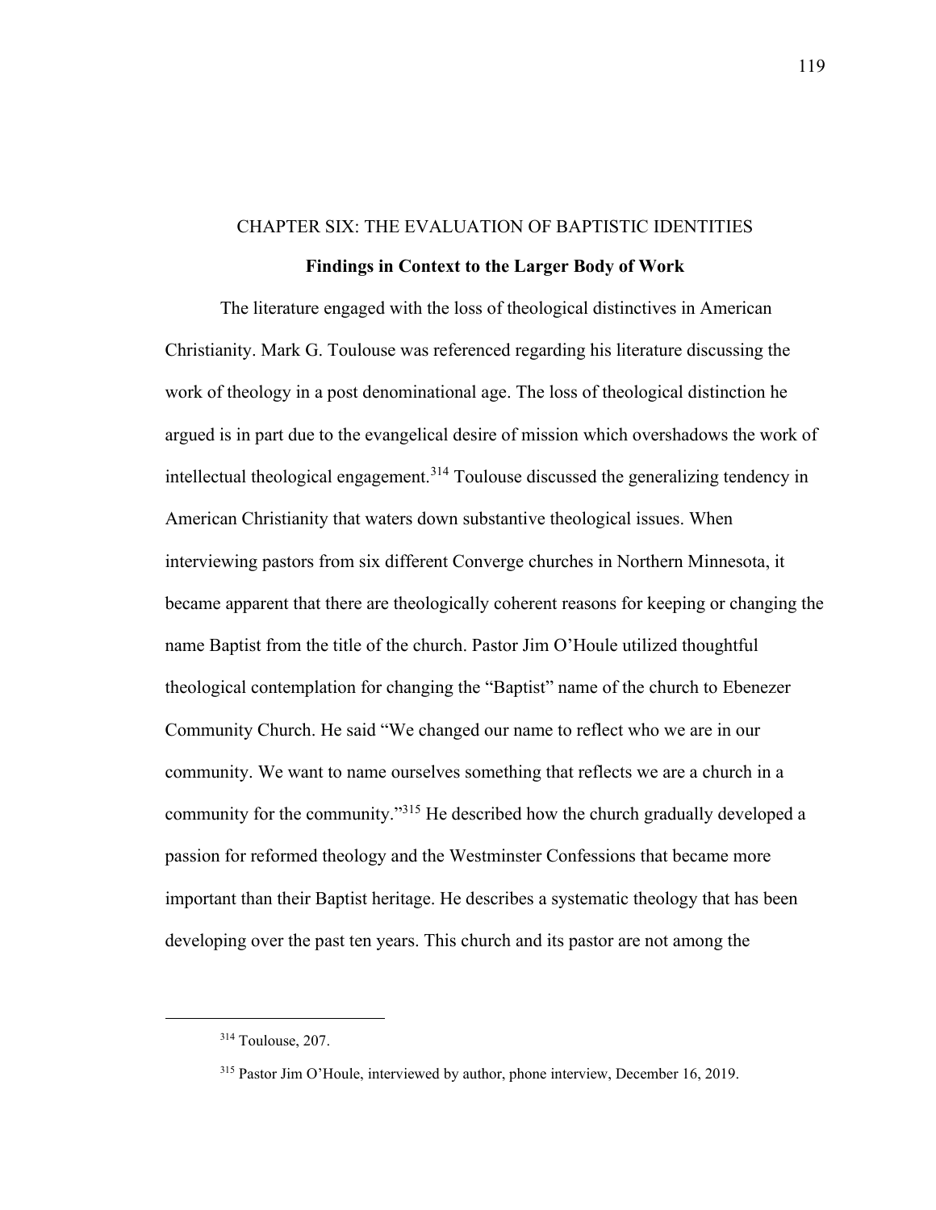# CHAPTER SIX: THE EVALUATION OF BAPTISTIC IDENTITIES

## Findings in Context to the Larger Body of Work

The literature engaged with the loss of theological distinctives in American Christianity. Mark G. Toulouse was referenced regarding his literature discussing the work of theology in a post denominational age. The loss of theological distinction he argued is in part due to the evangelical desire of mission which overshadows the work of intellectual theological engagement.[314] Toulouse discussed the generalizing tendency in American Christianity that waters down substantive theological issues. When interviewing pastors from six different Converge churches in Northern Minnesota, it became apparent that there are theologically coherent reasons for keeping or changing the name Baptist from the title of the church. Pastor Jim O'Houle utilized thoughtful theological contemplation for changing the "Baptist" name of the church to Ebenezer Community Church. He said "We changed our name to reflect who we are in our community. We want to name ourselves something that reflects we are a church in a community for the community."[315] He described how the church gradually developed a passion for reformed theology and the Westminster Confessions that became more important than their Baptist heritage. He describes a systematic theology that has been developing over the past ten years. This church and its pastor are not among the

---

[314] Toulouse, 207.

[315] Pastor Jim O'Houle, interviewed by author, phone interview, December 16, 2019.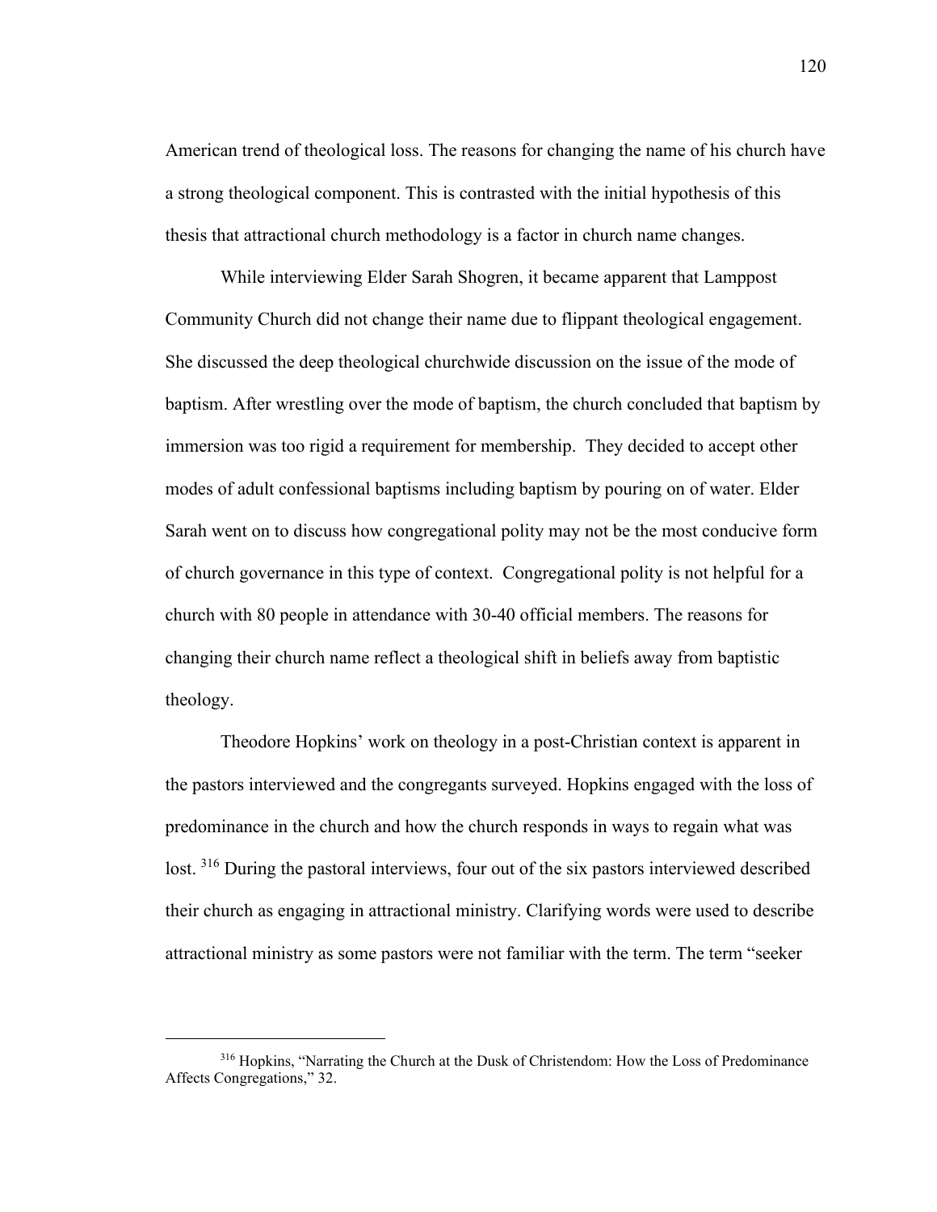American trend of theological loss. The reasons for changing the name of his church have a strong theological component. This is contrasted with the initial hypothesis of this thesis that attractional church methodology is a factor in church name changes.

While interviewing Elder Sarah Shogren, it became apparent that Lamppost Community Church did not change their name due to flippant theological engagement. She discussed the deep theological churchwide discussion on the issue of the mode of baptism. After wrestling over the mode of baptism, the church concluded that baptism by immersion was too rigid a requirement for membership. They decided to accept other modes of adult confessional baptisms including baptism by pouring on of water. Elder Sarah went on to discuss how congregational polity may not be the most conducive form of church governance in this type of context. Congregational polity is not helpful for a church with 80 people in attendance with 30-40 official members. The reasons for changing their church name reflect a theological shift in beliefs away from baptistic theology.

Theodore Hopkins' work on theology in a post-Christian context is apparent in the pastors interviewed and the congregants surveyed. Hopkins engaged with the loss of predominance in the church and how the church responds in ways to regain what was lost. [316] During the pastoral interviews, four out of the six pastors interviewed described their church as engaging in attractional ministry. Clarifying words were used to describe attractional ministry as some pastors were not familiar with the term. The term "seeker

---

[316] Hopkins, "Narrating the Church at the Dusk of Christendom: How the Loss of Predominance Affects Congregations," 32.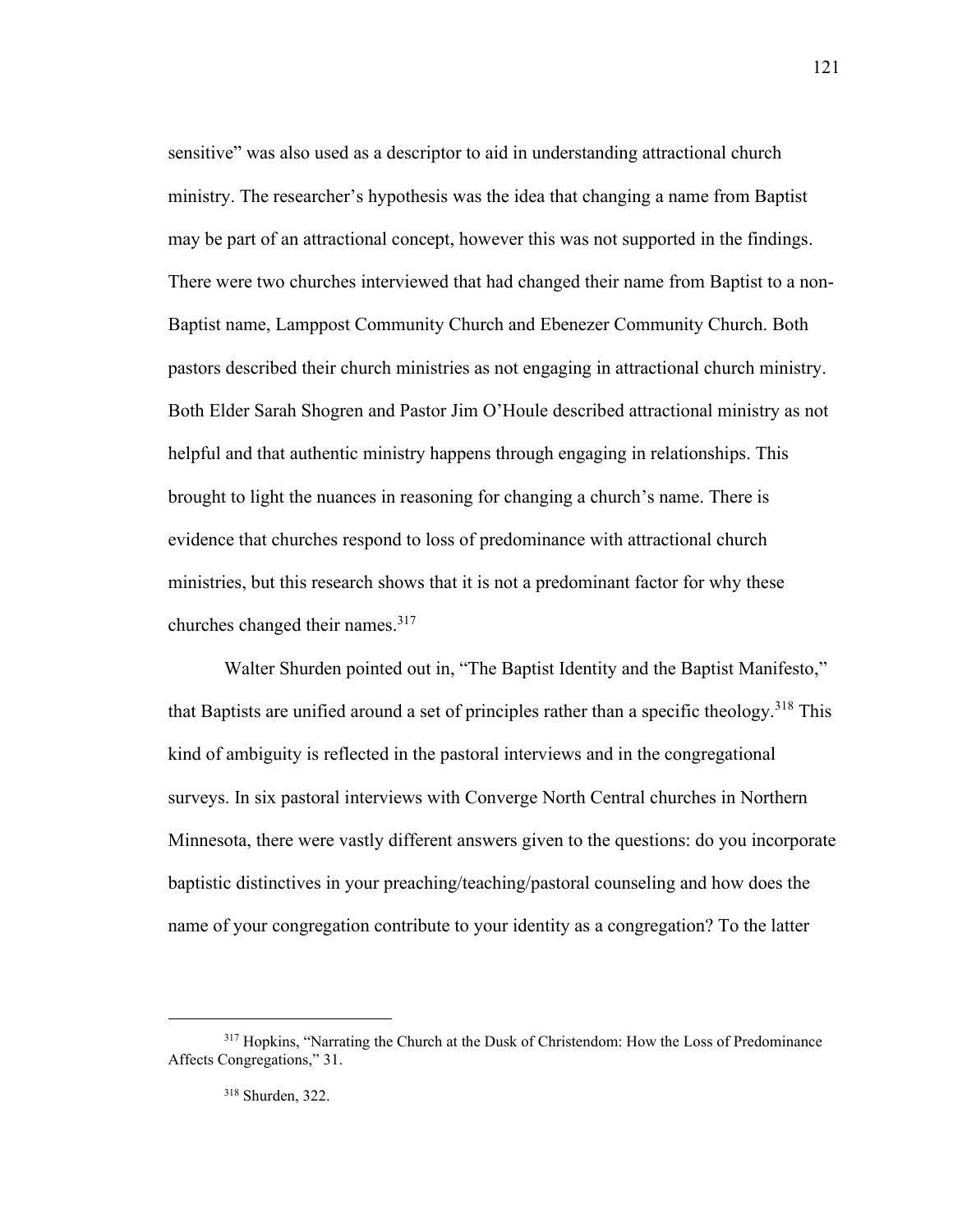sensitive" was also used as a descriptor to aid in understanding attractional church ministry. The researcher's hypothesis was the idea that changing a name from Baptist may be part of an attractional concept, however this was not supported in the findings. There were two churches interviewed that had changed their name from Baptist to a non-Baptist name, Lamppost Community Church and Ebenezer Community Church. Both pastors described their church ministries as not engaging in attractional church ministry. Both Elder Sarah Shogren and Pastor Jim O'Houle described attractional ministry as not helpful and that authentic ministry happens through engaging in relationships. This brought to light the nuances in reasoning for changing a church's name. There is evidence that churches respond to loss of predominance with attractional church ministries, but this research shows that it is not a predominant factor for why these churches changed their names.[317]

Walter Shurden pointed out in, "The Baptist Identity and the Baptist Manifesto," that Baptists are unified around a set of principles rather than a specific theology.[318] This kind of ambiguity is reflected in the pastoral interviews and in the congregational surveys. In six pastoral interviews with Converge North Central churches in Northern Minnesota, there were vastly different answers given to the questions: do you incorporate baptistic distinctives in your preaching/teaching/pastoral counseling and how does the name of your congregation contribute to your identity as a congregation? To the latter

---

[317] Hopkins, "Narrating the Church at the Dusk of Christendom: How the Loss of Predominance Affects Congregations," 31.

[318] Shurden, 322.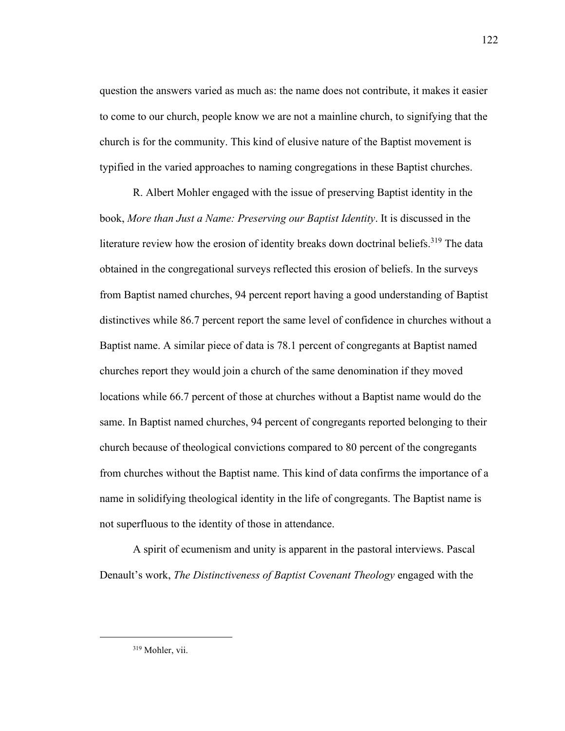question the answers varied as much as: the name does not contribute, it makes it easier to come to our church, people know we are not a mainline church, to signifying that the church is for the community. This kind of elusive nature of the Baptist movement is typified in the varied approaches to naming congregations in these Baptist churches.

R. Albert Mohler engaged with the issue of preserving Baptist identity in the book, *More than Just a Name: Preserving our Baptist Identity*. It is discussed in the literature review how the erosion of identity breaks down doctrinal beliefs.[319] The data obtained in the congregational surveys reflected this erosion of beliefs. In the surveys from Baptist named churches, 94 percent report having a good understanding of Baptist distinctives while 86.7 percent report the same level of confidence in churches without a Baptist name. A similar piece of data is 78.1 percent of congregants at Baptist named churches report they would join a church of the same denomination if they moved locations while 66.7 percent of those at churches without a Baptist name would do the same. In Baptist named churches, 94 percent of congregants reported belonging to their church because of theological convictions compared to 80 percent of the congregants from churches without the Baptist name. This kind of data confirms the importance of a name in solidifying theological identity in the life of congregants. The Baptist name is not superfluous to the identity of those in attendance.

A spirit of ecumenism and unity is apparent in the pastoral interviews. Pascal Denault's work, *The Distinctiveness of Baptist Covenant Theology* engaged with the

---

[319] Mohler, vii.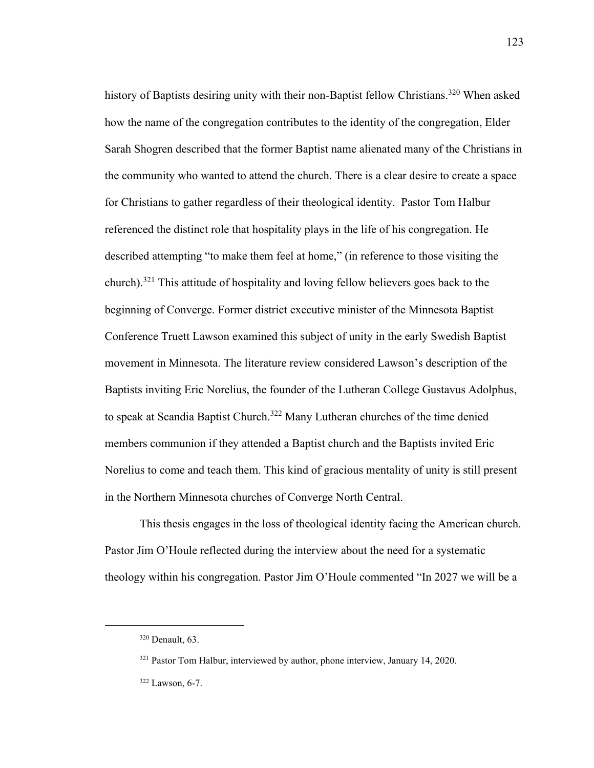history of Baptists desiring unity with their non-Baptist fellow Christians.[320] When asked how the name of the congregation contributes to the identity of the congregation, Elder Sarah Shogren described that the former Baptist name alienated many of the Christians in the community who wanted to attend the church. There is a clear desire to create a space for Christians to gather regardless of their theological identity. Pastor Tom Halbur referenced the distinct role that hospitality plays in the life of his congregation. He described attempting "to make them feel at home," (in reference to those visiting the church).[321] This attitude of hospitality and loving fellow believers goes back to the beginning of Converge. Former district executive minister of the Minnesota Baptist Conference Truett Lawson examined this subject of unity in the early Swedish Baptist movement in Minnesota. The literature review considered Lawson's description of the Baptists inviting Eric Norelius, the founder of the Lutheran College Gustavus Adolphus, to speak at Scandia Baptist Church.[322] Many Lutheran churches of the time denied members communion if they attended a Baptist church and the Baptists invited Eric Norelius to come and teach them. This kind of gracious mentality of unity is still present in the Northern Minnesota churches of Converge North Central.

This thesis engages in the loss of theological identity facing the American church. Pastor Jim O'Houle reflected during the interview about the need for a systematic theology within his congregation. Pastor Jim O'Houle commented "In 2027 we will be a

---

[320] Denault, 63.

[321] Pastor Tom Halbur, interviewed by author, phone interview, January 14, 2020.

[322] Lawson, 6-7.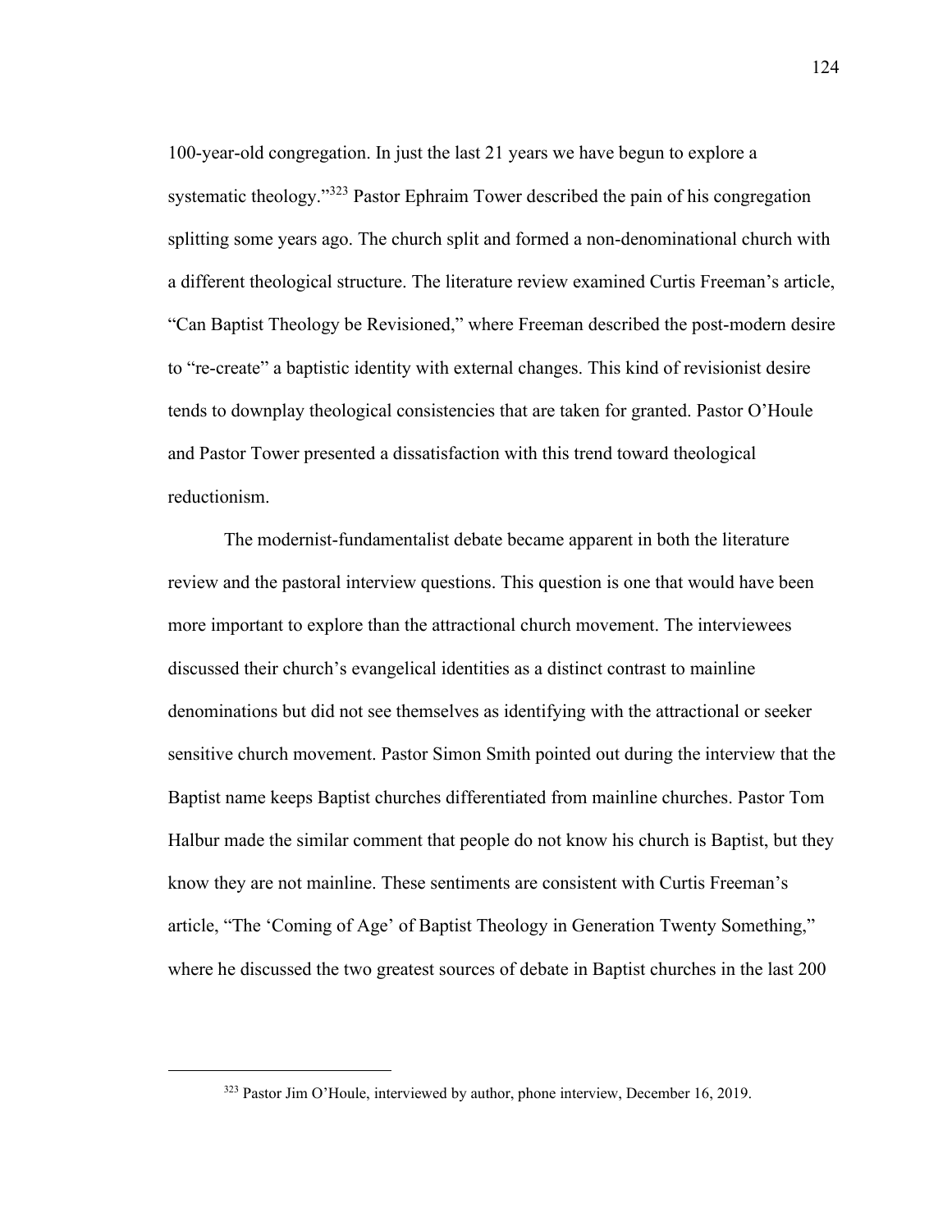100-year-old congregation. In just the last 21 years we have begun to explore a systematic theology."[323] Pastor Ephraim Tower described the pain of his congregation splitting some years ago. The church split and formed a non-denominational church with a different theological structure. The literature review examined Curtis Freeman's article, "Can Baptist Theology be Revisioned," where Freeman described the post-modern desire to "re-create" a baptistic identity with external changes. This kind of revisionist desire tends to downplay theological consistencies that are taken for granted. Pastor O'Houle and Pastor Tower presented a dissatisfaction with this trend toward theological reductionism.

The modernist-fundamentalist debate became apparent in both the literature review and the pastoral interview questions. This question is one that would have been more important to explore than the attractional church movement. The interviewees discussed their church's evangelical identities as a distinct contrast to mainline denominations but did not see themselves as identifying with the attractional or seeker sensitive church movement. Pastor Simon Smith pointed out during the interview that the Baptist name keeps Baptist churches differentiated from mainline churches. Pastor Tom Halbur made the similar comment that people do not know his church is Baptist, but they know they are not mainline. These sentiments are consistent with Curtis Freeman's article, "The 'Coming of Age' of Baptist Theology in Generation Twenty Something," where he discussed the two greatest sources of debate in Baptist churches in the last 200

---

[323] Pastor Jim O'Houle, interviewed by author, phone interview, December 16, 2019.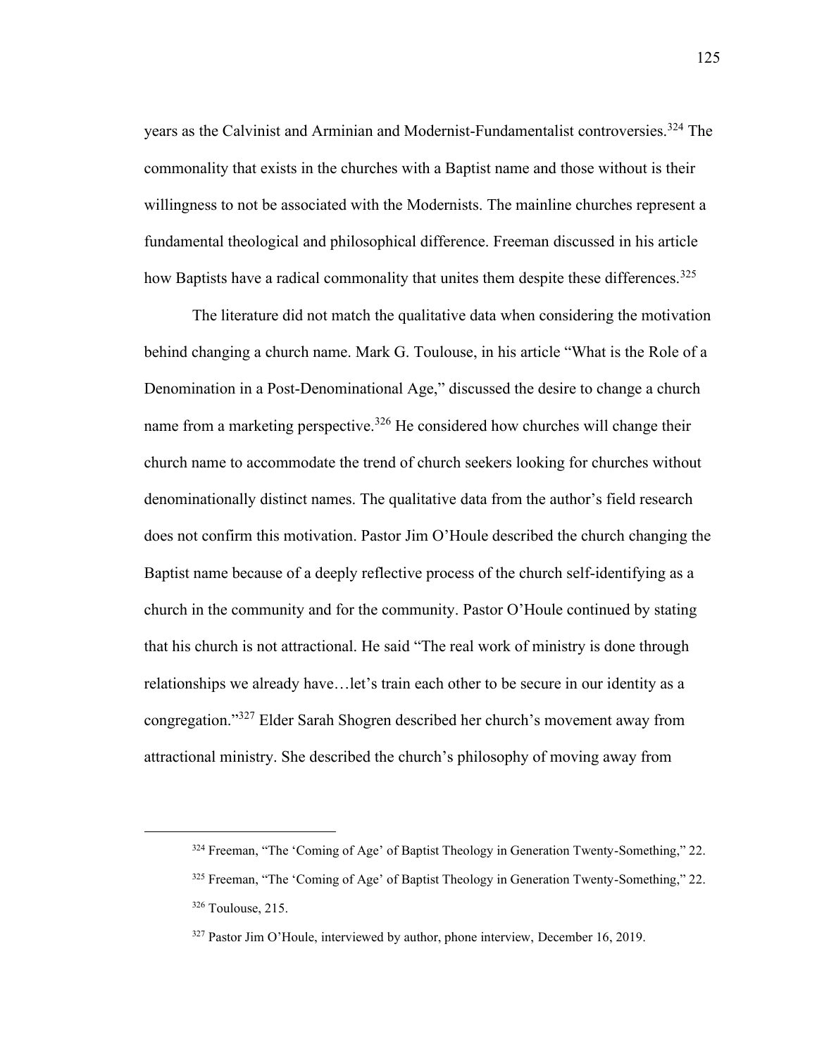years as the Calvinist and Arminian and Modernist-Fundamentalist controversies.[324] The commonality that exists in the churches with a Baptist name and those without is their willingness to not be associated with the Modernists. The mainline churches represent a fundamental theological and philosophical difference. Freeman discussed in his article how Baptists have a radical commonality that unites them despite these differences.[325]

The literature did not match the qualitative data when considering the motivation behind changing a church name. Mark G. Toulouse, in his article "What is the Role of a Denomination in a Post-Denominational Age," discussed the desire to change a church name from a marketing perspective.[326] He considered how churches will change their church name to accommodate the trend of church seekers looking for churches without denominationally distinct names. The qualitative data from the author's field research does not confirm this motivation. Pastor Jim O'Houle described the church changing the Baptist name because of a deeply reflective process of the church self-identifying as a church in the community and for the community. Pastor O'Houle continued by stating that his church is not attractional. He said "The real work of ministry is done through relationships we already have…let's train each other to be secure in our identity as a congregation."[327] Elder Sarah Shogren described her church's movement away from attractional ministry. She described the church's philosophy of moving away from

---

[324] Freeman, "The 'Coming of Age' of Baptist Theology in Generation Twenty-Something," 22.

[325] Freeman, "The 'Coming of Age' of Baptist Theology in Generation Twenty-Something," 22.

[326] Toulouse, 215.

[327] Pastor Jim O'Houle, interviewed by author, phone interview, December 16, 2019.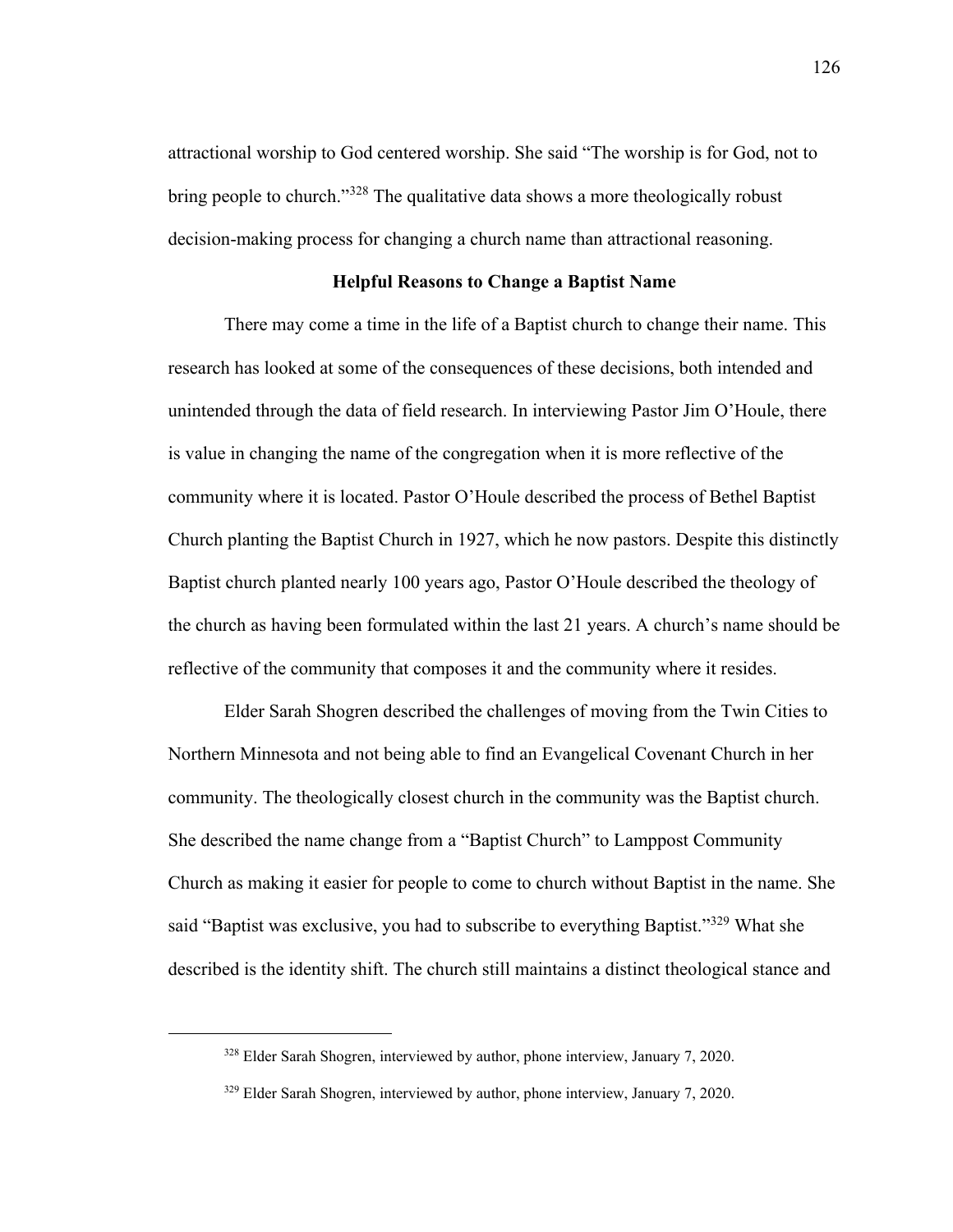attractional worship to God centered worship. She said "The worship is for God, not to bring people to church."[328] The qualitative data shows a more theologically robust decision-making process for changing a church name than attractional reasoning.

### Helpful Reasons to Change a Baptist Name

There may come a time in the life of a Baptist church to change their name. This research has looked at some of the consequences of these decisions, both intended and unintended through the data of field research. In interviewing Pastor Jim O'Houle, there is value in changing the name of the congregation when it is more reflective of the community where it is located. Pastor O'Houle described the process of Bethel Baptist Church planting the Baptist Church in 1927, which he now pastors. Despite this distinctly Baptist church planted nearly 100 years ago, Pastor O'Houle described the theology of the church as having been formulated within the last 21 years. A church's name should be reflective of the community that composes it and the community where it resides.

Elder Sarah Shogren described the challenges of moving from the Twin Cities to Northern Minnesota and not being able to find an Evangelical Covenant Church in her community. The theologically closest church in the community was the Baptist church. She described the name change from a "Baptist Church" to Lamppost Community Church as making it easier for people to come to church without Baptist in the name. She said "Baptist was exclusive, you had to subscribe to everything Baptist."[329] What she described is the identity shift. The church still maintains a distinct theological stance and

---

[328] Elder Sarah Shogren, interviewed by author, phone interview, January 7, 2020.

[329] Elder Sarah Shogren, interviewed by author, phone interview, January 7, 2020.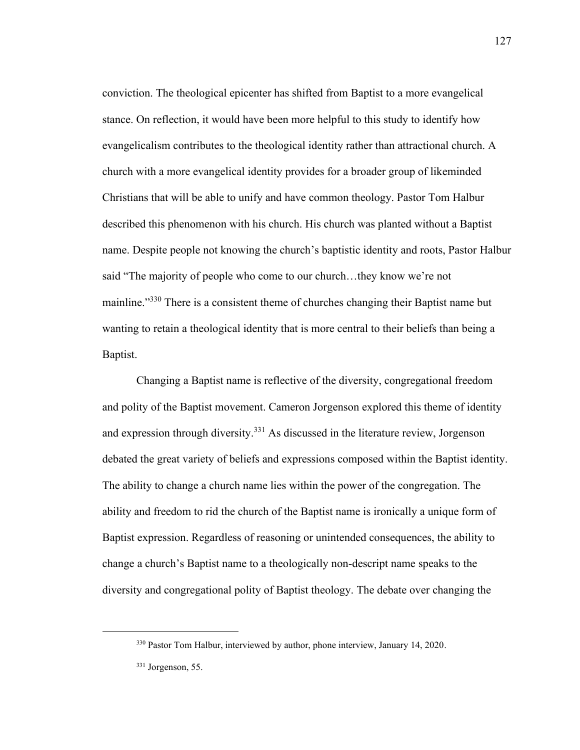conviction. The theological epicenter has shifted from Baptist to a more evangelical stance. On reflection, it would have been more helpful to this study to identify how evangelicalism contributes to the theological identity rather than attractional church. A church with a more evangelical identity provides for a broader group of likeminded Christians that will be able to unify and have common theology. Pastor Tom Halbur described this phenomenon with his church. His church was planted without a Baptist name. Despite people not knowing the church's baptistic identity and roots, Pastor Halbur said "The majority of people who come to our church…they know we're not mainline."[330] There is a consistent theme of churches changing their Baptist name but wanting to retain a theological identity that is more central to their beliefs than being a Baptist.

Changing a Baptist name is reflective of the diversity, congregational freedom and polity of the Baptist movement. Cameron Jorgenson explored this theme of identity and expression through diversity.[331] As discussed in the literature review, Jorgenson debated the great variety of beliefs and expressions composed within the Baptist identity. The ability to change a church name lies within the power of the congregation. The ability and freedom to rid the church of the Baptist name is ironically a unique form of Baptist expression. Regardless of reasoning or unintended consequences, the ability to change a church's Baptist name to a theologically non-descript name speaks to the diversity and congregational polity of Baptist theology. The debate over changing the

---

[330] Pastor Tom Halbur, interviewed by author, phone interview, January 14, 2020.

[331] Jorgenson, 55.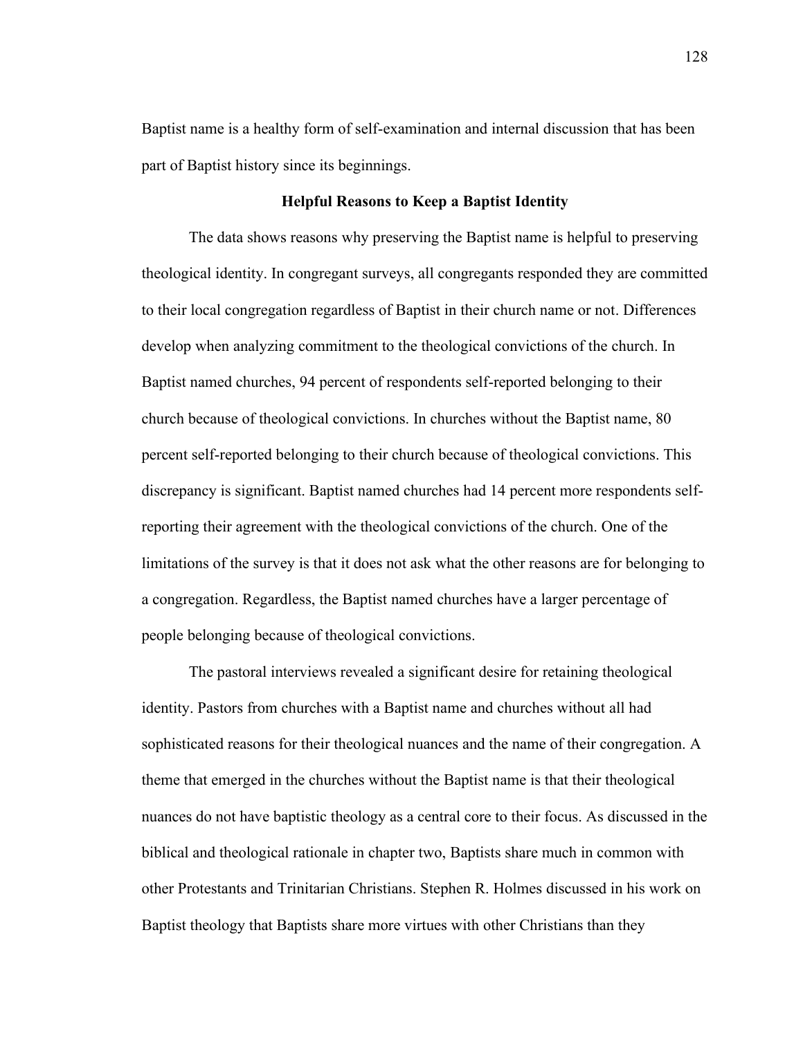Baptist name is a healthy form of self-examination and internal discussion that has been part of Baptist history since its beginnings.

## Helpful Reasons to Keep a Baptist Identity

The data shows reasons why preserving the Baptist name is helpful to preserving theological identity. In congregant surveys, all congregants responded they are committed to their local congregation regardless of Baptist in their church name or not. Differences develop when analyzing commitment to the theological convictions of the church. In Baptist named churches, 94 percent of respondents self-reported belonging to their church because of theological convictions. In churches without the Baptist name, 80 percent self-reported belonging to their church because of theological convictions. This discrepancy is significant. Baptist named churches had 14 percent more respondents self-reporting their agreement with the theological convictions of the church. One of the limitations of the survey is that it does not ask what the other reasons are for belonging to a congregation. Regardless, the Baptist named churches have a larger percentage of people belonging because of theological convictions.

The pastoral interviews revealed a significant desire for retaining theological identity. Pastors from churches with a Baptist name and churches without all had sophisticated reasons for their theological nuances and the name of their congregation. A theme that emerged in the churches without the Baptist name is that their theological nuances do not have baptistic theology as a central core to their focus. As discussed in the biblical and theological rationale in chapter two, Baptists share much in common with other Protestants and Trinitarian Christians. Stephen R. Holmes discussed in his work on Baptist theology that Baptists share more virtues with other Christians than they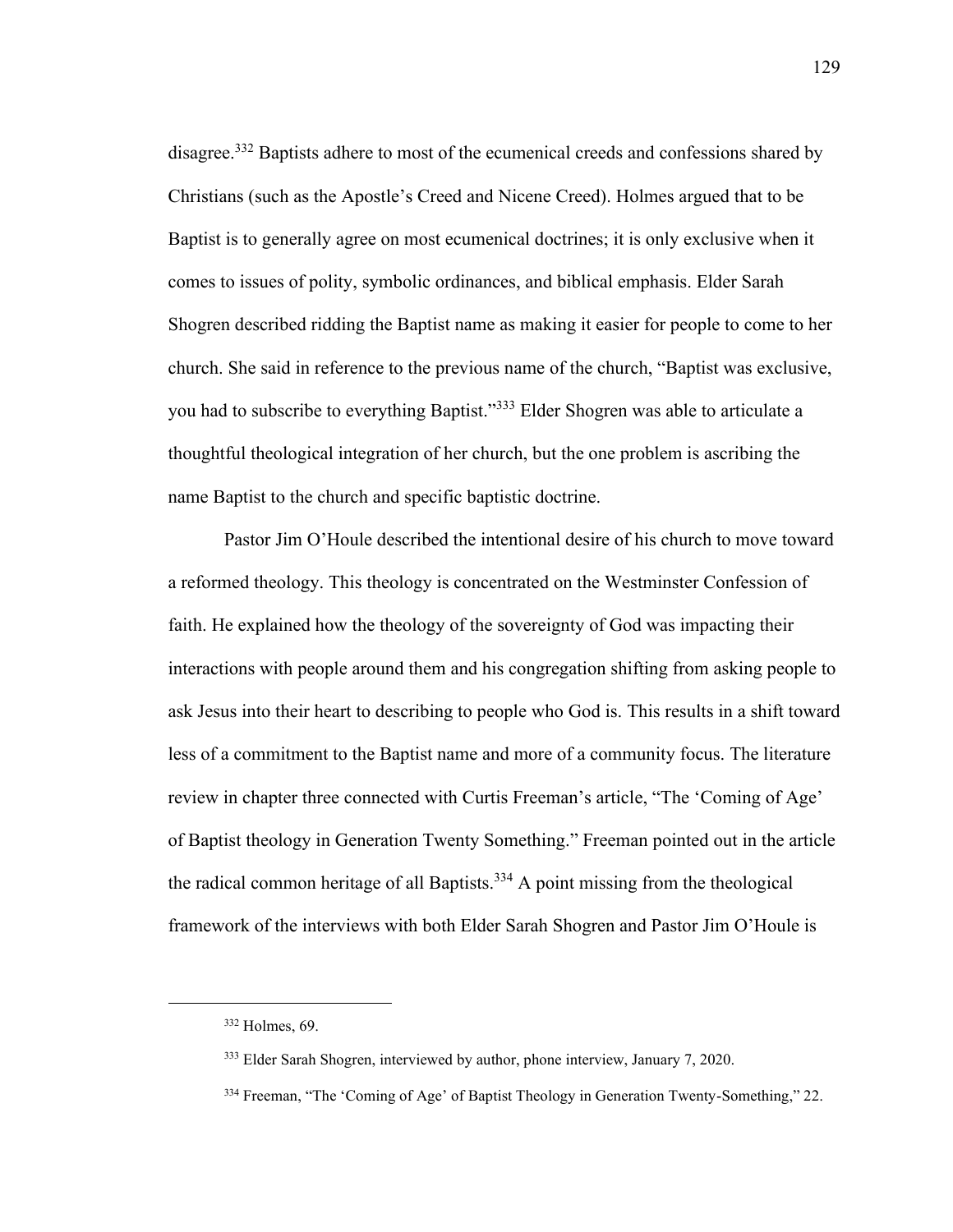disagree.[332] Baptists adhere to most of the ecumenical creeds and confessions shared by Christians (such as the Apostle's Creed and Nicene Creed). Holmes argued that to be Baptist is to generally agree on most ecumenical doctrines; it is only exclusive when it comes to issues of polity, symbolic ordinances, and biblical emphasis. Elder Sarah Shogren described ridding the Baptist name as making it easier for people to come to her church. She said in reference to the previous name of the church, "Baptist was exclusive, you had to subscribe to everything Baptist."[333] Elder Shogren was able to articulate a thoughtful theological integration of her church, but the one problem is ascribing the name Baptist to the church and specific baptistic doctrine.

Pastor Jim O'Houle described the intentional desire of his church to move toward a reformed theology. This theology is concentrated on the Westminster Confession of faith. He explained how the theology of the sovereignty of God was impacting their interactions with people around them and his congregation shifting from asking people to ask Jesus into their heart to describing to people who God is. This results in a shift toward less of a commitment to the Baptist name and more of a community focus. The literature review in chapter three connected with Curtis Freeman's article, "The 'Coming of Age' of Baptist theology in Generation Twenty Something." Freeman pointed out in the article the radical common heritage of all Baptists.[334] A point missing from the theological framework of the interviews with both Elder Sarah Shogren and Pastor Jim O'Houle is

---

[332] Holmes, 69.

[333] Elder Sarah Shogren, interviewed by author, phone interview, January 7, 2020.

[334] Freeman, "The 'Coming of Age' of Baptist Theology in Generation Twenty-Something," 22.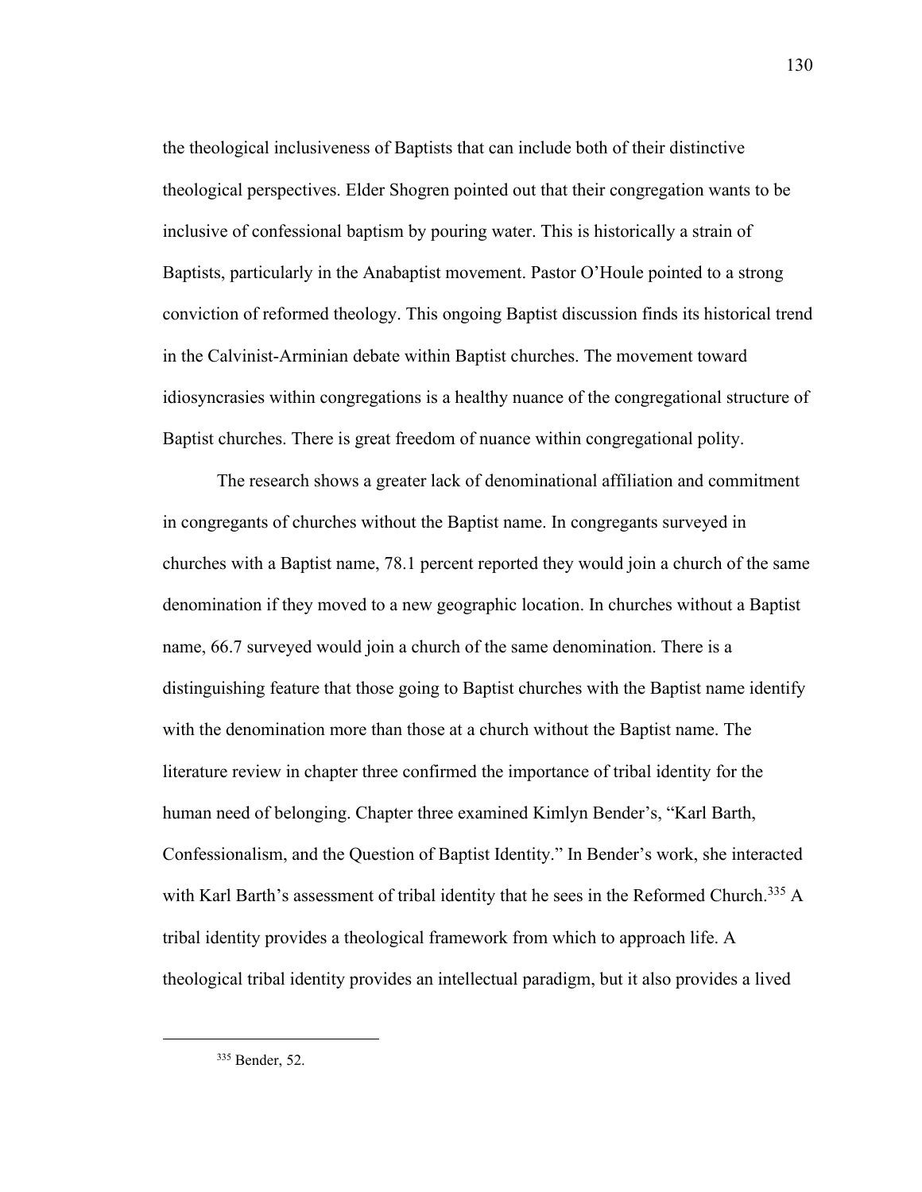the theological inclusiveness of Baptists that can include both of their distinctive theological perspectives. Elder Shogren pointed out that their congregation wants to be inclusive of confessional baptism by pouring water. This is historically a strain of Baptists, particularly in the Anabaptist movement. Pastor O'Houle pointed to a strong conviction of reformed theology. This ongoing Baptist discussion finds its historical trend in the Calvinist-Arminian debate within Baptist churches. The movement toward idiosyncrasies within congregations is a healthy nuance of the congregational structure of Baptist churches. There is great freedom of nuance within congregational polity.

The research shows a greater lack of denominational affiliation and commitment in congregants of churches without the Baptist name. In congregants surveyed in churches with a Baptist name, 78.1 percent reported they would join a church of the same denomination if they moved to a new geographic location. In churches without a Baptist name, 66.7 surveyed would join a church of the same denomination. There is a distinguishing feature that those going to Baptist churches with the Baptist name identify with the denomination more than those at a church without the Baptist name. The literature review in chapter three confirmed the importance of tribal identity for the human need of belonging. Chapter three examined Kimlyn Bender's, "Karl Barth, Confessionalism, and the Question of Baptist Identity." In Bender's work, she interacted with Karl Barth's assessment of tribal identity that he sees in the Reformed Church.[335] A tribal identity provides a theological framework from which to approach life. A theological tribal identity provides an intellectual paradigm, but it also provides a lived

[335] Bender, 52.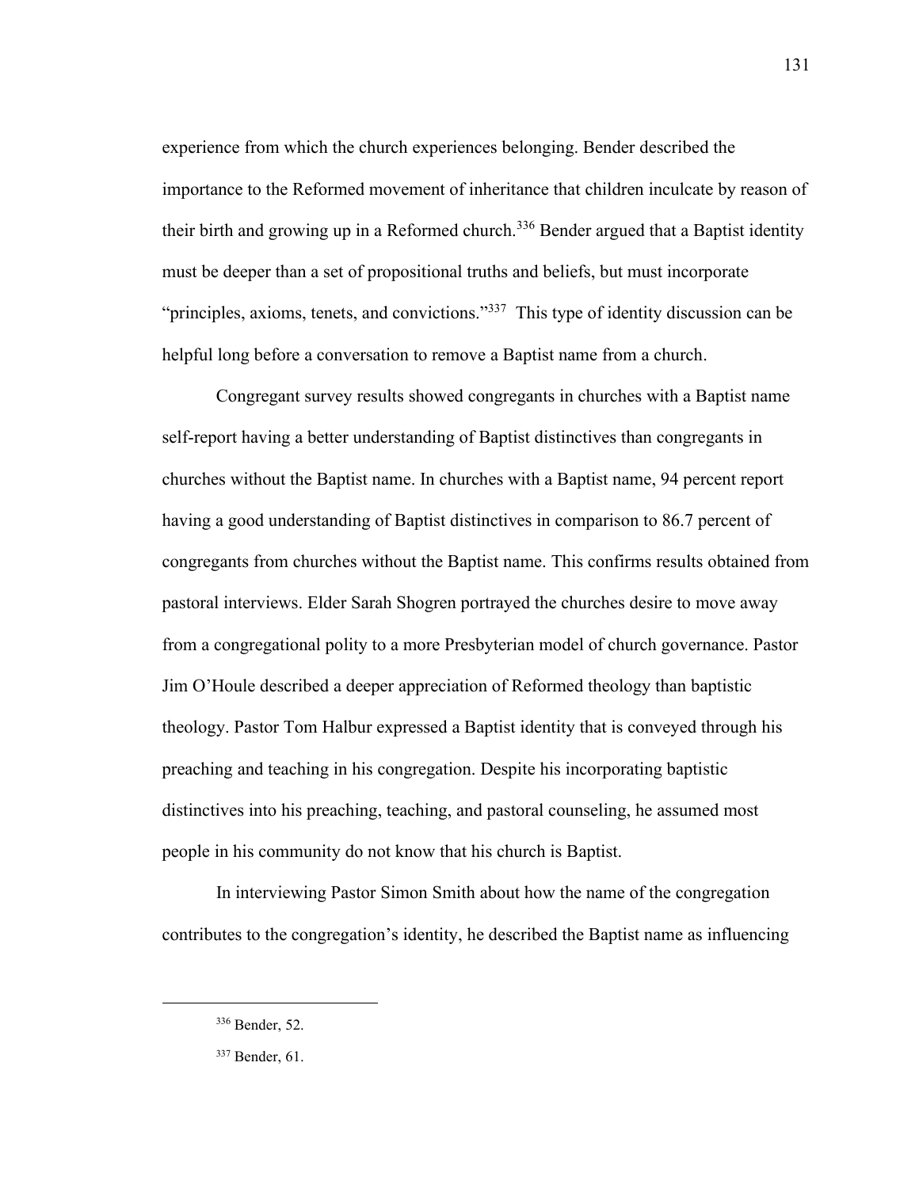experience from which the church experiences belonging. Bender described the importance to the Reformed movement of inheritance that children inculcate by reason of their birth and growing up in a Reformed church.[336] Bender argued that a Baptist identity must be deeper than a set of propositional truths and beliefs, but must incorporate "principles, axioms, tenets, and convictions."[337] This type of identity discussion can be helpful long before a conversation to remove a Baptist name from a church.

Congregant survey results showed congregants in churches with a Baptist name self-report having a better understanding of Baptist distinctives than congregants in churches without the Baptist name. In churches with a Baptist name, 94 percent report having a good understanding of Baptist distinctives in comparison to 86.7 percent of congregants from churches without the Baptist name. This confirms results obtained from pastoral interviews. Elder Sarah Shogren portrayed the churches desire to move away from a congregational polity to a more Presbyterian model of church governance. Pastor Jim O'Houle described a deeper appreciation of Reformed theology than baptistic theology. Pastor Tom Halbur expressed a Baptist identity that is conveyed through his preaching and teaching in his congregation. Despite his incorporating baptistic distinctives into his preaching, teaching, and pastoral counseling, he assumed most people in his community do not know that his church is Baptist.

In interviewing Pastor Simon Smith about how the name of the congregation contributes to the congregation's identity, he described the Baptist name as influencing

---

[336] Bender, 52.

[337] Bender, 61.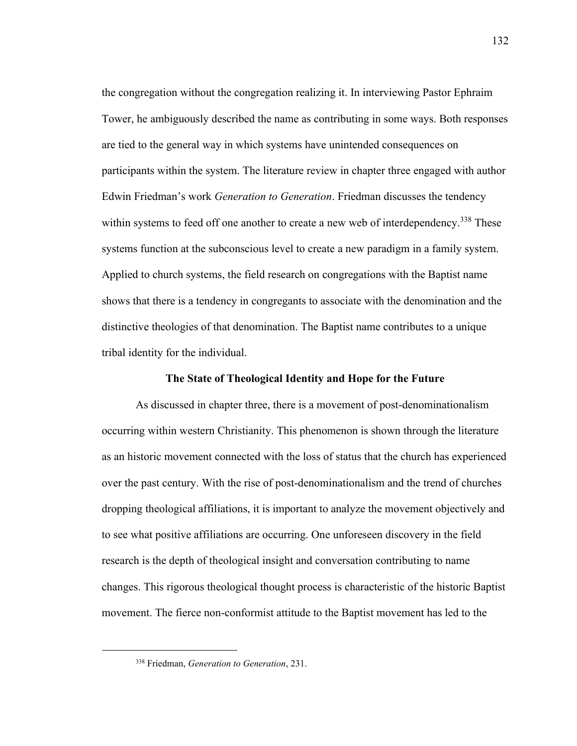the congregation without the congregation realizing it. In interviewing Pastor Ephraim Tower, he ambiguously described the name as contributing in some ways. Both responses are tied to the general way in which systems have unintended consequences on participants within the system. The literature review in chapter three engaged with author Edwin Friedman's work *Generation to Generation*. Friedman discusses the tendency within systems to feed off one another to create a new web of interdependency.[338] These systems function at the subconscious level to create a new paradigm in a family system. Applied to church systems, the field research on congregations with the Baptist name shows that there is a tendency in congregants to associate with the denomination and the distinctive theologies of that denomination. The Baptist name contributes to a unique tribal identity for the individual.

### The State of Theological Identity and Hope for the Future

As discussed in chapter three, there is a movement of post-denominationalism occurring within western Christianity. This phenomenon is shown through the literature as an historic movement connected with the loss of status that the church has experienced over the past century. With the rise of post-denominationalism and the trend of churches dropping theological affiliations, it is important to analyze the movement objectively and to see what positive affiliations are occurring. One unforeseen discovery in the field research is the depth of theological insight and conversation contributing to name changes. This rigorous theological thought process is characteristic of the historic Baptist movement. The fierce non-conformist attitude to the Baptist movement has led to the

---

[338] Friedman, *Generation to Generation*, 231.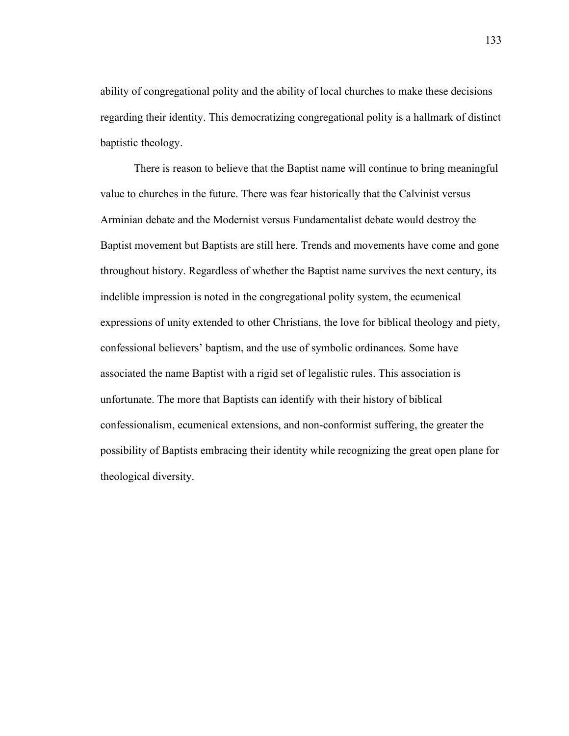ability of congregational polity and the ability of local churches to make these decisions regarding their identity. This democratizing congregational polity is a hallmark of distinct baptistic theology.

There is reason to believe that the Baptist name will continue to bring meaningful value to churches in the future. There was fear historically that the Calvinist versus Arminian debate and the Modernist versus Fundamentalist debate would destroy the Baptist movement but Baptists are still here. Trends and movements have come and gone throughout history. Regardless of whether the Baptist name survives the next century, its indelible impression is noted in the congregational polity system, the ecumenical expressions of unity extended to other Christians, the love for biblical theology and piety, confessional believers' baptism, and the use of symbolic ordinances. Some have associated the name Baptist with a rigid set of legalistic rules. This association is unfortunate. The more that Baptists can identify with their history of biblical confessionalism, ecumenical extensions, and non-conformist suffering, the greater the possibility of Baptists embracing their identity while recognizing the great open plane for theological diversity.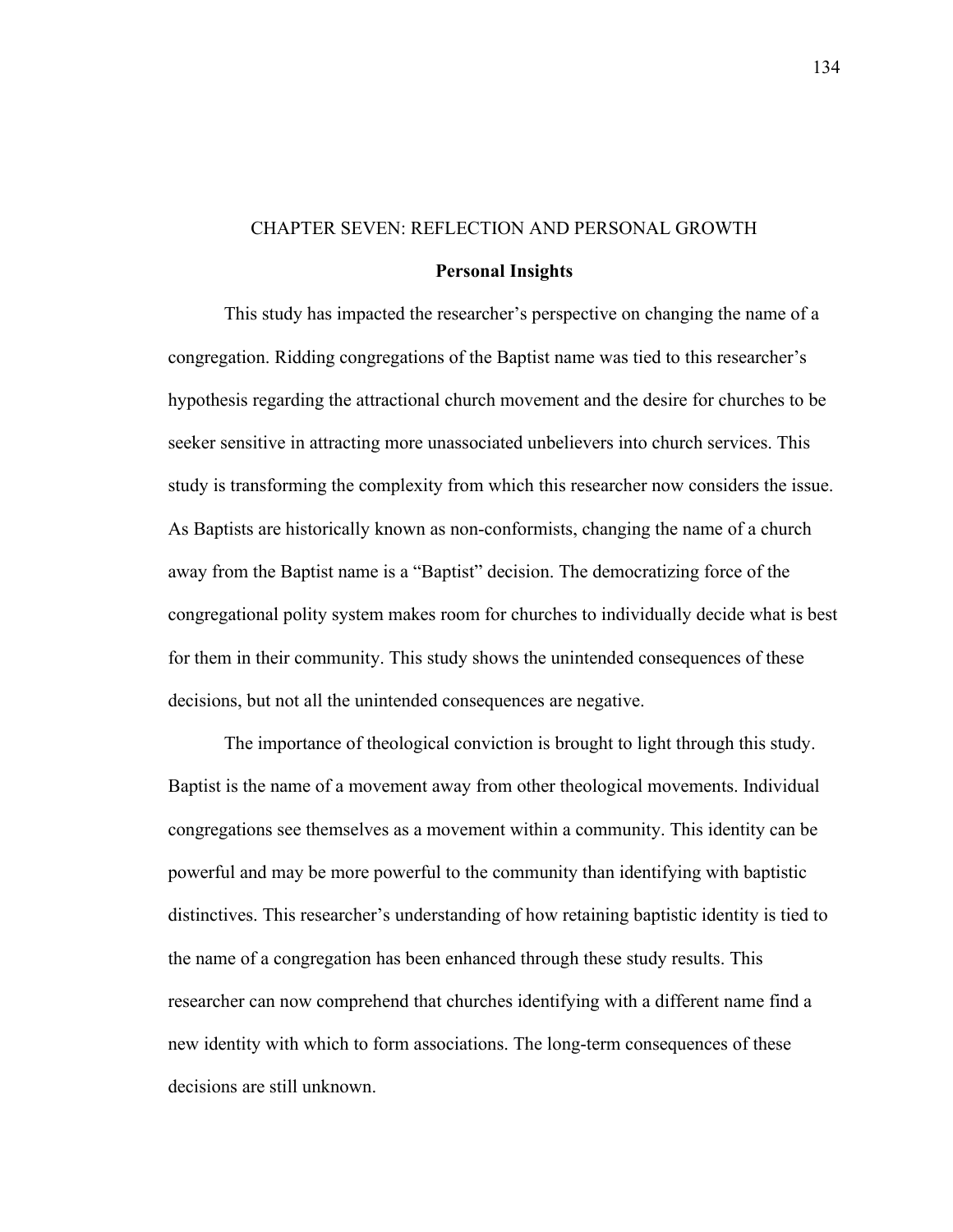# CHAPTER SEVEN: REFLECTION AND PERSONAL GROWTH

## Personal Insights

This study has impacted the researcher's perspective on changing the name of a congregation. Ridding congregations of the Baptist name was tied to this researcher's hypothesis regarding the attractional church movement and the desire for churches to be seeker sensitive in attracting more unassociated unbelievers into church services. This study is transforming the complexity from which this researcher now considers the issue. As Baptists are historically known as non-conformists, changing the name of a church away from the Baptist name is a "Baptist" decision. The democratizing force of the congregational polity system makes room for churches to individually decide what is best for them in their community. This study shows the unintended consequences of these decisions, but not all the unintended consequences are negative.

The importance of theological conviction is brought to light through this study. Baptist is the name of a movement away from other theological movements. Individual congregations see themselves as a movement within a community. This identity can be powerful and may be more powerful to the community than identifying with baptistic distinctives. This researcher's understanding of how retaining baptistic identity is tied to the name of a congregation has been enhanced through these study results. This researcher can now comprehend that churches identifying with a different name find a new identity with which to form associations. The long-term consequences of these decisions are still unknown.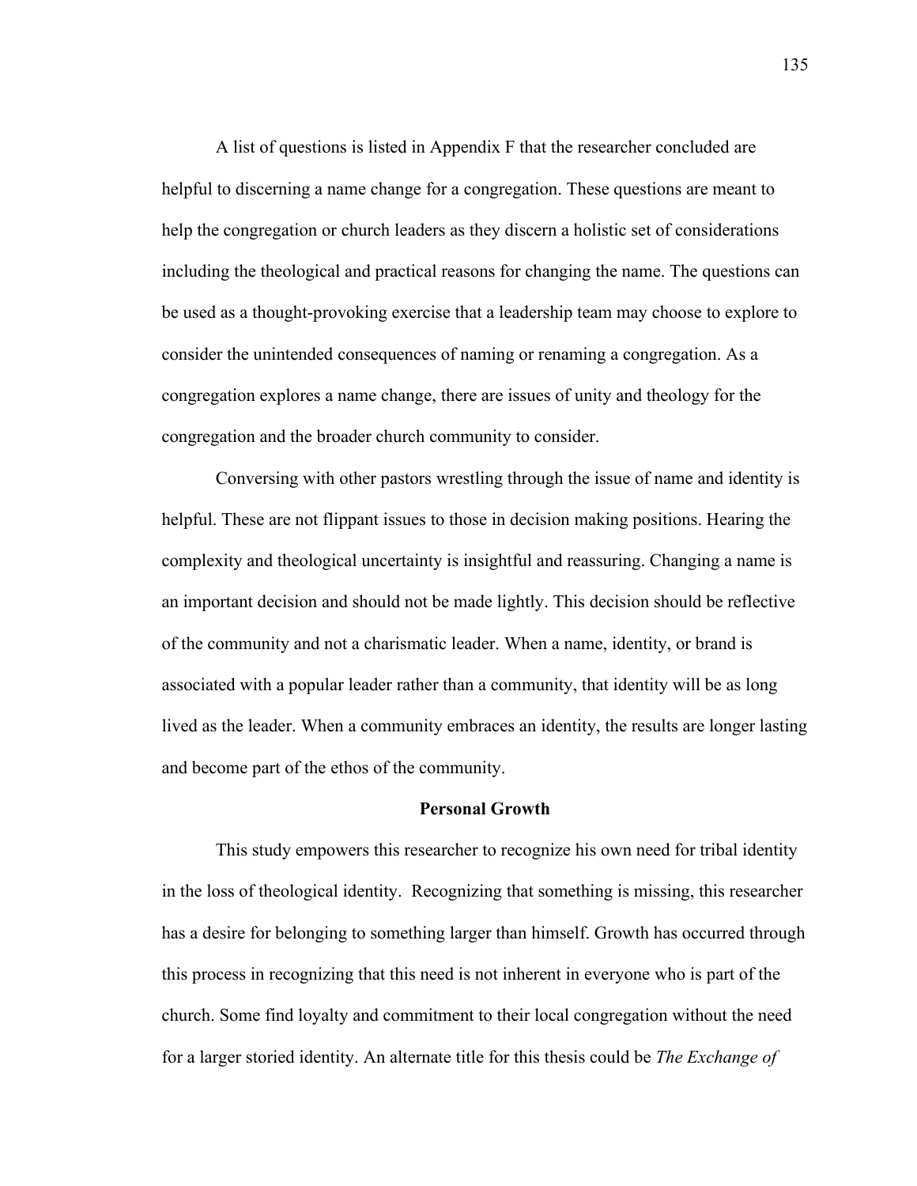A list of questions is listed in Appendix F that the researcher concluded are helpful to discerning a name change for a congregation. These questions are meant to help the congregation or church leaders as they discern a holistic set of considerations including the theological and practical reasons for changing the name. The questions can be used as a thought-provoking exercise that a leadership team may choose to explore to consider the unintended consequences of naming or renaming a congregation. As a congregation explores a name change, there are issues of unity and theology for the congregation and the broader church community to consider.

Conversing with other pastors wrestling through the issue of name and identity is helpful. These are not flippant issues to those in decision making positions. Hearing the complexity and theological uncertainty is insightful and reassuring. Changing a name is an important decision and should not be made lightly. This decision should be reflective of the community and not a charismatic leader. When a name, identity, or brand is associated with a popular leader rather than a community, that identity will be as long lived as the leader. When a community embraces an identity, the results are longer lasting and become part of the ethos of the community.

## Personal Growth

This study empowers this researcher to recognize his own need for tribal identity in the loss of theological identity. Recognizing that something is missing, this researcher has a desire for belonging to something larger than himself. Growth has occurred through this process in recognizing that this need is not inherent in everyone who is part of the church. Some find loyalty and commitment to their local congregation without the need for a larger storied identity. An alternate title for this thesis could be *The Exchange of*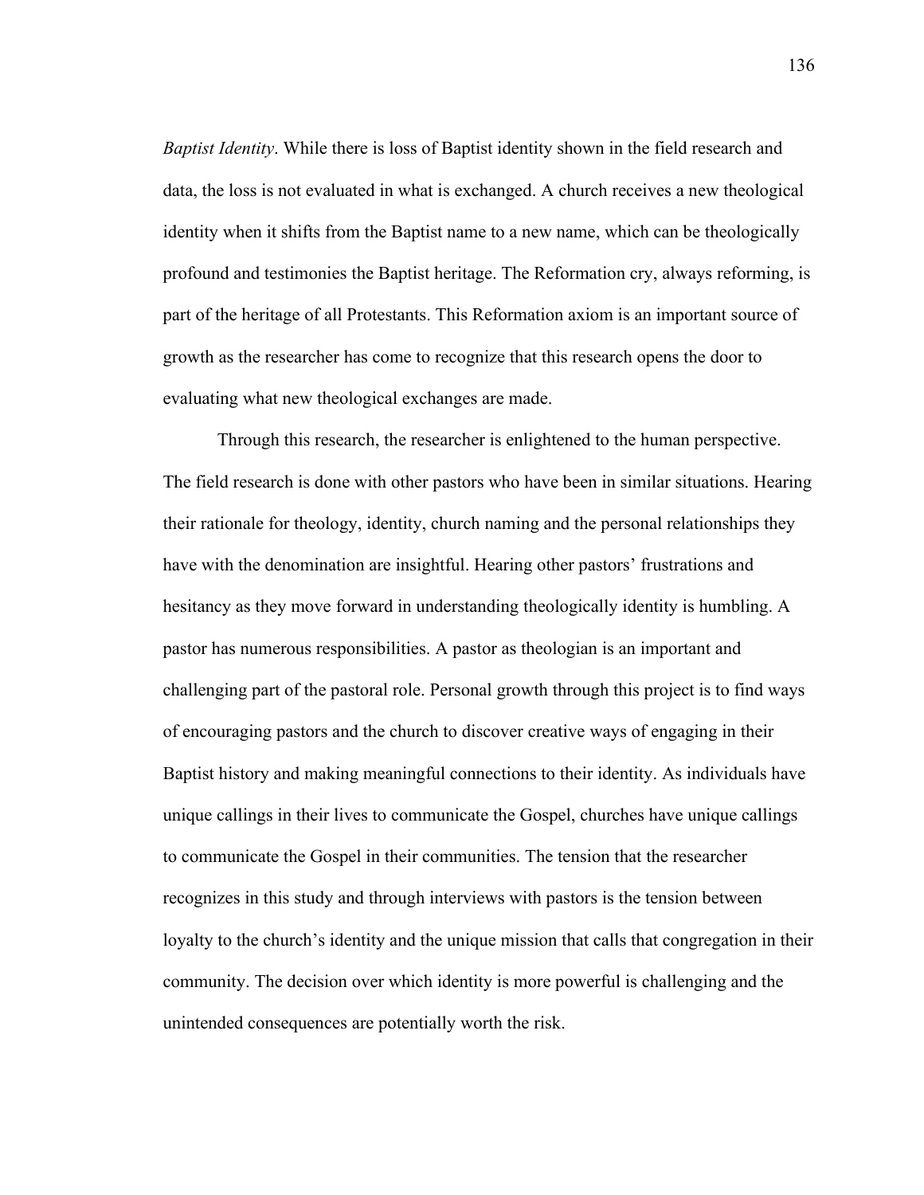*Baptist Identity*. While there is loss of Baptist identity shown in the field research and data, the loss is not evaluated in what is exchanged. A church receives a new theological identity when it shifts from the Baptist name to a new name, which can be theologically profound and testimonies the Baptist heritage. The Reformation cry, always reforming, is part of the heritage of all Protestants. This Reformation axiom is an important source of growth as the researcher has come to recognize that this research opens the door to evaluating what new theological exchanges are made.

Through this research, the researcher is enlightened to the human perspective. The field research is done with other pastors who have been in similar situations. Hearing their rationale for theology, identity, church naming and the personal relationships they have with the denomination are insightful. Hearing other pastors' frustrations and hesitancy as they move forward in understanding theologically identity is humbling. A pastor has numerous responsibilities. A pastor as theologian is an important and challenging part of the pastoral role. Personal growth through this project is to find ways of encouraging pastors and the church to discover creative ways of engaging in their Baptist history and making meaningful connections to their identity. As individuals have unique callings in their lives to communicate the Gospel, churches have unique callings to communicate the Gospel in their communities. The tension that the researcher recognizes in this study and through interviews with pastors is the tension between loyalty to the church's identity and the unique mission that calls that congregation in their community. The decision over which identity is more powerful is challenging and the unintended consequences are potentially worth the risk.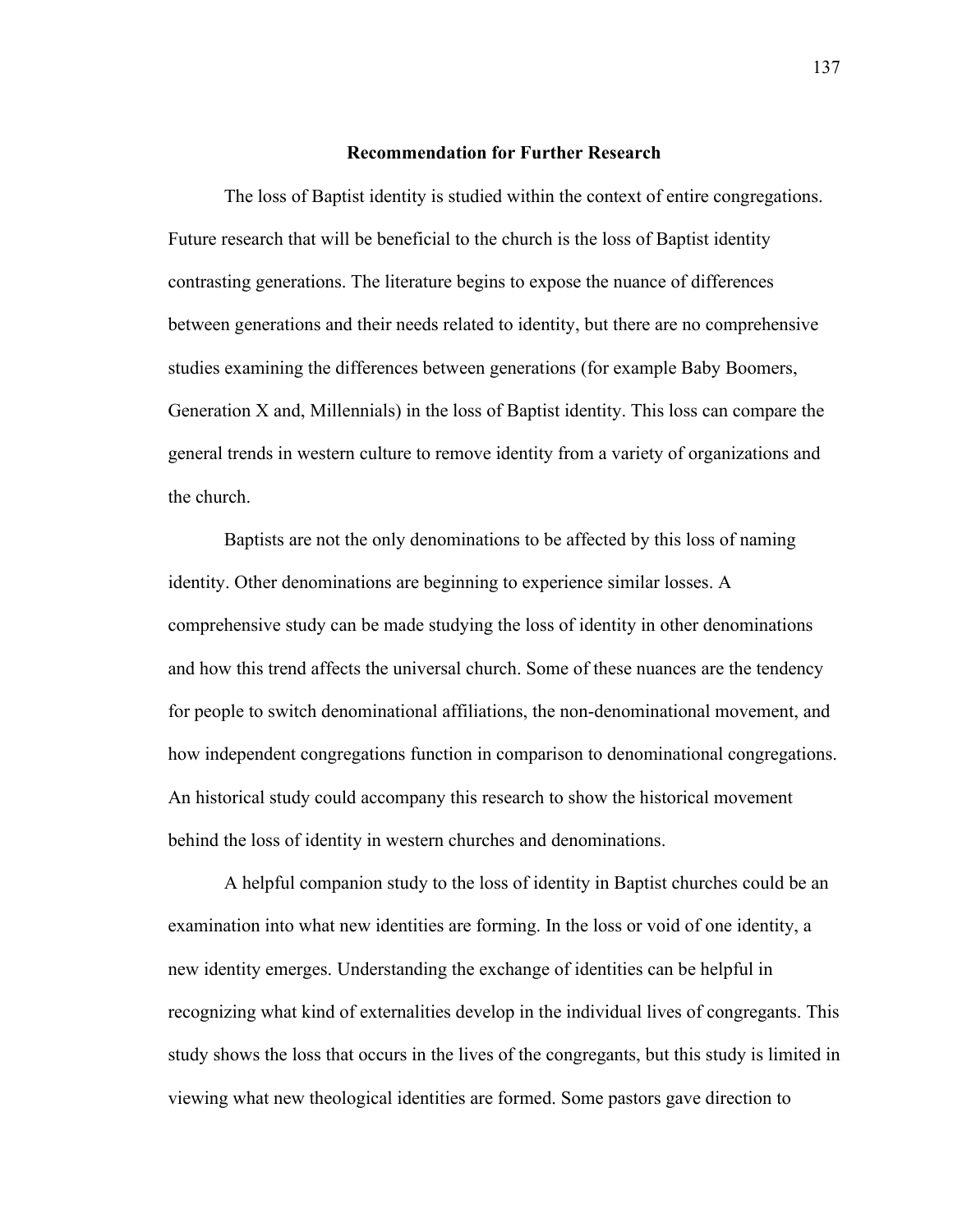## Recommendation for Further Research

The loss of Baptist identity is studied within the context of entire congregations. Future research that will be beneficial to the church is the loss of Baptist identity contrasting generations. The literature begins to expose the nuance of differences between generations and their needs related to identity, but there are no comprehensive studies examining the differences between generations (for example Baby Boomers, Generation X and, Millennials) in the loss of Baptist identity. This loss can compare the general trends in western culture to remove identity from a variety of organizations and the church.

Baptists are not the only denominations to be affected by this loss of naming identity. Other denominations are beginning to experience similar losses. A comprehensive study can be made studying the loss of identity in other denominations and how this trend affects the universal church. Some of these nuances are the tendency for people to switch denominational affiliations, the non-denominational movement, and how independent congregations function in comparison to denominational congregations. An historical study could accompany this research to show the historical movement behind the loss of identity in western churches and denominations.

A helpful companion study to the loss of identity in Baptist churches could be an examination into what new identities are forming. In the loss or void of one identity, a new identity emerges. Understanding the exchange of identities can be helpful in recognizing what kind of externalities develop in the individual lives of congregants. This study shows the loss that occurs in the lives of the congregants, but this study is limited in viewing what new theological identities are formed. Some pastors gave direction to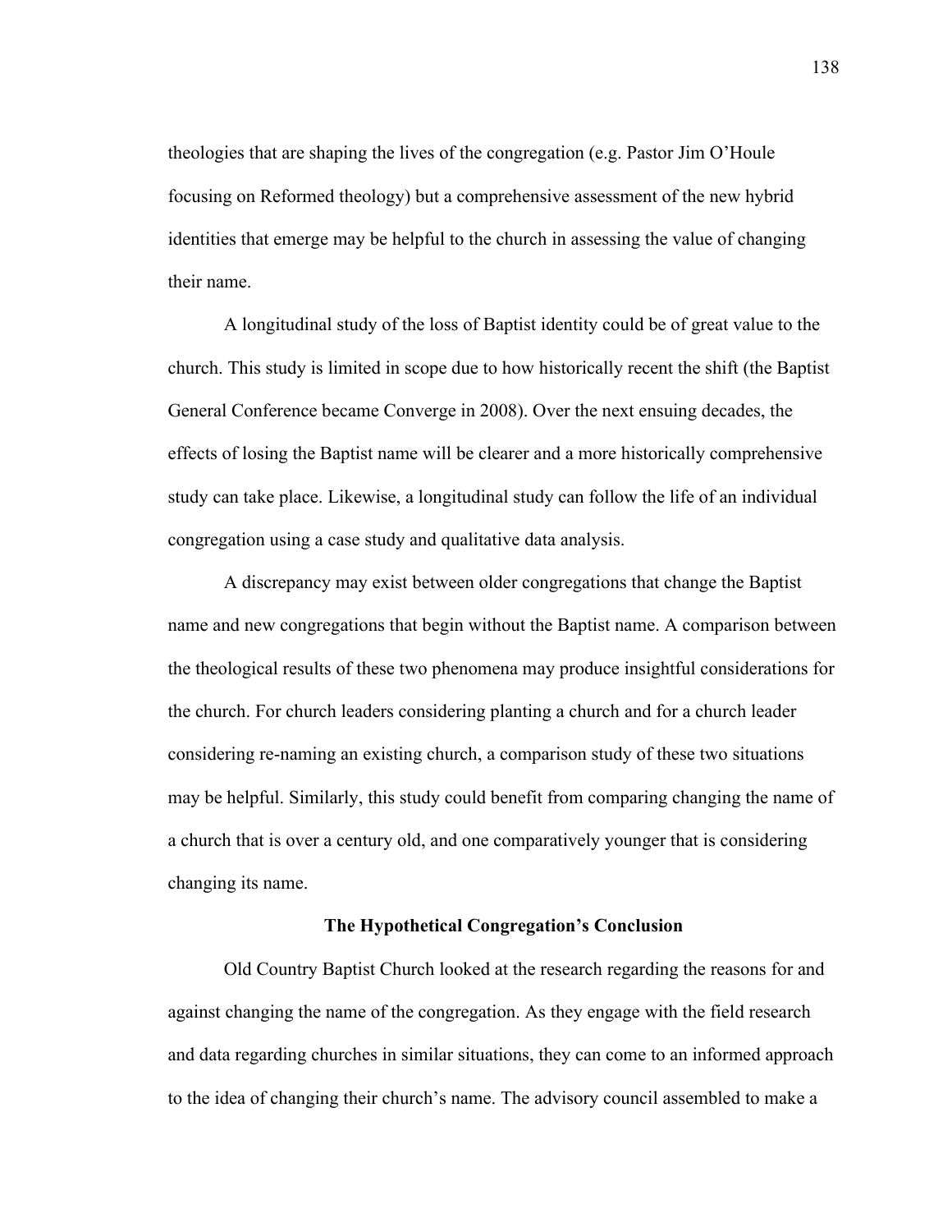theologies that are shaping the lives of the congregation (e.g. Pastor Jim O'Houle focusing on Reformed theology) but a comprehensive assessment of the new hybrid identities that emerge may be helpful to the church in assessing the value of changing their name.

A longitudinal study of the loss of Baptist identity could be of great value to the church. This study is limited in scope due to how historically recent the shift (the Baptist General Conference became Converge in 2008). Over the next ensuing decades, the effects of losing the Baptist name will be clearer and a more historically comprehensive study can take place. Likewise, a longitudinal study can follow the life of an individual congregation using a case study and qualitative data analysis.

A discrepancy may exist between older congregations that change the Baptist name and new congregations that begin without the Baptist name. A comparison between the theological results of these two phenomena may produce insightful considerations for the church. For church leaders considering planting a church and for a church leader considering re-naming an existing church, a comparison study of these two situations may be helpful. Similarly, this study could benefit from comparing changing the name of a church that is over a century old, and one comparatively younger that is considering changing its name.

### The Hypothetical Congregation's Conclusion

Old Country Baptist Church looked at the research regarding the reasons for and against changing the name of the congregation. As they engage with the field research and data regarding churches in similar situations, they can come to an informed approach to the idea of changing their church's name. The advisory council assembled to make a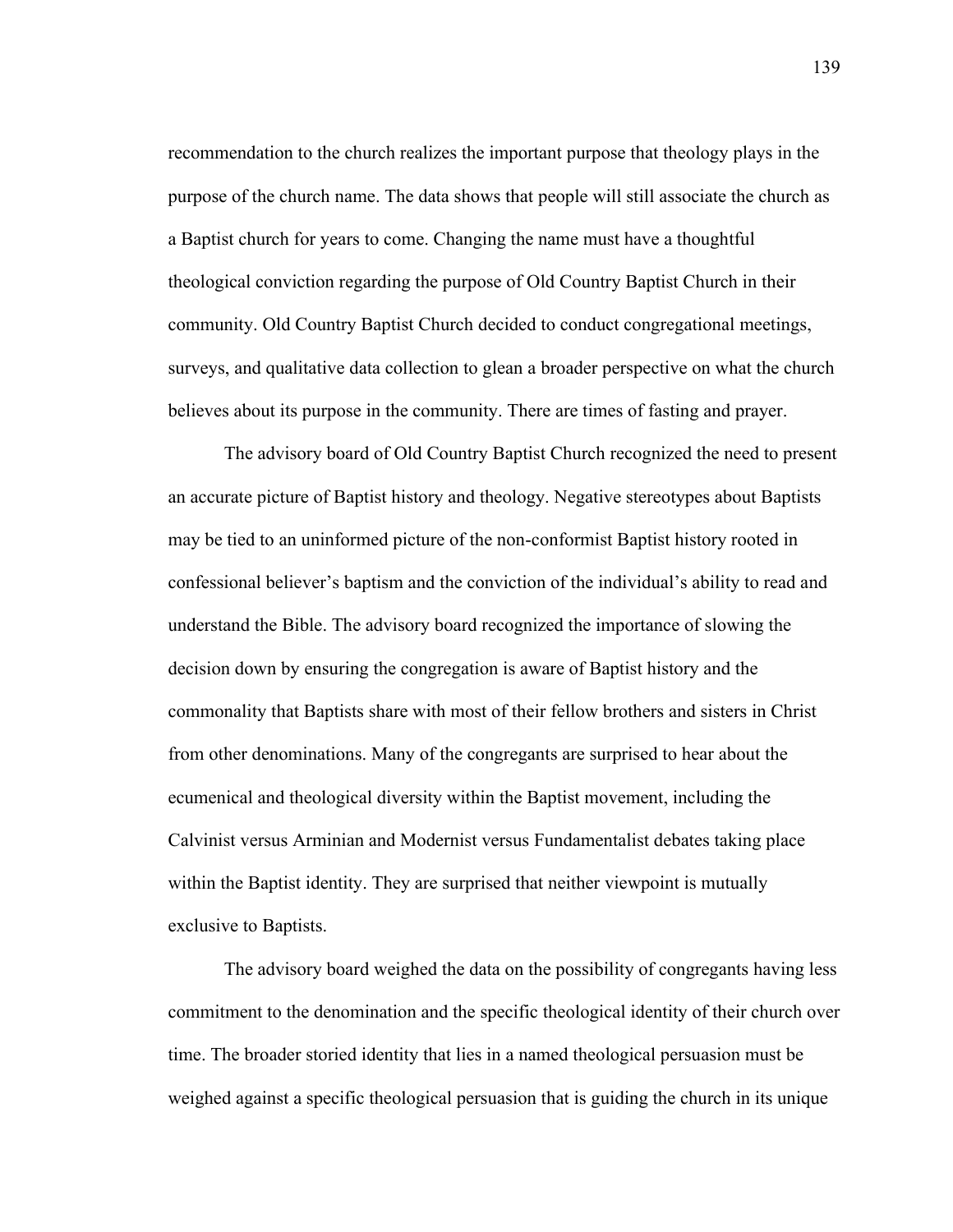recommendation to the church realizes the important purpose that theology plays in the purpose of the church name. The data shows that people will still associate the church as a Baptist church for years to come. Changing the name must have a thoughtful theological conviction regarding the purpose of Old Country Baptist Church in their community. Old Country Baptist Church decided to conduct congregational meetings, surveys, and qualitative data collection to glean a broader perspective on what the church believes about its purpose in the community. There are times of fasting and prayer.

The advisory board of Old Country Baptist Church recognized the need to present an accurate picture of Baptist history and theology. Negative stereotypes about Baptists may be tied to an uninformed picture of the non-conformist Baptist history rooted in confessional believer's baptism and the conviction of the individual's ability to read and understand the Bible. The advisory board recognized the importance of slowing the decision down by ensuring the congregation is aware of Baptist history and the commonality that Baptists share with most of their fellow brothers and sisters in Christ from other denominations. Many of the congregants are surprised to hear about the ecumenical and theological diversity within the Baptist movement, including the Calvinist versus Arminian and Modernist versus Fundamentalist debates taking place within the Baptist identity. They are surprised that neither viewpoint is mutually exclusive to Baptists.

The advisory board weighed the data on the possibility of congregants having less commitment to the denomination and the specific theological identity of their church over time. The broader storied identity that lies in a named theological persuasion must be weighed against a specific theological persuasion that is guiding the church in its unique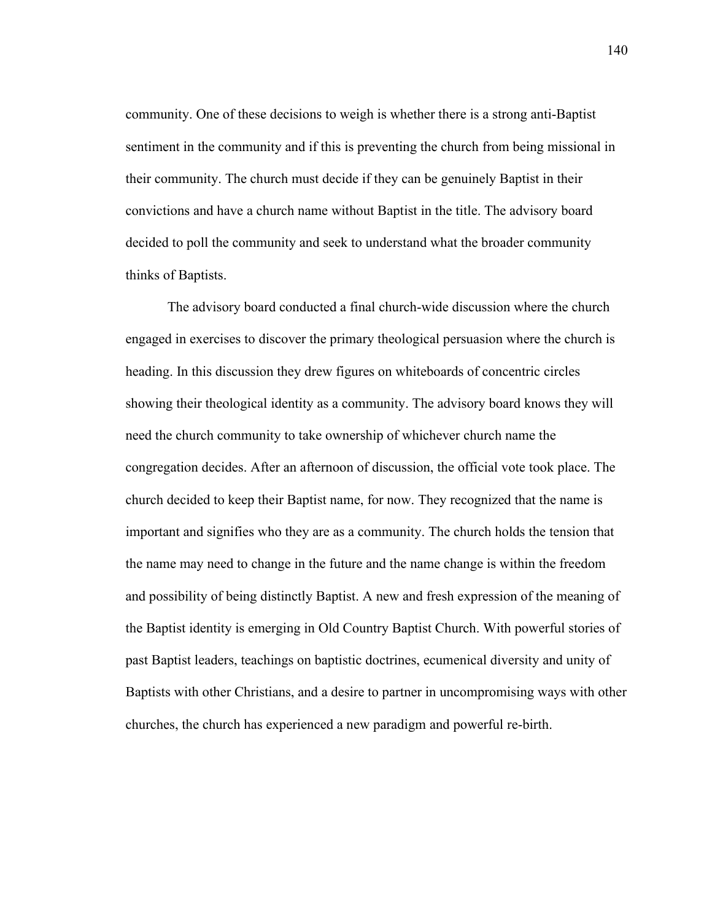community. One of these decisions to weigh is whether there is a strong anti-Baptist sentiment in the community and if this is preventing the church from being missional in their community. The church must decide if they can be genuinely Baptist in their convictions and have a church name without Baptist in the title. The advisory board decided to poll the community and seek to understand what the broader community thinks of Baptists.

The advisory board conducted a final church-wide discussion where the church engaged in exercises to discover the primary theological persuasion where the church is heading. In this discussion they drew figures on whiteboards of concentric circles showing their theological identity as a community. The advisory board knows they will need the church community to take ownership of whichever church name the congregation decides. After an afternoon of discussion, the official vote took place. The church decided to keep their Baptist name, for now. They recognized that the name is important and signifies who they are as a community. The church holds the tension that the name may need to change in the future and the name change is within the freedom and possibility of being distinctly Baptist. A new and fresh expression of the meaning of the Baptist identity is emerging in Old Country Baptist Church. With powerful stories of past Baptist leaders, teachings on baptistic doctrines, ecumenical diversity and unity of Baptists with other Christians, and a desire to partner in uncompromising ways with other churches, the church has experienced a new paradigm and powerful re-birth.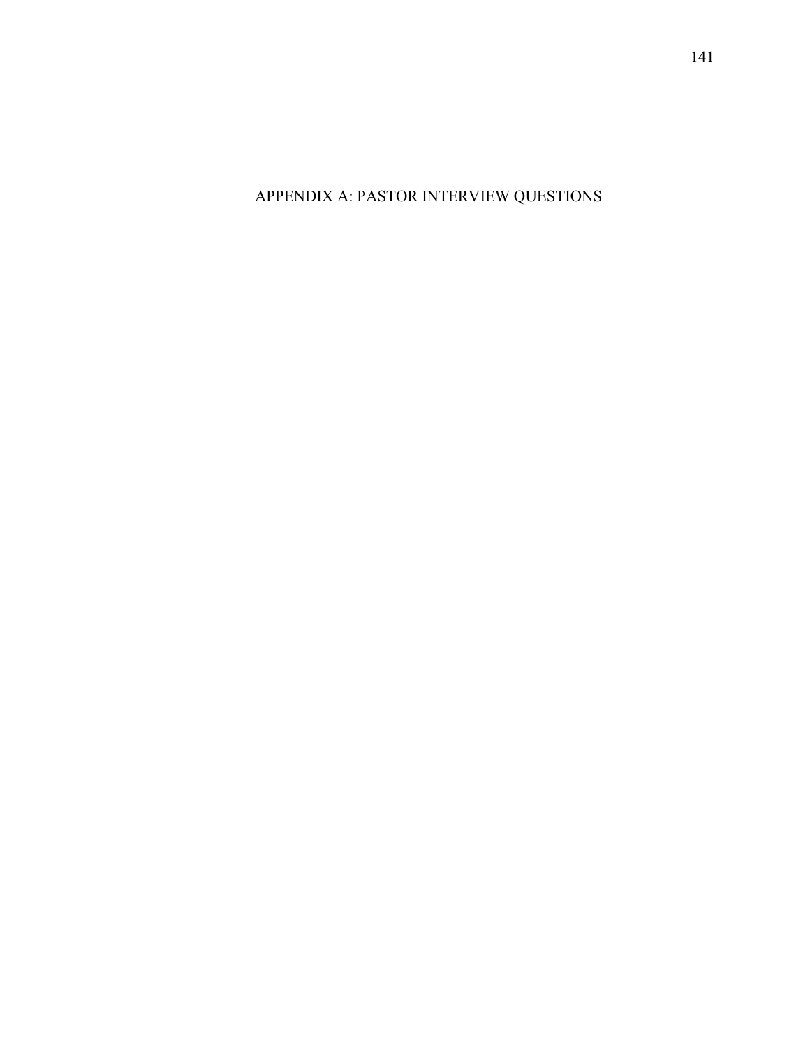# APPENDIX A: PASTOR INTERVIEW QUESTIONS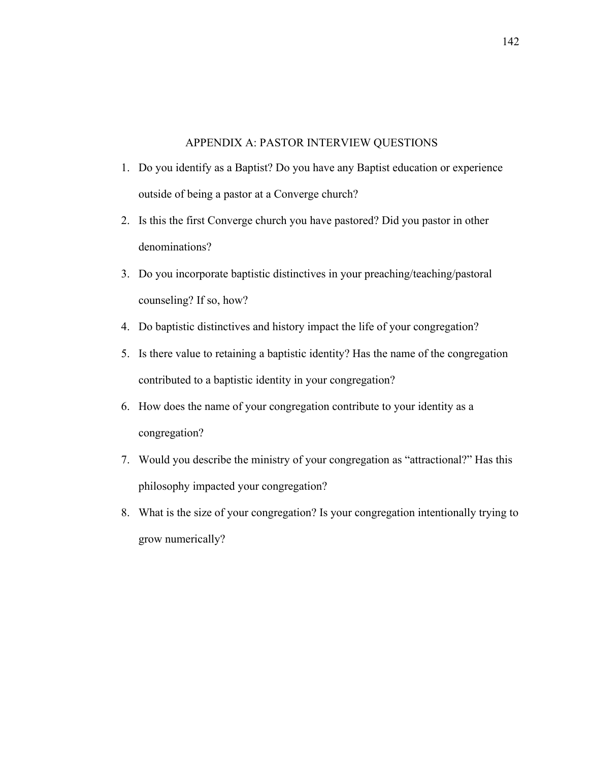# APPENDIX A: PASTOR INTERVIEW QUESTIONS

1. Do you identify as a Baptist? Do you have any Baptist education or experience outside of being a pastor at a Converge church?
2. Is this the first Converge church you have pastored? Did you pastor in other denominations?
3. Do you incorporate baptistic distinctives in your preaching/teaching/pastoral counseling? If so, how?
4. Do baptistic distinctives and history impact the life of your congregation?
5. Is there value to retaining a baptistic identity? Has the name of the congregation contributed to a baptistic identity in your congregation?
6. How does the name of your congregation contribute to your identity as a congregation?
7. Would you describe the ministry of your congregation as "attractional?" Has this philosophy impacted your congregation?
8. What is the size of your congregation? Is your congregation intentionally trying to grow numerically?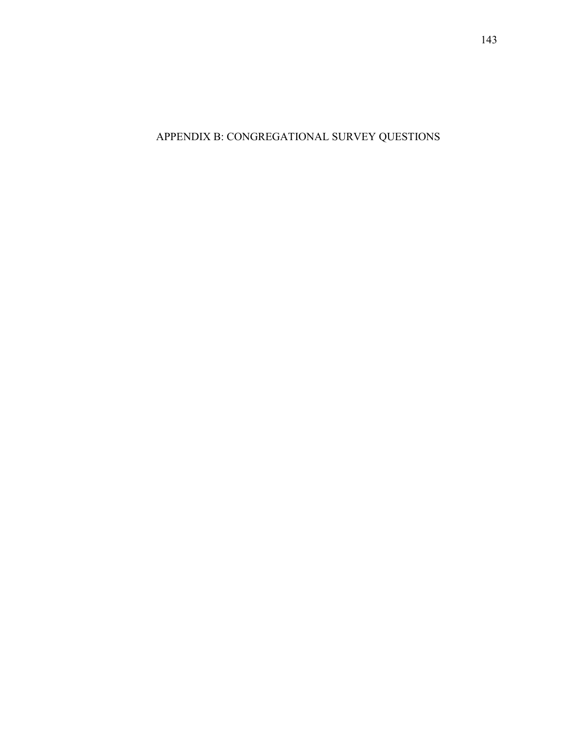# APPENDIX B: CONGREGATIONAL SURVEY QUESTIONS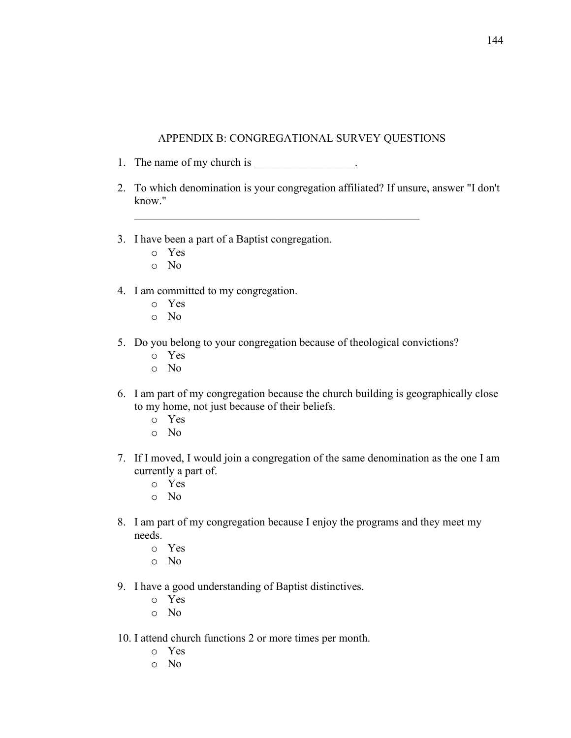## APPENDIX B: CONGREGATIONAL SURVEY QUESTIONS

1. The name of my church is __________________.

2. To which denomination is your congregation affiliated? If unsure, answer "I don't know."

   ______________________________________________________

3. I have been a part of a Baptist congregation.
   - Yes
   - No

4. I am committed to my congregation.
   - Yes
   - No

5. Do you belong to your congregation because of theological convictions?
   - Yes
   - No

6. I am part of my congregation because the church building is geographically close to my home, not just because of their beliefs.
   - Yes
   - No

7. If I moved, I would join a congregation of the same denomination as the one I am currently a part of.
   - Yes
   - No

8. I am part of my congregation because I enjoy the programs and they meet my needs.
   - Yes
   - No

9. I have a good understanding of Baptist distinctives.
   - Yes
   - No

10. I attend church functions 2 or more times per month.
    - Yes
    - No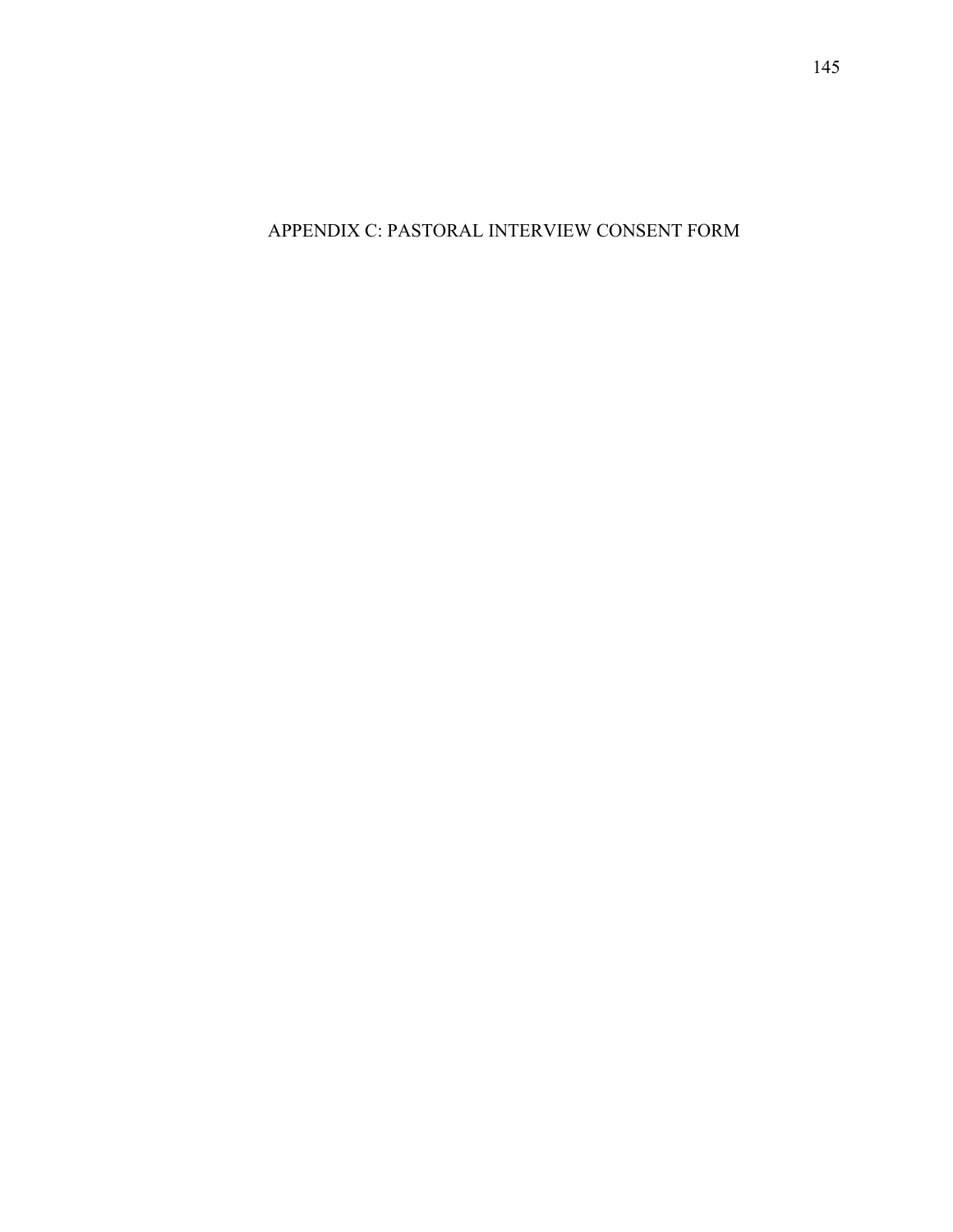# APPENDIX C: PASTORAL INTERVIEW CONSENT FORM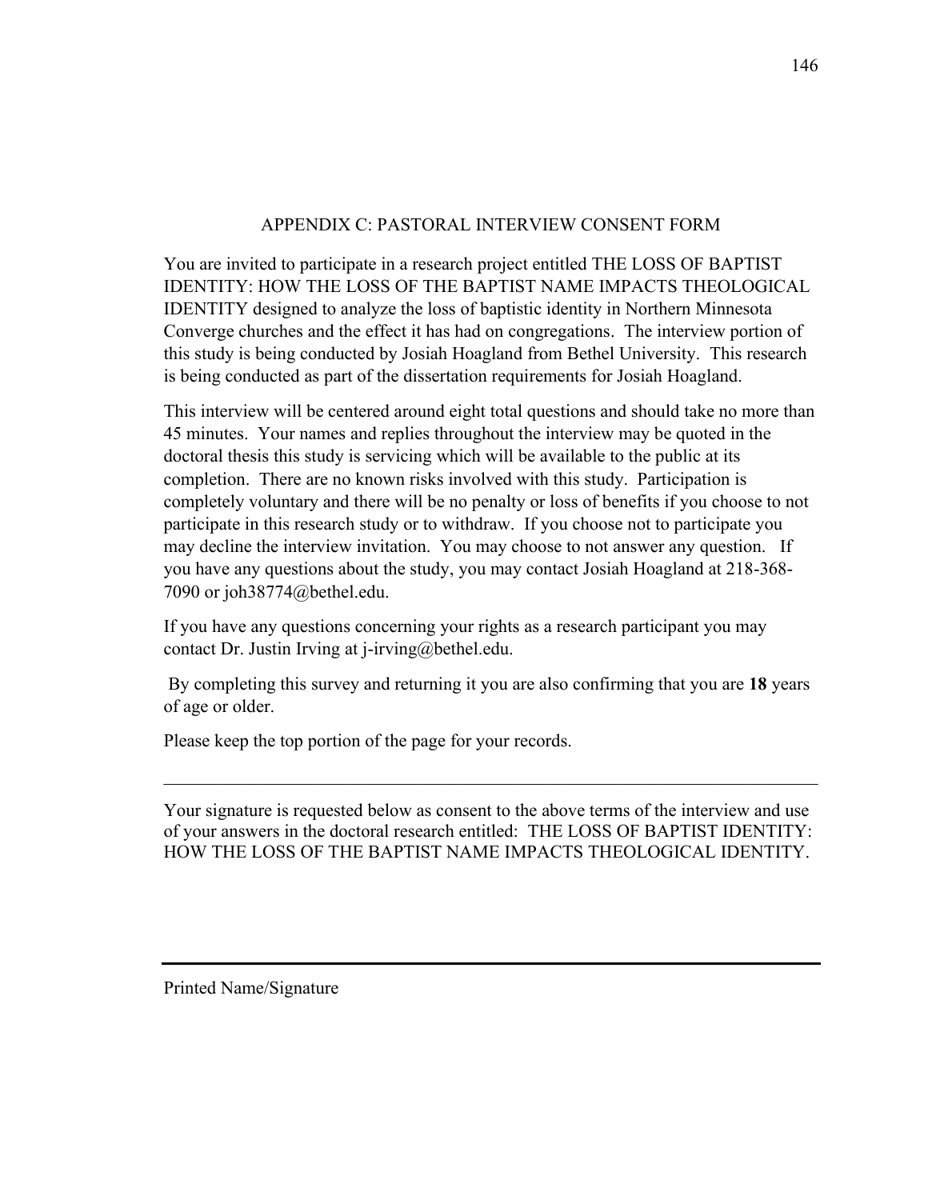## APPENDIX C: PASTORAL INTERVIEW CONSENT FORM

You are invited to participate in a research project entitled THE LOSS OF BAPTIST IDENTITY: HOW THE LOSS OF THE BAPTIST NAME IMPACTS THEOLOGICAL IDENTITY designed to analyze the loss of baptistic identity in Northern Minnesota Converge churches and the effect it has had on congregations. The interview portion of this study is being conducted by Josiah Hoagland from Bethel University. This research is being conducted as part of the dissertation requirements for Josiah Hoagland.

This interview will be centered around eight total questions and should take no more than 45 minutes. Your names and replies throughout the interview may be quoted in the doctoral thesis this study is servicing which will be available to the public at its completion. There are no known risks involved with this study. Participation is completely voluntary and there will be no penalty or loss of benefits if you choose to not participate in this research study or to withdraw. If you choose not to participate you may decline the interview invitation. You may choose to not answer any question. If you have any questions about the study, you may contact Josiah Hoagland at 218-368-7090 or joh38774@bethel.edu.

If you have any questions concerning your rights as a research participant you may contact Dr. Justin Irving at j-irving@bethel.edu.

By completing this survey and returning it you are also confirming that you are **18** years of age or older.

Please keep the top portion of the page for your records.

---

Your signature is requested below as consent to the above terms of the interview and use of your answers in the doctoral research entitled: THE LOSS OF BAPTIST IDENTITY: HOW THE LOSS OF THE BAPTIST NAME IMPACTS THEOLOGICAL IDENTITY.

______________________________________________

Printed Name/Signature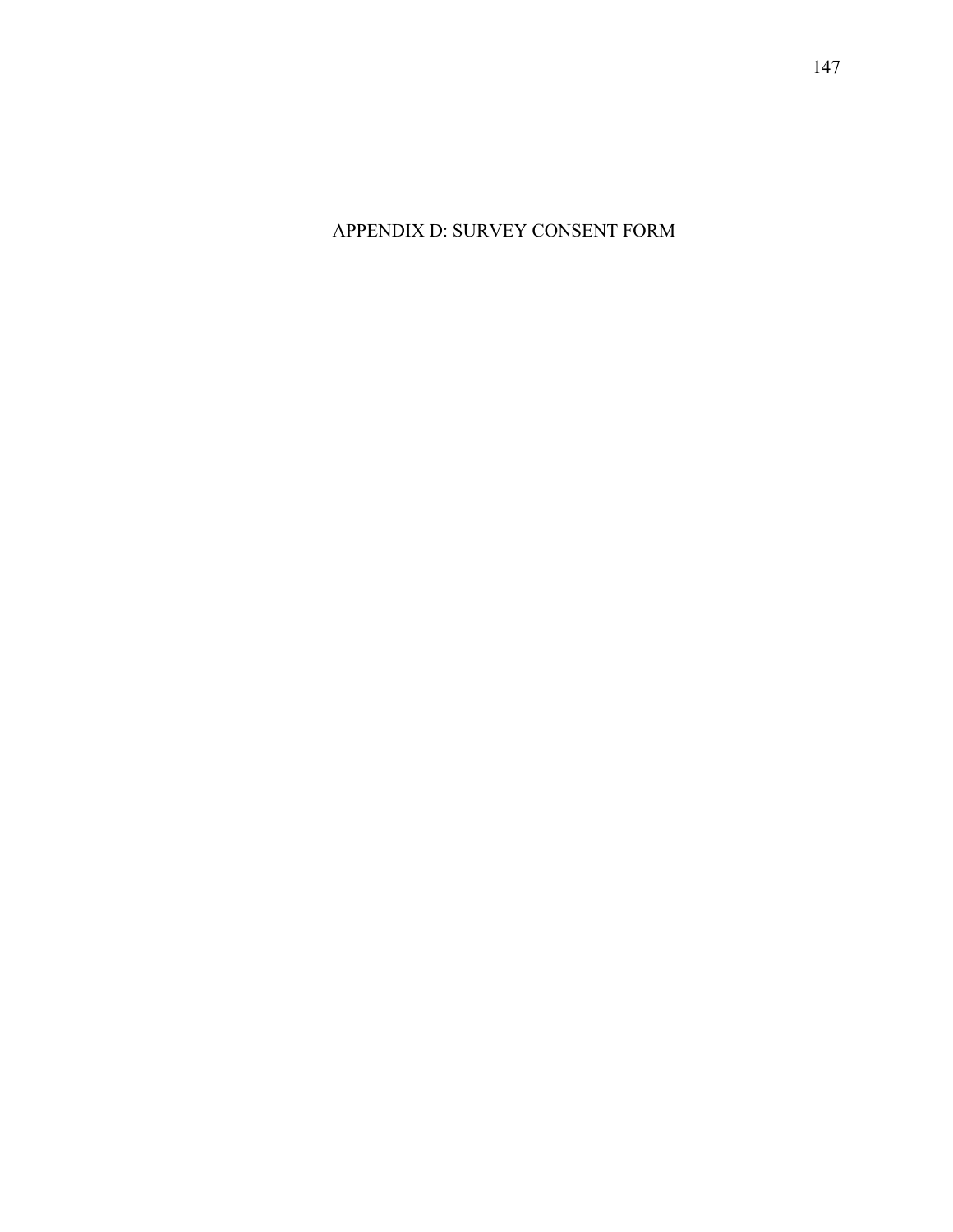# APPENDIX D: SURVEY CONSENT FORM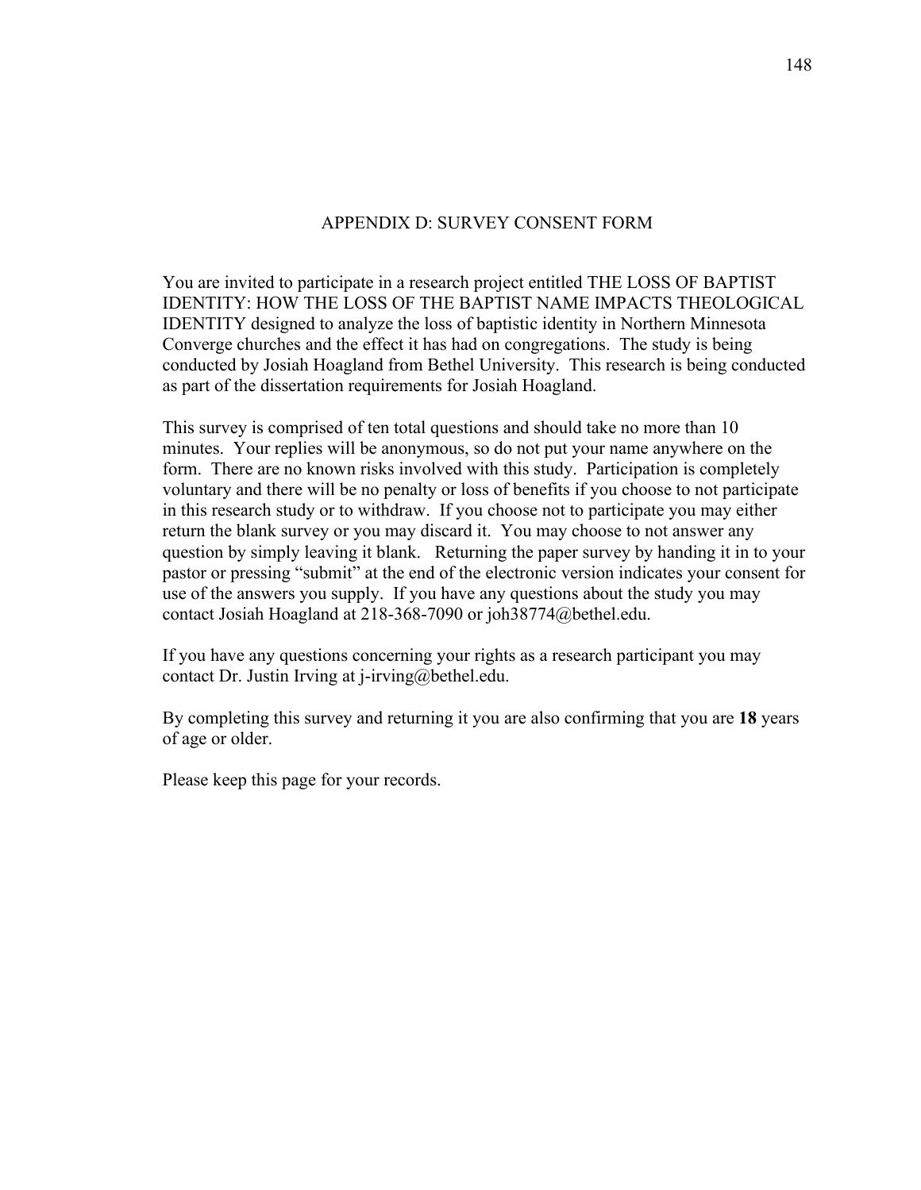# APPENDIX D: SURVEY CONSENT FORM

You are invited to participate in a research project entitled THE LOSS OF BAPTIST IDENTITY: HOW THE LOSS OF THE BAPTIST NAME IMPACTS THEOLOGICAL IDENTITY designed to analyze the loss of baptistic identity in Northern Minnesota Converge churches and the effect it has had on congregations. The study is being conducted by Josiah Hoagland from Bethel University. This research is being conducted as part of the dissertation requirements for Josiah Hoagland.

This survey is comprised of ten total questions and should take no more than 10 minutes. Your replies will be anonymous, so do not put your name anywhere on the form. There are no known risks involved with this study. Participation is completely voluntary and there will be no penalty or loss of benefits if you choose to not participate in this research study or to withdraw. If you choose not to participate you may either return the blank survey or you may discard it. You may choose to not answer any question by simply leaving it blank. Returning the paper survey by handing it in to your pastor or pressing "submit" at the end of the electronic version indicates your consent for use of the answers you supply. If you have any questions about the study you may contact Josiah Hoagland at 218-368-7090 or joh38774@bethel.edu.

If you have any questions concerning your rights as a research participant you may contact Dr. Justin Irving at j-irving@bethel.edu.

By completing this survey and returning it you are also confirming that you are **18** years of age or older.

Please keep this page for your records.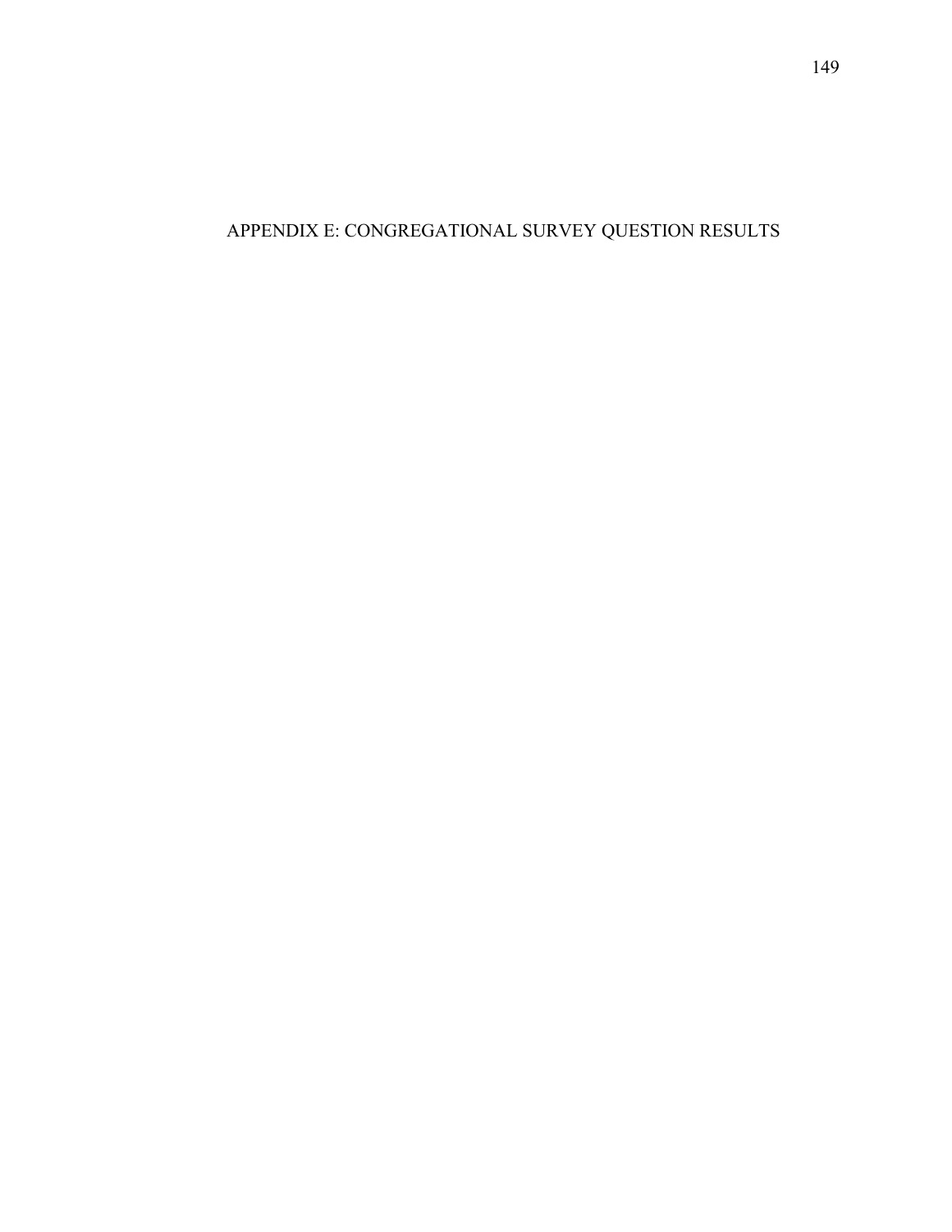# APPENDIX E: CONGREGATIONAL SURVEY QUESTION RESULTS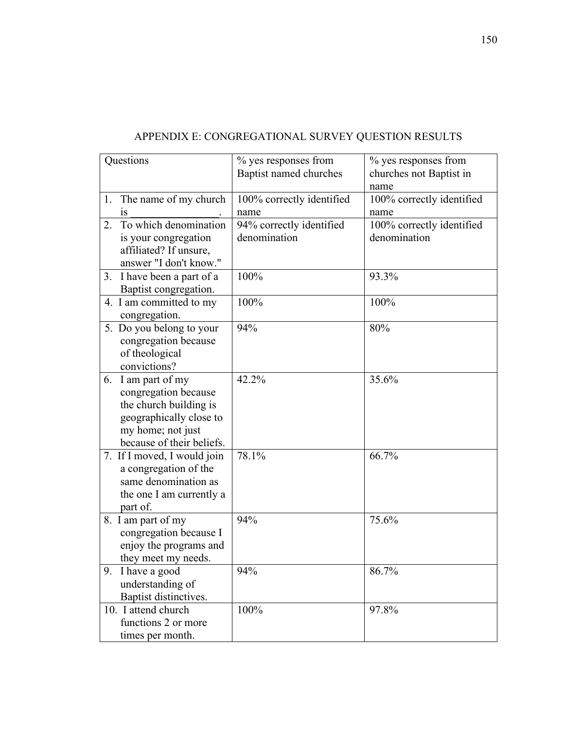# APPENDIX E: CONGREGATIONAL SURVEY QUESTION RESULTS

| Questions | % yes responses from Baptist named churches | % yes responses from churches not Baptist in name |
|---|---|---|
| 1. The name of my church is ________________. | 100% correctly identified name | 100% correctly identified name |
| 2. To which denomination is your congregation affiliated? If unsure, answer "I don't know." | 94% correctly identified denomination | 100% correctly identified denomination |
| 3. I have been a part of a Baptist congregation. | 100% | 93.3% |
| 4. I am committed to my congregation. | 100% | 100% |
| 5. Do you belong to your congregation because of theological convictions? | 94% | 80% |
| 6. I am part of my congregation because the church building is geographically close to my home; not just because of their beliefs. | 42.2% | 35.6% |
| 7. If I moved, I would join a congregation of the same denomination as the one I am currently a part of. | 78.1% | 66.7% |
| 8. I am part of my congregation because I enjoy the programs and they meet my needs. | 94% | 75.6% |
| 9. I have a good understanding of Baptist distinctives. | 94% | 86.7% |
| 10. I attend church functions 2 or more times per month. | 100% | 97.8% |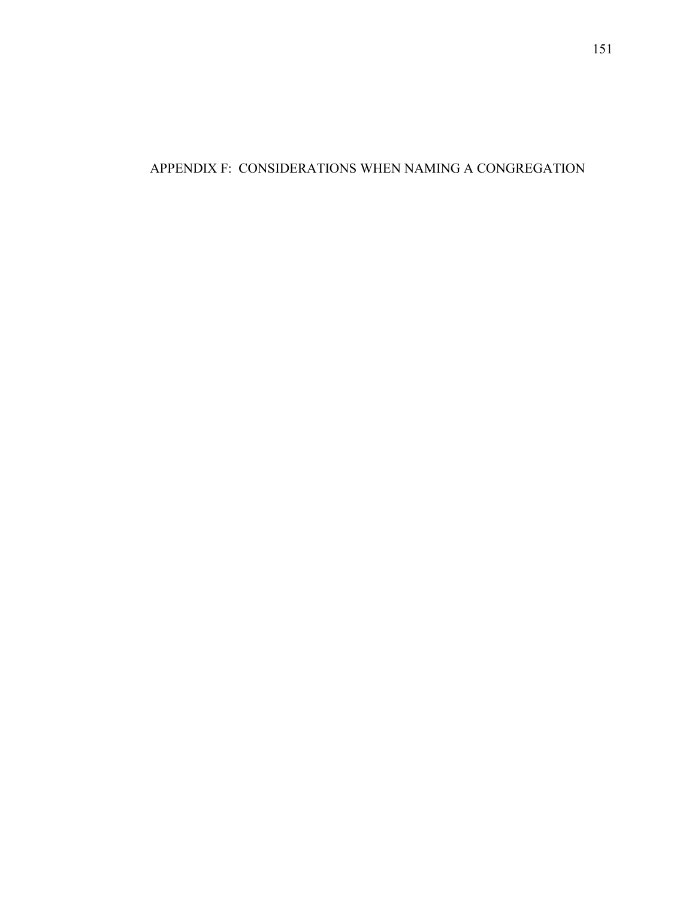# APPENDIX F: CONSIDERATIONS WHEN NAMING A CONGREGATION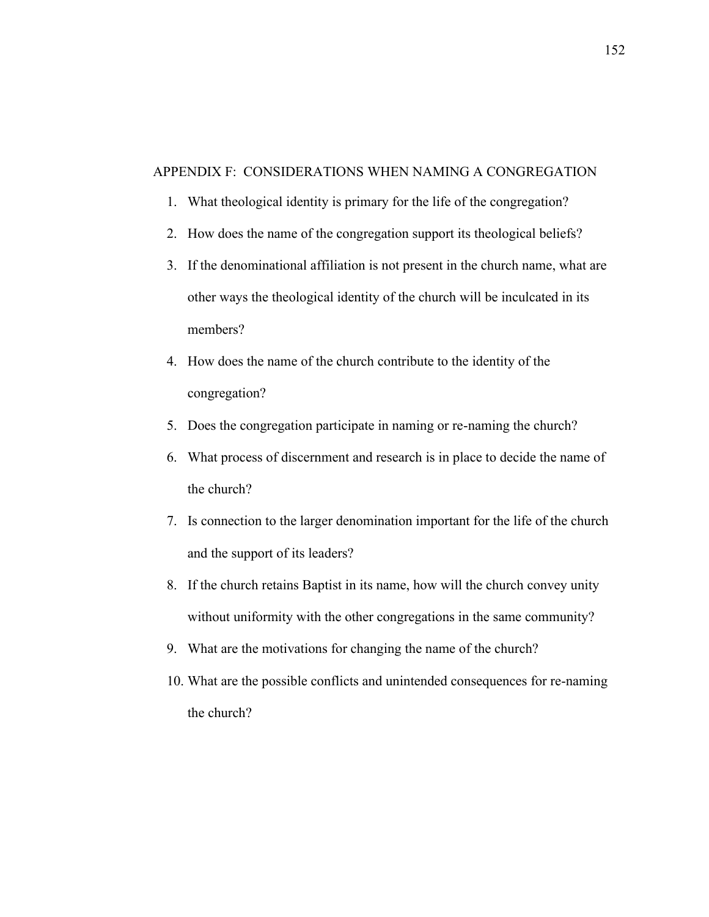## APPENDIX F: CONSIDERATIONS WHEN NAMING A CONGREGATION

1. What theological identity is primary for the life of the congregation?
2. How does the name of the congregation support its theological beliefs?
3. If the denominational affiliation is not present in the church name, what are other ways the theological identity of the church will be inculcated in its members?
4. How does the name of the church contribute to the identity of the congregation?
5. Does the congregation participate in naming or re-naming the church?
6. What process of discernment and research is in place to decide the name of the church?
7. Is connection to the larger denomination important for the life of the church and the support of its leaders?
8. If the church retains Baptist in its name, how will the church convey unity without uniformity with the other congregations in the same community?
9. What are the motivations for changing the name of the church?
10. What are the possible conflicts and unintended consequences for re-naming the church?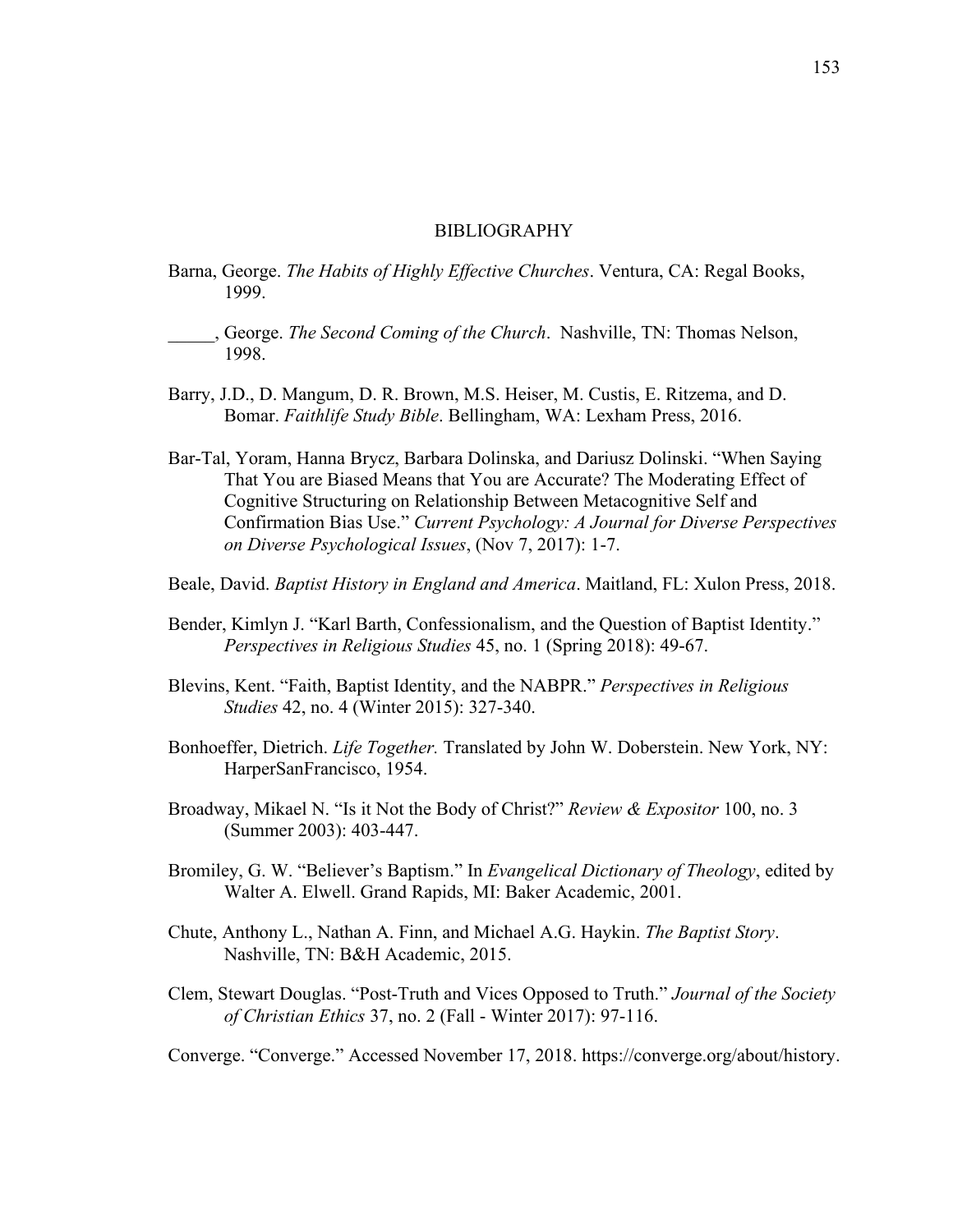# BIBLIOGRAPHY

Barna, George. *The Habits of Highly Effective Churches*. Ventura, CA: Regal Books, 1999.

_____, George. *The Second Coming of the Church*. Nashville, TN: Thomas Nelson, 1998.

Barry, J.D., D. Mangum, D. R. Brown, M.S. Heiser, M. Custis, E. Ritzema, and D. Bomar. *Faithlife Study Bible*. Bellingham, WA: Lexham Press, 2016.

Bar-Tal, Yoram, Hanna Brycz, Barbara Dolinska, and Dariusz Dolinski. “When Saying That You are Biased Means that You are Accurate? The Moderating Effect of Cognitive Structuring on Relationship Between Metacognitive Self and Confirmation Bias Use.” *Current Psychology: A Journal for Diverse Perspectives on Diverse Psychological Issues*, (Nov 7, 2017): 1-7.

Beale, David. *Baptist History in England and America*. Maitland, FL: Xulon Press, 2018.

Bender, Kimlyn J. “Karl Barth, Confessionalism, and the Question of Baptist Identity.” *Perspectives in Religious Studies* 45, no. 1 (Spring 2018): 49-67.

Blevins, Kent. “Faith, Baptist Identity, and the NABPR.” *Perspectives in Religious Studies* 42, no. 4 (Winter 2015): 327-340.

Bonhoeffer, Dietrich. *Life Together.* Translated by John W. Doberstein. New York, NY: HarperSanFrancisco, 1954.

Broadway, Mikael N. “Is it Not the Body of Christ?” *Review & Expositor* 100, no. 3 (Summer 2003): 403-447.

Bromiley, G. W. “Believer’s Baptism.” In *Evangelical Dictionary of Theology*, edited by Walter A. Elwell. Grand Rapids, MI: Baker Academic, 2001.

Chute, Anthony L., Nathan A. Finn, and Michael A.G. Haykin. *The Baptist Story*. Nashville, TN: B&H Academic, 2015.

Clem, Stewart Douglas. “Post-Truth and Vices Opposed to Truth.” *Journal of the Society of Christian Ethics* 37, no. 2 (Fall - Winter 2017): 97-116.

Converge. “Converge.” Accessed November 17, 2018. https://converge.org/about/history.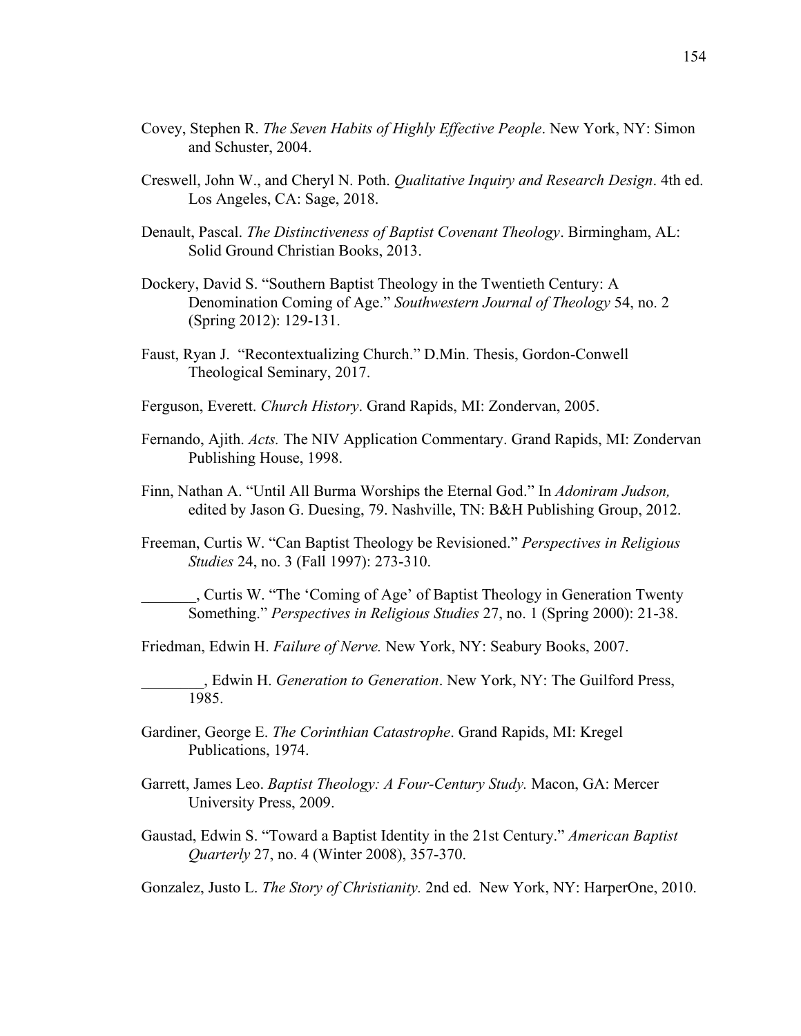Covey, Stephen R. *The Seven Habits of Highly Effective People*. New York, NY: Simon and Schuster, 2004.

Creswell, John W., and Cheryl N. Poth. *Qualitative Inquiry and Research Design*. 4th ed. Los Angeles, CA: Sage, 2018.

Denault, Pascal. *The Distinctiveness of Baptist Covenant Theology*. Birmingham, AL: Solid Ground Christian Books, 2013.

Dockery, David S. "Southern Baptist Theology in the Twentieth Century: A Denomination Coming of Age." *Southwestern Journal of Theology* 54, no. 2 (Spring 2012): 129-131.

Faust, Ryan J. "Recontextualizing Church." D.Min. Thesis, Gordon-Conwell Theological Seminary, 2017.

Ferguson, Everett. *Church History*. Grand Rapids, MI: Zondervan, 2005.

Fernando, Ajith. *Acts.* The NIV Application Commentary. Grand Rapids, MI: Zondervan Publishing House, 1998.

Finn, Nathan A. "Until All Burma Worships the Eternal God." In *Adoniram Judson,* edited by Jason G. Duesing, 79. Nashville, TN: B&H Publishing Group, 2012.

Freeman, Curtis W. "Can Baptist Theology be Revisioned." *Perspectives in Religious Studies* 24, no. 3 (Fall 1997): 273-310.

_______, Curtis W. "The 'Coming of Age' of Baptist Theology in Generation Twenty Something." *Perspectives in Religious Studies* 27, no. 1 (Spring 2000): 21-38.

Friedman, Edwin H. *Failure of Nerve.* New York, NY: Seabury Books, 2007.

________, Edwin H. *Generation to Generation*. New York, NY: The Guilford Press, 1985.

Gardiner, George E. *The Corinthian Catastrophe*. Grand Rapids, MI: Kregel Publications, 1974.

Garrett, James Leo. *Baptist Theology: A Four-Century Study.* Macon, GA: Mercer University Press, 2009.

Gaustad, Edwin S. "Toward a Baptist Identity in the 21st Century." *American Baptist Quarterly* 27, no. 4 (Winter 2008), 357-370.

Gonzalez, Justo L. *The Story of Christianity.* 2nd ed. New York, NY: HarperOne, 2010.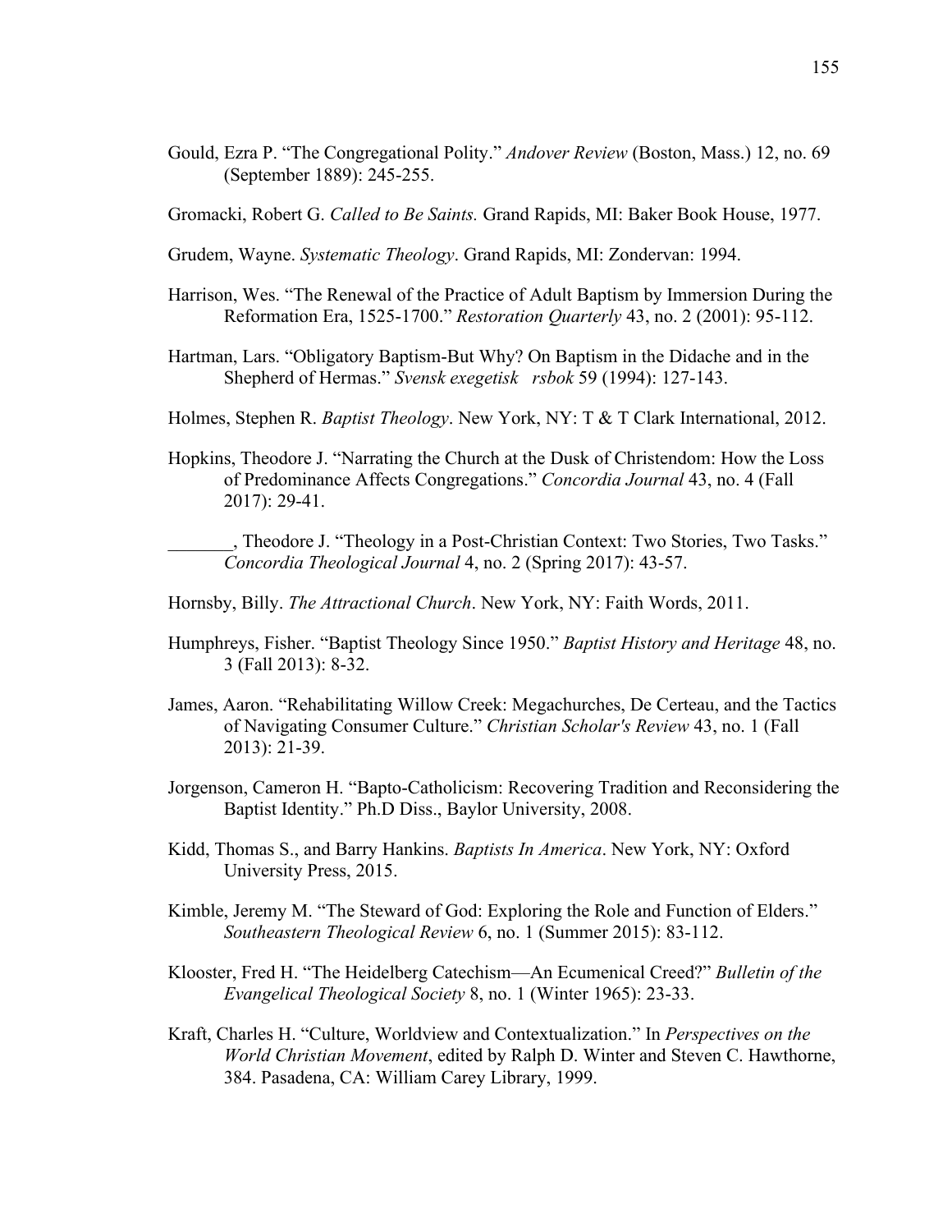Gould, Ezra P. "The Congregational Polity." *Andover Review* (Boston, Mass.) 12, no. 69 (September 1889): 245-255.

Gromacki, Robert G. *Called to Be Saints.* Grand Rapids, MI: Baker Book House, 1977.

Grudem, Wayne. *Systematic Theology*. Grand Rapids, MI: Zondervan: 1994.

Harrison, Wes. "The Renewal of the Practice of Adult Baptism by Immersion During the Reformation Era, 1525-1700." *Restoration Quarterly* 43, no. 2 (2001): 95-112.

Hartman, Lars. "Obligatory Baptism-But Why? On Baptism in the Didache and in the Shepherd of Hermas." *Svensk exegetisk rsbok* 59 (1994): 127-143.

Holmes, Stephen R. *Baptist Theology*. New York, NY: T & T Clark International, 2012.

Hopkins, Theodore J. "Narrating the Church at the Dusk of Christendom: How the Loss of Predominance Affects Congregations." *Concordia Journal* 43, no. 4 (Fall 2017): 29-41.

_______, Theodore J. "Theology in a Post-Christian Context: Two Stories, Two Tasks." *Concordia Theological Journal* 4, no. 2 (Spring 2017): 43-57.

Hornsby, Billy. *The Attractional Church*. New York, NY: Faith Words, 2011.

Humphreys, Fisher. "Baptist Theology Since 1950." *Baptist History and Heritage* 48, no. 3 (Fall 2013): 8-32.

James, Aaron. "Rehabilitating Willow Creek: Megachurches, De Certeau, and the Tactics of Navigating Consumer Culture." *Christian Scholar's Review* 43, no. 1 (Fall 2013): 21-39.

Jorgenson, Cameron H. "Bapto-Catholicism: Recovering Tradition and Reconsidering the Baptist Identity." Ph.D Diss., Baylor University, 2008.

Kidd, Thomas S., and Barry Hankins. *Baptists In America*. New York, NY: Oxford University Press, 2015.

Kimble, Jeremy M. "The Steward of God: Exploring the Role and Function of Elders." *Southeastern Theological Review* 6, no. 1 (Summer 2015): 83-112.

Klooster, Fred H. "The Heidelberg Catechism—An Ecumenical Creed?" *Bulletin of the Evangelical Theological Society* 8, no. 1 (Winter 1965): 23-33.

Kraft, Charles H. "Culture, Worldview and Contextualization." In *Perspectives on the World Christian Movement*, edited by Ralph D. Winter and Steven C. Hawthorne, 384. Pasadena, CA: William Carey Library, 1999.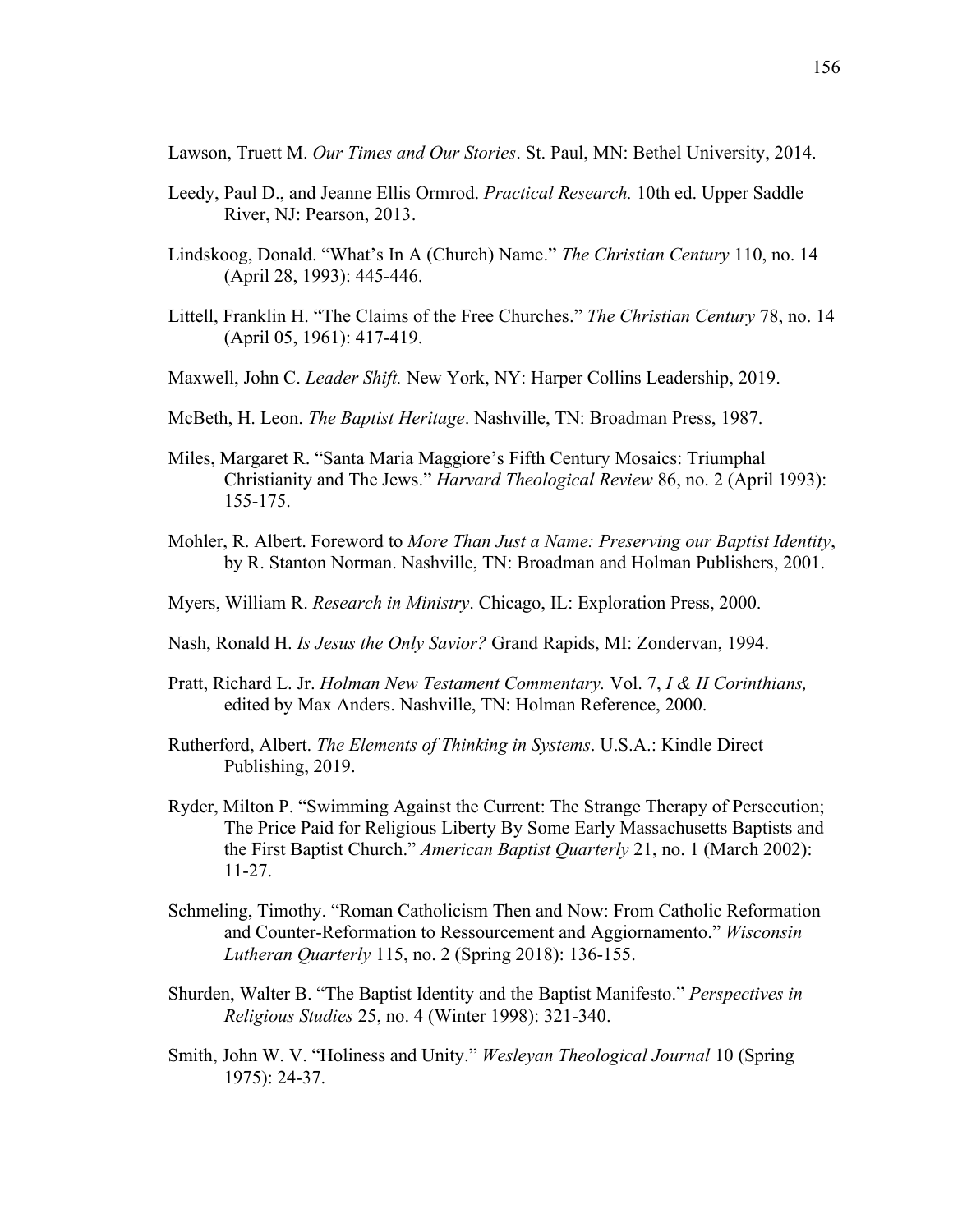Lawson, Truett M. *Our Times and Our Stories*. St. Paul, MN: Bethel University, 2014.

Leedy, Paul D., and Jeanne Ellis Ormrod. *Practical Research.* 10th ed. Upper Saddle River, NJ: Pearson, 2013.

Lindskoog, Donald. "What's In A (Church) Name." *The Christian Century* 110, no. 14 (April 28, 1993): 445-446.

Littell, Franklin H. "The Claims of the Free Churches." *The Christian Century* 78, no. 14 (April 05, 1961): 417-419.

Maxwell, John C. *Leader Shift.* New York, NY: Harper Collins Leadership, 2019.

McBeth, H. Leon. *The Baptist Heritage*. Nashville, TN: Broadman Press, 1987.

Miles, Margaret R. "Santa Maria Maggiore's Fifth Century Mosaics: Triumphal Christianity and The Jews." *Harvard Theological Review* 86, no. 2 (April 1993): 155-175.

Mohler, R. Albert. Foreword to *More Than Just a Name: Preserving our Baptist Identity*, by R. Stanton Norman. Nashville, TN: Broadman and Holman Publishers, 2001.

Myers, William R. *Research in Ministry*. Chicago, IL: Exploration Press, 2000.

Nash, Ronald H. *Is Jesus the Only Savior?* Grand Rapids, MI: Zondervan, 1994.

Pratt, Richard L. Jr. *Holman New Testament Commentary.* Vol. 7, *I & II Corinthians,* edited by Max Anders. Nashville, TN: Holman Reference, 2000.

Rutherford, Albert. *The Elements of Thinking in Systems*. U.S.A.: Kindle Direct Publishing, 2019.

Ryder, Milton P. "Swimming Against the Current: The Strange Therapy of Persecution; The Price Paid for Religious Liberty By Some Early Massachusetts Baptists and the First Baptist Church." *American Baptist Quarterly* 21, no. 1 (March 2002): 11-27.

Schmeling, Timothy. "Roman Catholicism Then and Now: From Catholic Reformation and Counter-Reformation to Ressourcement and Aggiornamento." *Wisconsin Lutheran Quarterly* 115, no. 2 (Spring 2018): 136-155.

Shurden, Walter B. "The Baptist Identity and the Baptist Manifesto." *Perspectives in Religious Studies* 25, no. 4 (Winter 1998): 321-340.

Smith, John W. V. "Holiness and Unity." *Wesleyan Theological Journal* 10 (Spring 1975): 24-37.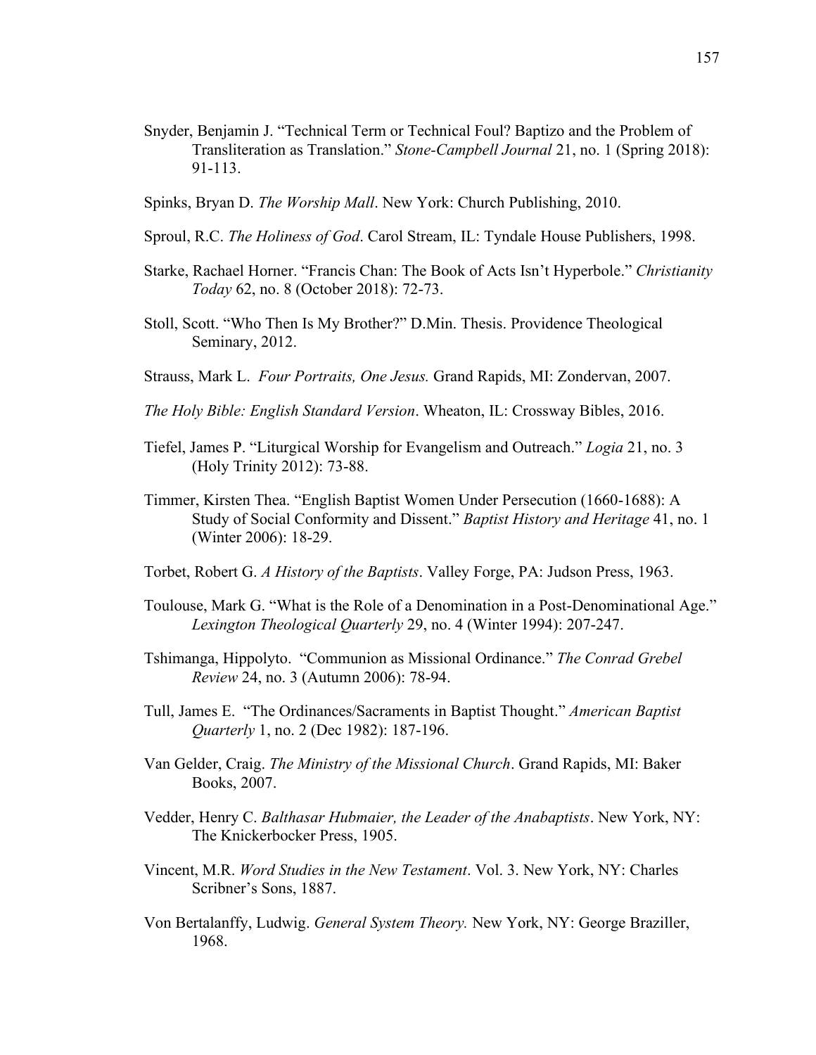Snyder, Benjamin J. "Technical Term or Technical Foul? Baptizo and the Problem of Transliteration as Translation." *Stone-Campbell Journal* 21, no. 1 (Spring 2018): 91-113.

Spinks, Bryan D. *The Worship Mall*. New York: Church Publishing, 2010.

Sproul, R.C. *The Holiness of God*. Carol Stream, IL: Tyndale House Publishers, 1998.

Starke, Rachael Horner. "Francis Chan: The Book of Acts Isn't Hyperbole." *Christianity Today* 62, no. 8 (October 2018): 72-73.

Stoll, Scott. "Who Then Is My Brother?" D.Min. Thesis. Providence Theological Seminary, 2012.

Strauss, Mark L. *Four Portraits, One Jesus.* Grand Rapids, MI: Zondervan, 2007.

*The Holy Bible: English Standard Version*. Wheaton, IL: Crossway Bibles, 2016.

Tiefel, James P. "Liturgical Worship for Evangelism and Outreach." *Logia* 21, no. 3 (Holy Trinity 2012): 73-88.

Timmer, Kirsten Thea. "English Baptist Women Under Persecution (1660-1688): A Study of Social Conformity and Dissent." *Baptist History and Heritage* 41, no. 1 (Winter 2006): 18-29.

Torbet, Robert G. *A History of the Baptists*. Valley Forge, PA: Judson Press, 1963.

Toulouse, Mark G. "What is the Role of a Denomination in a Post-Denominational Age." *Lexington Theological Quarterly* 29, no. 4 (Winter 1994): 207-247.

Tshimanga, Hippolyto. "Communion as Missional Ordinance." *The Conrad Grebel Review* 24, no. 3 (Autumn 2006): 78-94.

Tull, James E. "The Ordinances/Sacraments in Baptist Thought." *American Baptist Quarterly* 1, no. 2 (Dec 1982): 187-196.

Van Gelder, Craig. *The Ministry of the Missional Church*. Grand Rapids, MI: Baker Books, 2007.

Vedder, Henry C. *Balthasar Hubmaier, the Leader of the Anabaptists*. New York, NY: The Knickerbocker Press, 1905.

Vincent, M.R. *Word Studies in the New Testament*. Vol. 3. New York, NY: Charles Scribner's Sons, 1887.

Von Bertalanffy, Ludwig. *General System Theory.* New York, NY: George Braziller, 1968.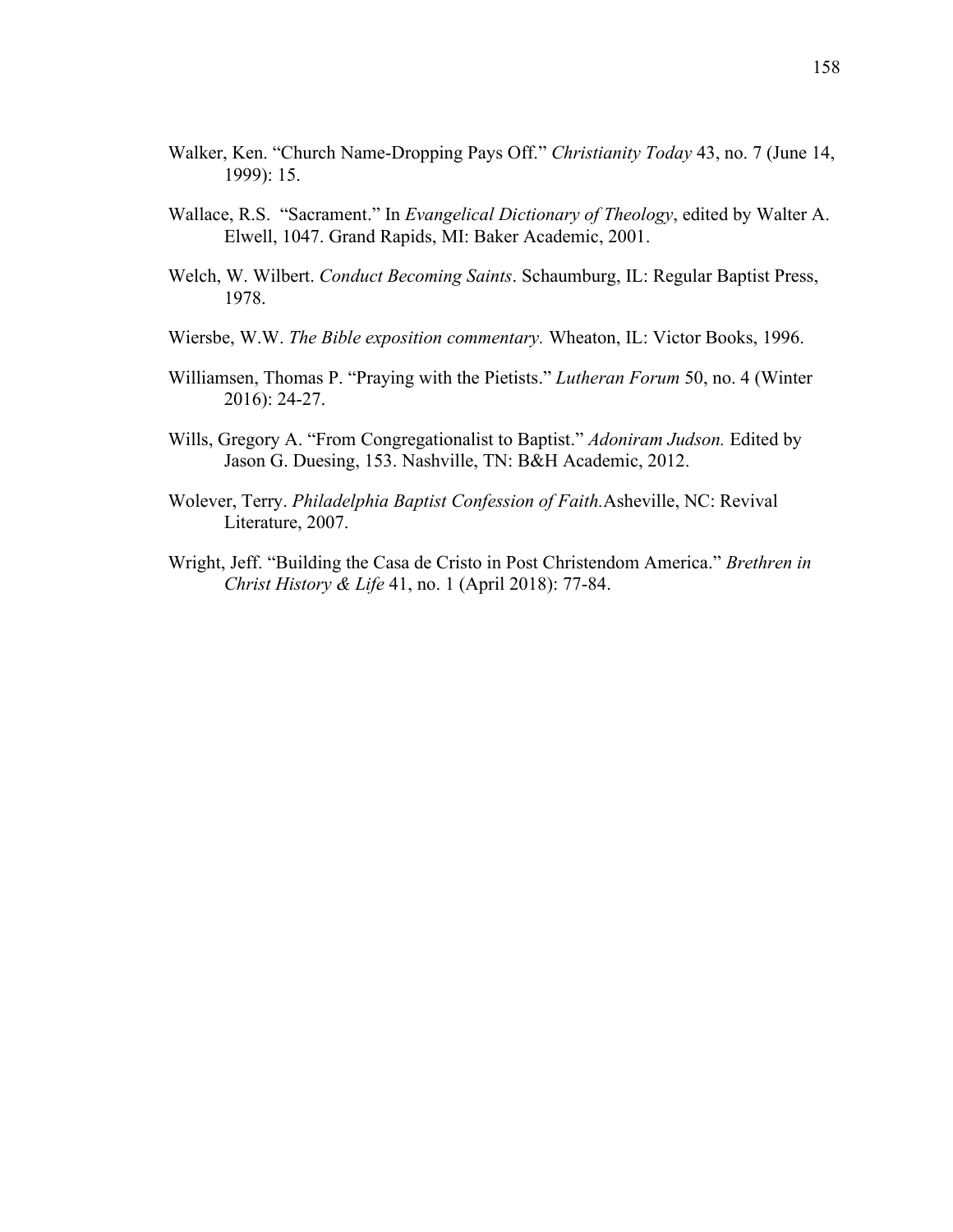Walker, Ken. “Church Name-Dropping Pays Off.” *Christianity Today* 43, no. 7 (June 14, 1999): 15.

Wallace, R.S.  “Sacrament.” In *Evangelical Dictionary of Theology*, edited by Walter A. Elwell, 1047. Grand Rapids, MI: Baker Academic, 2001.

Welch, W. Wilbert. *Conduct Becoming Saints*. Schaumburg, IL: Regular Baptist Press, 1978.

Wiersbe, W.W. *The Bible exposition commentary.* Wheaton, IL: Victor Books, 1996.

Williamsen, Thomas P. “Praying with the Pietists.” *Lutheran Forum* 50, no. 4 (Winter 2016): 24-27.

Wills, Gregory A. “From Congregationalist to Baptist.” *Adoniram Judson.* Edited by Jason G. Duesing, 153. Nashville, TN: B&H Academic, 2012.

Wolever, Terry. *Philadelphia Baptist Confession of Faith.*Asheville, NC: Revival Literature, 2007.

Wright, Jeff. “Building the Casa de Cristo in Post Christendom America.” *Brethren in Christ History & Life* 41, no. 1 (April 2018): 77-84.